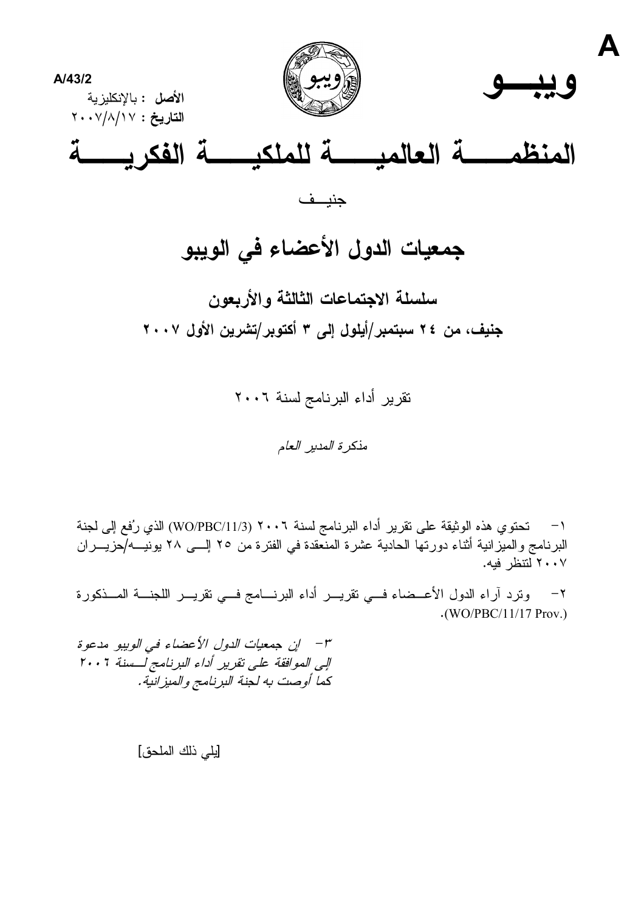A

A/43/2

**الأصل** : بالإنكليزية

**التاريخ** : ٢٠٠٧/٨/١٧

**ويبـــو**

# المنظمـــــة العالميـــــة للملكيـــــة الفكريـــــة

جنيـــف

## جمعيات الدول الأعضاء في الويبو

### سلسلة الاجتماعات الثالثة والأربعون

### جنيف، من ٢٤ سبتمبر/أيلول إلى ٣ أكتوبر/تشرين الأول ٢٠٠٧

تقرير أداء البرنامج لسنة ٢٠٠٦

*مذكرة المدير العام*

١- تحتوي هذه الوثيقة على تقرير أداء البرنامج لسنة ٢٠٠٦ (WO/PBC/11/3) الذي رُفع إلى لجنة البرنامج والميزانية أثناء دورتها الحادية عشرة المنعقدة في الفترة من ٢٥ إلـى ٢٨ يونيـه/حزيـران ٢٠٠٧ لتنظر فيه.

٢- وترد آراء الدول الأعضاء في تقرير أداء البرنامج في تقرير اللجنة المذكورة (WO/PBC/11/17 Prov.).

*٣- إن جمعيات الدول الأعضاء في الويبو مدعوة إلى الموافقة على تقرير أداء البرنامج لسنة ٢٠٠٦ كما أوصت به لجنة البرنامج والميزانية.*

[يلي ذلك الملحق]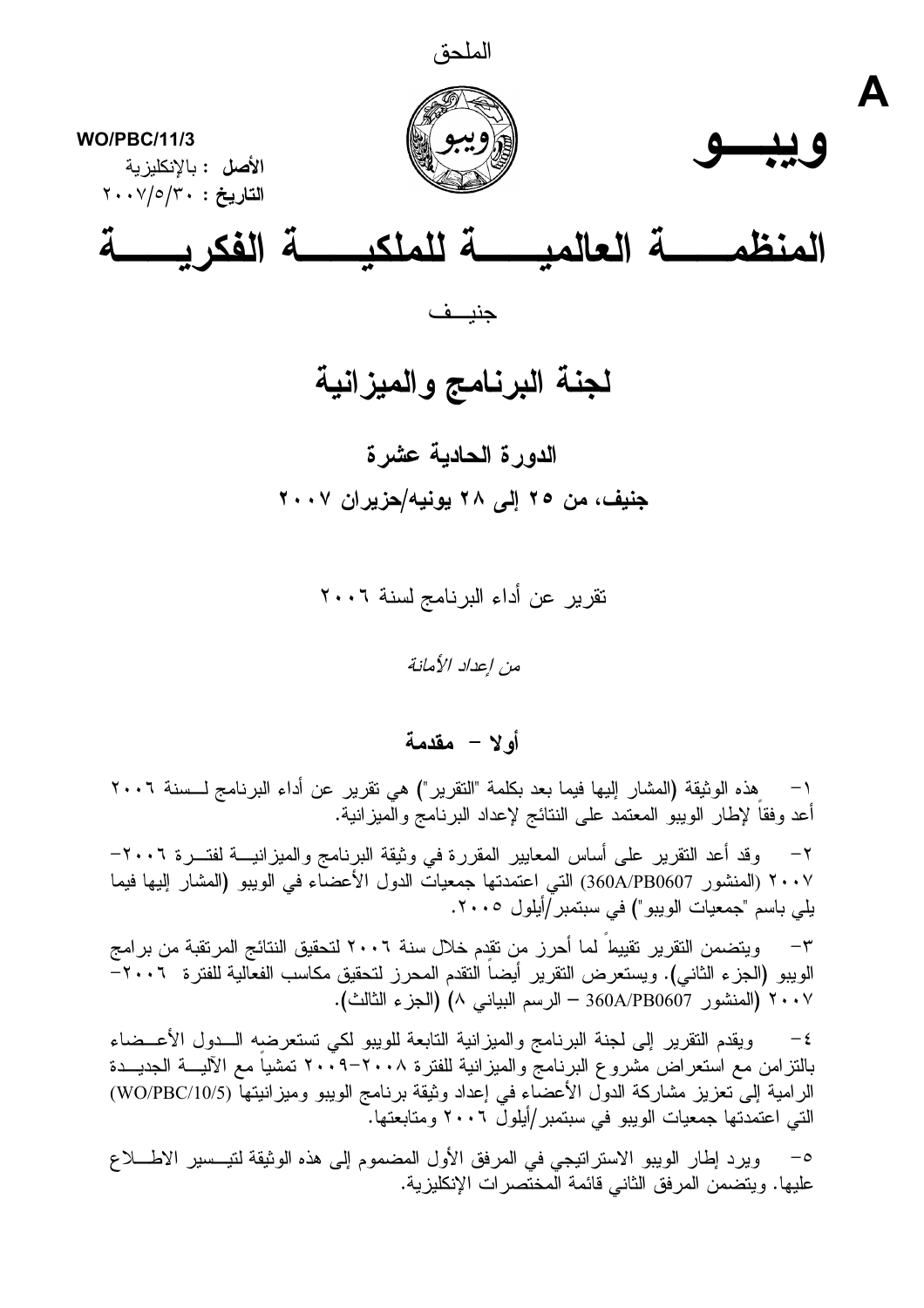الملحق

A

WO/PBC/11/3
**الأصل** : بالإنكليزية
**التاريخ** : ٢٠٠٧/٥/٣٠

# ويبـــو

# المنظمـــــة العالميـــــة للملكيـــــة الفكريـــــة

جنيــف

## لجنة البرنامج والميزانية

### الدورة الحادية عشرة

### جنيف، من ٢٥ إلى ٢٨ يونيه/حزيران ٢٠٠٧

تقرير عن أداء البرنامج لسنة ٢٠٠٦

*من إعداد الأمانة*

### أولا – مقدمة

١- هذه الوثيقة (المشار إليها فيما بعد بكلمة "التقرير") هي تقرير عن أداء البرنامج لسنة ٢٠٠٦ أعد وفقاً لإطار الويبو المعتمد على النتائج لإعداد البرنامج والميزانية.

٢- وقد أعد التقرير على أساس المعايير المقررة في وثيقة البرنامج والميزانية لفترة ٢٠٠٦-٢٠٠٧ (المنشور 360A/PB0607) التي اعتمدتها جمعيات الدول الأعضاء في الويبو (المشار إليها فيما يلي باسم "جمعيات الويبو") في سبتمبر/أيلول ٢٠٠٥.

٣- ويتضمن التقرير تقييماً لما أحرز من تقدم خلال سنة ٢٠٠٦ لتحقيق النتائج المرتقبة من برامج الويبو (الجزء الثاني). ويستعرض التقرير أيضاً التقدم المحرز لتحقيق مكاسب الفعالية للفترة ٢٠٠٦-٢٠٠٧ (المنشور 360A/PB0607 – الرسم البياني ٨) (الجزء الثالث).

٤- ويقدم التقرير إلى لجنة البرنامج والميزانية التابعة للويبو لكي تستعرضه الدول الأعضاء بالتزامن مع استعراض مشروع البرنامج والميزانية للفترة ٢٠٠٨-٢٠٠٩ تمشياً مع الآلية الجديدة الرامية إلى تعزيز مشاركة الدول الأعضاء في إعداد وثيقة برنامج الويبو وميزانيتها (WO/PBC/10/5) التي اعتمدتها جمعيات الويبو في سبتمبر/أيلول ٢٠٠٦ ومتابعتها.

٥- ويرد إطار الويبو الاستراتيجي في المرفق الأول المضموم إلى هذه الوثيقة لتيسير الاطلاع عليها. ويتضمن المرفق الثاني قائمة المختصرات الإنكليزية.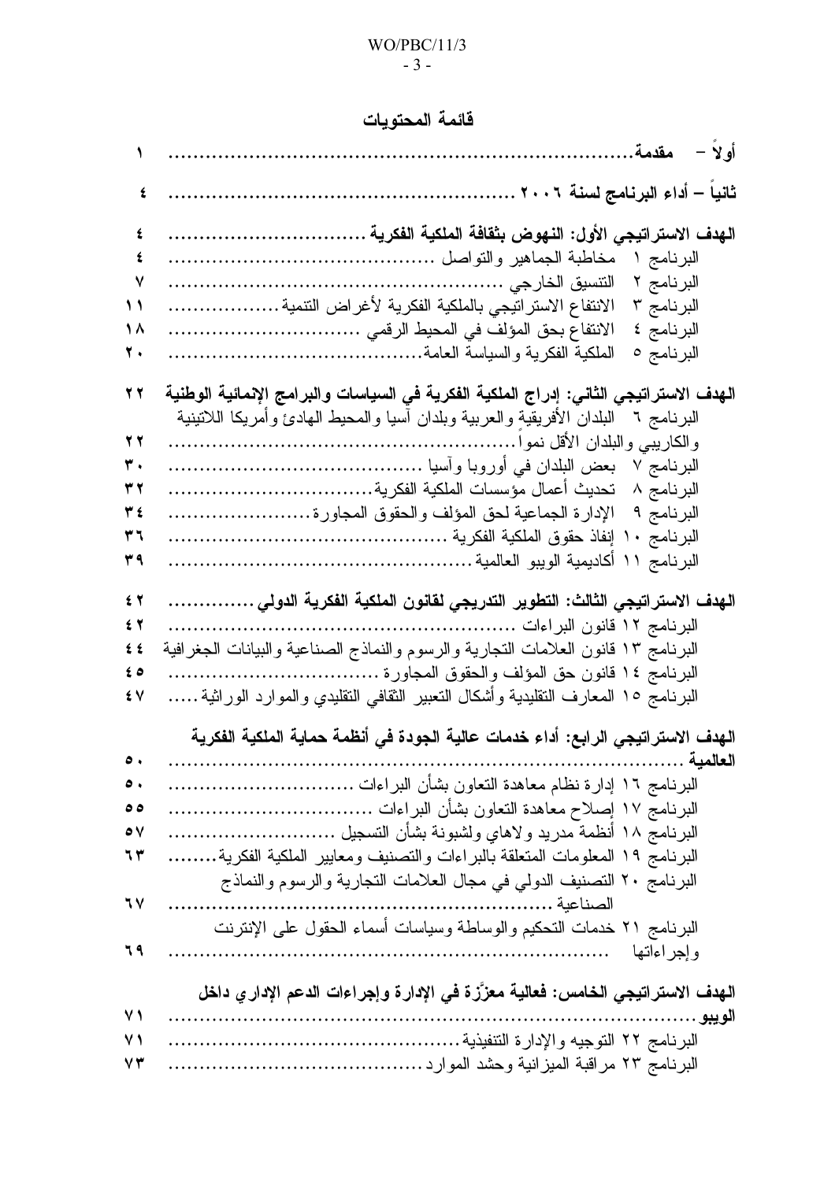# قائمة المحتويات

| | |
|---|---|
| **أولاً – مقدمة** | ١ |
| **ثانياً – أداء البرنامج لسنة ٢٠٠٦** | ٤ |
| **الهدف الاستراتيجي الأول: النهوض بثقافة الملكية الفكرية** | ٤ |
| البرنامج ١ مخاطبة الجماهير والتواصل | ٤ |
| البرنامج ٢ التنسيق الخارجي | ٧ |
| البرنامج ٣ الانتفاع الاستراتيجي بالملكية الفكرية لأغراض التنمية | ١١ |
| البرنامج ٤ الانتفاع بحق المؤلف في المحيط الرقمي | ١٨ |
| البرنامج ٥ الملكية الفكرية والسياسة العامة | ٢٠ |
| **الهدف الاستراتيجي الثاني: إدراج الملكية الفكرية في السياسات والبرامج الإنمائية الوطنية** | ٢٢ |
| البرنامج ٦ البلدان الأفريقية والعربية وبلدان آسيا والمحيط الهادئ وأمريكا اللاتينية والكاريبي والبلدان الأقل نمواً | ٢٢ |
| البرنامج ٧ بعض البلدان في أوروبا وآسيا | ٣٠ |
| البرنامج ٨ تحديث أعمال مؤسسات الملكية الفكرية | ٣٢ |
| البرنامج ٩ الإدارة الجماعية لحق المؤلف والحقوق المجاورة | ٣٤ |
| البرنامج ١٠ إنفاذ حقوق الملكية الفكرية | ٣٦ |
| البرنامج ١١ أكاديمية الويبو العالمية | ٣٩ |
| **الهدف الاستراتيجي الثالث: التطوير التدريجي لقانون الملكية الفكرية الدولي** | ٤٢ |
| البرنامج ١٢ قانون البراءات | ٤٢ |
| البرنامج ١٣ قانون العلامات التجارية والرسوم والنماذج الصناعية والبيانات الجغرافية | ٤٤ |
| البرنامج ١٤ قانون حق المؤلف والحقوق المجاورة | ٤٥ |
| البرنامج ١٥ المعارف التقليدية وأشكال التعبير الثقافي التقليدي والموارد الوراثية | ٤٧ |
| **الهدف الاستراتيجي الرابع: أداء خدمات عالية الجودة في أنظمة حماية الملكية الفكرية العالمية** | ٥٠ |
| البرنامج ١٦ إدارة نظام معاهدة التعاون بشأن البراءات | ٥٠ |
| البرنامج ١٧ إصلاح معاهدة التعاون بشأن البراءات | ٥٥ |
| البرنامج ١٨ أنظمة مدريد ولاهاي ولشبونة بشأن التسجيل | ٥٧ |
| البرنامج ١٩ المعلومات المتعلقة بالبراءات والتصنيف ومعايير الملكية الفكرية | ٦٣ |
| البرنامج ٢٠ التصنيف الدولي في مجال العلامات التجارية والرسوم والنماذج الصناعية | ٦٧ |
| البرنامج ٢١ خدمات التحكيم والوساطة وسياسات أسماء الحقول على الإنترنت وإجراءاتها | ٦٩ |
| **الهدف الاستراتيجي الخامس: فعالية معزَّزة في الإدارة وإجراءات الدعم الإداري داخل الويبو** | ٧١ |
| البرنامج ٢٢ التوجيه والإدارة التنفيذية | ٧١ |
| البرنامج ٢٣ مراقبة الميزانية وحشد الموارد | ٧٣ |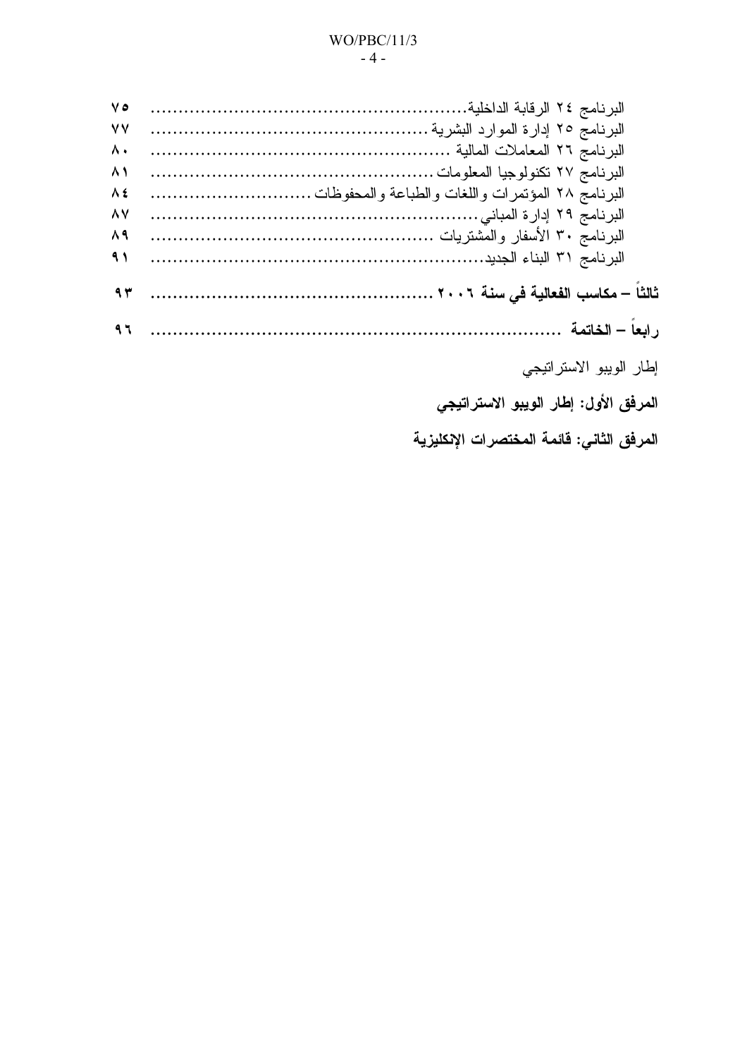البرنامج ٢٤ الرقابة الداخلية........................................................ ٧٥

البرنامج ٢٥ إدارة الموارد البشرية ................................................ ٧٧

البرنامج ٢٦ المعاملات المالية .................................................... ٨٠

البرنامج ٢٧ تكنولوجيا المعلومات ................................................. ٨١

البرنامج ٢٨ المؤتمرات واللغات والطباعة والمحفوظات ............................ ٨٤

البرنامج ٢٩ إدارة المباني.......................................................... ٨٧

البرنامج ٣٠ الأسفار والمشتريات ................................................. ٨٩

البرنامج ٣١ البناء الجديد.......................................................... ٩١

**ثالثاً – مكاسب الفعالية في سنة ٢٠٠٦ ..................................................... ٩٣**

**رابعاً – الخاتمة ........................................................................ ٩٦**

إطار الويبو الاستراتيجي

**المرفق الأول: إطار الويبو الاستراتيجي**

**المرفق الثاني: قائمة المختصرات الإنكليزية**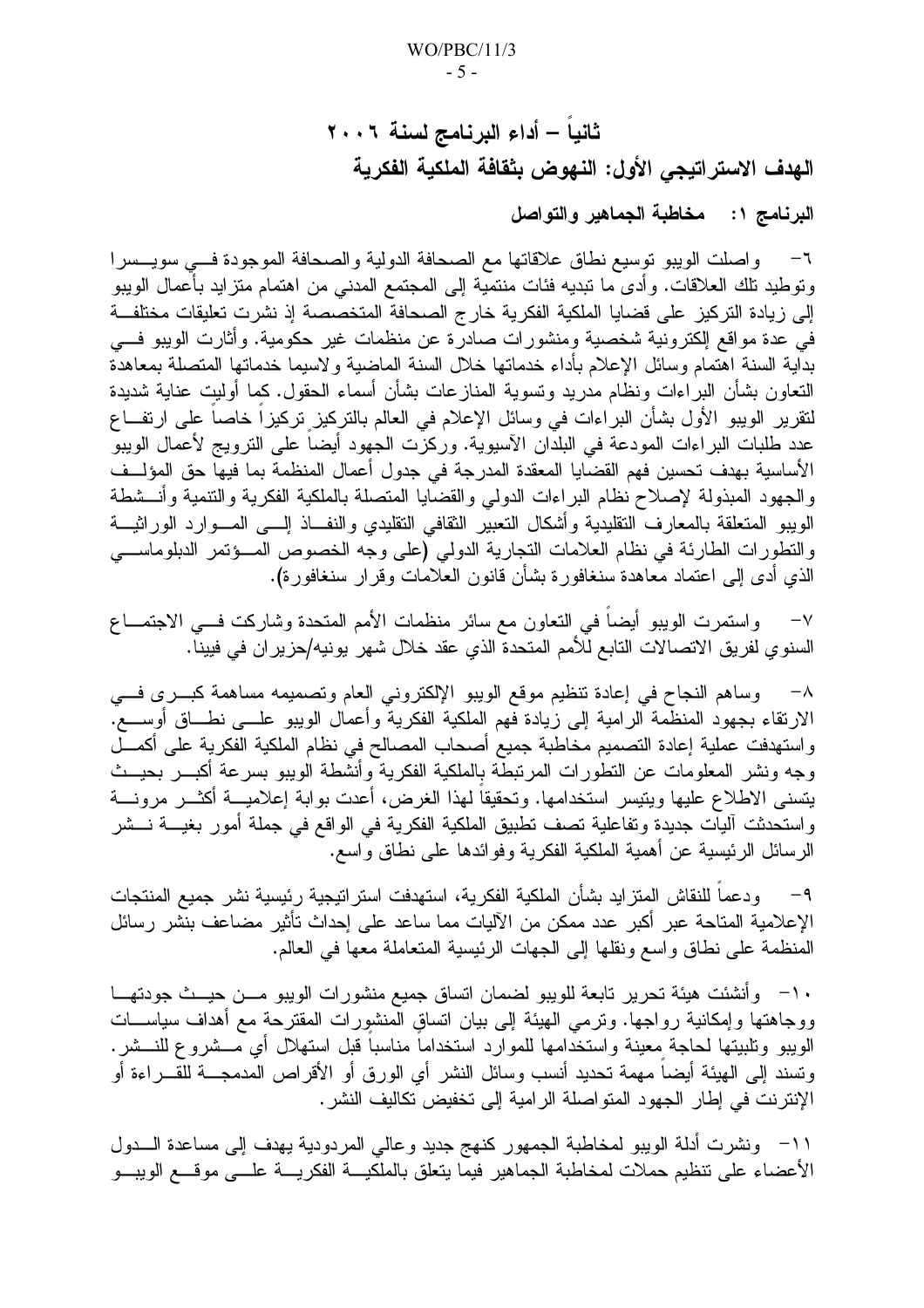## ثانياً – أداء البرنامج لسنة ٢٠٠٦

## الهدف الاستراتيجي الأول: النهوض بثقافة الملكية الفكرية

### البرنامج ١: مخاطبة الجماهير والتواصل

٦- واصلت الويبو توسيع نطاق علاقاتها مع الصحافة الدولية والصحافة الموجودة في سويسرا وتوطيد تلك العلاقات. وأدى ما تبديه فئات منتمية إلى المجتمع المدني من اهتمام متزايد بأعمال الويبو إلى زيادة التركيز على قضايا الملكية الفكرية خارج الصحافة المتخصصة إذ نشرت تعليقات مختلفة في عدة مواقع إلكترونية شخصية ومنشورات صادرة عن منظمات غير حكومية. وأثارت الويبو في بداية السنة اهتمام وسائل الإعلام بأداء خدماتها خلال السنة الماضية ولاسيما خدماتها المتصلة بمعاهدة التعاون بشأن البراءات ونظام مدريد وتسوية المنازعات بشأن أسماء الحقول. كما أوليت عناية شديدة لتقرير الويبو الأول بشأن البراءات في وسائل الإعلام في العالم بالتركيز تركيزاً خاصاً على ارتفاع عدد طلبات البراءات المودعة في البلدان الآسيوية. وركزت الجهود أيضاً على الترويج لأعمال الويبو الأساسية بهدف تحسين فهم القضايا المعقدة المدرجة في جدول أعمال المنظمة بما فيها حق المؤلف والجهود المبذولة لإصلاح نظام البراءات الدولي والقضايا المتصلة بالملكية الفكرية والتنمية وأنشطة الويبو المتعلقة بالمعارف التقليدية وأشكال التعبير الثقافي التقليدي والنفاذ إلى الموارد الوراثية والتطورات الطارئة في نظام العلامات التجارية الدولي (على وجه الخصوص المؤتمر الدبلوماسي الذي أدى إلى اعتماد معاهدة سنغافورة بشأن قانون العلامات وقرار سنغافورة).

٧- واستمرت الويبو أيضاً في التعاون مع سائر منظمات الأمم المتحدة وشاركت في الاجتماع السنوي لفريق الاتصالات التابع للأمم المتحدة الذي عقد خلال شهر يونيه/حزيران في فيينا.

٨- وساهم النجاح في إعادة تنظيم موقع الويبو الإلكتروني العام وتصميمه مساهمة كبرى في الارتقاء بجهود المنظمة الرامية إلى زيادة فهم الملكية الفكرية وأعمال الويبو على نطاق أوسع. واستهدفت عملية إعادة التصميم مخاطبة جميع أصحاب المصالح في نظام الملكية الفكرية على أكمل وجه ونشر المعلومات عن التطورات المرتبطة بالملكية الفكرية وأنشطة الويبو بسرعة أكبر بحيث يتسنى الاطلاع عليها ويتيسر استخدامها. وتحقيقاً لهذا الغرض، أعدت بوابة إعلامية أكثر مرونة واستحدثت آليات جديدة وتفاعلية تصف تطبيق الملكية الفكرية في الواقع في جملة أمور بغية نشر الرسائل الرئيسية عن أهمية الملكية الفكرية وفوائدها على نطاق واسع.

٩- ودعماً للنقاش المتزايد بشأن الملكية الفكرية، استهدفت استراتيجية رئيسية نشر جميع المنتجات الإعلامية المتاحة عبر أكبر عدد ممكن من الآليات مما ساعد على إحداث تأثير مضاعف بنشر رسائل المنظمة على نطاق واسع ونقلها إلى الجهات الرئيسية المتعاملة معها في العالم.

١٠- وأنشئت هيئة تحرير تابعة للويبو لضمان اتساق جميع منشورات الويبو من حيث جودتها ووجاهتها وإمكانية رواجها. وترمي الهيئة إلى بيان اتساق المنشورات المقترحة مع أهداف سياسات الويبو وتلبيتها لحاجة معينة واستخدامها للموارد استخداماً مناسباً قبل استهلال أي مشروع للنشر. وتسند إلى الهيئة أيضاً مهمة تحديد أنسب وسائل النشر أي الورق أو الأقراص المدمجة للقراءة أو الإنترنت في إطار الجهود المتواصلة الرامية إلى تخفيض تكاليف النشر.

١١- ونشرت أدلة الويبو لمخاطبة الجمهور كنهج جديد وعالي المردودية يهدف إلى مساعدة الدول الأعضاء على تنظيم حملات لمخاطبة الجماهير فيما يتعلق بالملكية الفكرية على موقع الويبو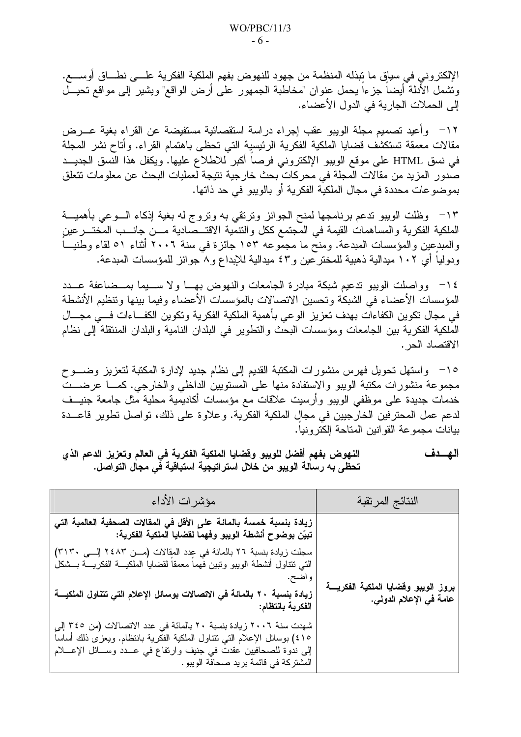الإلكتروني في سياق ما تبذله المنظمة من جهود للنهوض بفهم الملكية الفكرية على نطاق أوسع. وتشمل الأدلة أيضاً جزءاً يحمل عنوان "مخاطبة الجمهور على أرض الواقع" ويشير إلى مواقع تحيل إلى الحملات الجارية في الدول الأعضاء.

١٢- وأعيد تصميم مجلة الويبو عقب إجراء دراسة استقصائية مستفيضة عن القراء بغية عرض مقالات معمقة تستكشف قضايا الملكية الفكرية الرئيسية التي تحظى باهتمام القراء. وأتاح نشر المجلة في نسق HTML على موقع الويبو الإلكتروني فرصاً أكبر للاطلاع عليها. ويكفل هذا النسق الجديد صدور المزيد من مقالات المجلة في محركات بحث خارجية نتيجة لعمليات البحث عن معلومات تتعلق بموضوعات محددة في مجال الملكية الفكرية أو بالويبو في حد ذاتها.

١٣- وظلت الويبو تدعم برنامجها لمنح الجوائز وترتقي به وتروج له بغية إذكاء الوعي بأهمية الملكية الفكرية والمساهمات القيمة في المجتمع ككل والتنمية الاقتصادية من جانب المخترعين والمبدعين والمؤسسات المبدعة. ومنح ما مجموعه ١٥٣ جائزة في سنة ٢٠٠٦ أثناء ٥١ لقاء وطنياً ودولياً أي ١٠٢ ميدالية ذهبية للمخترعين و٤٣ ميدالية للإبداع و٨ جوائز للمؤسسات المبدعة.

١٤- وواصلت الويبو تدعيم شبكة مبادرة الجامعات والنهوض بها ولا سيما بمضاعفة عدد المؤسسات الأعضاء في الشبكة وتحسين الاتصالات بالمؤسسات الأعضاء وفيما بينها وتنظيم الأنشطة في مجال تكوين الكفاءات بهدف تعزيز الوعي بأهمية الملكية الفكرية وتكوين الكفاءات في مجال الملكية الفكرية بين الجامعات ومؤسسات البحث والتطوير في البلدان النامية والبلدان المنتقلة إلى نظام الاقتصاد الحر.

١٥- واستهل تحويل فهرس منشورات المكتبة القديم إلى نظام جديد لإدارة المكتبة لتعزيز وضوح مجموعة منشورات مكتبة الويبو والاستفادة منها على المستويين الداخلي والخارجي. كما عرضت خدمات جديدة على موظفي الويبو وأرسيت علاقات مع مؤسسات أكاديمية محلية مثل جامعة جنيف لدعم عمل المحترفين الخارجيين في مجال الملكية الفكرية. وعلاوة على ذلك، تواصل تطوير قاعدة بيانات مجموعة القوانين المتاحة إلكترونياً.

**الهـــدف** **النهوض بفهم أفضل للويبو وقضايا الملكية الفكرية في العالم وتعزيز الدعم الذي تحظى به رسالة الويبو من خلال استراتيجية استباقية في مجال التواصل.**

| النتائج المرتقبة | مؤشرات الأداء |
|---|---|
| **بروز الويبو وقضايا الملكية الفكرية عامة في الإعلام الدولي.** | **زيادة بنسبة خمسة بالمائة على الأقل في المقالات الصحفية العالمية التي تبيّن بوضوح أنشطة الويبو وفهماً لقضايا الملكية الفكرية:**<br>سجلت زيادة بنسبة ٢٦ بالمائة في عدد المقالات (من ٢٤٨٣ إلى ٣١٣٠) التي تتناول أنشطة الويبو وتبين فهماً معمقاً لقضايا الملكية الفكرية بشكل واضح.<br>**زيادة بنسبة ٢٠ بالمائة في الاتصالات بوسائل الإعلام التي تتناول الملكية الفكرية بانتظام:**<br>شهدت سنة ٢٠٠٦ زيادة بنسبة ٢٠ بالمائة في عدد الاتصالات (من ٣٤٥ إلى ٤١٥) بوسائل الإعلام التي تتناول الملكية الفكرية بانتظام. ويعزى ذلك أساساً إلى ندوة للصحافيين عقدت في جنيف وارتفاع في عدد وسائل الإعلام المشتركة في قائمة بريد صحافة الويبو. |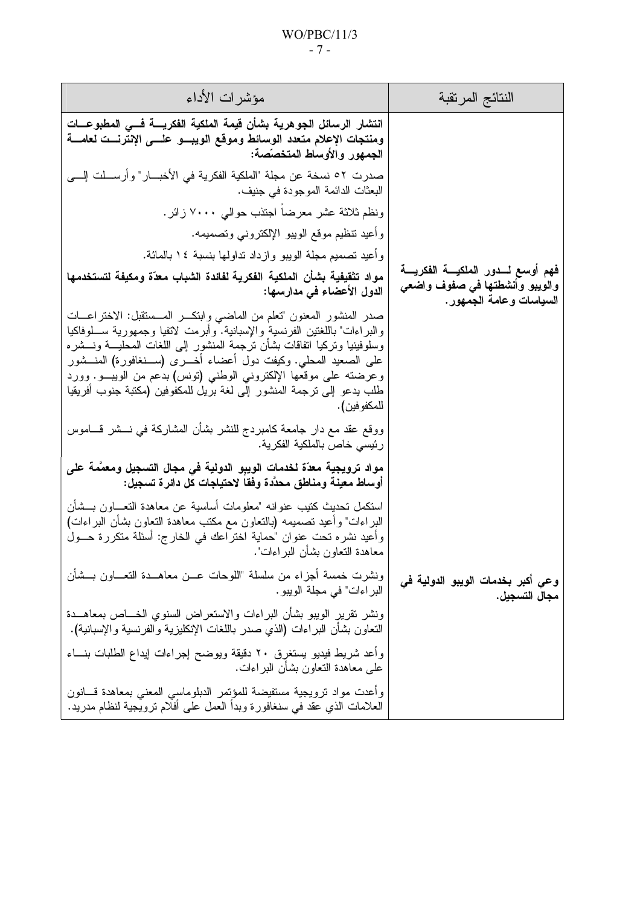| النتائج المرتقبة | مؤشرات الأداء |
|---|---|
| **فهم أوسع لدور الملكية الفكرية والويبو وأنشطتها في صفوف واضعي السياسات وعامة الجمهور.** | **انتشار الرسائل الجوهرية بشأن قيمة الملكية الفكرية في المطبوعات ومنتجات الإعلام متعدد الوسائط وموقع الويبو على الإنترنت لعامة الجمهور والأوساط المتخصّصة:**<br><br>صدرت ٥٢ نسخة عن مجلة "الملكية الفكرية في الأخبار" وأرسلت إلى البعثات الدائمة الموجودة في جنيف.<br><br>ونظم ثلاثة عشر معرضاً اجتذب حوالي ٧٠٠٠ زائر.<br><br>وأعيد تنظيم موقع الويبو الإلكتروني وتصميمه.<br><br>وأعيد تصميم مجلة الويبو وازداد تداولها بنسبة ١٤ بالمائة.<br><br>**مواد تثقيفية بشأن الملكية الفكرية لفائدة الشباب معدّة ومكيفة لتستخدمها الدول الأعضاء في مدارسها:**<br><br>صدر المنشور المعنون "تعلم من الماضي وابتكر المستقبل: الاختراعات والبراءات" باللغتين الفرنسية والإسبانية. وأبرمت لاتفيا وجمهورية سلوفاكيا وسلوفينيا وتركيا اتفاقات بشأن ترجمة المنشور إلى اللغات المحلية ونشره على الصعيد المحلي. وكيفت دول أعضاء أخرى (سنغافورة) المنشور وعرضته على موقعها الإلكتروني الوطني (تونس) بدعم من الويبو. وورد طلب يدعو إلى ترجمة المنشور إلى لغة بريل للمكفوفين (مكتبة جنوب أفريقيا للمكفوفين).<br><br>ووقع عقد مع دار جامعة كامبردج للنشر بشأن المشاركة في نشر قاموس رئيسي خاص بالملكية الفكرية. |
| **وعي أكبر بخدمات الويبو الدولية في مجال التسجيل.** | **مواد ترويجية معدّة لخدمات الويبو الدولية في مجال التسجيل ومعمَّمة على أوساط معينة ومناطق محددة وفقاً لاحتياجات كل دائرة تسجيل:**<br><br>استكمل تحديث كتيب عنوانه "معلومات أساسية عن معاهدة التعاون بشأن البراءات" وأعيد تصميمه (بالتعاون مع مكتب معاهدة التعاون بشأن البراءات) وأعيد نشره تحت عنوان "حماية اختراعك في الخارج: أسئلة متكررة حول معاهدة التعاون بشأن البراءات".<br><br>ونشرت خمسة أجزاء من سلسلة "اللوحات عن معاهدة التعاون بشأن البراءات" في مجلة الويبو.<br><br>ونشر تقرير الويبو بشأن البراءات والاستعراض السنوي الخاص بمعاهدة التعاون بشأن البراءات (الذي صدر باللغات الإنكليزية والفرنسية والإسبانية).<br><br>وأعد شريط فيديو يستغرق ٢٠ دقيقة ويوضح إجراءات إيداع الطلبات بناء على معاهدة التعاون بشأن البراءات.<br><br>وأعدت مواد ترويجية مستفيضة للمؤتمر الدبلوماسي المعني بمعاهدة قانون العلامات الذي عقد في سنغافورة وبدأ العمل على أفلام ترويجية لنظام مدريد. |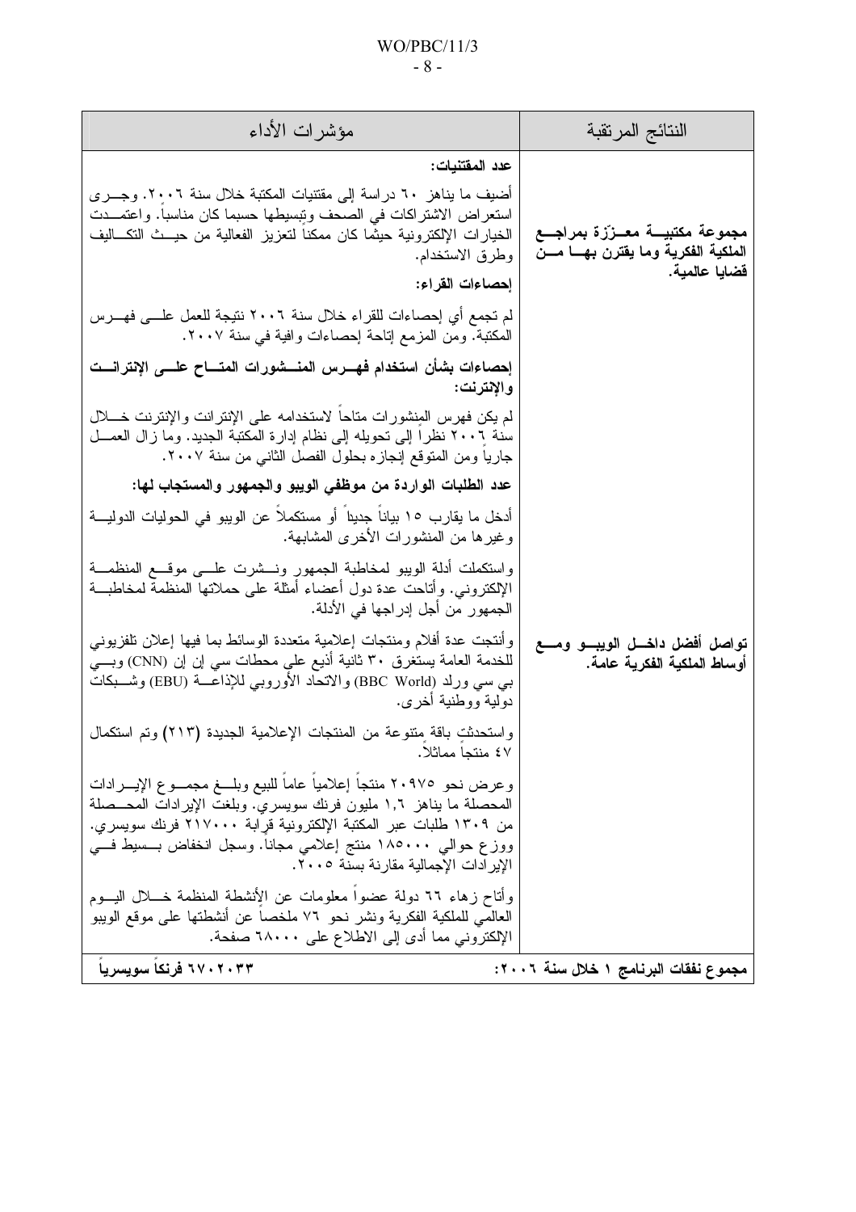| النتائج المرتقبة | مؤشرات الأداء |
|---|---|
| **مجموعة مكتبية معززة بمراجع الملكية الفكرية وما يقترن بها من قضايا عالمية.** | **عدد المقتنيات:** أضيف ما يناهز ٦٠ دراسة إلى مقتنيات المكتبة خلال سنة ٢٠٠٦. وجرى استعراض الاشتراكات في الصحف وتبسيطها حسبما كان مناسباً. واعتمدت الخيارات الإلكترونية حيثما كان ممكناً لتعزيز الفعالية من حيث التكاليف وطرق الاستخدام. <br> **إحصاءات القراء:** لم تجمع أي إحصاءات للقراء خلال سنة ٢٠٠٦ نتيجة للعمل على فهرس المكتبة. ومن المزمع إتاحة إحصاءات وافية في سنة ٢٠٠٧. <br> **إحصاءات بشأن استخدام فهرس المنشورات المتاح على الإنترانت والإنترنت:** لم يكن فهرس المنشورات متاحاً لاستخدامه على الإنترانت والإنترنت خلال سنة ٢٠٠٦ نظراً إلى تحويله إلى نظام إدارة المكتبة الجديد. وما زال العمل جارياً ومن المتوقع إنجازه بحلول الفصل الثاني من سنة ٢٠٠٧. |
| **تواصل أفضل داخل الويبو ومع أوساط الملكية الفكرية عامة.** | **عدد الطلبات الواردة من موظفي الويبو والجمهور والمستجاب لها:** أدخل ما يقارب ١٥ بياناً جديداً أو مستكملاً عن الويبو في الحوليات الدولية وغيرها من المنشورات الأخرى المشابهة. <br> واستكملت أدلة الويبو لمخاطبة الجمهور ونشرت على موقع المنظمة الإلكتروني. وأتاحت عدة دول أعضاء أمثلة على حملاتها المنظمة لمخاطبة الجمهور من أجل إدراجها في الأدلة. <br> وأنتجت عدة أفلام ومنتجات إعلامية متعددة الوسائط بما فيها إعلان تلفزيوني للخدمة العامة يستغرق ٣٠ ثانية أذيع على محطات سي إن إن (CNN) وبي بي سي ورلد (BBC World) والاتحاد الأوروبي للإذاعة (EBU) وشبكات دولية ووطنية أخرى. <br> واستحدثت باقة متنوعة من المنتجات الإعلامية الجديدة (٢١٣) وتم استكمال ٤٧ منتجاً مماثلاً. <br> وعرض نحو ٢٠٩٧٥ منتجاً إعلامياً عاماً للبيع وبلغ مجموع الإيرادات المحصلة ما يناهز ١,٦ مليون فرنك سويسري. وبلغت الإيرادات المحصلة من ١٣٠٩ طلبات عبر المكتبة الإلكترونية قرابة ٢١٧٠٠٠ فرنك سويسري. ووزع حوالي ١٨٥٠٠٠ منتج إعلامي مجاناً. وسجل انخفاض بسيط في الإيرادات الإجمالية مقارنة بسنة ٢٠٠٥. <br> وأتاح زهاء ٦٦ دولة عضواً معلومات عن الأنشطة المنظمة خلال اليوم العالمي للملكية الفكرية ونشر نحو ٧٦ ملخصاً عن أنشطتها على موقع الويبو الإلكتروني مما أدى إلى الاطلاع على ٦٨٠٠٠ صفحة. |
| **مجموع نفقات البرنامج ١ خلال سنة ٢٠٠٦:** | **٦٧٠٢٠٣٣ فرنكاً سويسرياً** |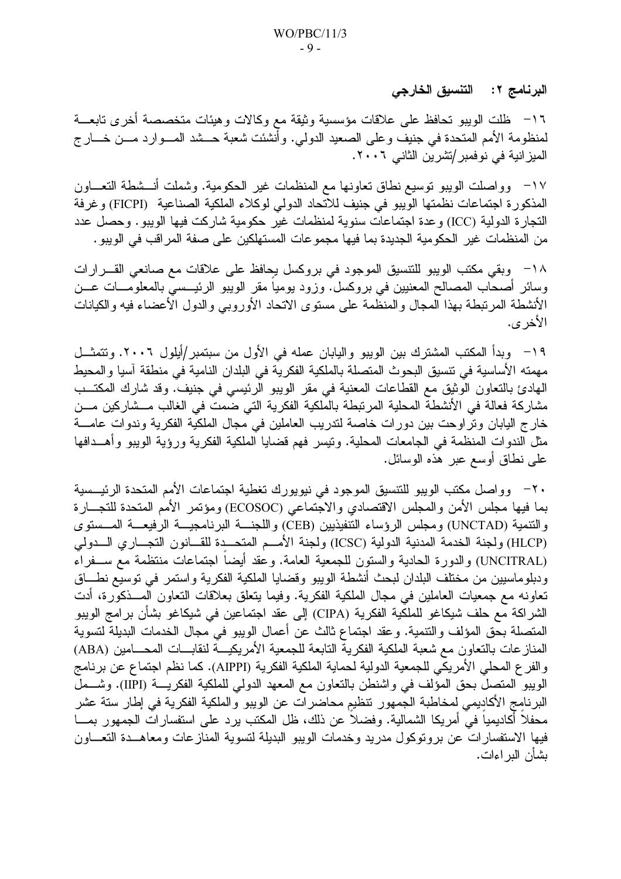### البرنامج ٢: التنسيق الخارجي

١٦- ظلت الويبو تحافظ على علاقات مؤسسية وثيقة مع وكالات وهيئات متخصصة أخرى تابعة لمنظومة الأمم المتحدة في جنيف وعلى الصعيد الدولي. وأنشئت شعبة حشد الموارد من خارج الميزانية في نوفمبر/تشرين الثاني ٢٠٠٦.

١٧- وواصلت الويبو توسيع نطاق تعاونها مع المنظمات غير الحكومية. وشملت أنشطة التعاون المذكورة اجتماعات نظمتها الويبو في جنيف للاتحاد الدولي لوكلاء الملكية الصناعية (FICPI) وغرفة التجارة الدولية (ICC) وعدة اجتماعات سنوية لمنظمات غير حكومية شاركت فيها الويبو. وحصل عدد من المنظمات غير الحكومية الجديدة بما فيها مجموعات المستهلكين على صفة المراقب في الويبو.

١٨- وبقي مكتب الويبو للتنسيق الموجود في بروكسل يحافظ على علاقات مع صانعي القرارات وسائر أصحاب المصالح المعنيين في بروكسل. وزود يومياً مقر الويبو الرئيسي بالمعلومات عن الأنشطة المرتبطة بهذا المجال والمنظمة على مستوى الاتحاد الأوروبي والدول الأعضاء فيه والكيانات الأخرى.

١٩- وبدأ المكتب المشترك بين الويبو واليابان عمله في الأول من سبتمبر/أيلول ٢٠٠٦. وتتمثل مهمته الأساسية في تنسيق البحوث المتصلة بالملكية الفكرية في البلدان النامية في منطقة آسيا والمحيط الهادئ بالتعاون الوثيق مع القطاعات المعنية في مقر الويبو الرئيسي في جنيف. وقد شارك المكتب مشاركة فعالة في الأنشطة المحلية المرتبطة بالملكية الفكرية التي ضمت في الغالب مشاركين من خارج اليابان وتراوحت بين دورات خاصة لتدريب العاملين في مجال الملكية الفكرية وندوات عامة مثل الندوات المنظمة في الجامعات المحلية. وتيسر فهم قضايا الملكية الفكرية ورؤية الويبو وأهدافها على نطاق أوسع عبر هذه الوسائل.

٢٠- وواصل مكتب الويبو للتنسيق الموجود في نيويورك تغطية اجتماعات الأمم المتحدة الرئيسية بما فيها مجلس الأمن والمجلس الاقتصادي والاجتماعي (ECOSOC) ومؤتمر الأمم المتحدة للتجارة والتنمية (UNCTAD) ومجلس الرؤساء التنفيذيين (CEB) واللجنة البرنامجية الرفيعة المستوى (HLCP) ولجنة الخدمة المدنية الدولية (ICSC) ولجنة الأمم المتحدة للقانون التجاري الدولي (UNCITRAL) والدورة الحادية والستون للجمعية العامة. وعقد أيضاً اجتماعات منتظمة مع سفراء ودبلوماسيين من مختلف البلدان لبحث أنشطة الويبو وقضايا الملكية الفكرية واستمر في توسيع نطاق تعاونه مع جمعيات العاملين في مجال الملكية الفكرية. وفيما يتعلق بعلاقات التعاون المذكورة، أدت الشراكة مع حلف شيكاغو للملكية الفكرية (CIPA) إلى عقد اجتماعين في شيكاغو بشأن برامج الويبو المتصلة بحق المؤلف والتنمية. وعقد اجتماع ثالث عن أعمال الويبو في مجال الخدمات البديلة لتسوية المنازعات بالتعاون مع شعبة الملكية الفكرية التابعة للجمعية الأمريكية لنقابات المحامين (ABA) والفرع المحلي الأمريكي للجمعية الدولية لحماية الملكية الفكرية (AIPPI). كما نظم اجتماع عن برنامج الويبو المتصل بحق المؤلف في واشنطن بالتعاون مع المعهد الدولي للملكية الفكرية (IIPI). وشمل البرنامج الأكاديمي لمخاطبة الجمهور تنظيم محاضرات عن الويبو والملكية الفكرية في إطار ستة عشر محفلاً أكاديمياً في أمريكا الشمالية. وفضلاً عن ذلك، ظل المكتب يرد على استفسارات الجمهور بما فيها الاستفسارات عن بروتوكول مدريد وخدمات الويبو البديلة لتسوية المنازعات ومعاهدة التعاون بشأن البراءات.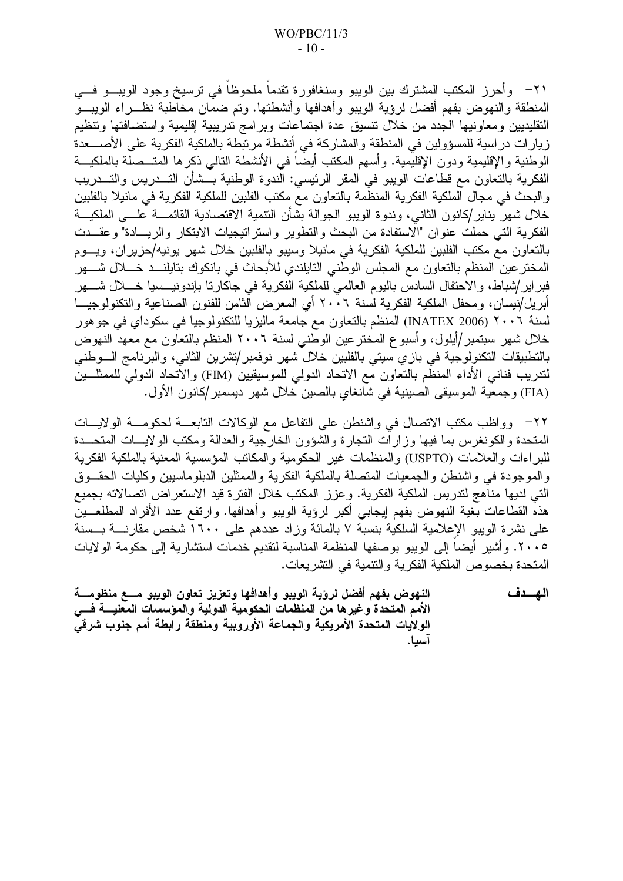٢١- وأحرز المكتب المشترك بين الويبو وسنغافورة تقدماً ملحوظاً في ترسيخ وجود الويبو في المنطقة والنهوض بفهم أفضل لرؤية الويبو وأهدافها وأنشطتها. وتم ضمان مخاطبة نظراء الويبو التقليديين ومعاونيها الجدد من خلال تنسيق عدة اجتماعات وبرامج تدريبية إقليمية واستضافتها وتنظيم زيارات دراسية للمسؤولين في المنطقة والمشاركة في أنشطة مرتبطة بالملكية الفكرية على الأصعدة الوطنية والإقليمية ودون الإقليمية. وأسهم المكتب أيضاً في الأنشطة التالي ذكرها المتصلة بالملكية الفكرية بالتعاون مع قطاعات الويبو في المقر الرئيسي: الندوة الوطنية بشأن التدريس والتدريب والبحث في مجال الملكية الفكرية المنظمة بالتعاون مع مكتب الفلبين للملكية الفكرية في مانيلا بالفلبين خلال شهر يناير/كانون الثاني، وندوة الويبو الجوالة بشأن التنمية الاقتصادية القائمة على الملكية الفكرية التي حملت عنوان "الاستفادة من البحث والتطوير واستراتيجيات الابتكار والريادة" وعقدت بالتعاون مع مكتب الفلبين للملكية الفكرية في مانيلا وسيبو بالفلبين خلال شهر يونيه/حزيران، ويوم المخترعين المنظم بالتعاون مع المجلس الوطني التايلندي للأبحاث في بانكوك بتايلند خلال شهر فبراير/شباط، والاحتفال السادس باليوم العالمي للملكية الفكرية في جاكارتا بإندونيسيا خلال شهر أبريل/نيسان، ومحفل الملكية الفكرية لسنة ٢٠٠٦ أي المعرض الثامن للفنون الصناعية والتكنولوجيا لسنة ٢٠٠٦ (INATEX 2006) المنظم بالتعاون مع جامعة ماليزيا للتكنولوجيا في سكوداي في جوهور خلال شهر سبتمبر/أيلول، وأسبوع المخترعين الوطني لسنة ٢٠٠٦ المنظم بالتعاون مع معهد النهوض بالتطبيقات التكنولوجية في بازي سيتي بالفلبين خلال شهر نوفمبر/تشرين الثاني، والبرنامج الوطني لتدريب فناني الأداء المنظم بالتعاون مع الاتحاد الدولي للموسيقيين (FIM) والاتحاد الدولي للممثلين (FIA) وجمعية الموسيقى الصينية في شانغاي بالصين خلال شهر ديسمبر/كانون الأول.

٢٢- وواظب مكتب الاتصال في واشنطن على التفاعل مع الوكالات التابعة لحكومة الولايات المتحدة والكونغرس بما فيها وزارات التجارة والشؤون الخارجية والعدالة ومكتب الولايات المتحدة للبراءات والعلامات (USPTO) والمنظمات غير الحكومية والمكاتب المؤسسية المعنية بالملكية الفكرية والموجودة في واشنطن والجمعيات المتصلة بالملكية الفكرية والممثلين الدبلوماسيين وكليات الحقوق التي لديها مناهج لتدريس الملكية الفكرية. وعزز المكتب خلال الفترة قيد الاستعراض اتصالاته بجميع هذه القطاعات بغية النهوض بفهم إيجابي أكبر لرؤية الويبو وأهدافها. وارتفع عدد الأفراد المطلعين على نشرة الويبو الإعلامية السلكية بنسبة ٧ بالمائة وزاد عددهم على ١٦٠٠ شخص مقارنة بسنة ٢٠٠٥. وأشير أيضاً إلى الويبو بوصفها المنظمة المناسبة لتقديم خدمات استشارية إلى حكومة الولايات المتحدة بخصوص الملكية الفكرية والتنمية في التشريعات.

| **الهـدف** | **النهوض بفهم أفضل لرؤية الويبو وأهدافها وتعزيز تعاون الويبو مع منظومة الأمم المتحدة وغيرها من المنظمات الحكومية الدولية والمؤسسات المعنية في الولايات المتحدة الأمريكية والجماعة الأوروبية ومنطقة رابطة أمم جنوب شرقي آسيا.** |
|---|---|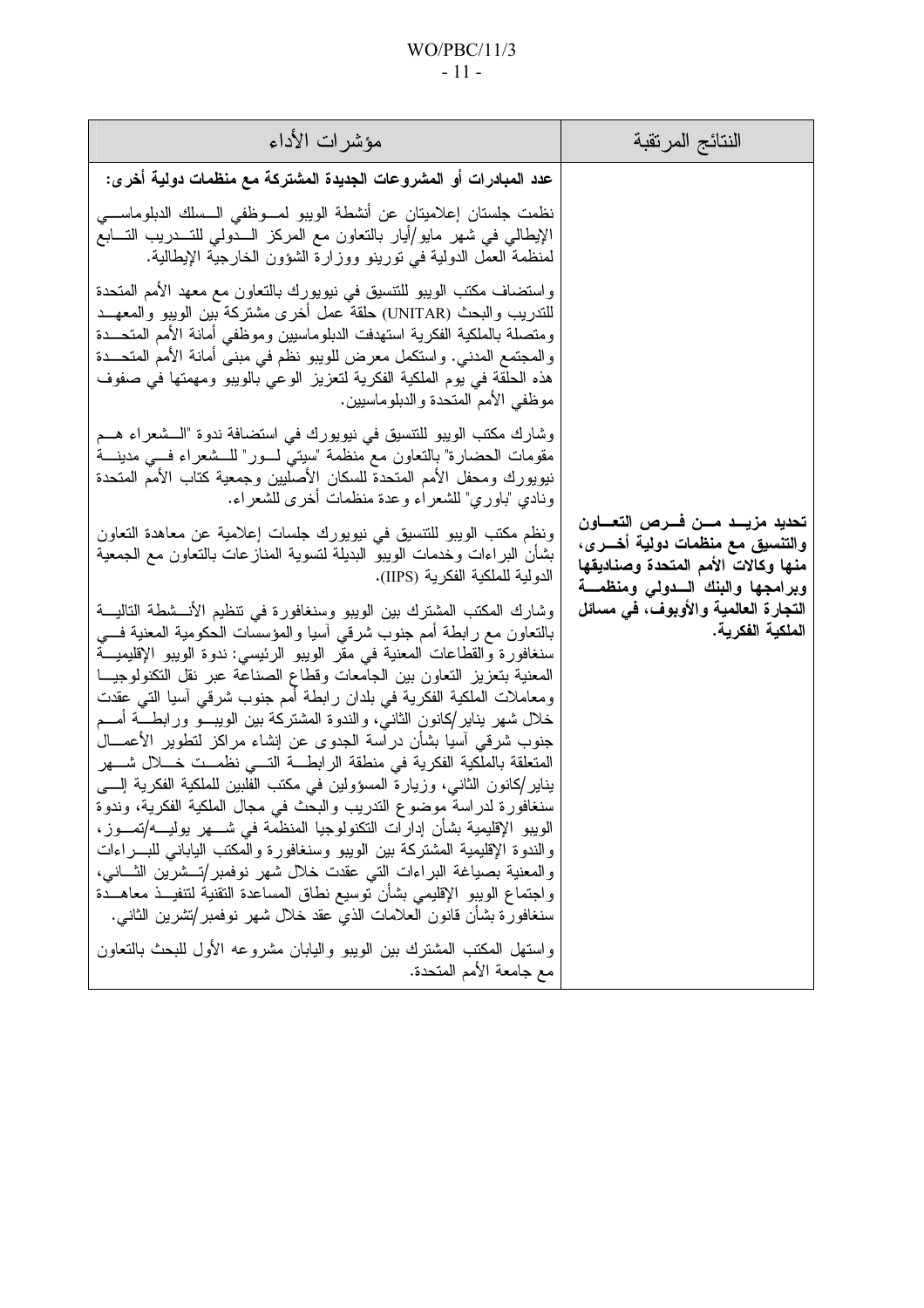| النتائج المرتقبة | مؤشرات الأداء |
|---|---|
| **تحديد مزيد من فرص التعاون والتنسيق مع منظمات دولية أخرى، منها وكالات الأمم المتحدة وصناديقها وبرامجها والبنك الدولي ومنظمة التجارة العالمية والأوبوف، في مسائل الملكية الفكرية.** | **عدد المبادرات أو المشروعات الجديدة المشتركة مع منظمات دولية أخرى:**<br><br>نظمت جلستان إعلاميتان عن أنشطة الويبو لموظفي السلك الدبلوماسي الإيطالي في شهر مايو/أيار بالتعاون مع المركز الدولي للتدريب التابع لمنظمة العمل الدولية في تورينو ووزارة الشؤون الخارجية الإيطالية.<br><br>واستضاف مكتب الويبو للتنسيق في نيويورك بالتعاون مع معهد الأمم المتحدة للتدريب والبحث (UNITAR) حلقة عمل أخرى مشتركة بين الويبو والمعهد ومتصلة بالملكية الفكرية استهدفت الدبلوماسيين وموظفي أمانة الأمم المتحدة والمجتمع المدني. واستكمل معرض للويبو نظم في مبنى أمانة الأمم المتحدة هذه الحلقة في يوم الملكية الفكرية لتعزيز الوعي بالويبو ومهمتها في صفوف موظفي الأمم المتحدة والدبلوماسيين.<br><br>وشارك مكتب الويبو للتنسيق في نيويورك في استضافة ندوة "الشعراء هم مقومات الحضارة" بالتعاون مع منظمة "سيتي لور" للشعراء في مدينة نيويورك ومحفل الأمم المتحدة للسكان الأصليين وجمعية كتاب الأمم المتحدة ونادي "باوري" للشعراء وعدة منظمات أخرى للشعراء.<br><br>ونظم مكتب الويبو للتنسيق في نيويورك جلسات إعلامية عن معاهدة التعاون بشأن البراءات وخدمات الويبو البديلة لتسوية المنازعات بالتعاون مع الجمعية الدولية للملكية الفكرية (IIPS).<br><br>وشارك المكتب المشترك بين الويبو وسنغافورة في تنظيم الأنشطة التالية بالتعاون مع رابطة أمم جنوب شرقي آسيا والمؤسسات الحكومية المعنية في سنغافورة والقطاعات المعنية في مقر الويبو الرئيسي: ندوة الويبو الإقليمية المعنية بتعزيز التعاون بين الجامعات وقطاع الصناعة عبر نقل التكنولوجيا ومعاملات الملكية الفكرية في بلدان رابطة أمم جنوب شرقي آسيا التي عقدت خلال شهر يناير/كانون الثاني، والندوة المشتركة بين الويبو ورابطة أمم جنوب شرقي آسيا بشأن دراسة الجدوى عن إنشاء مراكز لتطوير الأعمال المتعلقة بالملكية الفكرية في منطقة الرابطة التي نظمت خلال شهر يناير/كانون الثاني، وزيارة المسؤولين في مكتب الفلبين للملكية الفكرية إلى سنغافورة لدراسة موضوع التدريب والبحث في مجال الملكية الفكرية، وندوة الويبو الإقليمية بشأن إدارات التكنولوجيا المنظمة في شهر يوليه/تموز، والندوة الإقليمية المشتركة بين الويبو وسنغافورة والمكتب الياباني للبراءات والمعنية بصياغة البراءات التي عقدت خلال شهر نوفمبر/تشرين الثاني، واجتماع الويبو الإقليمي بشأن توسيع نطاق المساعدة التقنية لتنفيذ معاهدة سنغافورة بشأن قانون العلامات الذي عقد خلال شهر نوفمبر/تشرين الثاني.<br><br>واستهل المكتب المشترك بين الويبو واليابان مشروعه الأول للبحث بالتعاون مع جامعة الأمم المتحدة. |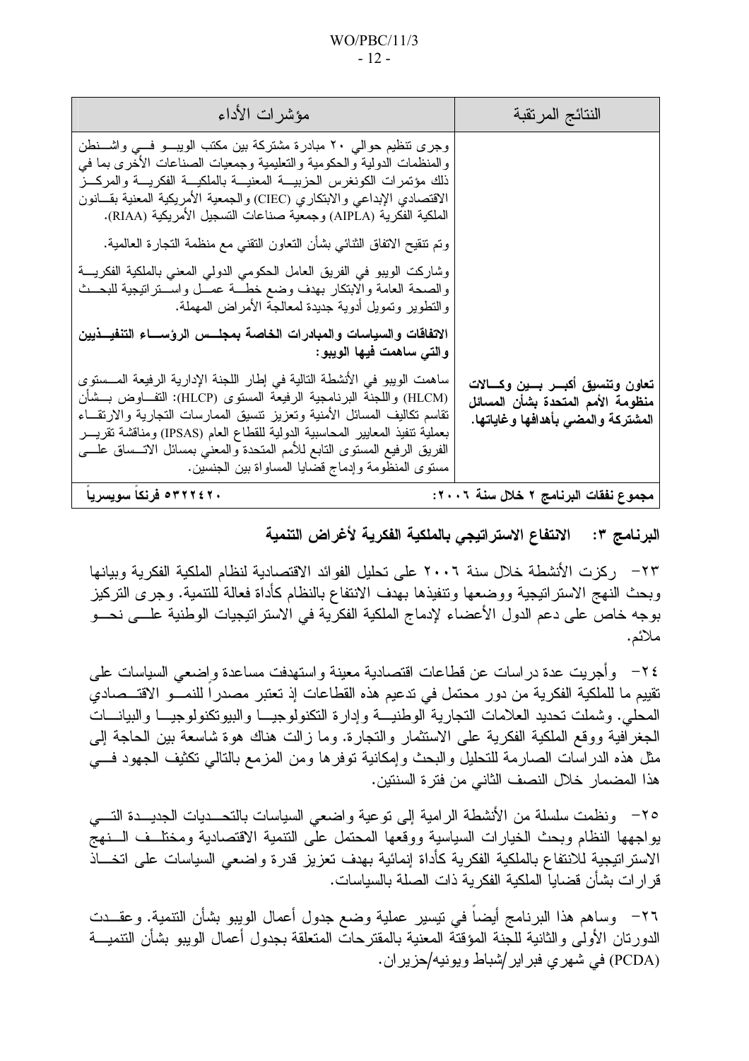| النتائج المرتقبة | مؤشرات الأداء |
| --- | --- |
| | وجرى تنظيم حوالي ٢٠ مبادرة مشتركة بين مكتب الويبو في واشنطن والمنظمات الدولية والحكومية والتعليمية وجمعيات الصناعات الأخرى بما في ذلك مؤتمرات الكونغرس الحزبية المعنية بالملكية الفكرية والمركز الاقتصادي الإبداعي والابتكاري (CIEC) والجمعية الأمريكية المعنية بقانون الملكية الفكرية (AIPLA) وجمعية صناعات التسجيل الأمريكية (RIAA). |
| | وتم تنقيح الاتفاق الثنائي بشأن التعاون التقني مع منظمة التجارة العالمية. |
| | وشاركت الويبو في الفريق العامل الحكومي الدولي المعني بالملكية الفكرية والصحة العامة والابتكار بهدف وضع خطة عمل واستراتيجية للبحث والتطوير وتمويل أدوية جديدة لمعالجة الأمراض المهملة. |
| | **الاتفاقات والسياسات والمبادرات الخاصة بمجلس الرؤساء التنفيذيين والتي ساهمت فيها الويبو:** |
| **تعاون وتنسيق أكبر بين وكالات منظومة الأمم المتحدة بشأن المسائل المشتركة والمضي بأهدافها وغاياتها.** | ساهمت الويبو في الأنشطة التالية في إطار اللجنة الإدارية الرفيعة المستوى (HLCM) واللجنة البرنامجية الرفيعة المستوى (HLCP): التفاوض بشأن تقاسم تكاليف المسائل الأمنية وتعزيز تنسيق الممارسات التجارية والارتقاء بعملية تنفيذ المعايير المحاسبية الدولية للقطاع العام (IPSAS) ومناقشة تقرير الفريق الرفيع المستوى التابع للأمم المتحدة والمعني بمسائل الاتساق على مستوى المنظومة وإدماج قضايا المساواة بين الجنسين. |
| **مجموع نفقات البرنامج ٢ خلال سنة ٢٠٠٦:** | **٥٣٢٢٤٢٠ فرنكاً سويسرياً** |

## البرنامج ٣: الانتفاع الاستراتيجي بالملكية الفكرية لأغراض التنمية

٢٣- ركزت الأنشطة خلال سنة ٢٠٠٦ على تحليل الفوائد الاقتصادية لنظام الملكية الفكرية وبيانها وبحث النهج الاستراتيجية ووضعها وتنفيذها بهدف الانتفاع بالنظام كأداة فعالة للتنمية. وجرى التركيز بوجه خاص على دعم الدول الأعضاء لإدماج الملكية الفكرية في الاستراتيجيات الوطنية على نحو ملائم.

٢٤- وأجريت عدة دراسات عن قطاعات اقتصادية معينة واستهدفت مساعدة واضعي السياسات على تقييم ما للملكية الفكرية من دور محتمل في تدعيم هذه القطاعات إذ تعتبر مصدراً للنمو الاقتصادي المحلي. وشملت تحديد العلامات التجارية الوطنية وإدارة التكنولوجيا والبيوتكنولوجيا والبيانات الجغرافية ووقع الملكية الفكرية على الاستثمار والتجارة. وما زالت هناك هوة شاسعة بين الحاجة إلى مثل هذه الدراسات الصارمة للتحليل والبحث وإمكانية توفرها ومن المزمع بالتالي تكثيف الجهود في هذا المضمار خلال النصف الثاني من فترة السنتين.

٢٥- ونظمت سلسلة من الأنشطة الرامية إلى توعية واضعي السياسات بالتحديات الجديدة التي يواجهها النظام وبحث الخيارات السياسية ووقعها المحتمل على التنمية الاقتصادية ومختلف النهج الاستراتيجية للانتفاع بالملكية الفكرية كأداة إنمائية بهدف تعزيز قدرة واضعي السياسات على اتخاذ قرارات بشأن قضايا الملكية الفكرية ذات الصلة بالسياسات.

٢٦- وساهم هذا البرنامج أيضاً في تيسير عملية وضع جدول أعمال الويبو بشأن التنمية. وعقدت الدورتان الأولى والثانية للجنة المؤقتة المعنية بالمقترحات المتعلقة بجدول أعمال الويبو بشأن التنمية (PCDA) في شهري فبراير/شباط ويونيه/حزيران.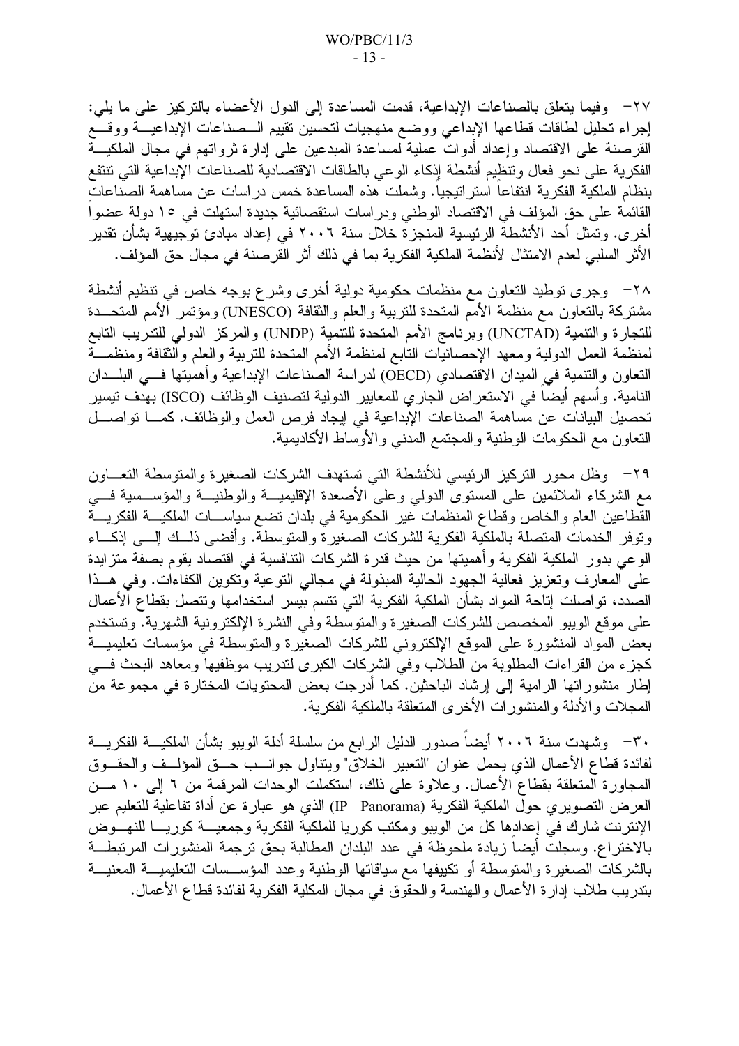٢٧- وفيما يتعلق بالصناعات الإبداعية، قدمت المساعدة إلى الدول الأعضاء بالتركيز على ما يلي: إجراء تحليل لطاقات قطاعها الإبداعي ووضع منهجيات لتحسين تقييم الصناعات الإبداعية ووقع القرصنة على الاقتصاد وإعداد أدوات عملية لمساعدة المبدعين على إدارة ثرواتهم في مجال الملكية الفكرية على نحو فعال وتنظيم أنشطة إذكاء الوعي بالطاقات الاقتصادية للصناعات الإبداعية التي تنتفع بنظام الملكية الفكرية انتفاعاً استراتيجياً. وشملت هذه المساعدة خمس دراسات عن مساهمة الصناعات القائمة على حق المؤلف في الاقتصاد الوطني ودراسات استقصائية جديدة استهلت في ١٥ دولة عضواً أخرى. وتمثل أحد الأنشطة الرئيسية المنجزة خلال سنة ٢٠٠٦ في إعداد مبادئ توجيهية بشأن تقدير الأثر السلبي لعدم الامتثال لأنظمة الملكية الفكرية بما في ذلك أثر القرصنة في مجال حق المؤلف.

٢٨- وجرى توطيد التعاون مع منظمات حكومية دولية أخرى وشرع بوجه خاص في تنظيم أنشطة مشتركة بالتعاون مع منظمة الأمم المتحدة للتربية والعلم والثقافة (UNESCO) ومؤتمر الأمم المتحدة للتجارة والتنمية (UNCTAD) وبرنامج الأمم المتحدة للتنمية (UNDP) والمركز الدولي للتدريب التابع لمنظمة العمل الدولية ومعهد الإحصائيات التابع لمنظمة الأمم المتحدة للتربية والعلم والثقافة ومنظمة التعاون والتنمية في الميدان الاقتصادي (OECD) لدراسة الصناعات الإبداعية وأهميتها في البلدان النامية. وأسهم أيضاً في الاستعراض الجاري للمعايير الدولية لتصنيف الوظائف (ISCO) بهدف تيسير تحصيل البيانات عن مساهمة الصناعات الإبداعية في إيجاد فرص العمل والوظائف. كما تواصل التعاون مع الحكومات الوطنية والمجتمع المدني والأوساط الأكاديمية.

٢٩- وظل محور التركيز الرئيسي للأنشطة التي تستهدف الشركات الصغيرة والمتوسطة التعاون مع الشركاء الملائمين على المستوى الدولي وعلى الأصعدة الإقليمية والوطنية والمؤسسية في القطاعين العام والخاص وقطاع المنظمات غير الحكومية في بلدان تضع سياسات الملكية الفكرية وتوفر الخدمات المتصلة بالملكية الفكرية للشركات الصغيرة والمتوسطة. وأفضى ذلك إلى إذكاء الوعي بدور الملكية الفكرية وأهميتها من حيث قدرة الشركات التنافسية في اقتصاد يقوم بصفة متزايدة على المعارف وتعزيز فعالية الجهود الحالية المبذولة في مجالي التوعية وتكوين الكفاءات. وفي هذا الصدد، تواصلت إتاحة المواد بشأن الملكية الفكرية التي تتسم بيسر استخدامها وتتصل بقطاع الأعمال على موقع الويبو المخصص للشركات الصغيرة والمتوسطة وفي النشرة الإلكترونية الشهرية. وتستخدم بعض المواد المنشورة على الموقع الإلكتروني للشركات الصغيرة والمتوسطة في مؤسسات تعليمية كجزء من القراءات المطلوبة من الطلاب وفي الشركات الكبرى لتدريب موظفيها ومعاهد البحث في إطار منشوراتها الرامية إلى إرشاد الباحثين. كما أدرجت بعض المحتويات المختارة في مجموعة من المجلات والأدلة والمنشورات الأخرى المتعلقة بالملكية الفكرية.

٣٠- وشهدت سنة ٢٠٠٦ أيضاً صدور الدليل الرابع من سلسلة أدلة الويبو بشأن الملكية الفكرية لفائدة قطاع الأعمال الذي يحمل عنوان "التعبير الخلاق" ويتناول جوانب حق المؤلف والحقوق المجاورة المتعلقة بقطاع الأعمال. وعلاوة على ذلك، استكملت الوحدات المرقمة من ٦ إلى ١٠ من العرض التصويري حول الملكية الفكرية (IP Panorama) الذي هو عبارة عن أداة تفاعلية للتعليم عبر الإنترنت شارك في إعدادها كل من الويبو ومكتب كوريا للملكية الفكرية وجمعية كوريا للنهوض بالاختراع. وسجلت أيضاً زيادة ملحوظة في عدد البلدان المطالبة بحق ترجمة المنشورات المرتبطة بالشركات الصغيرة والمتوسطة أو تكييفها مع سياقاتها الوطنية وعدد المؤسسات التعليمية المعنية بتدريب طلاب إدارة الأعمال والهندسة والحقوق في مجال المكلية الفكرية لفائدة قطاع الأعمال.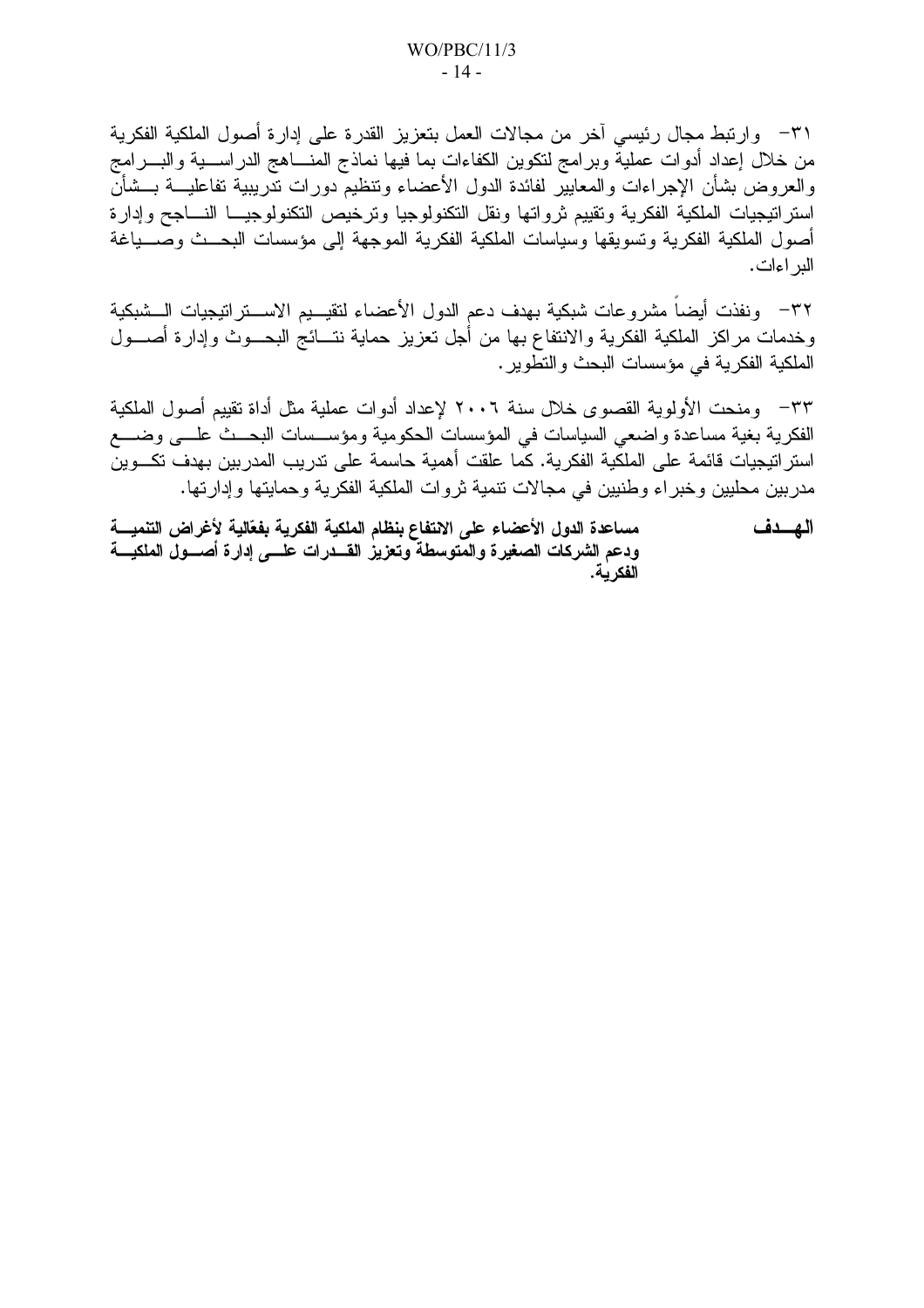٣١- وارتبط مجال رئيسي آخر من مجالات العمل بتعزيز القدرة على إدارة أصول الملكية الفكرية من خلال إعداد أدوات عملية وبرامج لتكوين الكفاءات بما فيها نماذج المناهج الدراسية والبرامج والعروض بشأن الإجراءات والمعايير لفائدة الدول الأعضاء وتنظيم دورات تدريبية تفاعلية بشأن استراتيجيات الملكية الفكرية وتقييم ثرواتها ونقل التكنولوجيا وترخيص التكنولوجيا الناجح وإدارة أصول الملكية الفكرية وتسويقها وسياسات الملكية الفكرية الموجهة إلى مؤسسات البحث وصياغة البراءات.

٣٢- ونفذت أيضاً مشروعات شبكية بهدف دعم الدول الأعضاء لتقييم الاستراتيجيات الشبكية وخدمات مراكز الملكية الفكرية والانتفاع بها من أجل تعزيز حماية نتائج البحوث وإدارة أصول الملكية الفكرية في مؤسسات البحث والتطوير.

٣٣- ومنحت الأولوية القصوى خلال سنة ٢٠٠٦ لإعداد أدوات عملية مثل أداة تقييم أصول الملكية الفكرية بغية مساعدة واضعي السياسات في المؤسسات الحكومية ومؤسسات البحث على وضع استراتيجيات قائمة على الملكية الفكرية. كما علقت أهمية حاسمة على تدريب المدربين بهدف تكوين مدربين محليين وخبراء وطنيين في مجالات تنمية ثروات الملكية الفكرية وحمايتها وإدارتها.

**الهدف** **مساعدة الدول الأعضاء على الانتفاع بنظام الملكية الفكرية بفعّالية لأغراض التنمية ودعم الشركات الصغيرة والمتوسطة وتعزيز القدرات على إدارة أصول الملكية الفكرية.**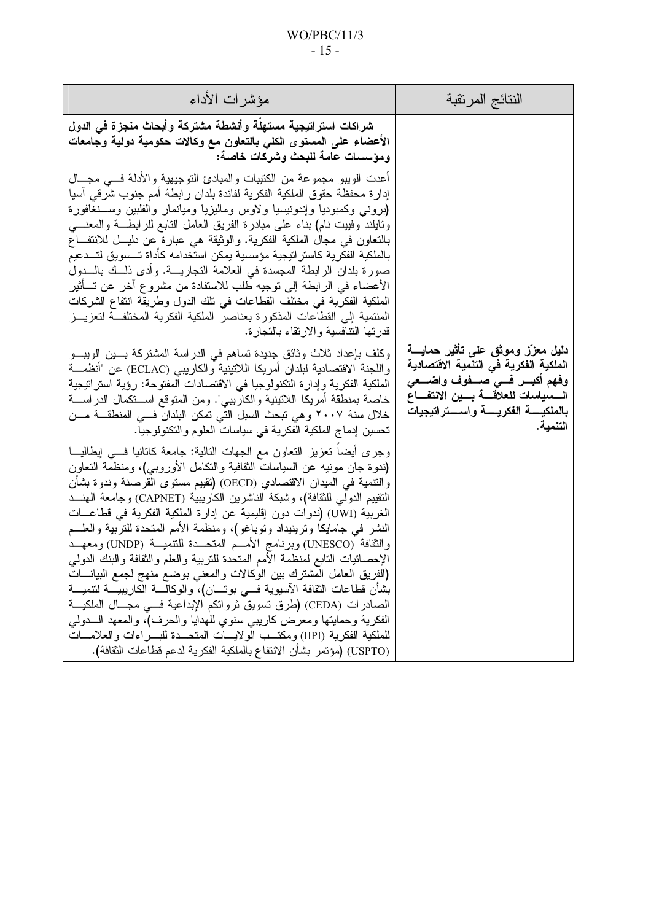| النتائج المرتقبة | مؤشرات الأداء |
|---|---|
| **دليل معزّز وموثق على تأثير حماية الملكية الفكرية في التنمية الاقتصادية وفهم أكبر في صفوف واضعي السياسات للعلاقة بين الانتفاع بالملكية الفكرية واستراتيجيات التنمية.** | **شراكات استراتيجية مستهلّة وأنشطة مشتركة وأبحاث منجزة في الدول الأعضاء على المستوى الكلي بالتعاون مع وكالات حكومية دولية وجامعات ومؤسسات عامة للبحث وشركات خاصة:**<br><br>أعدت الويبو مجموعة من الكتيبات والمبادئ التوجيهية والأدلة في مجال إدارة محفظة حقوق الملكية الفكرية لفائدة بلدان رابطة أمم جنوب شرقي آسيا (بروني وكمبوديا وإندونيسيا ولاوس وماليزيا وميانمار والفلبين وسنغافورة وتايلند وفييت نام) بناء على مبادرة الفريق العامل التابع للرابطة والمعني بالتعاون في مجال الملكية الفكرية. والوثيقة هي عبارة عن دليل للانتفاع بالملكية الفكرية كاستراتيجية مؤسسية يمكن استخدامه كأداة تسويق لتدعيم صورة بلدان الرابطة المجسدة في العلامة التجارية. وأدى ذلك بالدول الأعضاء في الرابطة إلى توجيه طلب للاستفادة من مشروع آخر عن تأثير الملكية الفكرية في مختلف القطاعات في تلك الدول وطريقة انتفاع الشركات المنتمية إلى القطاعات المذكورة بعناصر الملكية الفكرية المختلفة لتعزيز قدرتها التنافسية والارتقاء بالتجارة.<br><br>وكلف بإعداد ثلاث وثائق جديدة تساهم في الدراسة المشتركة بين الويبو واللجنة الاقتصادية لبلدان أمريكا اللاتينية والكاريبي (ECLAC) عن "أنظمة الملكية الفكرية وإدارة التكنولوجيا في الاقتصادات المفتوحة: رؤية استراتيجية خاصة بمنطقة أمريكا اللاتينية والكاريبي". ومن المتوقع استكمال الدراسة خلال سنة ٢٠٠٧ وهي تبحث السبل التي تمكن البلدان في المنطقة من تحسين إدماج الملكية الفكرية في سياسات العلوم والتكنولوجيا.<br><br>وجرى أيضاً تعزيز التعاون مع الجهات التالية: جامعة كاتانيا في إيطاليا (ندوة جان مونيه عن السياسات الثقافية والتكامل الأوروبي)، ومنظمة التعاون والتنمية في الميدان الاقتصادي (OECD) (تقييم مستوى القرصنة وندوة بشأن التقييم الدولي للثقافة)، وشبكة الناشرين الكاريبية (CAPNET) وجامعة الهند الغربية (UWI) (ندوات دون إقليمية عن إدارة الملكية الفكرية في قطاعات النشر في جامايكا وترينيداد وتوباغو)، ومنظمة الأمم المتحدة للتربية والعلم والثقافة (UNESCO) وبرنامج الأمم المتحدة للتنمية (UNDP) ومعهد الإحصائيات التابع لمنظمة الأمم المتحدة للتربية والعلم والثقافة والبنك الدولي (الفريق العامل المشترك بين الوكالات والمعني بوضع منهج لجمع البيانات بشأن قطاعات الثقافة الآسيوية في بوتان)، والوكالة الكاريبية لتنمية الصادرات (CEDA) (طرق تسويق ثرواتكم الإبداعية في مجال الملكية الفكرية وحمايتها ومعرض كاريبي سنوي للهدايا والحرف)، والمعهد الدولي للملكية الفكرية (IIPI) ومكتب الولايات المتحدة للبراءات والعلامات (USPTO) (مؤتمر بشأن الانتفاع بالملكية الفكرية لدعم قطاعات الثقافة). |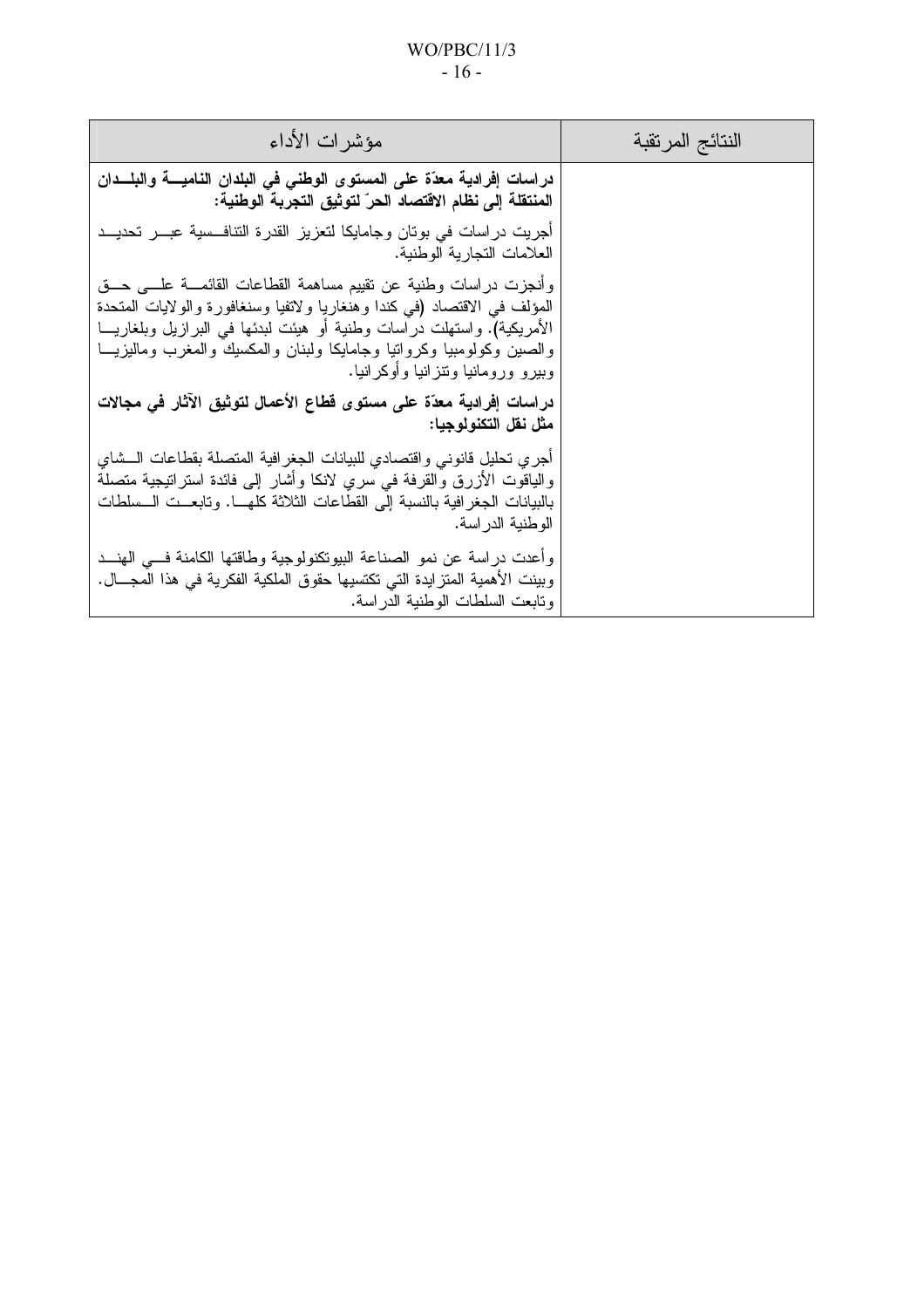| النتائج المرتقبة | مؤشرات الأداء |
|---|---|
| | **دراسات إفرادية معدّة على المستوى الوطني في البلدان النامية والبلدان المنتقلة إلى نظام الاقتصاد الحرّ لتوثيق التجربة الوطنية:**<br><br>أجريت دراسات في بوتان وجامايكا لتعزيز القدرة التنافسية عبر تحديد العلامات التجارية الوطنية.<br><br>وأنجزت دراسات وطنية عن تقييم مساهمة القطاعات القائمة على حق المؤلف في الاقتصاد (في كندا وهنغاريا ولاتفيا وسنغافورة والولايات المتحدة الأمريكية). واستهلت دراسات وطنية أو هيئت لبدئها في البرازيل وبلغاريا والصين وكولومبيا وكرواتيا وجامايكا ولبنان والمكسيك والمغرب وماليزيا وبيرو ورومانيا وتنزانيا وأوكرانيا.<br><br>**دراسات إفرادية معدّة على مستوى قطاع الأعمال لتوثيق الآثار في مجالات مثل نقل التكنولوجيا:**<br><br>أجري تحليل قانوني واقتصادي للبيانات الجغرافية المتصلة بقطاعات الشاي والياقوت الأزرق والقرفة في سري لانكا وأشار إلى فائدة استراتيجية متصلة بالبيانات الجغرافية بالنسبة إلى القطاعات الثلاثة كلها. وتابعت السلطات الوطنية الدراسة.<br><br>وأعدت دراسة عن نمو الصناعة البيوتكنولوجية وطاقتها الكامنة في الهند وبينت الأهمية المتزايدة التي تكتسيها حقوق الملكية الفكرية في هذا المجال. وتابعت السلطات الوطنية الدراسة. |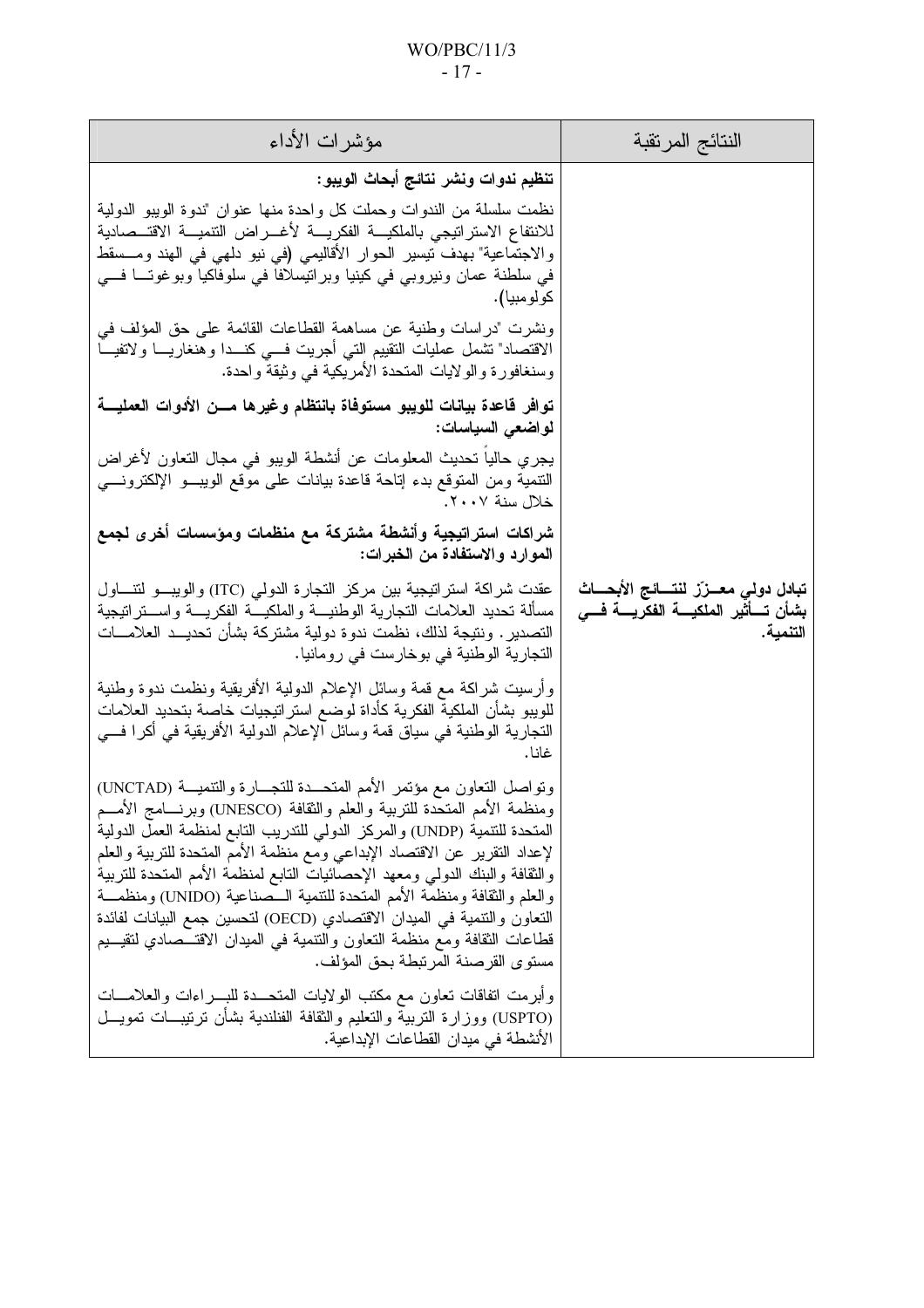| النتائج المرتقبة | مؤشرات الأداء |
|---|---|
| **تبادل دولي معزّز لنتائج الأبحاث بشأن تأثير الملكية الفكرية في التنمية.** | **تنظيم ندوات ونشر نتائج أبحاث الويبو:**<br><br>نظمت سلسلة من الندوات وحملت كل واحدة منها عنوان "ندوة الويبو الدولية للانتفاع الاستراتيجي بالملكية الفكرية لأغراض التنمية الاقتصادية والاجتماعية" بهدف تيسير الحوار الأقليمي (في نيو دلهي في الهند ومسقط في سلطنة عمان ونيروبي في كينيا وبراتيسلافا في سلوفاكيا وبوغوتا في كولومبيا).<br><br>ونشرت "دراسات وطنية عن مساهمة القطاعات القائمة على حق المؤلف في الاقتصاد" تشمل عمليات التقييم التي أجريت في كندا وهنغاريا ولاتفيا وسنغافورة والولايات المتحدة الأمريكية في وثيقة واحدة.<br><br>**توافر قاعدة بيانات للويبو مستوفاة بانتظام وغيرها من الأدوات العملية لواضعي السياسات:**<br><br>يجري حالياً تحديث المعلومات عن أنشطة الويبو في مجال التعاون لأغراض التنمية ومن المتوقع بدء إتاحة قاعدة بيانات على موقع الويبو الإلكتروني خلال سنة ٢٠٠٧.<br><br>**شراكات استراتيجية وأنشطة مشتركة مع منظمات ومؤسسات أخرى لجمع الموارد والاستفادة من الخبرات:**<br><br>عقدت شراكة استراتيجية بين مركز التجارة الدولي (ITC) والويبو لتناول مسألة تحديد العلامات التجارية الوطنية والملكية الفكرية واستراتيجية التصدير. ونتيجة لذلك، نظمت ندوة دولية مشتركة بشأن تحديد العلامات التجارية الوطنية في بوخارست في رومانيا.<br><br>وأرسيت شراكة مع قمة وسائل الإعلام الدولية الأفريقية ونظمت ندوة وطنية للويبو بشأن الملكية الفكرية كأداة لوضع استراتيجيات خاصة بتحديد العلامات التجارية الوطنية في سياق قمة وسائل الإعلام الدولية الأفريقية في أكرا في غانا.<br><br>وتواصل التعاون مع مؤتمر الأمم المتحدة للتجارة والتنمية (UNCTAD) ومنظمة الأمم المتحدة للتربية والعلم والثقافة (UNESCO) وبرنامج الأمم المتحدة للتنمية (UNDP) والمركز الدولي للتدريب التابع لمنظمة العمل الدولية لإعداد التقرير عن الاقتصاد الإبداعي ومع منظمة الأمم المتحدة للتربية والعلم والثقافة والبنك الدولي ومعهد الإحصائيات التابع لمنظمة الأمم المتحدة للتربية والعلم والثقافة ومنظمة الأمم المتحدة للتنمية الصناعية (UNIDO) ومنظمة التعاون والتنمية في الميدان الاقتصادي (OECD) لتحسين جمع البيانات لفائدة قطاعات الثقافة ومع منظمة التعاون والتنمية في الميدان الاقتصادي لتقييم مستوى القرصنة المرتبطة بحق المؤلف.<br><br>وأبرمت اتفاقات تعاون مع مكتب الولايات المتحدة للبراءات والعلامات (USPTO) ووزارة التربية والتعليم والثقافة الفنلندية بشأن ترتيبات تمويل الأنشطة في ميدان القطاعات الإبداعية. |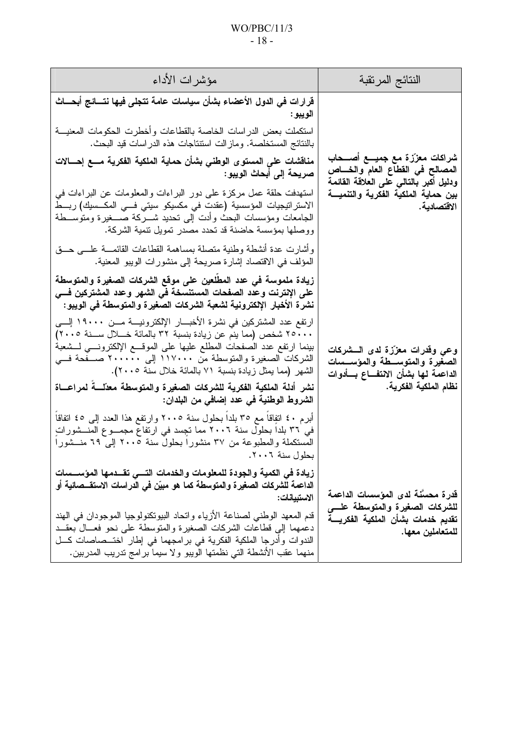| النتائج المرتقبة | مؤشرات الأداء |
|---|---|
| **شراكات معزّزة مع جميع أصحاب المصالح في القطاع العام والخاص ودليل أكبر بالتالي على العلاقة القائمة بين حماية الملكية الفكرية والتنمية الاقتصادية.** | **قرارات في الدول الأعضاء بشأن سياسات عامة تتجلى فيها نتائج أبحاث الويبو:**<br><br>استكملت بعض الدراسات الخاصة بالقطاعات وأخطرت الحكومات المعنية بالنتائج المستخلصة. ومازالت استنتاجات هذه الدراسات قيد البحث.<br><br>**مناقشات على المستوى الوطني بشأن حماية الملكية الفكرية مع إحالات صريحة إلى أبحاث الويبو:**<br><br>استهدفت حلقة عمل مركزة على دور البراءات والمعلومات عن البراءات في الاستراتيجيات المؤسسية (عقدت في مكسيكو سيتي في المكسيك) ربط الجامعات ومؤسسات البحث وأدت إلى تحديد شركة صغيرة ومتوسطة ووصلها بمؤسسة حاضنة قد تحدد مصدر تمويل تنمية الشركة.<br><br>وأشارت عدة أنشطة وطنية متصلة بمساهمة القطاعات القائمة على حق المؤلف في الاقتصاد إشارة صريحة إلى منشورات الويبو المعنية. |
| **وعي وقدرات معزّزة لدى الشركات الصغيرة والمتوسطة والمؤسسات الداعمة لها بشأن الانتفاع بأدوات نظام الملكية الفكرية.** | **زيادة ملموسة في عدد المطّلعين على موقع الشركات الصغيرة والمتوسطة على الإنترنت وعدد الصفحات المستنسخة في الشهر وعدد المشتركين في نشرة الأخبار الإلكترونية لشعبة الشركات الصغيرة والمتوسطة في الويبو:**<br><br>ارتفع عدد المشتركين في نشرة الأخبار الإلكترونية من ١٩٠٠٠ إلى ٢٥٠٠٠ شخص (مما ينم عن زيادة بنسبة ٣٢ بالمائة خلال سنة ٢٠٠٥) بينما ارتفع عدد الصفحات المطلع عليها على الموقع الإلكتروني لشعبة الشركات الصغيرة والمتوسطة من ١١٧٠٠٠ إلى ٢٠٠٠٠٠ صفحة في الشهر (مما يمثل زيادة بنسبة ٧١ بالمائة خلال سنة ٢٠٠٥).<br><br>**نشر أدلة الملكية الفكرية للشركات الصغيرة والمتوسطة معدّلةً لمراعاة الشروط الوطنية في عدد إضافي من البلدان:**<br><br>أبرم ٤٠ اتفاقاً مع ٣٥ بلداً بحلول سنة ٢٠٠٥ وارتفع هذا العدد إلى ٤٥ اتفاقاً في ٣٦ بلداً بحلول سنة ٢٠٠٦ مما تجسد في ارتفاع مجموع المنشورات المستكملة والمطبوعة من ٣٧ منشوراً بحلول سنة ٢٠٠٥ إلى ٦٩ منشوراً بحلول سنة ٢٠٠٦. |
| **قدرة محسّنة لدى المؤسسات الداعمة للشركات الصغيرة والمتوسطة على تقديم خدمات بشأن الملكية الفكرية للمتعاملين معها.** | **زيادة في الكمية والجودة للمعلومات والخدمات التي تقدمها المؤسسات الداعمة للشركات الصغيرة والمتوسطة كما هو مبيّن في الدراسات الاستقصائية أو الاستبيانات:**<br><br>قدم المعهد الوطني لصناعة الأزياء واتحاد البيوتكنولوجيا الموجودان في الهند دعمهما إلى قطاعات الشركات الصغيرة والمتوسطة على نحو فعال بعقد الندوات وأدرجا الملكية الفكرية في برامجهما في إطار اختصاصات كل منهما عقب الأنشطة التي نظمتها الويبو ولا سيما برامج تدريب المدربين. |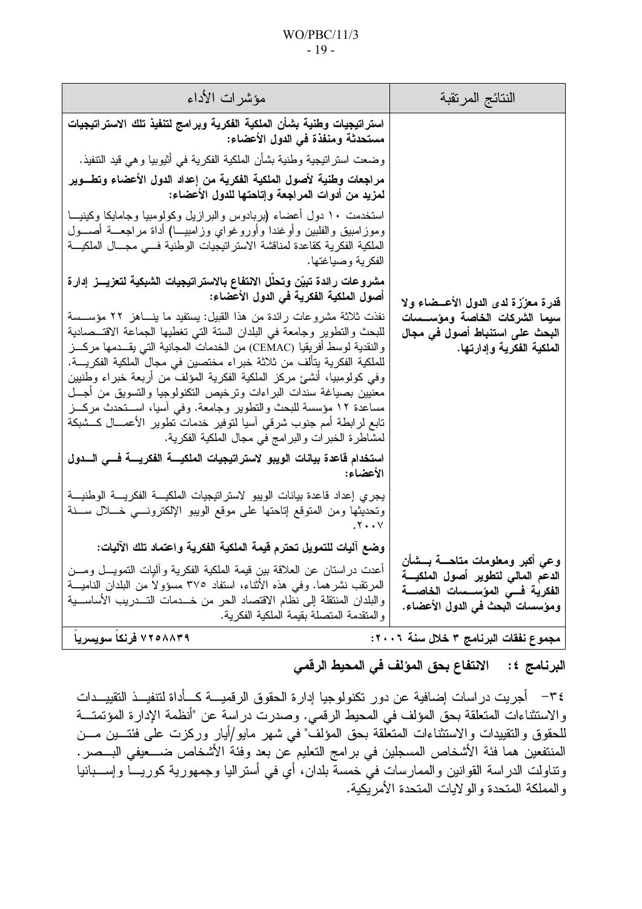| النتائج المرتقبة | مؤشرات الأداء |
|---|---|
| **قدرة معزّزة لدى الدول الأعضاء ولا سيما الشركات الخاصة ومؤسسات البحث على استنباط أصول في مجال الملكية الفكرية وإدارتها.** | **استراتيجيات وطنية بشأن الملكية الفكرية وبرامج لتنفيذ تلك الاستراتيجيات مستحدثة ومنفذة في الدول الأعضاء:**<br><br>وضعت استراتيجية وطنية بشأن الملكية الفكرية في أثيوبيا وهي قيد التنفيذ.<br><br>**مراجعات وطنية لأصول الملكية الفكرية من إعداد الدول الأعضاء وتطوير لمزيد من أدوات المراجعة وإتاحتها للدول الأعضاء:**<br><br>استخدمت ١٠ دول أعضاء (بربادوس والبرازيل وكولومبيا وجامايكا وكينيا وموزامبيق والفلبين وأوغندا وأوروغواي وزامبيا) أداة مراجعة أصول الملكية الفكرية كقاعدة لمناقشة الاستراتيجيات الوطنية في مجال الملكية الفكرية وصياغتها.<br><br>**مشروعات رائدة تبيّن وتحلّل الانتفاع بالاستراتيجيات الشبكية لتعزيز إدارة أصول الملكية الفكرية في الدول الأعضاء:**<br><br>نفذت ثلاثة مشروعات رائدة من هذا القبيل: يستفيد ما يناهز ٢٢ مؤسسة للبحث والتطوير وجامعة في البلدان الستة التي تغطيها الجماعة الاقتصادية والنقدية لوسط أفريقيا (CEMAC) من الخدمات المجانية التي يقدمها مركز للملكية الفكرية يتألف من ثلاثة خبراء مختصين في مجال الملكية الفكرية. وفي كولومبيا، أنشئ مركز الملكية الفكرية المؤلف من أربعة خبراء وطنيين معنيين بصياغة سندات البراءات وترخيص التكنولوجيا والتسويق من أجل مساعدة ١٢ مؤسسة للبحث والتطوير وجامعة. وفي آسيا، استحدث مركز تابع لرابطة أمم جنوب شرقي آسيا لتوفير خدمات تطوير الأعمال كشبكة لمشاطرة الخبرات والبرامج في مجال الملكية الفكرية.<br><br>**استخدام قاعدة بيانات الويبو لاستراتيجيات الملكية الفكرية في الدول الأعضاء:**<br><br>يجري إعداد قاعدة بيانات الويبو لاستراتيجيات الملكية الفكرية الوطنية وتحديثها ومن المتوقع إتاحتها على موقع الويبو الإلكتروني خلال سنة ٢٠٠٧. |
| **وعي أكبر ومعلومات متاحة بشأن الدعم المالي لتطوير أصول الملكية الفكرية في المؤسسات الخاصة ومؤسسات البحث في الدول الأعضاء.** | **وضع آليات للتمويل تحترم قيمة الملكية الفكرية واعتماد تلك الآليات:**<br><br>أعدت دراستان عن العلاقة بين قيمة الملكية الفكرية وآليات التمويل ومن المرتقب نشرهما. وفي هذه الأثناء، استفاد ٣٧٥ مسؤولاً من البلدان النامية والبلدان المنتقلة إلى نظام الاقتصاد الحر من خدمات التدريب الأساسية والمتقدمة المتصلة بقيمة الملكية الفكرية. |
| **مجموع نفقات البرنامج ٣ خلال سنة ٢٠٠٦:** | **٧٢٥٨٨٣٩ فرنكاً سويسرياً** |

## البرنامج ٤: الانتفاع بحق المؤلف في المحيط الرقمي

٣٤- أجريت دراسات إضافية عن دور تكنولوجيا إدارة الحقوق الرقمية كأداة لتنفيذ التقييدات والاستثناءات المتعلقة بحق المؤلف في المحيط الرقمي. وصدرت دراسة عن "أنظمة الإدارة المؤتمتة للحقوق والتقييدات والاستثناءات المتعلقة بحق المؤلف" في شهر مايو/أيار وركزت على فئتين من المنتفعين هما فئة الأشخاص المسجلين في برامج التعليم عن بعد وفئة الأشخاص ضعيفي البصر. وتناولت الدراسة القوانين والممارسات في خمسة بلدان، أي في أستراليا وجمهورية كوريا وإسبانيا والمملكة المتحدة والولايات المتحدة الأمريكية.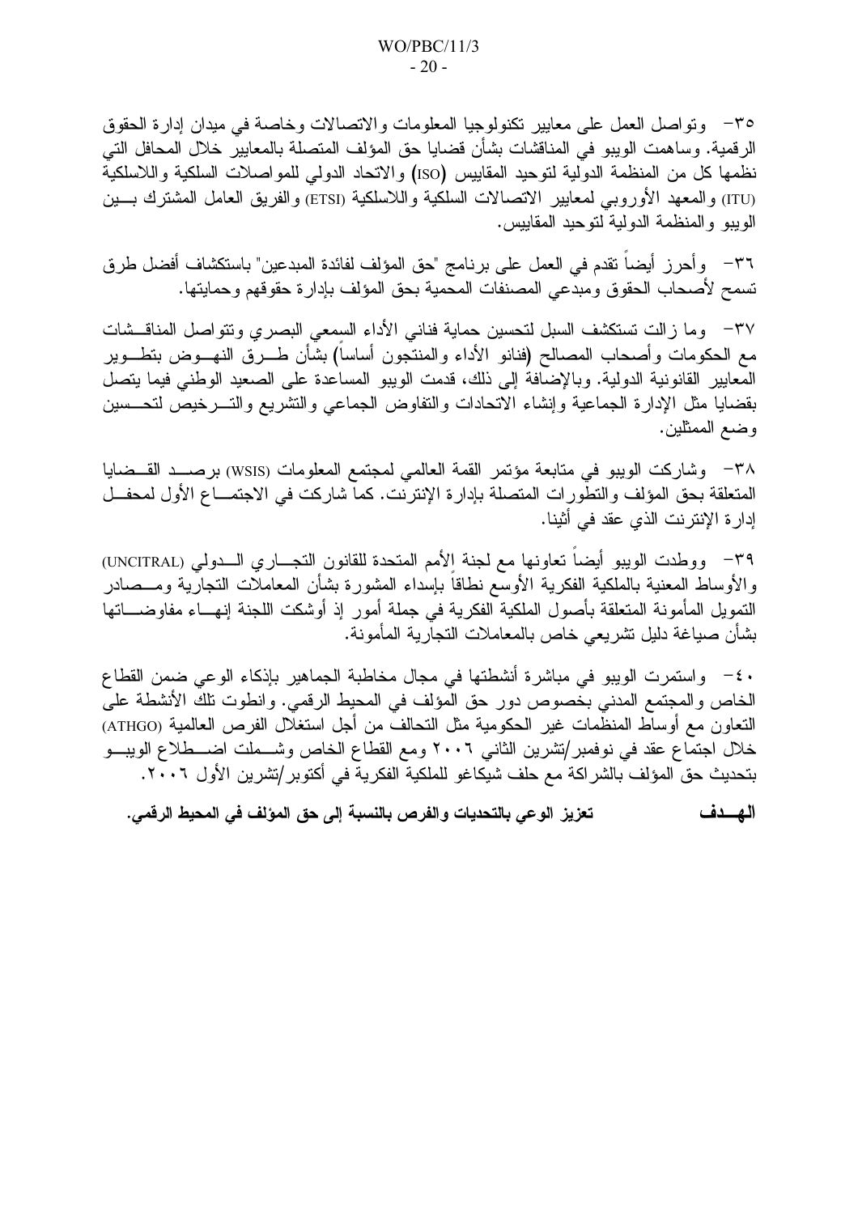٣٥- وتواصل العمل على معايير تكنولوجيا المعلومات والاتصالات وخاصة في ميدان إدارة الحقوق الرقمية. وساهمت الويبو في المناقشات بشأن قضايا حق المؤلف المتصلة بالمعايير خلال المحافل التي نظمها كل من المنظمة الدولية لتوحيد المقاييس (ISO) والاتحاد الدولي للمواصلات السلكية واللاسلكية (ITU) والمعهد الأوروبي لمعايير الاتصالات السلكية واللاسلكية (ETSI) والفريق العامل المشترك بين الويبو والمنظمة الدولية لتوحيد المقاييس.

٣٦- وأحرز أيضاً تقدم في العمل على برنامج "حق المؤلف لفائدة المبدعين" باستكشاف أفضل طرق تسمح لأصحاب الحقوق ومبدعي المصنفات المحمية بحق المؤلف بإدارة حقوقهم وحمايتها.

٣٧- وما زالت تستكشف السبل لتحسين حماية فناني الأداء السمعي البصري وتتواصل المناقشات مع الحكومات وأصحاب المصالح (فنانو الأداء والمنتجون أساساً) بشأن طرق النهوض بتطوير المعايير القانونية الدولية. وبالإضافة إلى ذلك، قدمت الويبو المساعدة على الصعيد الوطني فيما يتصل بقضايا مثل الإدارة الجماعية وإنشاء الاتحادات والتفاوض الجماعي والتشريع والترخيص لتحسين وضع الممثلين.

٣٨- وشاركت الويبو في متابعة مؤتمر القمة العالمي لمجتمع المعلومات (WSIS) برصد القضايا المتعلقة بحق المؤلف والتطورات المتصلة بإدارة الإنترنت. كما شاركت في الاجتماع الأول لمحفل إدارة الإنترنت الذي عقد في أثينا.

٣٩- ووطدت الويبو أيضاً تعاونها مع لجنة الأمم المتحدة للقانون التجاري الدولي (UNCITRAL) والأوساط المعنية بالملكية الفكرية الأوسع نطاقاً بإسداء المشورة بشأن المعاملات التجارية ومصادر التمويل المأمونة المتعلقة بأصول الملكية الفكرية في جملة أمور إذ أوشكت اللجنة إنهاء مفاوضاتها بشأن صياغة دليل تشريعي خاص بالمعاملات التجارية المأمونة.

٤٠- واستمرت الويبو في مباشرة أنشطتها في مجال مخاطبة الجماهير بإذكاء الوعي ضمن القطاع الخاص والمجتمع المدني بخصوص دور حق المؤلف في المحيط الرقمي. وانطوت تلك الأنشطة على التعاون مع أوساط المنظمات غير الحكومية مثل التحالف من أجل استغلال الفرص العالمية (ATHGO) خلال اجتماع عقد في نوفمبر/تشرين الثاني ٢٠٠٦ ومع القطاع الخاص وشملت اضطلاع الويبو بتحديث حق المؤلف بالشراكة مع حلف شيكاغو للملكية الفكرية في أكتوبر/تشرين الأول ٢٠٠٦.

**الهدف** **تعزيز الوعي بالتحديات والفرص بالنسبة إلى حق المؤلف في المحيط الرقمي.**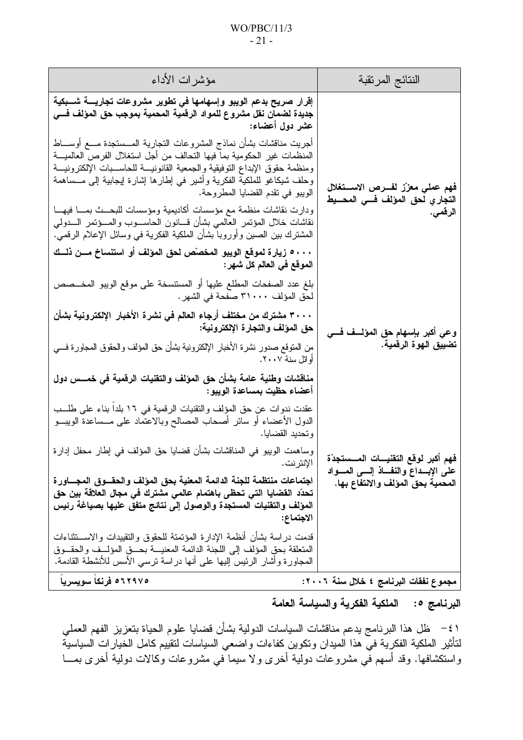| النتائج المرتقبة | مؤشرات الأداء |
|---|---|
| فهم عملي معزّز لفرص الاستغلال التجاري لحق المؤلف في المحيط الرقمي. | **إقرار صريح بدعم الويبو وإسهامها في تطوير مشروعات تجارية شبكية جديدة لضمان نقل مشروع للمواد الرقمية المحمية بموجب حق المؤلف في عشر دول أعضاء:**<br><br>أجريت مناقشات بشأن نماذج المشروعات التجارية المستجدة مع أوساط المنظمات غير الحكومية بما فيها التحالف من أجل استغلال الفرص العالمية ومنظمة حقوق الإبداع التوفيقية والجمعية القانونية للحاسبات الإلكترونية وحلف شيكاغو للملكية الفكرية وأشير في إطارها إشارة إيجابية إلى مساهمة الويبو في تقدم القضايا المطروحة.<br><br>ودارت نقاشات منظمة مع مؤسسات أكاديمية ومؤسسات للبحث بما فيها نقاشات خلال المؤتمر العالمي بشأن قانون الحاسوب والمؤتمر الدولي المشترك بين الصين وأوروبا بشأن الملكية الفكرية في وسائل الإعلام الرقمي. |
| وعي أكبر بإسهام حق المؤلف في تضييق الهوة الرقمية. | **٥٠٠٠ زيارة لموقع الويبو المخصّص لحق المؤلف أو استنساخ من ذلك الموقع في العالم كل شهر:**<br><br>بلغ عدد الصفحات المطلع عليها أو المستنسخة على موقع الويبو المخصص لحق المؤلف ٣١٠٠٠ صفحة في الشهر.<br><br>**٣٠٠٠ مشترك من مختلف أرجاء العالم في نشرة الأخبار الإلكترونية بشأن حق المؤلف والتجارة الإلكترونية:**<br><br>من المتوقع صدور نشرة الأخبار الإلكترونية بشأن حق المؤلف والحقوق المجاورة في أوائل سنة ٢٠٠٧. |
| فهم أكبر لوقع التقنيات المستجدّة على الإبداع والنفاذ إلى المواد المحمية بحق المؤلف والانتفاع بها. | **مناقشات وطنية عامة بشأن حق المؤلف والتقنيات الرقمية في خمس دول أعضاء حظيت بمساعدة الويبو:**<br><br>عقدت ندوات عن حق المؤلف والتقنيات الرقمية في ١٦ بلداً بناء على طلب الدول الأعضاء أو سائر أصحاب المصالح وبالاعتماد على مساعدة الويبو وتحديد القضايا.<br><br>وساهمت الويبو في المناقشات بشأن قضايا حق المؤلف في إطار محفل إدارة الإنترنت.<br><br>**اجتماعات منتظمة للجنة الدائمة المعنية بحق المؤلف والحقوق المجاورة تحدّد القضايا التي تحظى باهتمام عالمي مشترك في مجال العلاقة بين حق المؤلف والتقنيات المستجدة والوصول إلى نتائج متفق عليها بصياغة رئيس الاجتماع:**<br><br>قدمت دراسة بشأن أنظمة الإدارة المؤتمتة للحقوق والتقييدات والاستثناءات المتعلقة بحق المؤلف إلى اللجنة الدائمة المعنية بحق المؤلف والحقوق المجاورة وأشار الرئيس إليها على أنها دراسة ترسي الأسس للأنشطة القادمة. |
| **مجموع نفقات البرنامج ٤ خلال سنة ٢٠٠٦:** | **٥٦٢٩٧٥ فرنكاً سويسرياً** |

## البرنامج ٥: الملكية الفكرية والسياسة العامة

٤١ – ظل هذا البرنامج يدعم مناقشات السياسات الدولية بشأن قضايا علوم الحياة بتعزيز الفهم العملي لتأثير الملكية الفكرية في هذا الميدان وتكوين كفاءات واضعي السياسات لتقييم كامل الخيارات السياسية واستكشافها. وقد أسهم في مشروعات دولية أخرى ولا سيما في مشروعات وكالات دولية أخرى بما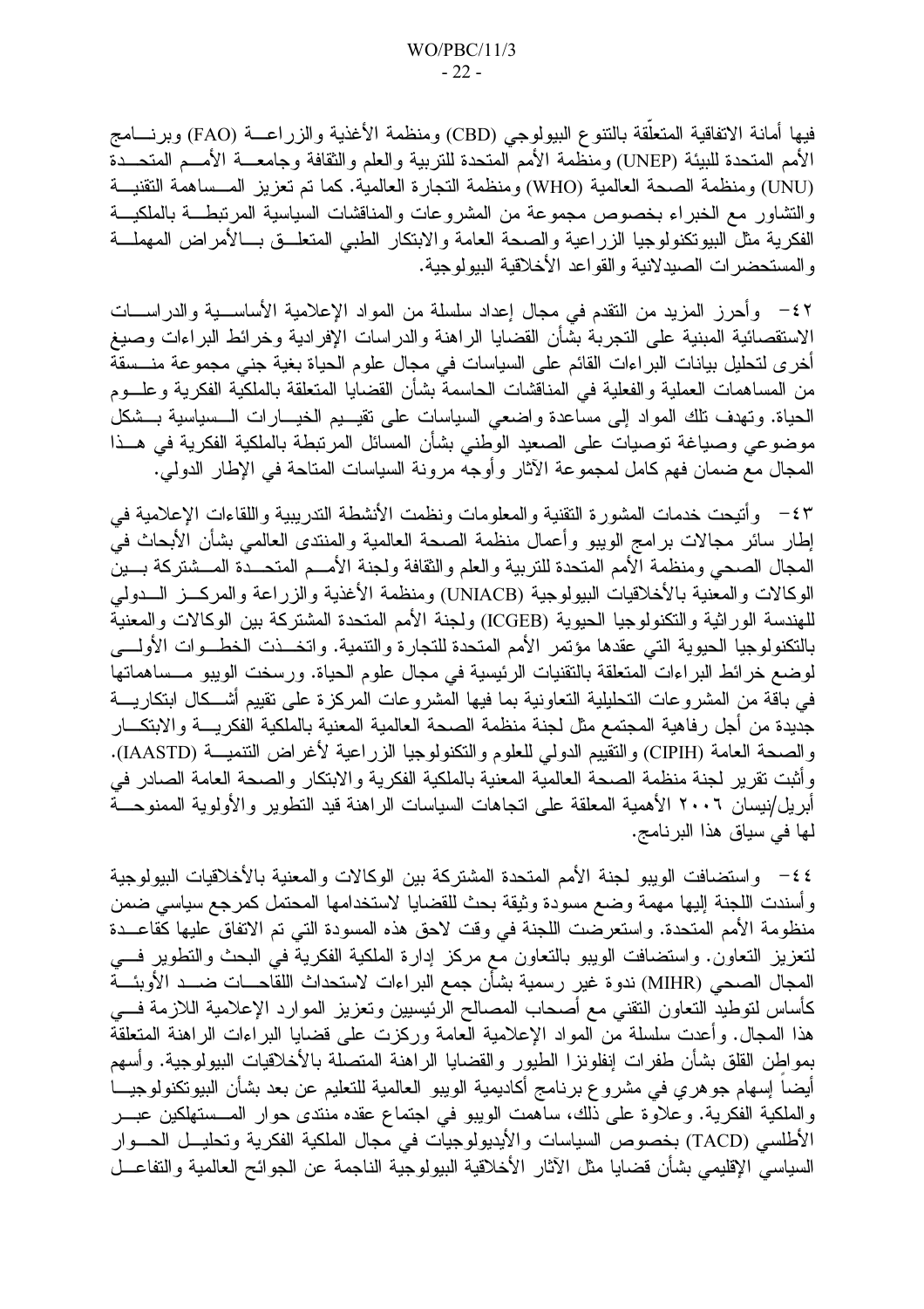فيها أمانة الاتفاقية المتعلّقة بالتنوع البيولوجي (CBD) ومنظمة الأغذية والزراعة (FAO) وبرنامج الأمم المتحدة للبيئة (UNEP) ومنظمة الأمم المتحدة للتربية والعلم والثقافة وجامعة الأمم المتحدة (UNU) ومنظمة الصحة العالمية (WHO) ومنظمة التجارة العالمية. كما تم تعزيز المساهمة التقنية والتشاور مع الخبراء بخصوص مجموعة من المشروعات والمناقشات السياسية المرتبطة بالملكية الفكرية مثل البيوتكنولوجيا الزراعية والصحة العامة والابتكار الطبي المتعلق بالأمراض المهملة والمستحضرات الصيدلانية والقواعد الأخلاقية البيولوجية.

٤٢- وأحرز المزيد من التقدم في مجال إعداد سلسلة من المواد الإعلامية الأساسية والدراسات الاستقصائية المبنية على التجربة بشأن القضايا الراهنة والدراسات الإفرادية وخرائط البراءات وصيغ أخرى لتحليل بيانات البراءات القائم على السياسات في مجال علوم الحياة بغية جني مجموعة منسقة من المساهمات العملية والفعلية في المناقشات الحاسمة بشأن القضايا المتعلقة بالملكية الفكرية وعلوم الحياة. وتهدف تلك المواد إلى مساعدة واضعي السياسات على تقييم الخيارات السياسية بشكل موضوعي وصياغة توصيات على الصعيد الوطني بشأن المسائل المرتبطة بالملكية الفكرية في هذا المجال مع ضمان فهم كامل لمجموعة الآثار وأوجه مرونة السياسات المتاحة في الإطار الدولي.

٤٣- وأتيحت خدمات المشورة التقنية والمعلومات ونظمت الأنشطة التدريبية واللقاءات الإعلامية في إطار سائر مجالات برامج الويبو وأعمال منظمة الصحة العالمية والمنتدى العالمي بشأن الأبحاث في المجال الصحي ومنظمة الأمم المتحدة للتربية والعلم والثقافة ولجنة الأمم المتحدة المشتركة بين الوكالات والمعنية بالأخلاقيات البيولوجية (UNIACB) ومنظمة الأغذية والزراعة والمركز الدولي للهندسة الوراثية والتكنولوجيا الحيوية (ICGEB) ولجنة الأمم المتحدة المشتركة بين الوكالات والمعنية بالتكنولوجيا الحيوية التي عقدها مؤتمر الأمم المتحدة للتجارة والتنمية. واتخذت الخطوات الأولى لوضع خرائط البراءات المتعلقة بالتقنيات الرئيسية في مجال علوم الحياة. ورسخت الويبو مساهماتها في باقة من المشروعات التحليلية التعاونية بما فيها المشروعات المركزة على تقييم أشكال ابتكارية جديدة من أجل رفاهية المجتمع مثل لجنة منظمة الصحة العالمية المعنية بالملكية الفكرية والابتكار والصحة العامة (CIPIH) والتقييم الدولي للعلوم والتكنولوجيا الزراعية لأغراض التنمية (IAASTD). وأثبت تقرير لجنة منظمة الصحة العالمية المعنية بالملكية الفكرية والابتكار والصحة العامة الصادر في أبريل/نيسان ٢٠٠٦ الأهمية المعلقة على اتجاهات السياسات الراهنة قيد التطوير والأولوية الممنوحة لها في سياق هذا البرنامج.

٤٤- واستضافت الويبو لجنة الأمم المتحدة المشتركة بين الوكالات والمعنية بالأخلاقيات البيولوجية وأسندت اللجنة إليها مهمة وضع مسودة وثيقة بحث للقضايا لاستخدامها المحتمل كمرجع سياسي ضمن منظومة الأمم المتحدة. واستعرضت اللجنة في وقت لاحق هذه المسودة التي تم الاتفاق عليها كقاعدة لتعزيز التعاون. واستضافت الويبو بالتعاون مع مركز إدارة الملكية الفكرية في البحث والتطوير في المجال الصحي (MIHR) ندوة غير رسمية بشأن جمع البراءات لاستحداث اللقاحات ضد الأوبئة كأساس لتوطيد التعاون التقني مع أصحاب المصالح الرئيسيين وتعزيز الموارد الإعلامية اللازمة في هذا المجال. وأعدت سلسلة من المواد الإعلامية العامة وركزت على قضايا البراءات الراهنة المتعلقة بمواطن القلق بشأن طفرات إنفلونزا الطيور والقضايا الراهنة المتصلة بالأخلاقيات البيولوجية. وأسهم أيضاً إسهام جوهري في مشروع برنامج أكاديمية الويبو العالمية للتعليم عن بعد بشأن البيوتكنولوجيا والملكية الفكرية. وعلاوة على ذلك، ساهمت الويبو في اجتماع عقده منتدى حوار المستهلكين عبر الأطلسي (TACD) بخصوص السياسات والأيديولوجيات في مجال الملكية الفكرية وتحليل الحوار السياسي الإقليمي بشأن قضايا مثل الآثار الأخلاقية البيولوجية الناجمة عن الجوائح العالمية والتفاعل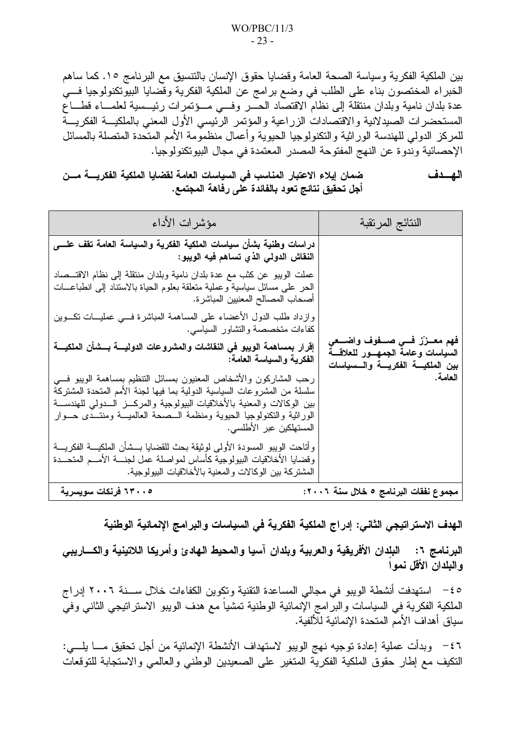بين الملكية الفكرية وسياسة الصحة العامة وقضايا حقوق الإنسان بالتنسيق مع البرنامج ١٥. كما ساهم الخبراء المختصون بناء على الطلب في وضع برامج عن الملكية الفكرية وقضايا البيوتكنولوجيا في عدة بلدان نامية وبلدان منتقلة إلى نظام الاقتصاد الحر وفي مؤتمرات رئيسية لعلماء قطاع المستحضرات الصيدلانية والاقتصادات الزراعية والمؤتمر الرئيسي الأول المعني بالملكية الفكرية للمركز الدولي للهندسة الوراثية والتكنولوجيا الحيوية وأعمال منظومة الأمم المتحدة المتصلة بالمسائل الإحصائية وندوة عن النهج المفتوحة المصدر المعتمدة في مجال البيوتكنولوجيا.

**الهدف** **ضمان إيلاء الاعتبار المناسب في السياسات العامة لقضايا الملكية الفكرية من أجل تحقيق نتائج تعود بالفائدة على رفاهة المجتمع.**

| النتائج المرتقبة | مؤشرات الأداء |
|---|---|
| **فهم معزز في صفوف واضعي السياسات وعامة الجمهور للعلاقة بين الملكية الفكرية والسياسات العامة.** | **دراسات وطنية بشأن سياسات الملكية الفكرية والسياسة العامة تقف على النقاش الدولي الذي تساهم فيه الويبو:**<br><br>عملت الويبو عن كثب مع عدة بلدان نامية وبلدان منتقلة إلى نظام الاقتصاد الحر على مسائل سياسية وعملية متعلقة بعلوم الحياة بالاستناد إلى انطباعات أصحاب المصالح المعنيين المباشرة.<br><br>وازداد طلب الدول الأعضاء على المساهمة المباشرة في عمليات تكوين كفاءات متخصصة والتشاور السياسي.<br><br>**إقرار بمساهمة الويبو في النقاشات والمشروعات الدولية بشأن الملكية الفكرية والسياسة العامة:**<br><br>رحب المشاركون والأشخاص المعنيون بمسائل التنظيم بمساهمة الويبو في سلسلة من المشروعات السياسية الدولية بما فيها لجنة الأمم المتحدة المشتركة بين الوكالات والمعنية بالأخلاقيات البيولوجية والمركز الدولي للهندسة الوراثية والتكنولوجيا الحيوية ومنظمة الصحة العالمية ومنتدى حوار المستهلكين عبر الأطلسي.<br><br>وأتاحت الويبو المسودة الأولى لوثيقة بحث للقضايا بشأن الملكية الفكرية وقضايا الأخلاقيات البيولوجية كأساس لمواصلة عمل لجنة الأمم المتحدة المشتركة بين الوكالات والمعنية بالأخلاقيات البيولوجية. |
| **مجموع نفقات البرنامج ٥ خلال سنة ٢٠٠٦:** | **٦٣٠٠٥ فرنكات سويسرية** |

**الهدف الاستراتيجي الثاني: إدراج الملكية الفكرية في السياسات والبرامج الإنمائية الوطنية**

**البرنامج ٦: البلدان الأفريقية والعربية وبلدان آسيا والمحيط الهادئ وأمريكا اللاتينية والكاريبي والبلدان الأقل نموا**

٤٥- استهدفت أنشطة الويبو في مجالي المساعدة التقنية وتكوين الكفاءات خلال سنة ٢٠٠٦ إدراج الملكية الفكرية في السياسات والبرامج الإنمائية الوطنية تمشياً مع هدف الويبو الاستراتيجي الثاني وفي سياق أهداف الأمم المتحدة الإنمائية للألفية.

٤٦- وبدأت عملية إعادة توجيه نهج الويبو لاستهداف الأنشطة الإنمائية من أجل تحقيق ما يلي: التكيف مع إطار حقوق الملكية الفكرية المتغير على الصعيدين الوطني والعالمي والاستجابة للتوقعات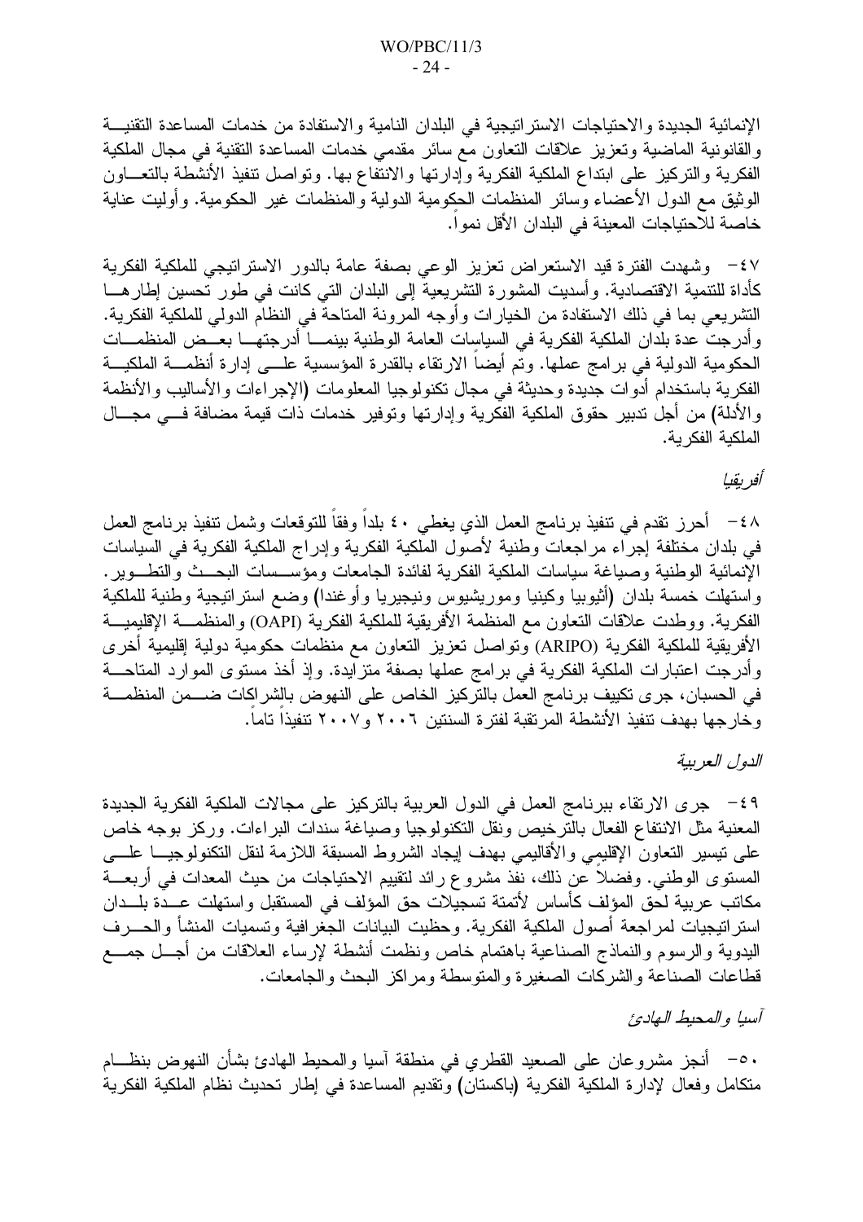الإنمائية الجديدة والاحتياجات الاستراتيجية في البلدان النامية والاستفادة من خدمات المساعدة التقنية والقانونية الماضية وتعزيز علاقات التعاون مع سائر مقدمي خدمات المساعدة التقنية في مجال الملكية الفكرية والتركيز على ابتداع الملكية الفكرية وإدارتها والانتفاع بها. وتواصل تنفيذ الأنشطة بالتعاون الوثيق مع الدول الأعضاء وسائر المنظمات الحكومية الدولية والمنظمات غير الحكومية. وأوليت عناية خاصة للاحتياجات المعينة في البلدان الأقل نمواً.

٤٧- وشهدت الفترة قيد الاستعراض تعزيز الوعي بصفة عامة بالدور الاستراتيجي للملكية الفكرية كأداة للتنمية الاقتصادية. وأسديت المشورة التشريعية إلى البلدان التي كانت في طور تحسين إطارها التشريعي بما في ذلك الاستفادة من الخيارات وأوجه المرونة المتاحة في النظام الدولي للملكية الفكرية. وأدرجت عدة بلدان الملكية الفكرية في السياسات العامة الوطنية بينما أدرجتها بعض المنظمات الحكومية الدولية في برامج عملها. وتم أيضاً الارتقاء بالقدرة المؤسسية على إدارة أنظمة الملكية الفكرية باستخدام أدوات جديدة وحديثة في مجال تكنولوجيا المعلومات (الإجراءات والأساليب والأنظمة والأدلة) من أجل تدبير حقوق الملكية الفكرية وإدارتها وتوفير خدمات ذات قيمة مضافة في مجال الملكية الفكرية.

*أفريقيا*

٤٨- أحرز تقدم في تنفيذ برنامج العمل الذي يغطي ٤٠ بلداً وفقاً للتوقعات وشمل تنفيذ برنامج العمل في بلدان مختلفة إجراء مراجعات وطنية لأصول الملكية الفكرية وإدراج الملكية الفكرية في السياسات الإنمائية الوطنية وصياغة سياسات الملكية الفكرية لفائدة الجامعات ومؤسسات البحث والتطوير. واستهلت خمسة بلدان (أثيوبيا وكينيا وموريشيوس ونيجيريا وأوغندا) وضع استراتيجية وطنية للملكية الفكرية. ووطدت علاقات التعاون مع المنظمة الأفريقية للملكية الفكرية (OAPI) والمنظمة الإقليمية الأفريقية للملكية الفكرية (ARIPO) وتواصل تعزيز التعاون مع منظمات حكومية دولية إقليمية أخرى وأدرجت اعتبارات الملكية الفكرية في برامج عملها بصفة متزايدة. وإذ أخذ مستوى الموارد المتاحة في الحسبان، جرى تكييف برنامج العمل بالتركيز الخاص على النهوض بالشراكات ضمن المنظمة وخارجها بهدف تنفيذ الأنشطة المرتقبة لفترة السنتين ٢٠٠٦ و٢٠٠٧ تنفيذاً تاماً.

*الدول العربية*

٤٩- جرى الارتقاء ببرنامج العمل في الدول العربية بالتركيز على مجالات الملكية الفكرية الجديدة المعنية مثل الانتفاع الفعال بالترخيص ونقل التكنولوجيا وصياغة سندات البراءات. وركز بوجه خاص على تيسير التعاون الإقليمي والأقاليمي بهدف إيجاد الشروط المسبقة اللازمة لنقل التكنولوجيا على المستوى الوطني. وفضلاً عن ذلك، نفذ مشروع رائد لتقييم الاحتياجات من حيث المعدات في أربعة مكاتب عربية لحق المؤلف كأساس لأتمتة تسجيلات حق المؤلف في المستقبل واستهلت عدة بلدان استراتيجيات لمراجعة أصول الملكية الفكرية. وحظيت البيانات الجغرافية وتسميات المنشأ والحرف اليدوية والرسوم والنماذج الصناعية باهتمام خاص ونظمت أنشطة لإرساء العلاقات من أجل جمع قطاعات الصناعة والشركات الصغيرة والمتوسطة ومراكز البحث والجامعات.

*آسيا والمحيط الهادئ*

٥٠- أنجز مشروعان على الصعيد القطري في منطقة آسيا والمحيط الهادئ بشأن النهوض بنظام متكامل وفعال لإدارة الملكية الفكرية (باكستان) وتقديم المساعدة في إطار تحديث نظام الملكية الفكرية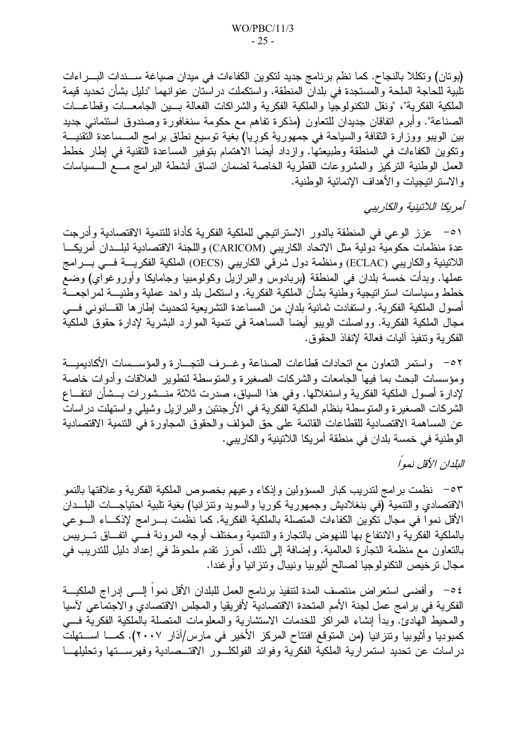(بوتان) وتكللا بالنجاح. كما نظم برنامج جديد لتكوين الكفاءات في ميدان صياغة سندات البراءات تلبية للحاجة الملحة والمستجدة في بلدان المنطقة. واستكملت دراستان عنوانهما "دليل بشأن تحديد قيمة الملكية الفكرية"، "ونقل التكنولوجيا والملكية الفكرية والشراكات الفعالة بين الجامعات وقطاعات الصناعة". وأبرم اتفاقان جديدان للتعاون (مذكرة تفاهم مع حكومة سنغافورة وصندوق استئماني جديد بين الويبو ووزارة الثقافة والسياحة في جمهورية كوريا) بغية توسيع نطاق برامج المساعدة التقنية وتكوين الكفاءات في المنطقة وطبيعتها. وازداد أيضاً الاهتمام بتوفير المساعدة التقنية في إطار خطط العمل الوطنية التركيز والمشروعات القطرية الخاصة لضمان اتساق أنشطة البرامج مع السياسات والاستراتيجيات والأهداف الإنمائية الوطنية.

*أمريكا اللاتينية والكاريبي*

٥١- عزز الوعي في المنطقة بالدور الاستراتيجي للملكية الفكرية كأداة للتنمية الاقتصادية وأدرجت عدة منظمات حكومية دولية مثل الاتحاد الكاريبي (CARICOM) واللجنة الاقتصادية لبلدان أمريكا اللاتينية والكاريبي (ECLAC) ومنظمة دول شرقي الكاريبي (OECS) الملكية الفكرية في برامج عملها. وبدأت خمسة بلدان في المنطقة (بربادوس والبرازيل وكولومبيا وجامايكا وأوروغواي) وضع خطط وسياسات استراتيجية وطنية بشأن الملكية الفكرية. واستكمل بلد واحد عملية وطنية لمراجعة أصول الملكية الفكرية. واستفادت ثمانية بلدان من المساعدة التشريعية لتحديث إطارها القانوني في مجال الملكية الفكرية. وواصلت الويبو أيضاً المساهمة في تنمية الموارد البشرية لإدارة حقوق الملكية الفكرية وتنفيذ آليات فعالة لإنفاذ الحقوق.

٥٢- واستمر التعاون مع اتحادات قطاعات الصناعة وغرف التجارة والمؤسسات الأكاديمية ومؤسسات البحث بما فيها الجامعات والشركات الصغيرة والمتوسطة لتطوير العلاقات وأدوات خاصة لإدارة أصول الملكية الفكرية واستغلالها. وفي هذا السياق، صدرت ثلاثة منشورات بشأن انتفاع الشركات الصغيرة والمتوسطة بنظام الملكية الفكرية في الأرجنتين والبرازيل وشيلي واستهلت دراسات عن المساهمة الاقتصادية للقطاعات القائمة على حق المؤلف والحقوق المجاورة في التنمية الاقتصادية الوطنية في خمسة بلدان في منطقة أمريكا اللاتينية والكاريبي.

*البلدان الأقل نمواً*

٥٣- نظمت برامج لتدريب كبار المسؤولين وإذكاء وعيهم بخصوص الملكية الفكرية وعلاقتها بالنمو الاقتصادي والتنمية (في بنغلاديش وجمهورية كوريا والسويد وتنزانيا) بغية تلبية احتياجات البلدان الأقل نموا في مجال تكوين الكفاءات المتصلة بالملكية الفكرية. كما نظمت برامج لإذكاء الوعي بالملكية الفكرية والانتفاع بها للنهوض بالتجارة والتنمية ومختلف أوجه المرونة في اتفاق تريبس بالتعاون مع منظمة التجارة العالمية. وإضافة إلى ذلك، أحرز تقدم ملحوظ في إعداد دليل للتدريب في مجال ترخيص التكنولوجيا لصالح أثيوبيا ونيبال وتنزانيا وأوغندا.

٥٤- وأفضى استعراض منتصف المدة لتنفيذ برنامج العمل للبلدان الأقل نمواً إلى إدراج الملكية الفكرية في برامج عمل لجنة الأمم المتحدة الاقتصادية لأفريقيا والمجلس الاقتصادي والاجتماعي لآسيا والمحيط الهادئ. وبدأ إنشاء المراكز للخدمات الاستشارية والمعلومات المتصلة بالملكية الفكرية في كمبوديا وأثيوبيا وتنزانيا (من المتوقع افتتاح المركز الأخير في مارس/آذار ٢٠٠٧). كما استهلت دراسات عن تحديد استمرارية الملكية الفكرية وفوائد الفولكلور الاقتصادية وفهرستها وتحليلها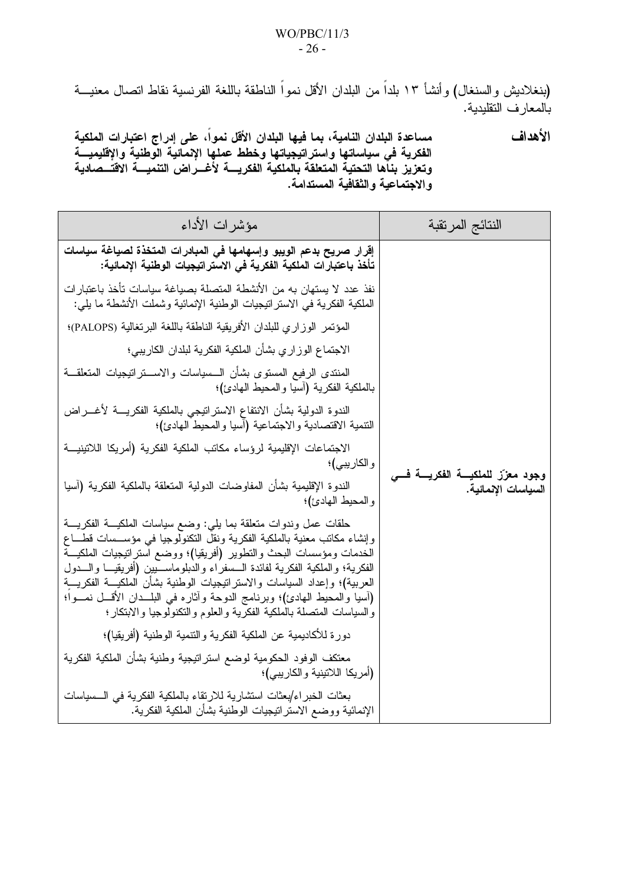(بنغلاديش والسنغال) وأنشأ ١٣ بلداً من البلدان الأقل نمواً الناطقة باللغة الفرنسية نقاط اتصال معنية بالمعارف التقليدية.

**الأهداف** **مساعدة البلدان النامية، بما فيها البلدان الأقل نمواً، على إدراج اعتبارات الملكية الفكرية في سياساتها واستراتيجياتها وخطط عملها الإنمائية الوطنية والإقليمية وتعزيز بناها التحتية المتعلقة بالملكية الفكرية لأغراض التنمية الاقتصادية والاجتماعية والثقافية المستدامة.**

| النتائج المرتقبة | مؤشرات الأداء |
|---|---|
| **وجود معزّز للملكية الفكرية في السياسات الإنمائية.** | **إقرار صريح بدعم الويبو وإسهامها في المبادرات المتخذة لصياغة سياسات تأخذ باعتبارات الملكية الفكرية في الاستراتيجيات الوطنية الإنمائية:**<br><br>نفذ عدد لا يستهان به من الأنشطة المتصلة بصياغة سياسات تأخذ باعتبارات الملكية الفكرية في الاستراتيجيات الوطنية الإنمائية وشملت الأنشطة ما يلي:<br><br>المؤتمر الوزاري للبلدان الأفريقية الناطقة باللغة البرتغالية (PALOPS)؛<br><br>الاجتماع الوزاري بشأن الملكية الفكرية لبلدان الكاريبي؛<br><br>المنتدى الرفيع المستوى بشأن السياسات والاستراتيجيات المتعلقة بالملكية الفكرية (آسيا والمحيط الهادئ)؛<br><br>الندوة الدولية بشأن الانتفاع الاستراتيجي بالملكية الفكرية لأغراض التنمية الاقتصادية والاجتماعية (آسيا والمحيط الهادئ)؛<br><br>الاجتماعات الإقليمية لرؤساء مكاتب الملكية الفكرية (أمريكا اللاتينية والكاريبي)؛<br><br>الندوة الإقليمية بشأن المفاوضات الدولية المتعلقة بالملكية الفكرية (آسيا والمحيط الهادئ)؛<br><br>حلقات عمل وندوات متعلقة بما يلي: وضع سياسات الملكية الفكرية وإنشاء مكاتب معنية بالملكية الفكرية ونقل التكنولوجيا في مؤسسات قطاع الخدمات ومؤسسات البحث والتطوير (أفريقيا)؛ ووضع استراتيجيات الملكية الفكرية؛ والملكية الفكرية لفائدة السفراء والدبلوماسيين (أفريقيا والدول العربية)؛ وإعداد السياسات والاستراتيجيات الوطنية بشأن الملكية الفكرية (آسيا والمحيط الهادئ)؛ وبرنامج الدوحة وآثاره في البلدان الأقل نمواً؛ والسياسات المتصلة بالملكية الفكرية والعلوم والتكنولوجيا والابتكار؛<br><br>دورة للأكاديمية عن الملكية الفكرية والتنمية الوطنية (أفريقيا)؛<br><br>معتكف الوفود الحكومية لوضع استراتيجية وطنية بشأن الملكية الفكرية (أمريكا اللاتينية والكاريبي)؛<br><br>بعثات الخبراء/بعثات استشارية للارتقاء بالملكية الفكرية في السياسات الإنمائية ووضع الاستراتيجيات الوطنية بشأن الملكية الفكرية. |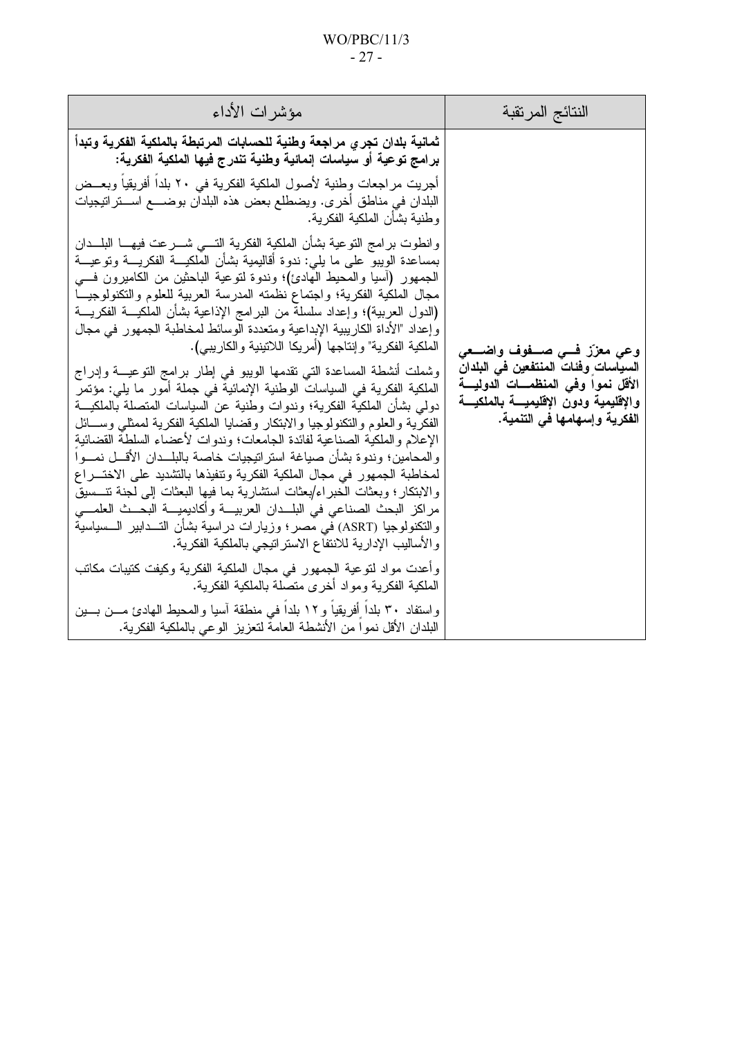| النتائج المرتقبة | مؤشرات الأداء |
|---|---|
| **وعي معزّز في صفوف واضعي السياسات وفئات المنتفعين في البلدان الأقل نمواً وفي المنظمات الدولية والإقليمية ودون الإقليمية بالملكية الفكرية وإسهامها في التنمية.** | **ثمانية بلدان تجري مراجعة وطنية للحسابات المرتبطة بالملكية الفكرية وتبدأ برامج توعية أو سياسات إنمائية وطنية تندرج فيها الملكية الفكرية:**<br><br>أجريت مراجعات وطنية لأصول الملكية الفكرية في ٢٠ بلداً أفريقياً وبعض البلدان في مناطق أخرى. ويضطلع بعض هذه البلدان بوضع استراتيجيات وطنية بشأن الملكية الفكرية.<br><br>وانطوت برامج التوعية بشأن الملكية الفكرية التي شرعت فيها البلدان بمساعدة الويبو على ما يلي: ندوة أقاليمية بشأن الملكية الفكرية وتوعية الجمهور (آسيا والمحيط الهادئ)؛ وندوة لتوعية الباحثين من الكاميرون في مجال الملكية الفكرية؛ واجتماع نظمته المدرسة العربية للعلوم والتكنولوجيا (الدول العربية)؛ وإعداد سلسلة من البرامج الإذاعية بشأن الملكية الفكرية وإعداد "الأداة الكاريبية الإبداعية ومتعددة الوسائط لمخاطبة الجمهور في مجال الملكية الفكرية" وإنتاجها (أمريكا اللاتينية والكاريبي).<br><br>وشملت أنشطة المساعدة التي تقدمها الويبو في إطار برامج التوعية وإدراج الملكية الفكرية في السياسات الوطنية الإنمائية في جملة أمور ما يلي: مؤتمر دولي بشأن الملكية الفكرية؛ وندوات وطنية عن السياسات المتصلة بالملكية الفكرية والعلوم والتكنولوجيا والابتكار وقضايا الملكية الفكرية لممثلي وسائل الإعلام والملكية الصناعية لفائدة الجامعات؛ وندوات لأعضاء السلطة القضائية والمحامين؛ وندوة بشأن صياغة استراتيجيات خاصة بالبلدان الأقل نمواً لمخاطبة الجمهور في مجال الملكية الفكرية وتنفيذها بالتشديد على الاختراع والابتكار؛ وبعثات الخبراء/بعثات استشارية بما فيها البعثات إلى لجنة تنسيق مراكز البحث الصناعي في البلدان العربية وأكاديمية البحث العلمي والتكنولوجيا (ASRT) في مصر؛ وزيارات دراسية بشأن التدابير السياسية والأساليب الإدارية للانتفاع الاستراتيجي بالملكية الفكرية.<br><br>وأعدت مواد لتوعية الجمهور في مجال الملكية الفكرية وكيفت كتيبات مكاتب الملكية الفكرية ومواد أخرى متصلة بالملكية الفكرية.<br><br>واستفاد ٣٠ بلداً أفريقياً و١٢ بلداً في منطقة آسيا والمحيط الهادئ من بين البلدان الأقل نمواً من الأنشطة العامة لتعزيز الوعي بالملكية الفكرية. |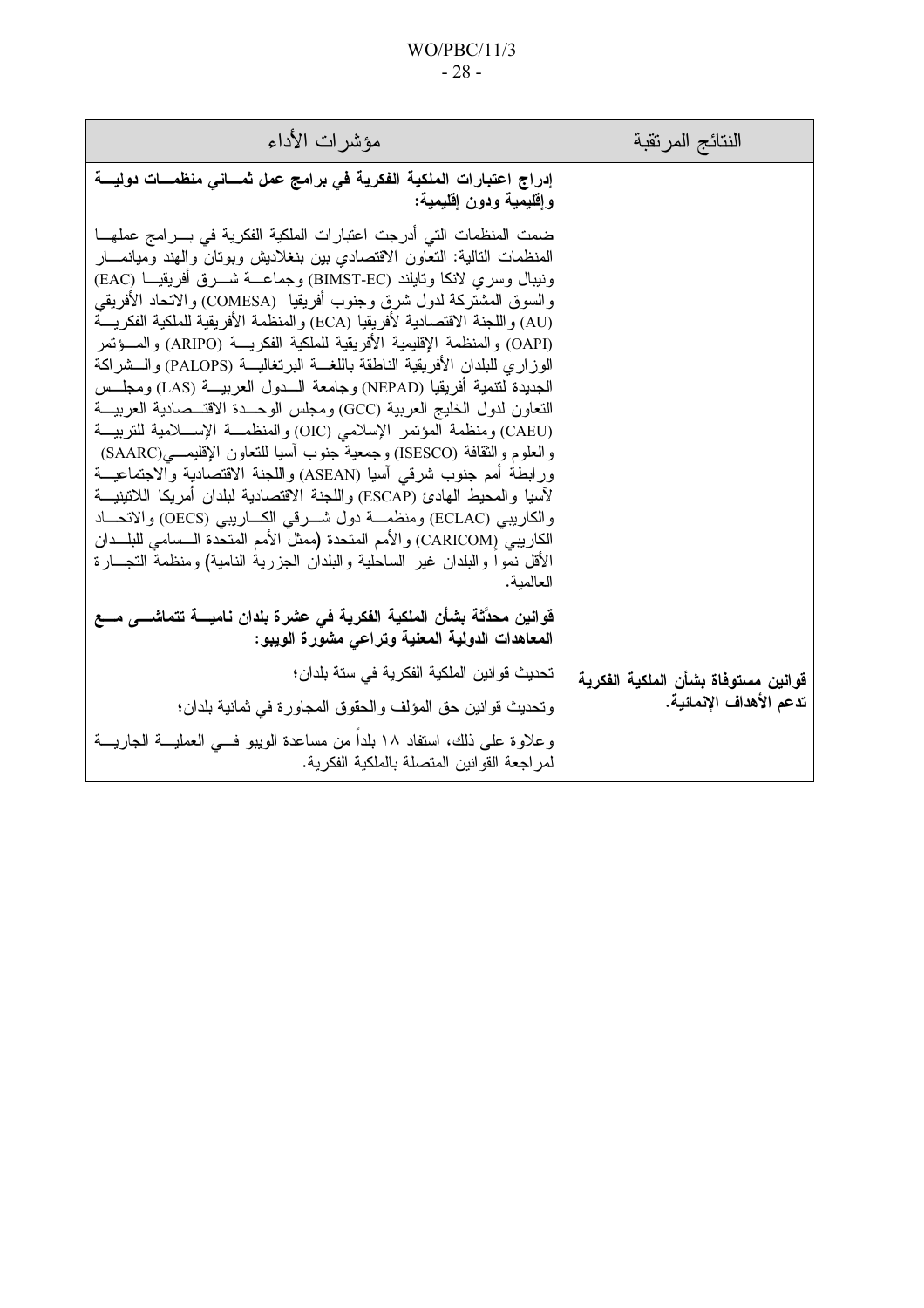| النتائج المرتقبة | مؤشرات الأداء |
|---|---|
| | **إدراج اعتبارات الملكية الفكرية في برامج عمل ثماني منظمات دولية وإقليمية ودون إقليمية:**<br><br>ضمت المنظمات التي أدرجت اعتبارات الملكية الفكرية في برامج عملها المنظمات التالية: التعاون الاقتصادي بين بنغلاديش وبوتان والهند وميانمار ونيبال وسري لانكا وتايلند (BIMST-EC) وجماعة شرق أفريقيا (EAC) والسوق المشتركة لدول شرق وجنوب أفريقيا (COMESA) والاتحاد الأفريقي (AU) واللجنة الاقتصادية لأفريقيا (ECA) والمنظمة الأفريقية للملكية الفكرية (OAPI) والمنظمة الإقليمية الأفريقية للملكية الفكرية (ARIPO) والمؤتمر الوزاري للبلدان الأفريقية الناطقة باللغة البرتغالية (PALOPS) والشراكة الجديدة لتنمية أفريقيا (NEPAD) وجامعة الدول العربية (LAS) ومجلس التعاون لدول الخليج العربية (GCC) ومجلس الوحدة الاقتصادية العربية (CAEU) ومنظمة المؤتمر الإسلامي (OIC) والمنظمة الإسلامية للتربية والعلوم والثقافة (ISESCO) وجمعية جنوب آسيا للتعاون الإقليمي(SAARC) ورابطة أمم جنوب شرقي آسيا (ASEAN) واللجنة الاقتصادية والاجتماعية لآسيا والمحيط الهادئ (ESCAP) واللجنة الاقتصادية لبلدان أمريكا اللاتينية والكاريبي (ECLAC) ومنظمة دول شرقي الكاريبي (OECS) والاتحاد الكاريبي (CARICOM) والأمم المتحدة (ممثل الأمم المتحدة السامي للبلدان الأقل نمواً والبلدان غير الساحلية والبلدان الجزرية النامية) ومنظمة التجارة العالمية. |
| **قوانين مستوفاة بشأن الملكية الفكرية تدعم الأهداف الإنمائية.** | **قوانين محدَّثة بشأن الملكية الفكرية في عشرة بلدان نامية تتماشى مع المعاهدات الدولية المعنية وتراعي مشورة الويبو:**<br><br>تحديث قوانين الملكية الفكرية في ستة بلدان؛<br><br>وتحديث قوانين حق المؤلف والحقوق المجاورة في ثمانية بلدان؛<br><br>وعلاوة على ذلك، استفاد ١٨ بلداً من مساعدة الويبو في العملية الجارية لمراجعة القوانين المتصلة بالملكية الفكرية. |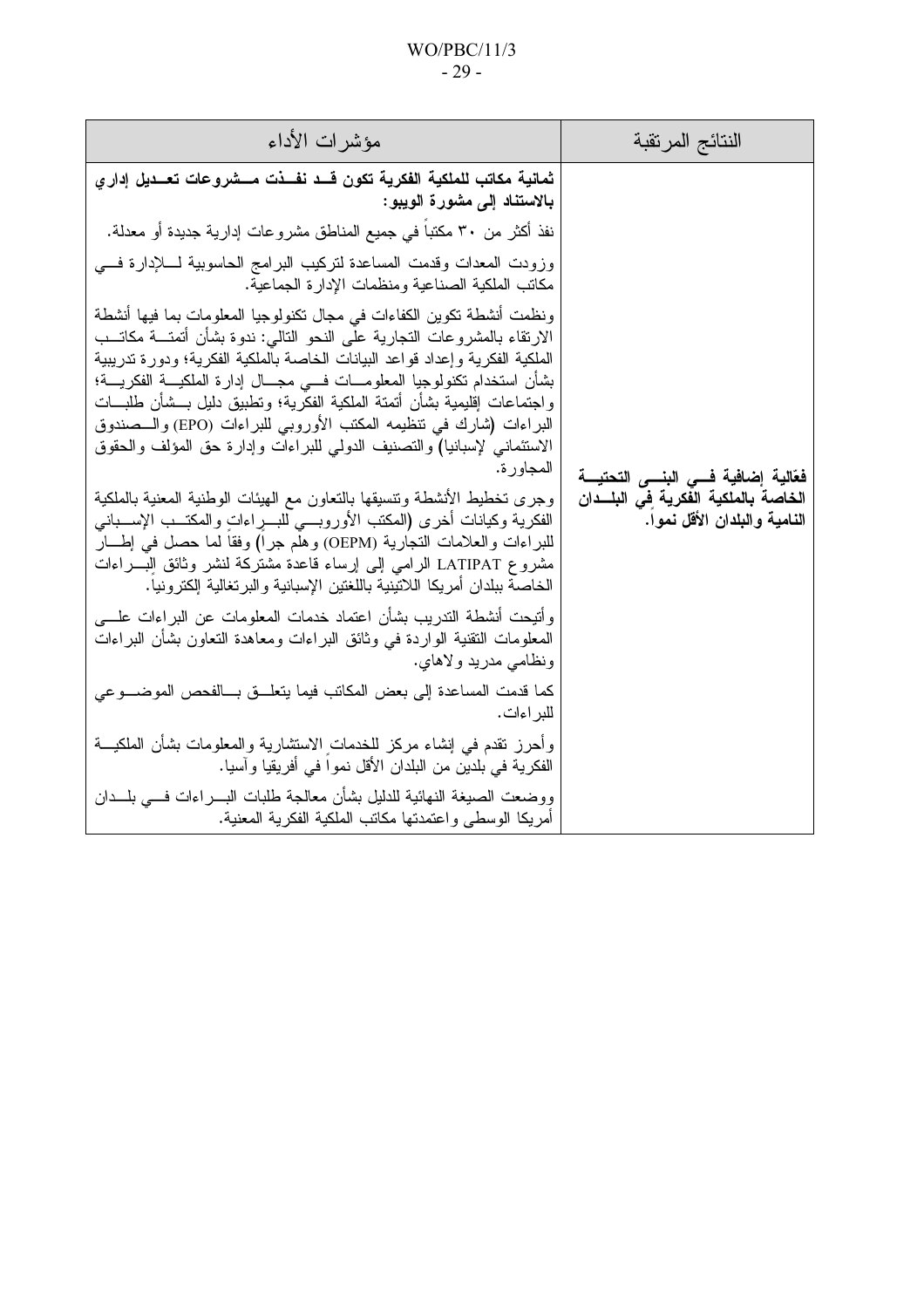| النتائج المرتقبة | مؤشرات الأداء |
|---|---|
| **فعّالية إضافية في البنى التحتية الخاصة بالملكية الفكرية في البلدان النامية والبلدان الأقل نمواً.** | **ثمانية مكاتب للملكية الفكرية تكون قد نفذت مشروعات تعديل إداري بالاستناد إلى مشورة الويبو:**<br><br>نفذ أكثر من ٣٠ مكتباً في جميع المناطق مشروعات إدارية جديدة أو معدلة.<br><br>وزودت المعدات وقدمت المساعدة لتركيب البرامج الحاسوبية للإدارة في مكاتب الملكية الصناعية ومنظمات الإدارة الجماعية.<br><br>ونظمت أنشطة تكوين الكفاءات في مجال تكنولوجيا المعلومات بما فيها أنشطة الارتقاء بالمشروعات التجارية على النحو التالي: ندوة بشأن أتمتة مكاتب الملكية الفكرية وإعداد قواعد البيانات الخاصة بالملكية الفكرية؛ ودورة تدريبية بشأن استخدام تكنولوجيا المعلومات في مجال إدارة الملكية الفكرية؛ واجتماعات إقليمية بشأن أتمتة الملكية الفكرية؛ وتطبيق دليل بشأن طلبات البراءات (شارك في تنظيمه المكتب الأوروبي للبراءات (EPO) والصندوق الاستئماني لإسبانيا) والتصنيف الدولي للبراءات وإدارة حق المؤلف والحقوق المجاورة.<br><br>وجرى تخطيط الأنشطة وتنسيقها بالتعاون مع الهيئات الوطنية المعنية بالملكية الفكرية وكيانات أخرى (المكتب الأوروبي للبراءات والمكتب الإسباني للبراءات والعلامات التجارية (OEPM) وهلم جراً) وفقاً لما حصل في إطار مشروع LATIPAT الرامي إلى إرساء قاعدة مشتركة لنشر وثائق البراءات الخاصة ببلدان أمريكا اللاتينية باللغتين الإسبانية والبرتغالية إلكترونياً.<br><br>وأتيحت أنشطة التدريب بشأن اعتماد خدمات المعلومات عن البراءات على المعلومات التقنية الواردة في وثائق البراءات ومعاهدة التعاون بشأن البراءات ونظامي مدريد ولاهاي.<br><br>كما قدمت المساعدة إلى بعض المكاتب فيما يتعلق بالفحص الموضوعي للبراءات.<br><br>وأحرز تقدم في إنشاء مركز للخدمات الاستشارية والمعلومات بشأن الملكية الفكرية في بلدين من البلدان الأقل نمواً في أفريقيا وآسيا.<br><br>ووضعت الصيغة النهائية للدليل بشأن معالجة طلبات البراءات في بلدان أمريكا الوسطى واعتمدتها مكاتب الملكية الفكرية المعنية. |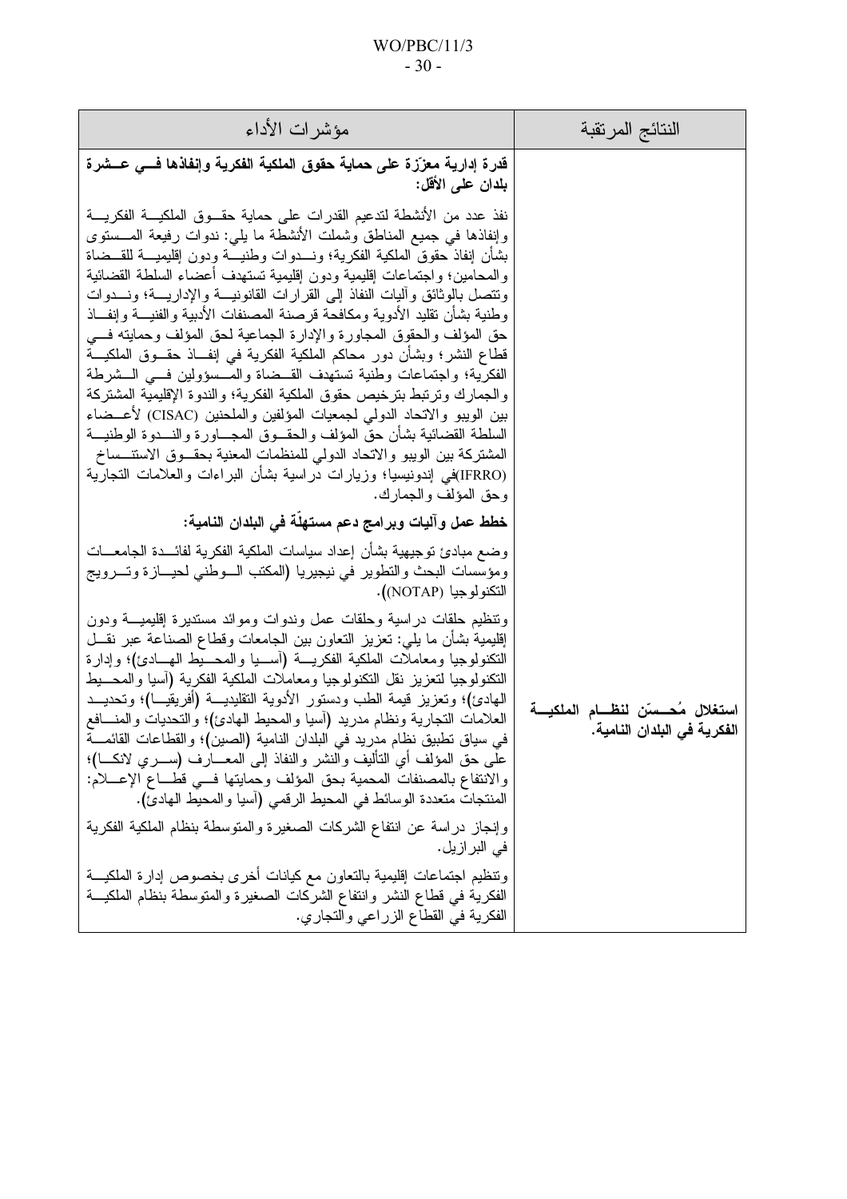| النتائج المرتقبة | مؤشرات الأداء |
|---|---|
| **استغلال مُحسّن لنظام الملكية الفكرية في البلدان النامية.** | **قدرة إدارية معزّزة على حماية حقوق الملكية الفكرية وإنفاذها في عشرة بلدان على الأقل:**<br><br>نفذ عدد من الأنشطة لتدعيم القدرات على حماية حقوق الملكية الفكرية وإنفاذها في جميع المناطق وشملت الأنشطة ما يلي: ندوات رفيعة المستوى بشأن إنفاذ حقوق الملكية الفكرية؛ وندوات وطنية ودون إقليمية للقضاة والمحامين؛ واجتماعات إقليمية ودون إقليمية تستهدف أعضاء السلطة القضائية وتتصل بالوثائق وآليات النفاذ إلى القرارات القانونية والإدارية؛ وندوات وطنية بشأن تقليد الأدوية ومكافحة قرصنة المصنفات الأدبية والفنية وإنفاذ حق المؤلف والحقوق المجاورة والإدارة الجماعية لحق المؤلف وحمايته في قطاع النشر؛ وبشأن دور محاكم الملكية الفكرية في إنفاذ حقوق الملكية الفكرية؛ واجتماعات وطنية تستهدف القضاة والمسؤولين في الشرطة والجمارك وترتبط بترخيص حقوق الملكية الفكرية؛ والندوة الإقليمية المشتركة بين الويبو والاتحاد الدولي لجمعيات المؤلفين والملحنين (CISAC) لأعضاء السلطة القضائية بشأن حق المؤلف والحقوق المجاورة والندوة الوطنية المشتركة بين الويبو والاتحاد الدولي للمنظمات المعنية بحقوق الاستنساخ (IFRRO)في إندونيسيا؛ وزيارات دراسية بشأن البراءات والعلامات التجارية وحق المؤلف والجمارك.<br><br>**خطط عمل وآليات وبرامج دعم مستهلّة في البلدان النامية:**<br><br>وضع مبادئ توجيهية بشأن إعداد سياسات الملكية الفكرية لفائدة الجامعات ومؤسسات البحث والتطوير في نيجيريا (المكتب الوطني لحيازة وترويج التكنولوجيا (NOTAP)).<br><br>وتنظيم حلقات دراسية وحلقات عمل وندوات وموائد مستديرة إقليمية ودون إقليمية بشأن ما يلي: تعزيز التعاون بين الجامعات وقطاع الصناعة عبر نقل التكنولوجيا ومعاملات الملكية الفكرية (آسيا والمحيط الهادئ)؛ وإدارة التكنولوجيا لتعزيز نقل التكنولوجيا ومعاملات الملكية الفكرية (آسيا والمحيط الهادئ)؛ وتعزيز قيمة الطب ودستور الأدوية التقليدية (أفريقيا)؛ وتحديد العلامات التجارية ونظام مدريد (آسيا والمحيط الهادئ)؛ والتحديات والمنافع في سياق تطبيق نظام مدريد في البلدان النامية (الصين)؛ والقطاعات القائمة على حق المؤلف أي التأليف والنشر والنفاذ إلى المعارف (سري لانكا)؛ والانتفاع بالمصنفات المحمية بحق المؤلف وحمايتها في قطاع الإعلام: المنتجات متعددة الوسائط في المحيط الرقمي (آسيا والمحيط الهادئ).<br><br>وإنجاز دراسة عن انتفاع الشركات الصغيرة والمتوسطة بنظام الملكية الفكرية في البرازيل.<br><br>وتنظيم اجتماعات إقليمية بالتعاون مع كيانات أخرى بخصوص إدارة الملكية الفكرية في قطاع النشر وانتفاع الشركات الصغيرة والمتوسطة بنظام الملكية الفكرية في القطاع الزراعي والتجاري. |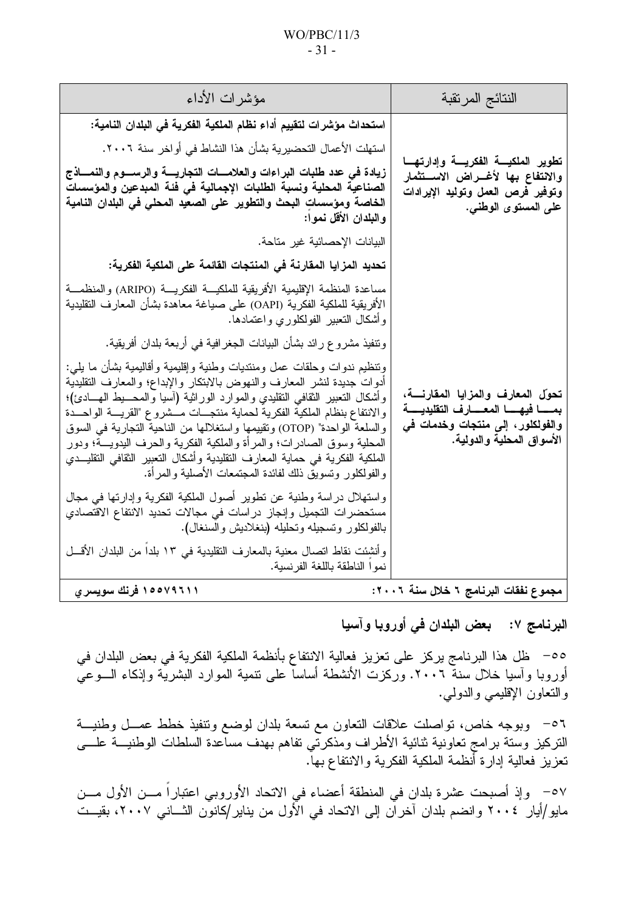| النتائج المرتقبة | مؤشرات الأداء |
|---|---|
| **تطوير الملكية الفكرية وإدارتها والانتفاع بها لأغراض الاستثمار وتوفير فرص العمل وتوليد الإيرادات على المستوى الوطني.** | **استحداث مؤشرات لتقييم أداء نظام الملكية الفكرية في البلدان النامية:**<br>استهلت الأعمال التحضيرية بشأن هذا النشاط في أواخر سنة ٢٠٠٦.<br>**زيادة في عدد طلبات البراءات والعلامات التجارية والرسوم والنماذج الصناعية المحلية ونسبة الطلبات الإجمالية في فئة المبدعين والمؤسسات الخاصة ومؤسسات البحث والتطوير على الصعيد المحلي في البلدان النامية والبلدان الأقل نمواً:**<br>البيانات الإحصائية غير متاحة. |
| **تحوّل المعارف والمزايا المقارنة، بما فيها المعارف التقليدية والفولكلور، إلى منتجات وخدمات في الأسواق المحلية والدولية.** | **تحديد المزايا المقارنة في المنتجات القائمة على الملكية الفكرية:**<br>مساعدة المنظمة الإقليمية الأفريقية للملكية الفكرية (ARIPO) والمنظمة الأفريقية للملكية الفكرية (OAPI) على صياغة معاهدة بشأن المعارف التقليدية وأشكال التعبير الفولكلوري واعتمادها.<br>وتنفيذ مشروع رائد بشأن البيانات الجغرافية في أربعة بلدان أفريقية.<br>وتنظيم ندوات وحلقات عمل ومنتديات وطنية وإقليمية وأقاليمية بشأن ما يلي: أدوات جديدة لنشر المعارف والنهوض بالابتكار والإبداع؛ والمعارف التقليدية وأشكال التعبير الثقافي التقليدي والموارد الوراثية (آسيا والمحيط الهادئ)؛ والانتفاع بنظام الملكية الفكرية لحماية منتجات مشروع "القرية الواحدة والسلعة الواحدة" (OTOP) وتقييمها واستغلالها من الناحية التجارية في السوق المحلية وسوق الصادرات؛ والمرأة والملكية الفكرية والحرف اليدوية؛ ودور الملكية الفكرية في حماية المعارف التقليدية وأشكال التعبير الثقافي التقليدي والفولكلور وتسويق ذلك لفائدة المجتمعات الأصلية والمرأة.<br>واستهلال دراسة وطنية عن تطوير أصول الملكية الفكرية وإدارتها في مجال مستحضرات التجميل وإنجاز دراسات في مجالات تحديد الانتفاع الاقتصادي بالفولكلور وتسجيله وتحليله (بنغلاديش والسنغال).<br>وأنشئت نقاط اتصال معنية بالمعارف التقليدية في ١٣ بلداً من البلدان الأقل نمواً الناطقة باللغة الفرنسية. |
| **مجموع نفقات البرنامج ٦ خلال سنة ٢٠٠٦:** | **١٥٥٧٩٦١١ فرنك سويسري** |

## البرنامج ٧: بعض البلدان في أوروبا وآسيا

٥٥- ظل هذا البرنامج يركز على تعزيز فعالية الانتفاع بأنظمة الملكية الفكرية في بعض البلدان في أوروبا وآسيا خلال سنة ٢٠٠٦. وركزت الأنشطة أساساً على تنمية الموارد البشرية وإذكاء الوعي والتعاون الإقليمي والدولي.

٥٦- وبوجه خاص، تواصلت علاقات التعاون مع تسعة بلدان لوضع وتنفيذ خطط عمل وطنية التركيز وستة برامج تعاونية ثنائية الأطراف ومذكرتي تفاهم بهدف مساعدة السلطات الوطنية على تعزيز فعالية إدارة أنظمة الملكية الفكرية والانتفاع بها.

٥٧- وإذ أصبحت عشرة بلدان في المنطقة أعضاء في الاتحاد الأوروبي اعتباراً من الأول من مايو/أيار ٢٠٠٤ وانضم بلدان آخران إلى الاتحاد في الأول من يناير/كانون الثاني ٢٠٠٧، بقيت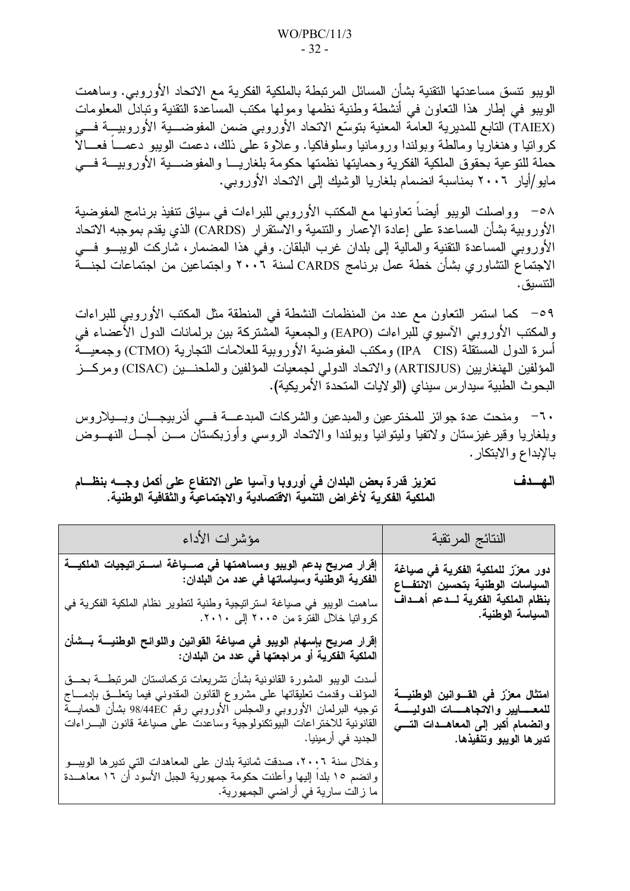الويبو تنسق مساعدتها التقنية بشأن المسائل المرتبطة بالملكية الفكرية مع الاتحاد الأوروبي. وساهمت الويبو في إطار هذا التعاون في أنشطة وطنية نظمها ومولها مكتب المساعدة التقنية وتبادل المعلومات (TAIEX) التابع للمديرية العامة المعنية بتوسّع الاتحاد الأوروبي ضمن المفوضية الأوروبية في كرواتيا وهنغاريا ومالطة وبولندا ورومانيا وسلوفاكيا. وعلاوة على ذلك، دعمت الويبو دعماً فعالاً حملة للتوعية بحقوق الملكية الفكرية وحمايتها نظمتها حكومة بلغاريا والمفوضية الأوروبية في مايو/أيار ٢٠٠٦ بمناسبة انضمام بلغاريا الوشيك إلى الاتحاد الأوروبي.

٥٨- وواصلت الويبو أيضاً تعاونها مع المكتب الأوروبي للبراءات في سياق تنفيذ برنامج المفوضية الأوروبية بشأن المساعدة على إعادة الإعمار والتنمية والاستقرار (CARDS) الذي يقدم بموجبه الاتحاد الأوروبي المساعدة التقنية والمالية إلى بلدان غرب البلقان. وفي هذا المضمار، شاركت الويبو في الاجتماع التشاوري بشأن خطة عمل برنامج CARDS لسنة ٢٠٠٦ واجتماعين من اجتماعات لجنة التنسيق.

٥٩- كما استمر التعاون مع عدد من المنظمات النشطة في المنطقة مثل المكتب الأوروبي للبراءات والمكتب الأوروبي الآسيوي للبراءات (EAPO) والجمعية المشتركة بين برلمانات الدول الأعضاء في أسرة الدول المستقلة (IPA CIS) ومكتب المفوضية الأوروبية للعلامات التجارية (CTMO) وجمعية المؤلفين الهنغاريين (ARTISJUS) والاتحاد الدولي لجمعيات المؤلفين والملحنين (CISAC) ومركز البحوث الطبية سيدارس سيناي (الولايات المتحدة الأمريكية).

٦٠- ومنحت عدة جوائز للمخترعين والمبدعين والشركات المبدعة في أذربيجان وبيلاروس وبلغاريا وقيرغيزستان ولاتفيا وليتوانيا وبولندا والاتحاد الروسي وأوزبكستان من أجل النهوض بالإبداع والابتكار.

**الهدف** **تعزيز قدرة بعض البلدان في أوروبا وآسيا على الانتفاع على أكمل وجه بنظام الملكية الفكرية لأغراض التنمية الاقتصادية والاجتماعية والثقافية الوطنية.**

| النتائج المرتقبة | مؤشرات الأداء |
|---|---|
| **دور معزّز للملكية الفكرية في صياغة السياسات الوطنية بتحسين الانتفاع بنظام الملكية الفكرية لدعم أهداف السياسة الوطنية.** | **إقرار صريح بدعم الويبو ومساهمتها في صياغة استراتيجيات الملكية الفكرية الوطنية وسياساتها في عدد من البلدان:**<br>ساهمت الويبو في صياغة استراتيجية وطنية لتطوير نظام الملكية الفكرية في كرواتيا خلال الفترة من ٢٠٠٥ إلى ٢٠١٠. |
| **امتثال معزّز في القوانين الوطنية للمعايير والاتجاهات الدولية وانضمام أكبر إلى المعاهدات التي تديرها الويبو وتنفيذها.** | **إقرار صريح بإسهام الويبو في صياغة القوانين واللوائح الوطنية بشأن الملكية الفكرية أو مراجعتها في عدد من البلدان:**<br>أسدت الويبو المشورة القانونية بشأن تشريعات تركمانستان المرتبطة بحق المؤلف وقدمت تعليقاتها على مشروع القانون المقدوني فيما يتعلق بإدماج توجيه البرلمان الأوروبي والمجلس الأوروبي رقم 98/44EC بشأن الحماية القانونية للاختراعات البيوتكنولوجية وساعدت على صياغة قانون البراءات الجديد في أرمينيا.<br>وخلال سنة ٢٠٠٦، صدقت ثمانية بلدان على المعاهدات التي تديرها الويبو وانضم ١٥ بلداً إليها وأعلنت حكومة جمهورية الجبل الأسود أن ١٦ معاهدة ما زالت سارية في أراضي الجمهورية. |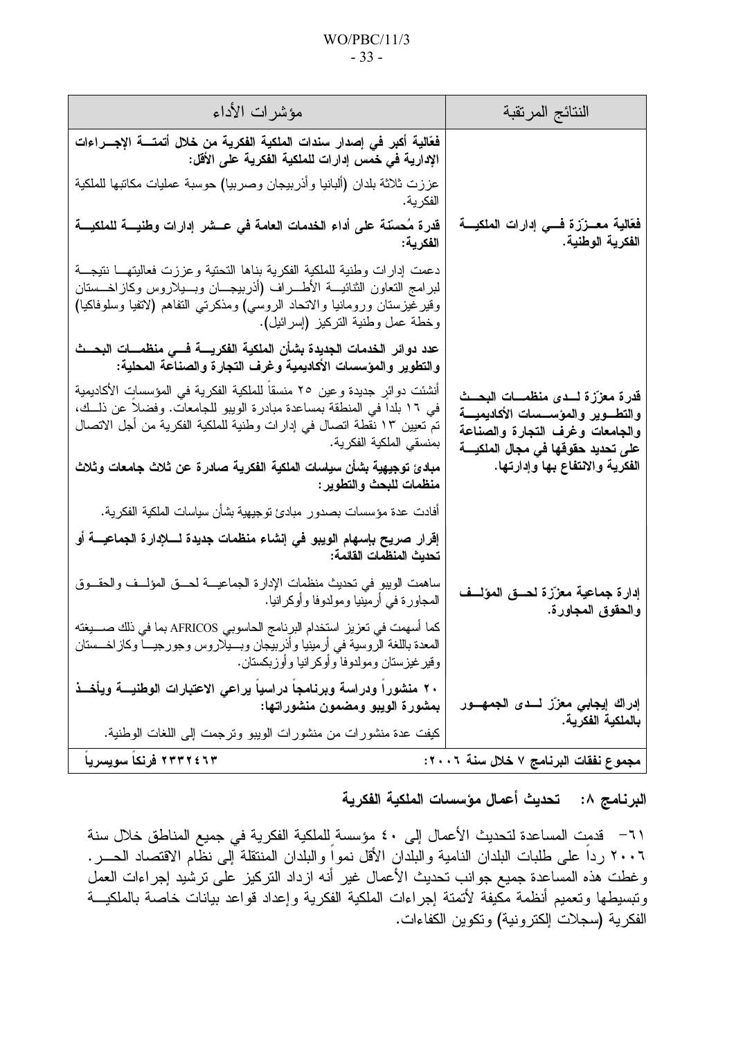| النتائج المرتقبة | مؤشرات الأداء |
|---|---|
| فعّالية معزّزة في إدارات الملكية الفكرية الوطنية. | **فعّالية أكبر في إصدار سندات الملكية الفكرية من خلال أتمتة الإجراءات الإدارية في خمس إدارات للملكية الفكرية على الأقل:**<br>عززت ثلاثة بلدان (ألبانيا وأذربيجان وصربيا) حوسبة عمليات مكاتبها للملكية الفكرية.<br>**قدرة مُحسّنة على أداء الخدمات العامة في عشر إدارات وطنية للملكية الفكرية:**<br>دعمت إدارات وطنية للملكية الفكرية بناها التحتية وعززت فعاليتها نتيجة لبرامج التعاون الثنائية الأطراف (أذربيجان وبيلاروس وكازاخستان وقيرغيزستان ورومانيا والاتحاد الروسي) ومذكرتي التفاهم (لاتفيا وسلوفاكيا) وخطة عمل وطنية التركيز (إسرائيل). |
| قدرة معزّزة لدى منظمات البحث والتطوير والمؤسسات الأكاديمية والجامعات وغرف التجارة والصناعة على تحديد حقوقها في مجال الملكية الفكرية والانتفاع بها وإدارتها. | **عدد دوائر الخدمات الجديدة بشأن الملكية الفكرية في منظمات البحث والتطوير والمؤسسات الأكاديمية وغرف التجارة والصناعة المحلية:**<br>أنشئت دوائر جديدة وعين ٢٥ منسقاً للملكية الفكرية في المؤسسات الأكاديمية في ١٦ بلداً في المنطقة بمساعدة مبادرة الويبو للجامعات. وفضلاً عن ذلك، تم تعيين ١٣ نقطة اتصال في إدارات وطنية للملكية الفكرية من أجل الاتصال بمنسقي الملكية الفكرية.<br>**مبادئ توجيهية بشأن سياسات الملكية الفكرية صادرة عن ثلاث جامعات وثلاث منظمات للبحث والتطوير:**<br>أفادت عدة مؤسسات بصدور مبادئ توجيهية بشأن سياسات الملكية الفكرية. |
| إدارة جماعية معزّزة لحق المؤلف والحقوق المجاورة. | **إقرار صريح بإسهام الويبو في إنشاء منظمات جديدة للإدارة الجماعية أو تحديث المنظمات القائمة:**<br>ساهمت الويبو في تحديث منظمات الإدارة الجماعية لحق المؤلف والحقوق المجاورة في أرمينيا ومولدوفا وأوكرانيا.<br>كما أسهمت في تعزيز استخدام البرنامج الحاسوبي AFRICOS بما في ذلك صيغته المعدة باللغة الروسية في أرمينيا وأذربيجان وبيلاروس وجورجيا وكازاخستان وقيرغيزستان ومولدوفا وأوكرانيا وأوزبكستان. |
| إدراك إيجابي معزّز لدى الجمهور بالملكية الفكرية. | **٢٠ منشوراً ودراسة وبرنامجاً دراسياً يراعي الاعتبارات الوطنية ويأخذ بمشورة الويبو ومضمون منشوراتها:**<br>كيفت عدة منشورات من منشورات الويبو وترجمت إلى اللغات الوطنية. |
| **مجموع نفقات البرنامج ٧ خلال سنة ٢٠٠٦:** | **٢٣٣٢٤٦٣ فرنكاً سويسرياً** |

## البرنامج ٨: تحديث أعمال مؤسسات الملكية الفكرية

٦١- قدمت المساعدة لتحديث الأعمال إلى ٤٠ مؤسسة للملكية الفكرية في جميع المناطق خلال سنة ٢٠٠٦ رداً على طلبات البلدان النامية والبلدان الأقل نمواً والبلدان المنتقلة إلى نظام الاقتصاد الحر. وغطت هذه المساعدة جميع جوانب تحديث الأعمال غير أنه ازداد التركيز على ترشيد إجراءات العمل وتبسيطها وتعميم أنظمة مكيفة لأتمتة إجراءات الملكية الفكرية وإعداد قواعد بيانات خاصة بالملكية الفكرية (سجلات إلكترونية) وتكوين الكفاءات.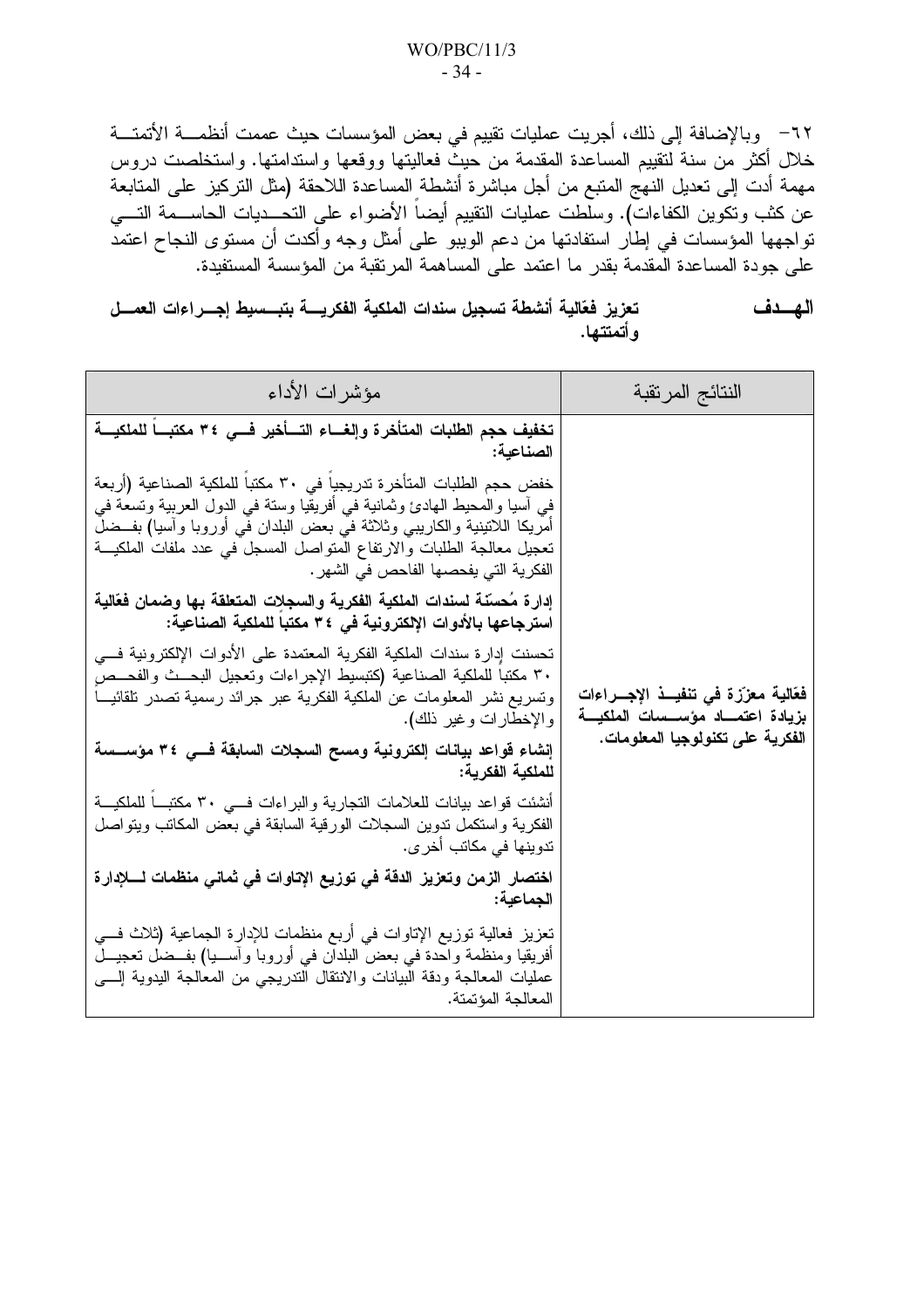٦٢- وبالإضافة إلى ذلك، أجريت عمليات تقييم في بعض المؤسسات حيث عممت أنظمة الأتمتة خلال أكثر من سنة لتقييم المساعدة المقدمة من حيث فعاليتها ووقعها واستدامتها. واستخلصت دروس مهمة أدت إلى تعديل النهج المتبع من أجل مباشرة أنشطة المساعدة اللاحقة (مثل التركيز على المتابعة عن كثب وتكوين الكفاءات). وسلطت عمليات التقييم أيضاً الأضواء على التحديات الحاسمة التي تواجهها المؤسسات في إطار استفادتها من دعم الويبو على أمثل وجه وأكدت أن مستوى النجاح اعتمد على جودة المساعدة المقدمة بقدر ما اعتمد على المساهمة المرتقبة من المؤسسة المستفيدة.

**الهدف** **تعزيز فعّالية أنشطة تسجيل سندات الملكية الفكرية بتبسيط إجراءات العمل وأتمتتها.**

| النتائج المرتقبة | مؤشرات الأداء |
|---|---|
| **فعّالية معزّزة في تنفيذ الإجراءات بزيادة اعتماد مؤسسات الملكية الفكرية على تكنولوجيا المعلومات.** | **تخفيف حجم الطلبات المتأخرة وإلغاء التأخير في ٣٤ مكتباً للملكية الصناعية:**<br><br>خفض حجم الطلبات المتأخرة تدريجياً في ٣٠ مكتباً للملكية الصناعية (أربعة في آسيا والمحيط الهادئ وثمانية في أفريقيا وستة في الدول العربية وتسعة في أمريكا اللاتينية والكاريبي وثلاثة في بعض البلدان في أوروبا وآسيا) بفضل تعجيل معالجة الطلبات والارتفاع المتواصل المسجل في عدد ملفات الملكية الفكرية التي يفحصها الفاحص في الشهر.<br><br>**إدارة مُحسّنة لسندات الملكية الفكرية والسجلات المتعلقة بها وضمان فعّالية استرجاعها بالأدوات الإلكترونية في ٣٤ مكتباً للملكية الصناعية:**<br><br>تحسنت إدارة سندات الملكية الفكرية المعتمدة على الأدوات الإلكترونية في ٣٠ مكتباً للملكية الصناعية (كتبسيط الإجراءات وتعجيل البحث والفحص وتسريع نشر المعلومات عن الملكية الفكرية عبر جرائد رسمية تصدر تلقائياً والإخطارات وغير ذلك).<br><br>**إنشاء قواعد بيانات إلكترونية ومسح السجلات السابقة في ٣٤ مؤسسة للملكية الفكرية:**<br><br>أنشئت قواعد بيانات للعلامات التجارية والبراءات في ٣٠ مكتباً للملكية الفكرية واستكمل تدوين السجلات الورقية السابقة في بعض المكاتب ويتواصل تدوينها في مكاتب أخرى.<br><br>**اختصار الزمن وتعزيز الدقة في توزيع الإتاوات في ثماني منظمات للإدارة الجماعية:**<br><br>تعزيز فعالية توزيع الإتاوات في أربع منظمات للإدارة الجماعية (ثلاث في أفريقيا ومنظمة واحدة في بعض البلدان في أوروبا وآسيا) بفضل تعجيل عمليات المعالجة ودقة البيانات والانتقال التدريجي من المعالجة اليدوية إلى المعالجة المؤتمتة. |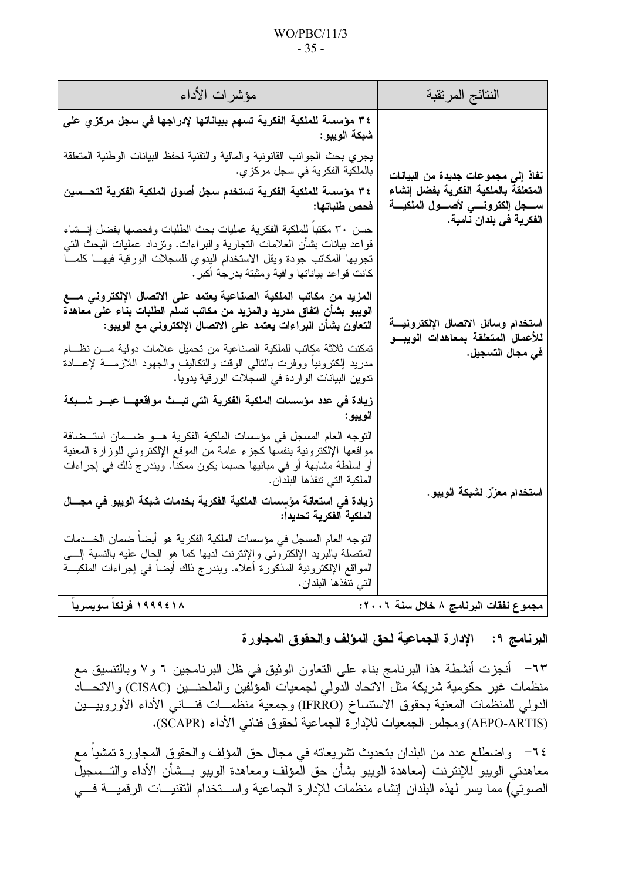| النتائج المرتقبة | مؤشرات الأداء |
|---|---|
| **نفاذ إلى مجموعات جديدة من البيانات المتعلقة بالملكية الفكرية بفضل إنشاء سجل إلكتروني لأصول الملكية الفكرية في بلدان نامية.** | **٣٤ مؤسسة للملكية الفكرية تسهم ببياناتها لإدراجها في سجل مركزي على شبكة الويبو:**<br><br>يجري بحث الجوانب القانونية والمالية والتقنية لحفظ البيانات الوطنية المتعلقة بالملكية الفكرية في سجل مركزي.<br><br>**٣٤ مؤسسة للملكية الفكرية تستخدم سجل أصول الملكية الفكرية لتحسين فحص طلباتها:**<br><br>حسن ٣٠ مكتباً للملكية الفكرية عمليات بحث الطلبات وفحصها بفضل إنشاء قواعد بيانات بشأن العلامات التجارية والبراءات. وتزداد عمليات البحث التي تجريها المكاتب جودة ويقل الاستخدام اليدوي للسجلات الورقية فيها كلما كانت قواعد بياناتها وافية ومثبتة بدرجة أكبر. |
| **استخدام وسائل الاتصال الإلكترونية للأعمال المتعلقة بمعاهدات الويبو في مجال التسجيل.** | **المزيد من مكاتب الملكية الصناعية يعتمد على الاتصال الإلكتروني مع الويبو بشأن اتفاق مدريد والمزيد من مكاتب تسلم الطلبات بناء على معاهدة التعاون بشأن البراءات يعتمد على الاتصال الإلكتروني مع الويبو:**<br><br>تمكنت ثلاثة مكاتب للملكية الصناعية من تحميل علامات دولية من نظام مدريد إلكترونياً ووفرت بالتالي الوقت والتكاليف والجهود اللازمة لإعادة تدوين البيانات الواردة في السجلات الورقية يدوياً. |
| **استخدام معزّز لشبكة الويبو.** | **زيادة في عدد مؤسسات الملكية الفكرية التي تبث مواقعها عبر شبكة الويبو:**<br><br>التوجه العام المسجل في مؤسسات الملكية الفكرية هو ضمان استضافة مواقعها الإلكترونية بنفسها كجزء عامة من الموقع الإلكتروني للوزارة المعنية أو لسلطة مشابهة أو في مبانيها حسبما يكون ممكناً. ويندرج ذلك في إجراءات الملكية التي تنفذها البلدان.<br><br>**زيادة في استعانة مؤسسات الملكية الفكرية بخدمات شبكة الويبو في مجال الملكية الفكرية تحديداً:**<br><br>التوجه العام المسجل في مؤسسات الملكية الفكرية هو أيضاً ضمان الخدمات المتصلة بالبريد الإلكتروني والإنترنت لديها كما هو الحال عليه بالنسبة إلى المواقع الإلكترونية المذكورة أعلاه. ويندرج ذلك أيضاً في إجراءات الملكية التي تنفذها البلدان. |
| **مجموع نفقات البرنامج ٨ خلال سنة ٢٠٠٦:** | **١٩٩٩٤١٨ فرنكاً سويسرياً** |

## البرنامج ٩: الإدارة الجماعية لحق المؤلف والحقوق المجاورة

٦٣- أنجزت أنشطة هذا البرنامج بناء على التعاون الوثيق في ظل البرنامجين ٦ و٧ وبالتنسيق مع منظمات غير حكومية شريكة مثل الاتحاد الدولي لجمعيات المؤلفين والملحنين (CISAC) والاتحاد الدولي للمنظمات المعنية بحقوق الاستنساخ (IFRRO) وجمعية منظمات فناني الأداء الأوروبيين (AEPO-ARTIS) ومجلس الجمعيات للإدارة الجماعية لحقوق فناني الأداء (SCAPR).

٦٤- واضطلع عدد من البلدان بتحديث تشريعاته في مجال حق المؤلف والحقوق المجاورة تمشياً مع معاهدتي الويبو للإنترنت (معاهدة الويبو بشأن حق المؤلف ومعاهدة الويبو بشأن الأداء والتسجيل الصوتي) مما يسر لهذه البلدان إنشاء منظمات للإدارة الجماعية واستخدام التقنيات الرقمية في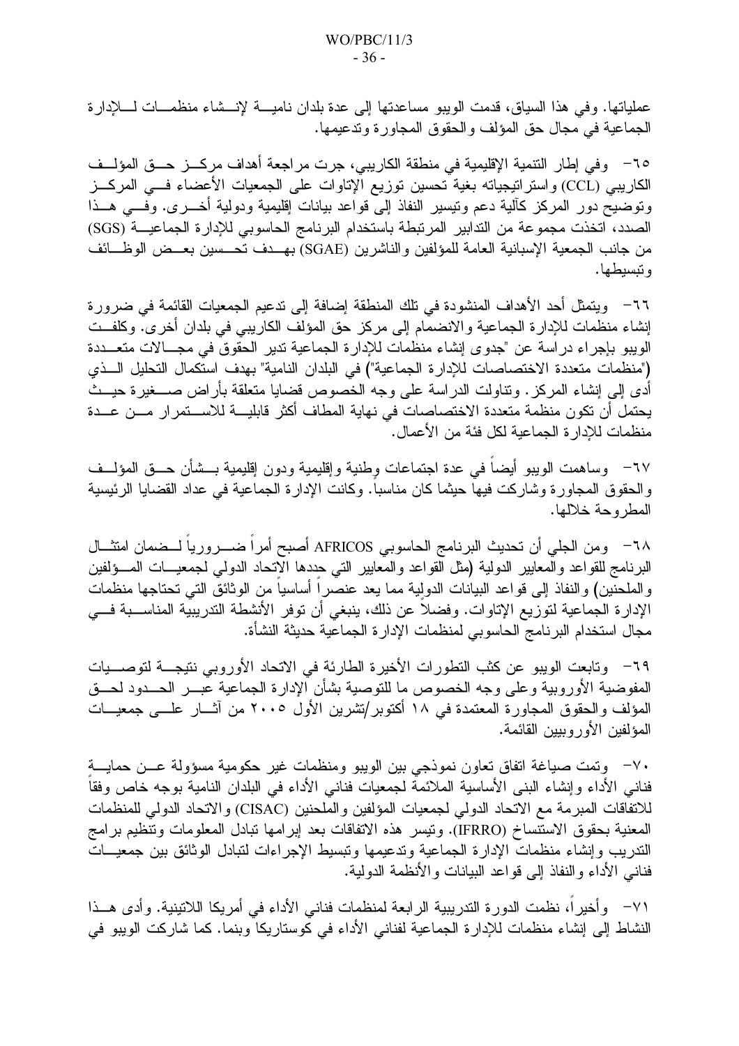عملياتها. وفي هذا السياق، قدمت الويبو مساعدتها إلى عدة بلدان نامية لإنشاء منظمات للإدارة الجماعية في مجال حق المؤلف والحقوق المجاورة وتدعيمها.

٦٥- وفي إطار التنمية الإقليمية في منطقة الكاريبي، جرت مراجعة أهداف مركز حق المؤلف الكاريبي (CCL) واستراتيجياته بغية تحسين توزيع الإتاوات على الجمعيات الأعضاء في المركز وتوضيح دور المركز كآلية دعم وتيسير النفاذ إلى قواعد بيانات إقليمية ودولية أخرى. وفي هذا الصدد، اتخذت مجموعة من التدابير المرتبطة باستخدام البرنامج الحاسوبي للإدارة الجماعية (SGS) من جانب الجمعية الإسبانية العامة للمؤلفين والناشرين (SGAE) بهدف تحسين بعض الوظائف وتبسيطها.

٦٦- ويتمثل أحد الأهداف المنشودة في تلك المنطقة إضافة إلى تدعيم الجمعيات القائمة في ضرورة إنشاء منظمات للإدارة الجماعية والانضمام إلى مركز حق المؤلف الكاريبي في بلدان أخرى. وكلفت الويبو بإجراء دراسة عن "جدوى إنشاء منظمات للإدارة الجماعية تدير الحقوق في مجالات متعددة ("منظمات متعددة الاختصاصات للإدارة الجماعية") في البلدان النامية" بهدف استكمال التحليل الذي أدى إلى إنشاء المركز. وتناولت الدراسة على وجه الخصوص قضايا متعلقة بأراض صغيرة حيث يحتمل أن تكون منظمة متعددة الاختصاصات في نهاية المطاف أكثر قابلية للاستمرار من عدة منظمات للإدارة الجماعية لكل فئة من الأعمال.

٦٧- وساهمت الويبو أيضاً في عدة اجتماعات وطنية وإقليمية ودون إقليمية بشأن حق المؤلف والحقوق المجاورة وشاركت فيها حيثما كان مناسباً. وكانت الإدارة الجماعية في عداد القضايا الرئيسية المطروحة خلالها.

٦٨- ومن الجلي أن تحديث البرنامج الحاسوبي AFRICOS أصبح أمراً ضرورياً لضمان امتثال البرنامج للقواعد والمعايير الدولية (مثل القواعد والمعايير التي حددها الاتحاد الدولي لجمعيات المؤلفين والملحنين) والنفاذ إلى قواعد البيانات الدولية مما يعد عنصراً أساسياً من الوثائق التي تحتاجها منظمات الإدارة الجماعية لتوزيع الإتاوات. وفضلاً عن ذلك، ينبغي أن توفر الأنشطة التدريبية المناسبة في مجال استخدام البرنامج الحاسوبي لمنظمات الإدارة الجماعية حديثة النشأة.

٦٩- وتابعت الويبو عن كثب التطورات الأخيرة الطارئة في الاتحاد الأوروبي نتيجة لتوصيات المفوضية الأوروبية وعلى وجه الخصوص ما للتوصية بشأن الإدارة الجماعية عبر الحدود لحق المؤلف والحقوق المجاورة المعتمدة في ١٨ أكتوبر/تشرين الأول ٢٠٠٥ من آثار على جمعيات المؤلفين الأوروبيين القائمة.

٧٠- وتمت صياغة اتفاق تعاون نموذجي بين الويبو ومنظمات غير حكومية مسؤولة عن حماية فناني الأداء وإنشاء البنى الأساسية الملائمة لجمعيات فناني الأداء في البلدان النامية بوجه خاص وفقاً للاتفاقات المبرمة مع الاتحاد الدولي لجمعيات المؤلفين والملحنين (CISAC) والاتحاد الدولي للمنظمات المعنية بحقوق الاستنساخ (IFRRO). وتيسر هذه الاتفاقات بعد إبرامها تبادل المعلومات وتنظيم برامج التدريب وإنشاء منظمات الإدارة الجماعية وتدعيمها وتبسيط الإجراءات لتبادل الوثائق بين جمعيات فناني الأداء والنفاذ إلى قواعد البيانات والأنظمة الدولية.

٧١- وأخيراً، نظمت الدورة التدريبية الرابعة لمنظمات فناني الأداء في أمريكا اللاتينية. وأدى هذا النشاط إلى إنشاء منظمات للإدارة الجماعية لفناني الأداء في كوستاريكا وبنما. كما شاركت الويبو في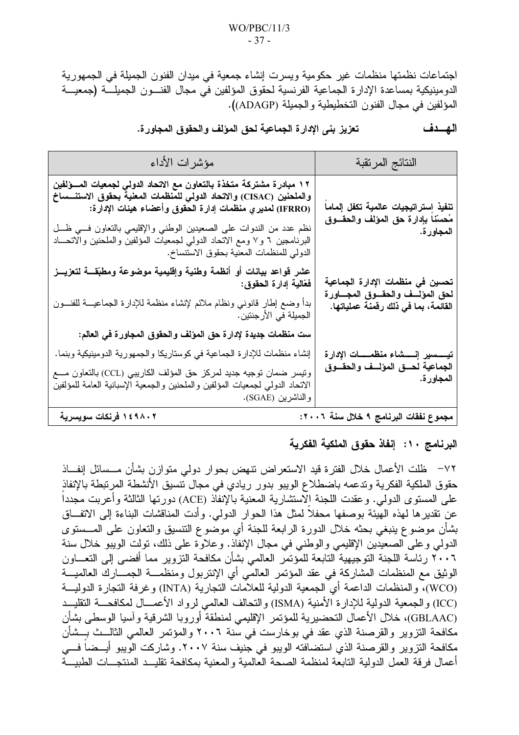اجتماعات نظمتها منظمات غير حكومية ويسرت إنشاء جمعية في ميدان الفنون الجميلة في الجمهورية الدومينيكية بمساعدة الإدارة الجماعية الفرنسية لحقوق المؤلفين في مجال الفنون الجميلة (جمعية المؤلفين في مجال الفنون التخطيطية والجميلة (ADAGP)).

**الهــدف** **تعزيز بنى الإدارة الجماعية لحق المؤلف والحقوق المجاورة.**

| النتائج المرتقبة | مؤشرات الأداء |
|---|---|
| **تنفيذ إستراتيجيات عالمية تكفل إلماماً مُحسّناً بإدارة حق المؤلف والحقوق المجاورة.** | **١٢ مبادرة مشتركة متخذة بالتعاون مع الاتحاد الدولي لجمعيات المؤلفين والملحنين (CISAC) والاتحاد الدولي للمنظمات المعنية بحقوق الاستنساخ (IFRRO) لمديري منظمات إدارة الحقوق وأعضاء هيئات الإدارة:**<br>نظم عدد من الندوات على الصعيدين الوطني والإقليمي بالتعاون في ظل البرنامجين ٦ و٧ ومع الاتحاد الدولي لجمعيات المؤلفين والملحنين والاتحاد الدولي للمنظمات المعنية بحقوق الاستنساخ. |
| **تحسين في منظمات الإدارة الجماعية لحق المؤلف والحقوق المجاورة القائمة، بما في ذلك رقمنة عملياتها.** | **عشر قواعد بيانات أو أنظمة وطنية وإقليمية موضوعة ومطبّقة لتعزيز فعّالية إدارة الحقوق:**<br>بدأ وضع إطار قانوني ونظام ملائم لإنشاء منظمة للإدارة الجماعية للفنون الجميلة في الأرجنتين. |
| **تيسير إنشاء منظمات الإدارة الجماعية لحق المؤلف والحقوق المجاورة.** | **ست منظمات جديدة لإدارة حق المؤلف والحقوق المجاورة في العالم:**<br>إنشاء منظمات للإدارة الجماعية في كوستاريكا والجمهورية الدومينيكية وبنما.<br>وتيسر ضمان توجيه جديد لمركز حق المؤلف الكاريبي (CCL) بالتعاون مع الاتحاد الدولي لجمعيات المؤلفين والملحنين والجمعية الإسبانية العامة للمؤلفين والناشرين (SGAE). |
| **مجموع نفقات البرنامج ٩ خلال سنة ٢٠٠٦:** | **١٤٩٨٠٢ فرنكات سويسرية** |

## البرنامج ١٠: إنفاذ حقوق الملكية الفكرية

٧٢- ظلت الأعمال خلال الفترة قيد الاستعراض تنهض بحوار دولي متوازن بشأن مسائل إنفاذ حقوق الملكية الفكرية وتدعمه باضطلاع الويبو بدور ريادي في مجال تنسيق الأنشطة المرتبطة بالإنفاذ على المستوى الدولي. وعقدت اللجنة الاستشارية المعنية بالإنفاذ (ACE) دورتها الثالثة وأعربت مجدداً عن تقديرها لهذه الهيئة بوصفها محفلاً لمثل هذا الحوار الدولي. وأدت المناقشات البناءة إلى الاتفاق بشأن موضوع ينبغي بحثه خلال الدورة الرابعة للجنة أي موضوع التنسيق والتعاون على المستوى الدولي وعلى الصعيدين الإقليمي والوطني في مجال الإنفاذ. وعلاوة على ذلك، تولت الويبو خلال سنة ٢٠٠٦ رئاسة اللجنة التوجيهية التابعة للمؤتمر العالمي بشأن مكافحة التزوير مما أفضى إلى التعاون الوثيق مع المنظمات المشاركة في عقد المؤتمر العالمي أي الإنتربول ومنظمة الجمارك العالمية (WCO)، والمنظمات الداعمة أي الجمعية الدولية للعلامات التجارية (INTA) وغرفة التجارة الدولية (ICC) والجمعية الدولية للإدارة الأمنية (ISMA) والتحالف العالمي لرواد الأعمال لمكافحة التقليد (GBLAAC)، خلال الأعمال التحضيرية للمؤتمر الإقليمي لمنطقة أوروبا الشرقية وآسيا الوسطى بشأن مكافحة التزوير والقرصنة الذي عقد في بوخارست في سنة ٢٠٠٦ والمؤتمر العالمي الثالث بشأن مكافحة التزوير والقرصنة الذي استضافته الويبو في جنيف سنة ٢٠٠٧. وشاركت الويبو أيضاً في أعمال فرقة العمل الدولية التابعة لمنظمة الصحة العالمية والمعنية بمكافحة تقليد المنتجات الطبية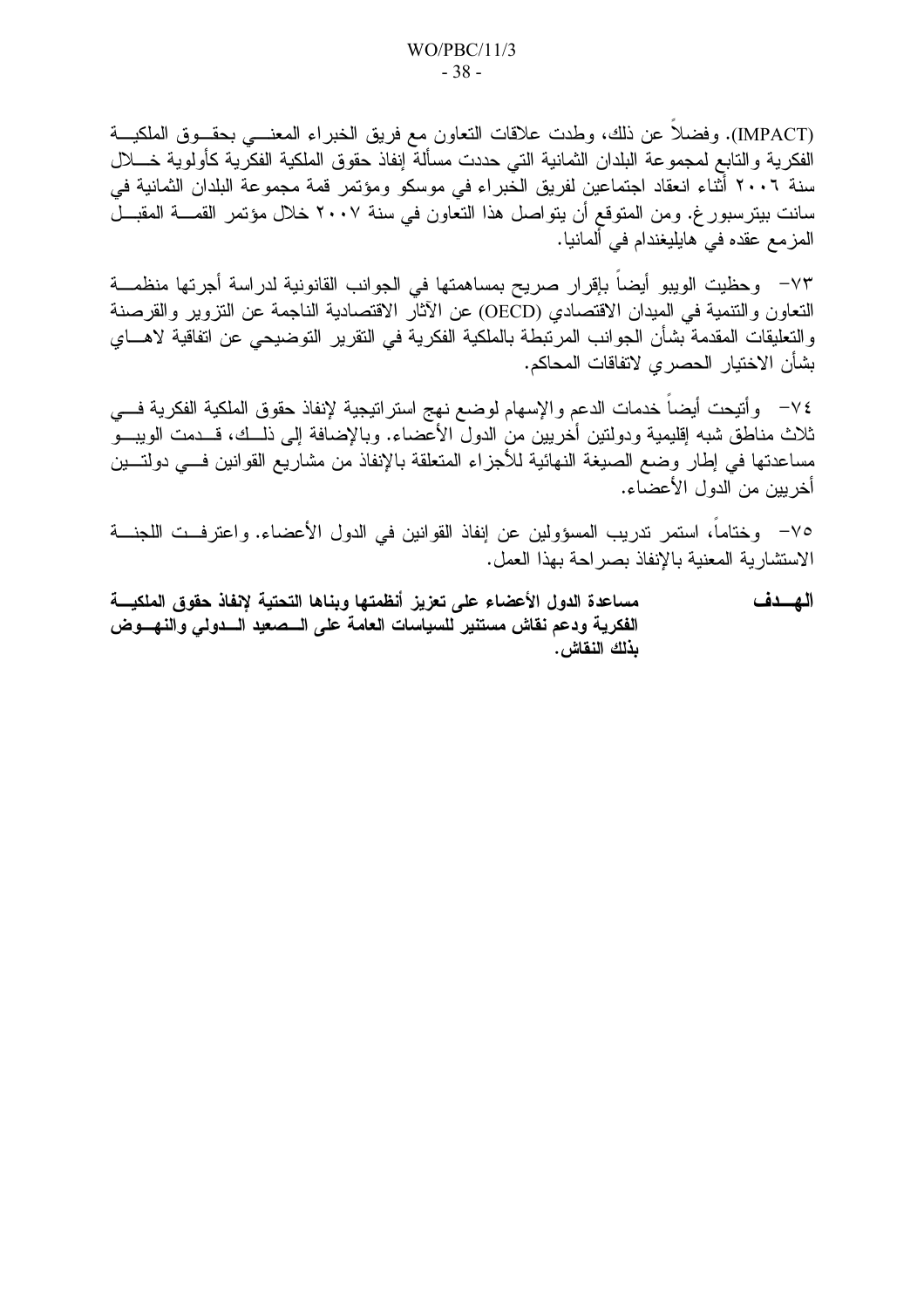(IMPACT). وفضلاً عن ذلك، وطدت علاقات التعاون مع فريق الخبراء المعني بحقوق الملكية الفكرية والتابع لمجموعة البلدان الثمانية التي حددت مسألة إنفاذ حقوق الملكية الفكرية كأولوية خلال سنة ٢٠٠٦ أثناء انعقاد اجتماعين لفريق الخبراء في موسكو ومؤتمر قمة مجموعة البلدان الثمانية في سانت بيترسبورغ. ومن المتوقع أن يتواصل هذا التعاون في سنة ٢٠٠٧ خلال مؤتمر القمة المقبل المزمع عقده في هايليغندام في ألمانيا.

٧٣- وحظيت الويبو أيضاً بإقرار صريح بمساهمتها في الجوانب القانونية لدراسة أجرتها منظمة التعاون والتنمية في الميدان الاقتصادي (OECD) عن الآثار الاقتصادية الناجمة عن التزوير والقرصنة والتعليقات المقدمة بشأن الجوانب المرتبطة بالملكية الفكرية في التقرير التوضيحي عن اتفاقية لاهاي بشأن الاختيار الحصري لاتفاقات المحاكم.

٧٤- وأتيحت أيضاً خدمات الدعم والإسهام لوضع نهج استراتيجية لإنفاذ حقوق الملكية الفكرية في ثلاث مناطق شبه إقليمية ودولتين أخريين من الدول الأعضاء. وبالإضافة إلى ذلك، قدمت الويبو مساعدتها في إطار وضع الصيغة النهائية للأجزاء المتعلقة بالإنفاذ من مشاريع القوانين في دولتين أخريين من الدول الأعضاء.

٧٥- وختاماً، استمر تدريب المسؤولين عن إنفاذ القوانين في الدول الأعضاء. واعترفت اللجنة الاستشارية المعنية بالإنفاذ بصراحة بهذا العمل.

| | |
|---|---|
| **الهدف** | **مساعدة الدول الأعضاء على تعزيز أنظمتها وبناها التحتية لإنفاذ حقوق الملكية الفكرية ودعم نقاش مستنير للسياسات العامة على الصعيد الدولي والنهوض بذلك النقاش.** |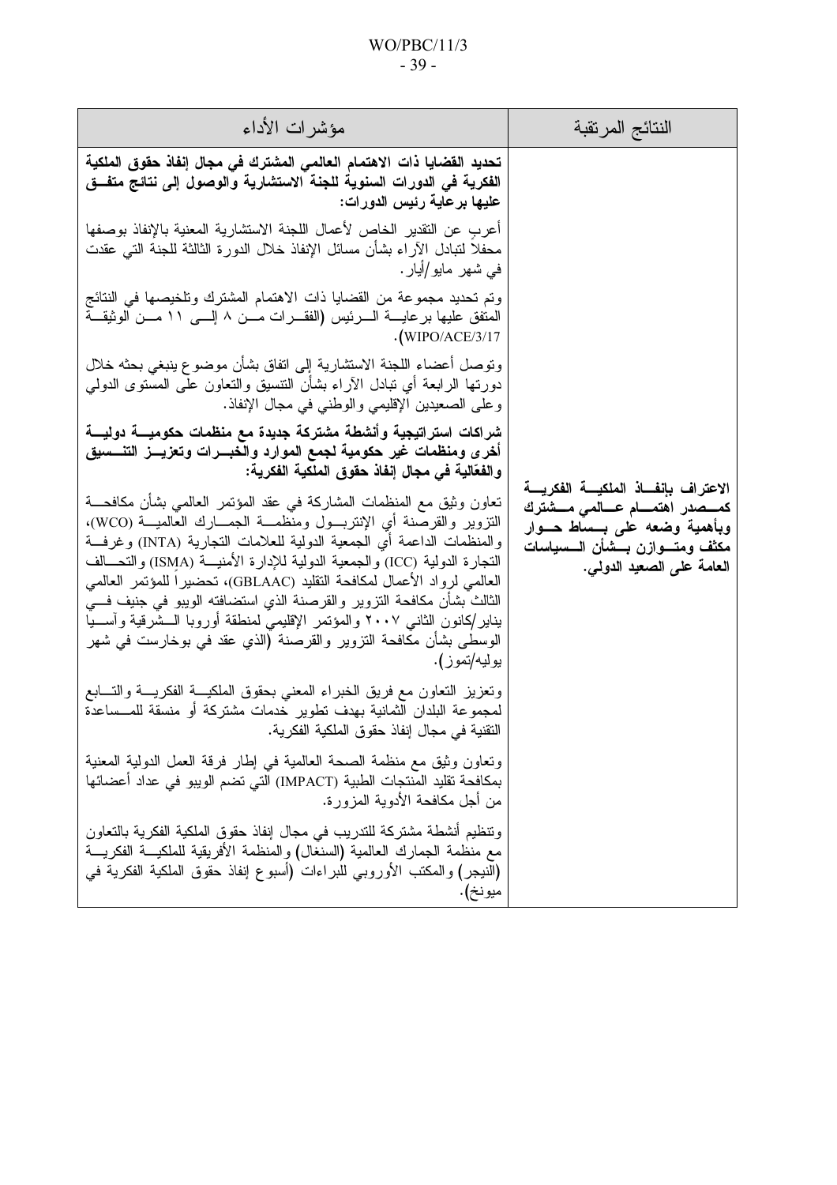| النتائج المرتقبة | مؤشرات الأداء |
| --- | --- |
| **الاعتراف بإنفاذ الملكية الفكرية كمصدر اهتمام عالمي مشترك وبأهمية وضعه على بساط حوار مكثف ومتوازن بشأن السياسات العامة على الصعيد الدولي.** | **تحديد القضايا ذات الاهتمام العالمي المشترك في مجال إنفاذ حقوق الملكية الفكرية في الدورات السنوية للجنة الاستشارية والوصول إلى نتائج متفق عليها برعاية رئيس الدورات:**<br><br>أعرب عن التقدير الخاص لأعمال اللجنة الاستشارية المعنية بالإنفاذ بوصفها محفلاً لتبادل الآراء بشأن مسائل الإنفاذ خلال الدورة الثالثة للجنة التي عقدت في شهر مايو/أيار.<br><br>وتم تحديد مجموعة من القضايا ذات الاهتمام المشترك وتلخيصها في النتائج المتفق عليها برعاية الرئيس (الفقرات من ٨ إلى ١١ من الوثيقة WIPO/ACE/3/17).<br><br>وتوصل أعضاء اللجنة الاستشارية إلى اتفاق بشأن موضوع ينبغي بحثه خلال دورتها الرابعة أي تبادل الآراء بشأن التنسيق والتعاون على المستوى الدولي وعلى الصعيدين الإقليمي والوطني في مجال الإنفاذ.<br><br>**شراكات استراتيجية وأنشطة مشتركة جديدة مع منظمات حكومية دولية أخرى ومنظمات غير حكومية لجمع الموارد والخبرات وتعزيز التنسيق والفعّالية في مجال إنفاذ حقوق الملكية الفكرية:**<br><br>تعاون وثيق مع المنظمات المشاركة في عقد المؤتمر العالمي بشأن مكافحة التزوير والقرصنة أي الإنتربول ومنظمة الجمارك العالمية (WCO)، والمنظمات الداعمة أي الجمعية الدولية للعلامات التجارية (INTA) وغرفة التجارة الدولية (ICC) والجمعية الدولية للإدارة الأمنية (ISMA) والتحالف العالمي لرواد الأعمال لمكافحة التقليد (GBLAAC)، تحضيراً للمؤتمر العالمي الثالث بشأن مكافحة التزوير والقرصنة الذي استضافته الويبو في جنيف في يناير/كانون الثاني ٢٠٠٧ والمؤتمر الإقليمي لمنطقة أوروبا الشرقية وآسيا الوسطى بشأن مكافحة التزوير والقرصنة (الذي عقد في بوخارست في شهر يوليه/تموز).<br><br>وتعزيز التعاون مع فريق الخبراء المعني بحقوق الملكية الفكرية والتابع لمجموعة البلدان الثمانية بهدف تطوير خدمات مشتركة أو منسقة للمساعدة التقنية في مجال إنفاذ حقوق الملكية الفكرية.<br><br>وتعاون وثيق مع منظمة الصحة العالمية في إطار فرقة العمل الدولية المعنية بمكافحة تقليد المنتجات الطبية (IMPACT) التي تضم الويبو في عداد أعضائها من أجل مكافحة الأدوية المزورة.<br><br>وتنظيم أنشطة مشتركة للتدريب في مجال إنفاذ حقوق الملكية الفكرية بالتعاون مع منظمة الجمارك العالمية (السنغال) والمنظمة الأفريقية للملكية الفكرية (النيجر) والمكتب الأوروبي للبراءات (أسبوع إنفاذ حقوق الملكية الفكرية في ميونخ). |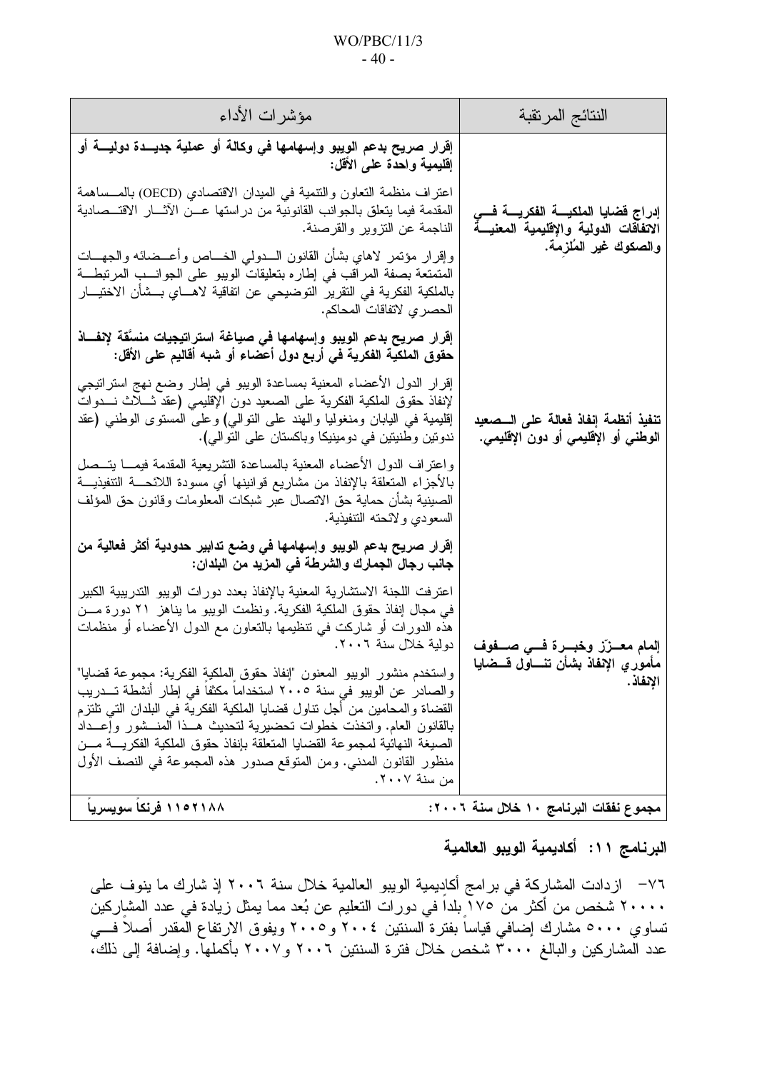| النتائج المرتقبة | مؤشرات الأداء |
|---|---|
| **إدراج قضايا الملكية الفكرية في الاتفاقات الدولية والإقليمية المعنية والصكوك غير المُلزِمة.** | **إقرار صريح بدعم الويبو وإسهامها في وكالة أو عملية جديدة دولية أو إقليمية واحدة على الأقل:**<br><br>اعتراف منظمة التعاون والتنمية في الميدان الاقتصادي (OECD) بالمساهمة المقدمة فيما يتعلق بالجوانب القانونية من دراستها عن الآثار الاقتصادية الناجمة عن التزوير والقرصنة.<br><br>وإقرار مؤتمر لاهاي بشأن القانون الدولي الخاص وأعضائه والجهات المتمتعة بصفة المراقب في إطاره بتعليقات الويبو على الجوانب المرتبطة بالملكية الفكرية في التقرير التوضيحي عن اتفاقية لاهاي بشأن الاختيار الحصري لاتفاقات المحاكم. |
| **تنفيذ أنظمة إنفاذ فعالة على الصعيد الوطني أو الإقليمي أو دون الإقليمي.** | **إقرار صريح بدعم الويبو وإسهامها في صياغة استراتيجيات منسَّقة لإنفاذ حقوق الملكية الفكرية في أربع دول أعضاء أو شبه أقاليم على الأقل:**<br><br>إقرار الدول الأعضاء المعنية بمساعدة الويبو في إطار وضع نهج استراتيجي لإنفاذ حقوق الملكية الفكرية على الصعيد دون الإقليمي (عقد ثلاث ندوات إقليمية في اليابان ومنغوليا والهند على التوالي) وعلى المستوى الوطني (عقد ندوتين وطنيتين في دومينيكا وباكستان على التوالي).<br><br>واعتراف الدول الأعضاء المعنية بالمساعدة التشريعية المقدمة فيما يتصل بالأجزاء المتعلقة بالإنفاذ من مشاريع قوانينها أي مسودة اللائحة التنفيذية الصينية بشأن حماية حق الاتصال عبر شبكات المعلومات وقانون حق المؤلف السعودي ولائحته التنفيذية. |
| **إلمام معزّز وخبرة في صفوف مأموري الإنفاذ بشأن تناول قضايا الإنفاذ.** | **إقرار صريح بدعم الويبو وإسهامها في وضع تدابير حدودية أكثر فعالية من جانب رجال الجمارك والشرطة في المزيد من البلدان:**<br><br>اعترفت اللجنة الاستشارية المعنية بالإنفاذ بعدد دورات الويبو التدريبية الكبير في مجال إنفاذ حقوق الملكية الفكرية. ونظمت الويبو ما يناهز 21 دورة من هذه الدورات أو شاركت في تنظيمها بالتعاون مع الدول الأعضاء أو منظمات دولية خلال سنة 2006.<br><br>واستخدم منشور الويبو المعنون "إنفاذ حقوق الملكية الفكرية: مجموعة قضايا" والصادر عن الويبو في سنة 2005 استخداماً مكثفاً في إطار أنشطة تدريب القضاة والمحامين من أجل تناول قضايا الملكية الفكرية في البلدان التي تلتزم بالقانون العام. واتخذت خطوات تحضيرية لتحديث هذا المنشور وإعداد الصيغة النهائية لمجموعة القضايا المتعلقة بإنفاذ حقوق الملكية الفكرية من منظور القانون المدني. ومن المتوقع صدور هذه المجموعة في النصف الأول من سنة 2007. |
| **مجموع نفقات البرنامج 10 خلال سنة 2006:** | **1152188 فرنكاً سويسرياً** |

## البرنامج 11: أكاديمية الويبو العالمية

76- ازدادت المشاركة في برامج أكاديمية الويبو العالمية خلال سنة 2006 إذ شارك ما ينوف على 20000 شخص من أكثر من 175 بلداً في دورات التعليم عن بُعد مما يمثل زيادة في عدد المشاركين تساوي 5000 مشارك إضافي قياساً بفترة السنتين 2004 و2005 ويفوق الارتفاع المقدر أصلاً في عدد المشاركين والبالغ 3000 شخص خلال فترة السنتين 2006 و2007 بأكملها. وإضافة إلى ذلك،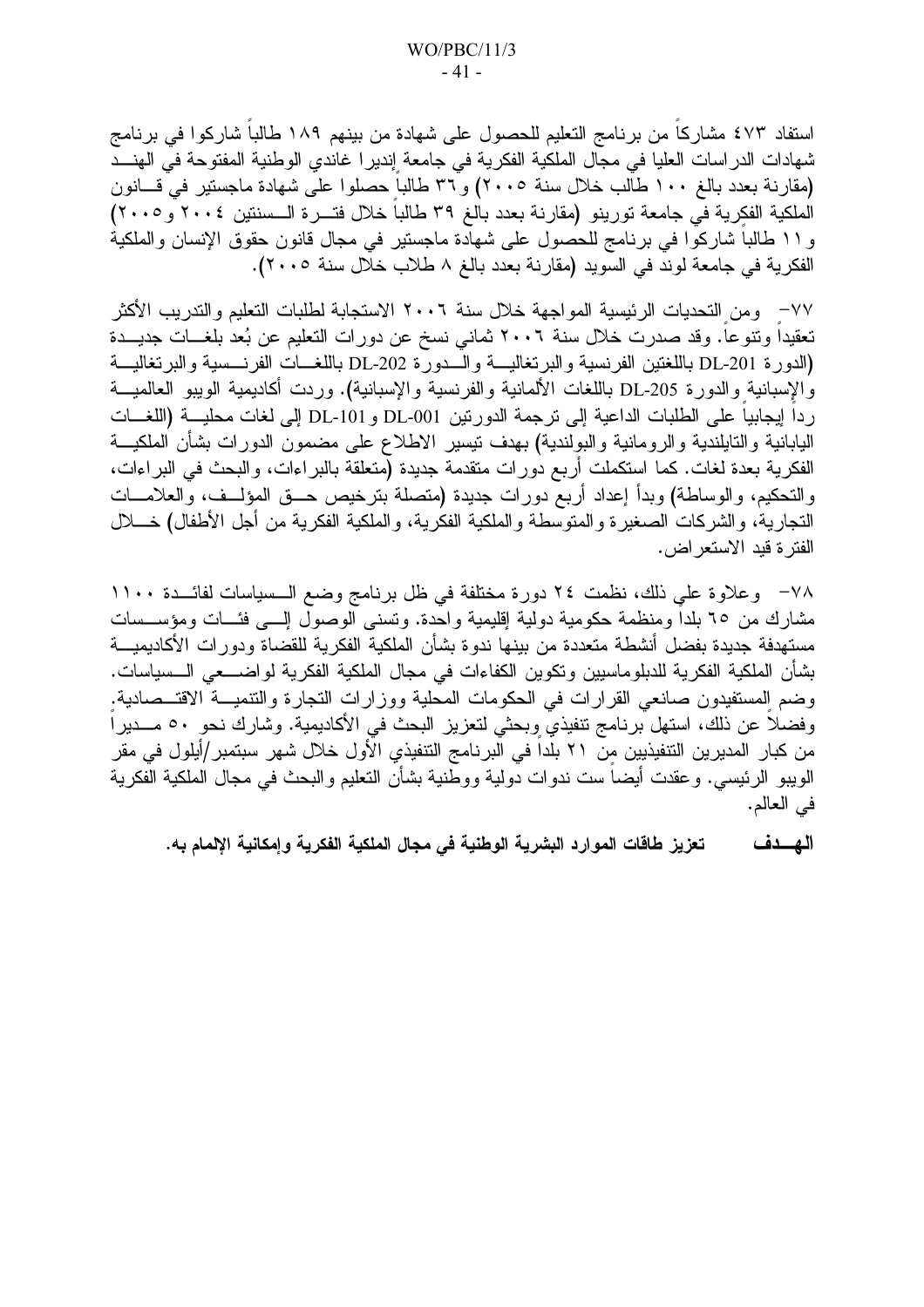استفاد ٤٧٣ مشاركاً من برنامج التعليم للحصول على شهادة من بينهم ١٨٩ طالباً شاركوا في برنامج شهادات الدراسات العليا في مجال الملكية الفكرية في جامعة إنديرا غاندي الوطنية المفتوحة في الهند (مقارنة بعدد بالغ ١٠٠ طالب خلال سنة ٢٠٠٥) و٣٦ طالباً حصلوا على شهادة ماجستير في قانون الملكية الفكرية في جامعة تورينو (مقارنة بعدد بالغ ٣٩ طالباً خلال فترة السنتين ٢٠٠٤ و٢٠٠٥) و١١ طالباً شاركوا في برنامج للحصول على شهادة ماجستير في مجال قانون حقوق الإنسان والملكية الفكرية في جامعة لوند في السويد (مقارنة بعدد بالغ ٨ طلاب خلال سنة ٢٠٠٥).

٧٧- ومن التحديات الرئيسية المواجهة خلال سنة ٢٠٠٦ الاستجابة لطلبات التعليم والتدريب الأكثر تعقيداً وتنوعاً. وقد صدرت خلال سنة ٢٠٠٦ ثماني نسخ عن دورات التعليم عن بُعد بلغات جديدة (الدورة DL-201 باللغتين الفرنسية والبرتغالية والدورة DL-202 باللغات الفرنسية والبرتغالية والإسبانية والدورة DL-205 باللغات الألمانية والفرنسية والإسبانية). وردت أكاديمية الويبو العالمية رداً إيجابياً على الطلبات الداعية إلى ترجمة الدورتين DL-001 وDL-101 إلى لغات محلية (اللغات اليابانية والتايلندية والرومانية والبولندية) بهدف تيسير الاطلاع على مضمون الدورات بشأن الملكية الفكرية بعدة لغات. كما استكملت أربع دورات متقدمة جديدة (متعلقة بالبراءات، والبحث في البراءات، والتحكيم، والوساطة) وبدأ إعداد أربع دورات جديدة (متصلة بترخيص حق المؤلف، والعلامات التجارية، والشركات الصغيرة والمتوسطة والملكية الفكرية، والملكية الفكرية من أجل الأطفال) خلال الفترة قيد الاستعراض.

٧٨- وعلاوة على ذلك، نظمت ٢٤ دورة مختلفة في ظل برنامج وضع السياسات لفائدة ١١٠٠ مشارك من ٦٥ بلداً ومنظمة حكومية دولية إقليمية واحدة. وتسنى الوصول إلى فئات ومؤسسات مستهدفة جديدة بفضل أنشطة متعددة من بينها ندوة بشأن الملكية الفكرية للقضاة ودورات الأكاديمية بشأن الملكية الفكرية للدبلوماسيين وتكوين الكفاءات في مجال الملكية الفكرية لواضعي السياسات. وضم المستفيدون صانعي القرارات في الحكومات المحلية ووزارات التجارة والتنمية الاقتصادية. وفضلاً عن ذلك، استهل برنامج تنفيذي وبحثي لتعزيز البحث في الأكاديمية. وشارك نحو ٥٠ مديراً من كبار المديرين التنفيذيين من ٢١ بلداً في البرنامج التنفيذي الأول خلال شهر سبتمبر/أيلول في مقر الويبو الرئيسي. وعقدت أيضاً ست ندوات دولية ووطنية بشأن التعليم والبحث في مجال الملكية الفكرية في العالم.

**الهدف تعزيز طاقات الموارد البشرية الوطنية في مجال الملكية الفكرية وإمكانية الإلمام به.**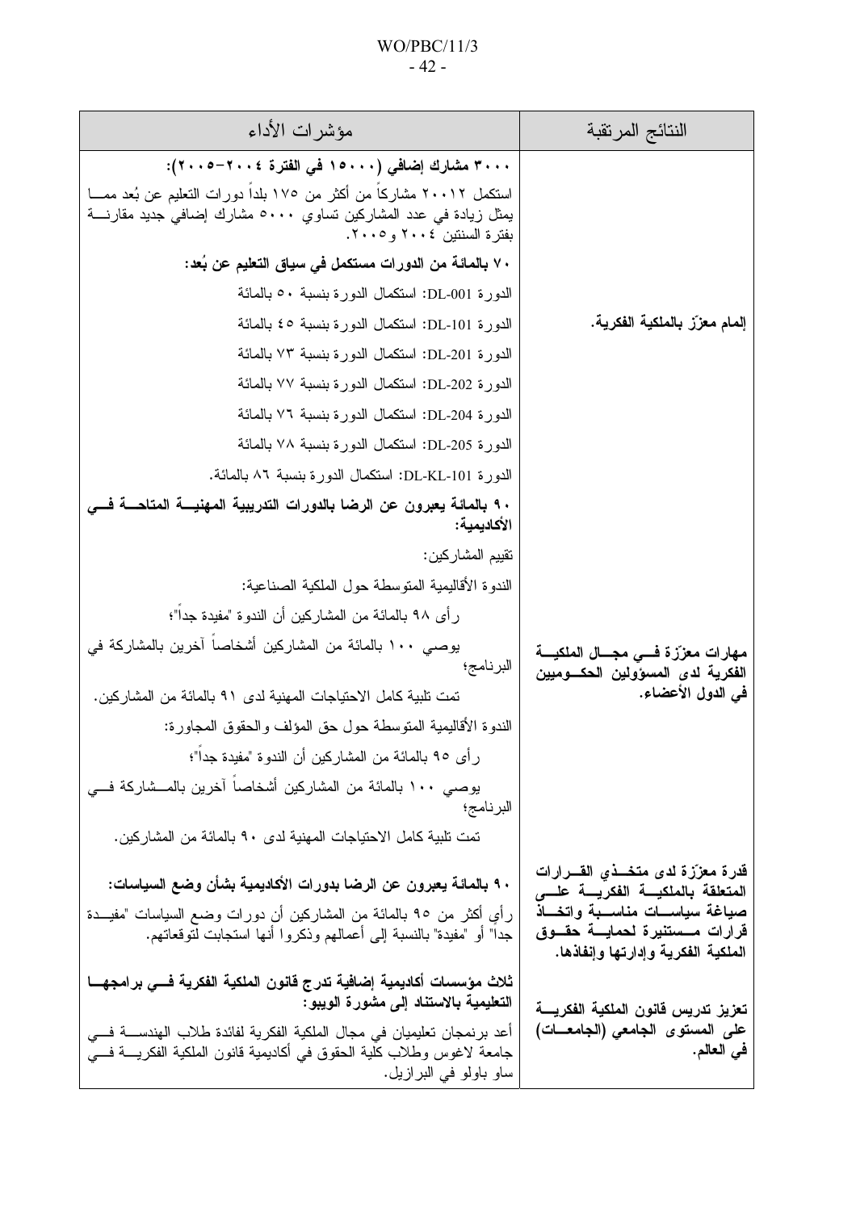| النتائج المرتقبة | مؤشرات الأداء |
|---|---|
| **إلمام معزّز بالملكية الفكرية.** | **٣٠٠٠ مشارك إضافي (١٥٠٠٠ في الفترة ٢٠٠٤-٢٠٠٥):**<br>استكمل ٢٠٠١٢ مشاركاً من أكثر من ١٧٥ بلداً دورات التعليم عن بُعد مما يمثل زيادة في عدد المشاركين تساوي ٥٠٠٠ مشارك إضافي جديد مقارنة بفترة السنتين ٢٠٠٤ و٢٠٠٥.<br>**٧٠ بالمائة من الدورات مستكمل في سياق التعليم عن بُعد:**<br>الدورة DL-001: استكمال الدورة بنسبة ٥٠ بالمائة<br>الدورة DL-101: استكمال الدورة بنسبة ٤٥ بالمائة<br>الدورة DL-201: استكمال الدورة بنسبة ٧٣ بالمائة<br>الدورة DL-202: استكمال الدورة بنسبة ٧٧ بالمائة<br>الدورة DL-204: استكمال الدورة بنسبة ٧٦ بالمائة<br>الدورة DL-205: استكمال الدورة بنسبة ٧٨ بالمائة<br>الدورة DL-KL-101: استكمال الدورة بنسبة ٨٦ بالمائة. |
| **مهارات معزّزة في مجال الملكية الفكرية لدى المسؤولين الحكوميين في الدول الأعضاء.** | **٩٠ بالمائة يعبرون عن الرضا بالدورات التدريبية المهنية المتاحة في الأكاديمية:**<br>تقييم المشاركين:<br>الندوة الأقاليمية المتوسطة حول الملكية الصناعية:<br>رأى ٩٨ بالمائة من المشاركين أن الندوة "مفيدة جداً"؛<br>يوصي ١٠٠ بالمائة من المشاركين أشخاصاً آخرين بالمشاركة في البرنامج؛<br>تمت تلبية كامل الاحتياجات المهنية لدى ٩١ بالمائة من المشاركين.<br>الندوة الأقاليمية المتوسطة حول حق المؤلف والحقوق المجاورة:<br>رأى ٩٥ بالمائة من المشاركين أن الندوة "مفيدة جداً"؛<br>يوصي ١٠٠ بالمائة من المشاركين أشخاصاً آخرين بالمشاركة في البرنامج؛<br>تمت تلبية كامل الاحتياجات المهنية لدى ٩٠ بالمائة من المشاركين. |
| **قدرة معزّزة لدى متخذي القرارات المتعلقة بالملكية الفكرية على صياغة سياسات مناسبة واتخاذ قرارات مستنيرة لحماية حقوق الملكية الفكرية وإدارتها وإنفاذها.** | **٩٠ بالمائة يعبرون عن الرضا بدورات الأكاديمية بشأن وضع السياسات:**<br>رأى أكثر من ٩٥ بالمائة من المشاركين أن دورات وضع السياسات "مفيدة جداً" أو "مفيدة" بالنسبة إلى أعمالهم وذكروا أنها استجابت لتوقعاتهم. |
| **تعزيز تدريس قانون الملكية الفكرية على المستوى الجامعي (الجامعات) في العالم.** | **ثلاث مؤسسات أكاديمية إضافية تدرج قانون الملكية الفكرية في برامجها التعليمية بالاستناد إلى مشورة الويبو:**<br>أعد برنامجان تعليميان في مجال الملكية الفكرية لفائدة طلاب الهندسة في جامعة لاغوس وطلاب كلية الحقوق في أكاديمية قانون الملكية الفكرية في ساو باولو في البرازيل. |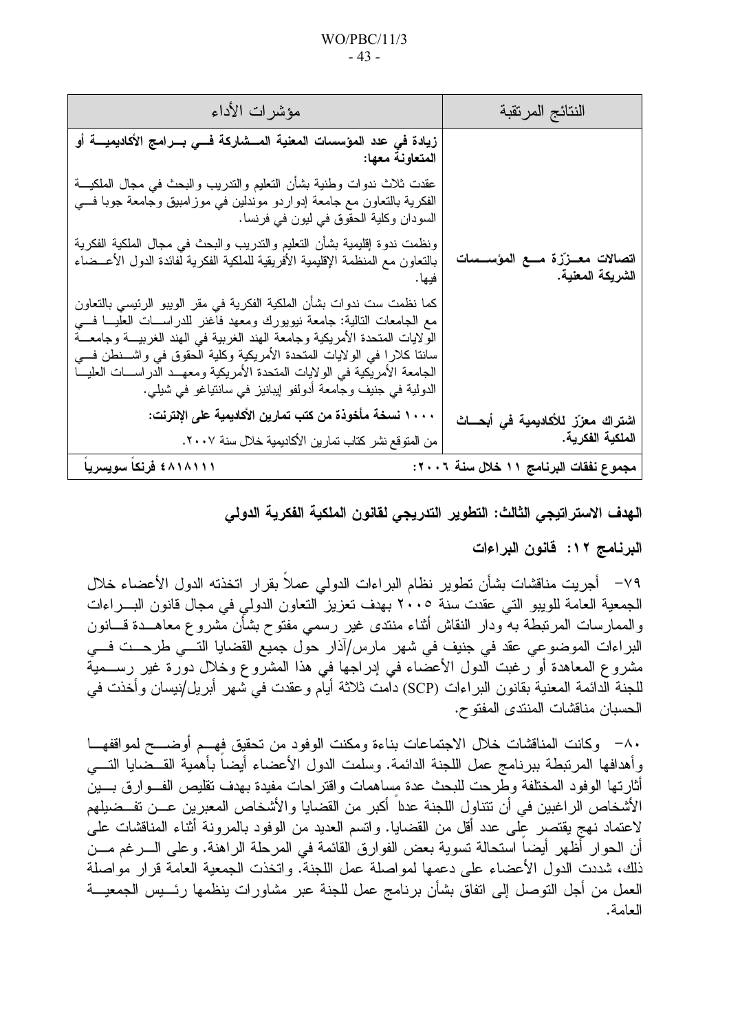| النتائج المرتقبة | مؤشرات الأداء |
|---|---|
| اتصالات معزّزة مع المؤسسات الشريكة المعنية. | **زيادة في عدد المؤسسات المعنية المشاركة في برامج الأكاديمية أو المتعاونة معها:**<br><br>عقدت ثلاث ندوات وطنية بشأن التعليم والتدريب والبحث في مجال الملكية الفكرية بالتعاون مع جامعة إدواردو موندلين في موزامبيق وجامعة جوبا في السودان وكلية الحقوق في ليون في فرنسا.<br><br>ونظمت ندوة إقليمية بشأن التعليم والتدريب والبحث في مجال الملكية الفكرية بالتعاون مع المنظمة الإقليمية الأفريقية للملكية الفكرية لفائدة الدول الأعضاء فيها.<br><br>كما نظمت ست ندوات بشأن الملكية الفكرية في مقر الويبو الرئيسي بالتعاون مع الجامعات التالية: جامعة نيويورك ومعهد فاغنر للدراسات العليا في الولايات المتحدة الأمريكية وجامعة الهند الغربية في الهند الغربية وجامعة سانتا كلارا في الولايات المتحدة الأمريكية وكلية الحقوق في واشنطن في الجامعة الأمريكية في الولايات المتحدة الأمريكية ومعهد الدراسات العليا الدولية في جنيف وجامعة أدولفو إيبانيز في سانتياغو في شيلي. |
| اشتراك معزّز للأكاديمية في أبحاث الملكية الفكرية. | **١٠٠٠ نسخة مأخوذة من كتب تمارين الأكاديمية على الإنترنت:**<br><br>من المتوقع نشر كتاب تمارين الأكاديمية خلال سنة ٢٠٠٧. |
| **مجموع نفقات البرنامج ١١ خلال سنة ٢٠٠٦:** | **٤٨١٨١١١ فرنكاً سويسرياً** |

**الهدف الاستراتيجي الثالث: التطوير التدريجي لقانون الملكية الفكرية الدولي**

**البرنامج ١٢: قانون البراءات**

٧٩- أجريت مناقشات بشأن تطوير نظام البراءات الدولي عملاً بقرار اتخذته الدول الأعضاء خلال الجمعية العامة للويبو التي عقدت سنة ٢٠٠٥ بهدف تعزيز التعاون الدولي في مجال قانون البراءات والممارسات المرتبطة به ودار النقاش أثناء منتدى غير رسمي مفتوح بشأن مشروع معاهدة قانون البراءات الموضوعي عقد في جنيف في شهر مارس/آذار حول جميع القضايا التي طرحت في مشروع المعاهدة أو رغبت الدول الأعضاء في إدراجها في هذا المشروع وخلال دورة غير رسمية للجنة الدائمة المعنية بقانون البراءات (SCP) دامت ثلاثة أيام وعقدت في شهر أبريل/نيسان وأخذت في الحسبان مناقشات المنتدى المفتوح.

٨٠- وكانت المناقشات خلال الاجتماعات بناءة ومكنت الوفود من تحقيق فهم أوضح لمواقفها وأهدافها المرتبطة ببرنامج عمل اللجنة الدائمة. وسلمت الدول الأعضاء أيضاً بأهمية القضايا التي أثارتها الوفود المختلفة وطرحت للبحث عدة مساهمات واقتراحات مفيدة بهدف تقليص الفوارق بين الأشخاص الراغبين في أن تتناول اللجنة عدداً أكبر من القضايا والأشخاص المعبرين عن تفضيلهم لاعتماد نهج يقتصر على عدد أقل من القضايا. واتسم العديد من الوفود بالمرونة أثناء المناقشات على أن الحوار أظهر أيضاً استحالة تسوية بعض الفوارق القائمة في المرحلة الراهنة. وعلى الرغم من ذلك، شددت الدول الأعضاء على دعمها لمواصلة عمل اللجنة. واتخذت الجمعية العامة قرار مواصلة العمل من أجل التوصل إلى اتفاق بشأن برنامج عمل للجنة عبر مشاورات ينظمها رئيس الجمعية العامة.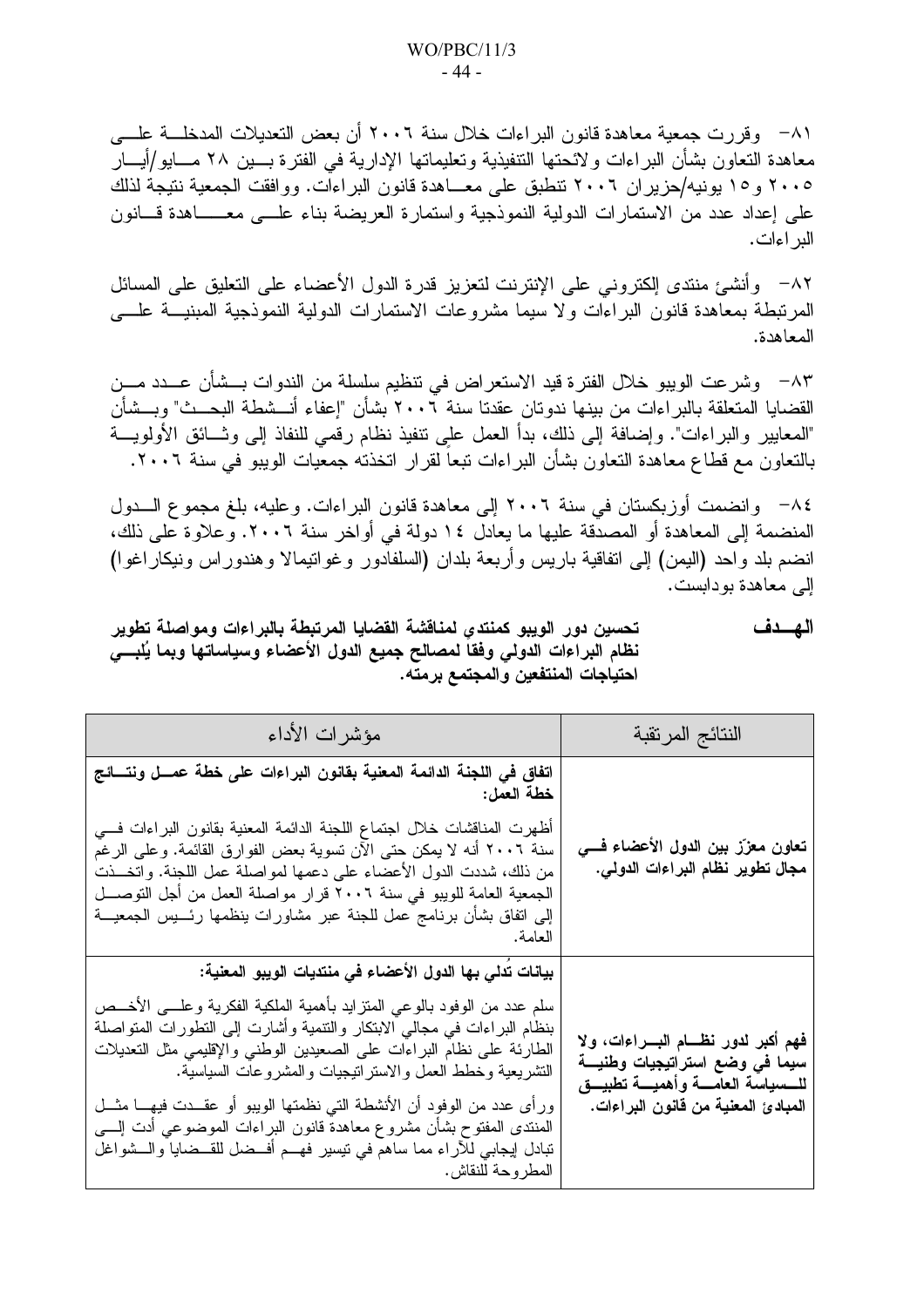٨١- وقررت جمعية معاهدة قانون البراءات خلال سنة ٢٠٠٦ أن بعض التعديلات المدخلة على معاهدة التعاون بشأن البراءات ولائحتها التنفيذية وتعليماتها الإدارية في الفترة بين ٢٨ مايو/أيار ٢٠٠٥ و١٥ يونيه/حزيران ٢٠٠٦ تنطبق على معاهدة قانون البراءات. ووافقت الجمعية نتيجة لذلك على إعداد عدد من الاستمارات الدولية النموذجية واستمارة العريضة بناء على معاهدة قانون البراءات.

٨٢- وأنشئ منتدى إلكتروني على الإنترنت لتعزيز قدرة الدول الأعضاء على التعليق على المسائل المرتبطة بمعاهدة قانون البراءات ولا سيما مشروعات الاستمارات الدولية النموذجية المبنية على المعاهدة.

٨٣- وشرعت الويبو خلال الفترة قيد الاستعراض في تنظيم سلسلة من الندوات بشأن عدد من القضايا المتعلقة بالبراءات من بينها ندوتان عقدتا سنة ٢٠٠٦ بشأن "إعفاء أنشطة البحث" وبشأن "المعايير والبراءات". وإضافة إلى ذلك، بدأ العمل على تنفيذ نظام رقمي للنفاذ إلى وثائق الأولوية بالتعاون مع قطاع معاهدة التعاون بشأن البراءات تبعاً لقرار اتخذته جمعيات الويبو في سنة ٢٠٠٦.

٨٤- وانضمت أوزبكستان في سنة ٢٠٠٦ إلى معاهدة قانون البراءات. وعليه، بلغ مجموع الدول المنضمة إلى المعاهدة أو المصدقة عليها ما يعادل ١٤ دولة في أواخر سنة ٢٠٠٦. وعلاوة على ذلك، انضم بلد واحد (اليمن) إلى اتفاقية باريس وأربعة بلدان (السلفادور وغواتيمالا وهندوراس ونيكاراغوا) إلى معاهدة بودابست.

**الهدف** **تحسين دور الويبو كمنتدى لمناقشة القضايا المرتبطة بالبراءات ومواصلة تطوير نظام البراءات الدولي وفقاً لمصالح جميع الدول الأعضاء وسياساتها وبما يُلبي احتياجات المنتفعين والمجتمع برمته.**

| النتائج المرتقبة | مؤشرات الأداء |
|---|---|
| **تعاون معزّز بين الدول الأعضاء في مجال تطوير نظام البراءات الدولي.** | **اتفاق في اللجنة الدائمة المعنية بقانون البراءات على خطة عمل ونتائج خطة العمل:**<br><br>أظهرت المناقشات خلال اجتماع اللجنة الدائمة المعنية بقانون البراءات في سنة ٢٠٠٦ أنه لا يمكن حتى الآن تسوية بعض الفوارق القائمة. وعلى الرغم من ذلك، شددت الدول الأعضاء على دعمها لمواصلة عمل اللجنة. واتخذت الجمعية العامة للويبو في سنة ٢٠٠٦ قرار مواصلة العمل من أجل التوصل إلى اتفاق بشأن برنامج عمل للجنة عبر مشاورات ينظمها رئيس الجمعية العامة. |
| **فهم أكبر لدور نظام البراءات، ولا سيما في وضع استراتيجيات وطنية للسياسة العامة وأهمية تطبيق المبادئ المعنية من قانون البراءات.** | **بيانات تُدلي بها الدول الأعضاء في منتديات الويبو المعنية:**<br><br>سلم عدد من الوفود بالوعي المتزايد بأهمية الملكية الفكرية وعلى الأخص بنظام البراءات في مجالي الابتكار والتنمية وأشارت إلى التطورات المتواصلة الطارئة على نظام البراءات على الصعيدين الوطني والإقليمي مثل التعديلات التشريعية وخطط العمل والاستراتيجيات والمشروعات السياسية.<br><br>ورأى عدد من الوفود أن الأنشطة التي نظمتها الويبو أو عقدت فيها مثل المنتدى المفتوح بشأن مشروع معاهدة قانون البراءات الموضوعي أدت إلى تبادل إيجابي للآراء مما ساهم في تيسير فهم أفضل للقضايا والشواغل المطروحة للنقاش. |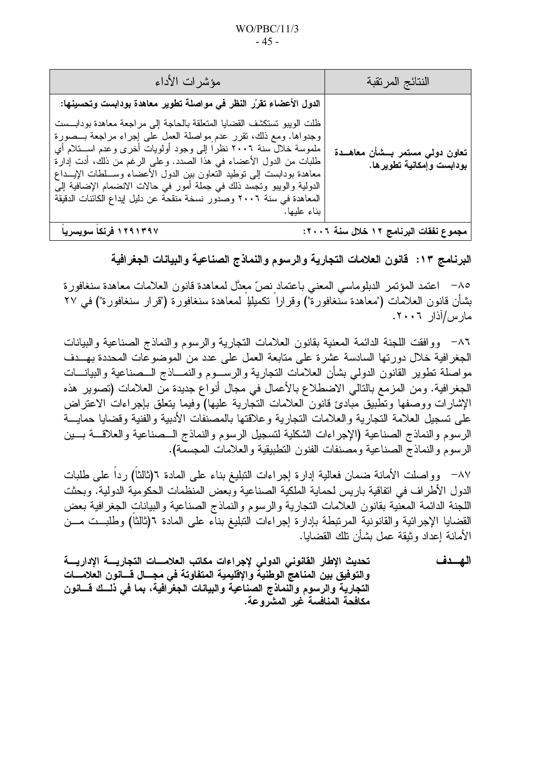| النتائج المرتقبة | مؤشرات الأداء |
|---|---|
| **تعاون دولي مستمر بشأن معاهدة بودابست وإمكانية تطويرها.** | **الدول الأعضاء تقرّر النظر في مواصلة تطوير معاهدة بودابست وتحسينها:** ظلت الويبو تستكشف القضايا المتعلقة بالحاجة إلى مراجعة معاهدة بودابست وجدواها. ومع ذلك، تقرر عدم مواصلة العمل على إجراء مراجعة بصورة ملموسة خلال سنة ٢٠٠٦ نظراً إلى وجود أولويات أخرى وعدم استلام أي طلبات من الدول الأعضاء في هذا الصدد. وعلى الرغم من ذلك، أدت إدارة معاهدة بودابست إلى توطيد التعاون بين الدول الأعضاء وسلطات الإيداع الدولية والويبو وتجسد ذلك في جملة أمور في حالات الانضمام الإضافية إلى المعاهدة في سنة ٢٠٠٦ وصدور نسخة منقحة عن دليل إيداع الكائنات الدقيقة بناء عليها. |
| **مجموع نفقات البرنامج ١٢ خلال سنة ٢٠٠٦:** | **١٢٩١٣٩٧ فرنكاً سويسرياً** |

## البرنامج ١٣: قانون العلامات التجارية والرسوم والنماذج الصناعية والبيانات الجغرافية

٨٥- اعتمد المؤتمر الدبلوماسي المعني باعتماد نصّ معدّل لمعاهدة قانون العلامات معاهدة سنغافورة بشأن قانون العلامات ("معاهدة سنغافورة") وقراراً تكميلياً لمعاهدة سنغافورة ("قرار سنغافورة") في ٢٧ مارس/آذار ٢٠٠٦.

٨٦- ووافقت اللجنة الدائمة المعنية بقانون العلامات التجارية والرسوم والنماذج الصناعية والبيانات الجغرافية خلال دورتها السادسة عشرة على متابعة العمل على عدد من الموضوعات المحددة بهدف مواصلة تطوير القانون الدولي بشأن العلامات التجارية والرسوم والنماذج الصناعية والبيانات الجغرافية. ومن المزمع بالتالي الاضطلاع بالأعمال في مجال أنواع جديدة من العلامات (تصوير هذه الإشارات ووصفها وتطبيق مبادئ قانون العلامات التجارية عليها) وفيما يتعلق بإجراءات الاعتراض على تسجيل العلامة التجارية والعلامات التجارية وعلاقتها بالمصنفات الأدبية والفنية وقضايا حماية الرسوم والنماذج الصناعية (الإجراءات الشكلية لتسجيل الرسوم والنماذج الصناعية والعلاقة بين الرسوم والنماذج الصناعية ومصنفات الفنون التطبيقية والعلامات المجسمة).

٨٧- وواصلت الأمانة ضمان فعالية إدارة إجراءات التبليغ بناء على المادة ٦(ثالثاً) رداً على طلبات الدول الأطراف في اتفاقية باريس لحماية الملكية الصناعية وبعض المنظمات الحكومية الدولية. وبحثت اللجنة الدائمة المعنية بقانون العلامات التجارية والرسوم والنماذج الصناعية والبيانات الجغرافية بعض القضايا الإجرائية والقانونية المرتبطة بإدارة إجراءات التبليغ بناء على المادة ٦(ثالثاً) وطلبت من الأمانة إعداد وثيقة عمل بشأن تلك القضايا.

**الهـدف** **تحديث الإطار القانوني الدولي لإجراءات مكاتب العلامات التجارية الإدارية والتوفيق بين المناهج الوطنية والإقليمية المتفاوتة في مجال قانون العلامات التجارية والرسوم والنماذج الصناعية والبيانات الجغرافية، بما في ذلك قانون مكافحة المنافسة غير المشروعة.**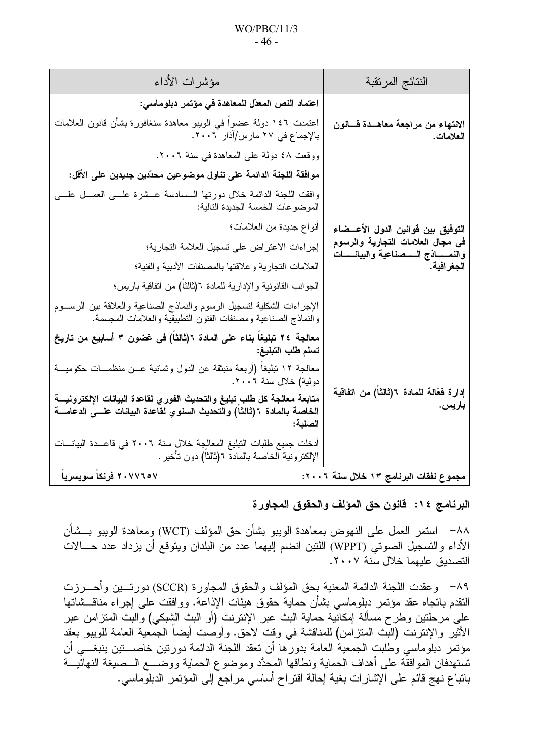| النتائج المرتقبة | مؤشرات الأداء |
|---|---|
| **الانتهاء من مراجعة معاهدة قانون العلامات.** | **اعتماد النص المعدّل للمعاهدة في مؤتمر دبلوماسي:**<br>اعتمدت ١٤٦ دولة عضواً في الويبو معاهدة سنغافورة بشأن قانون العلامات بالإجماع في ٢٧ مارس/آذار ٢٠٠٦.<br>ووقعت ٤٨ دولة على المعاهدة في سنة ٢٠٠٦. |
| **التوفيق بين قوانين الدول الأعضاء في مجال العلامات التجارية والرسوم والنماذج الصناعية والبيانات الجغرافية.** | **موافقة اللجنة الدائمة على تناول موضوعين محدّدين جديدين على الأقل:**<br>وافقت اللجنة الدائمة خلال دورتها السادسة عشرة على العمل على الموضوعات الخمسة الجديدة التالية:<br>أنواع جديدة من العلامات؛<br>إجراءات الاعتراض على تسجيل العلامة التجارية؛<br>العلامات التجارية وعلاقتها بالمصنفات الأدبية والفنية؛<br>الجوانب القانونية والإدارية للمادة ٦(ثالثاً) من اتفاقية باريس؛<br>الإجراءات الشكلية لتسجيل الرسوم والنماذج الصناعية والعلاقة بين الرسوم والنماذج الصناعية ومصنفات الفنون التطبيقية والعلامات المجسمة. |
| **إدارة فعّالة للمادة ٦(ثالثاً) من اتفاقية باريس.** | **معالجة ٢٤ تبليغاً بناء على المادة ٦(ثالثاً) في غضون ٣ أسابيع من تاريخ تسلم طلب التبليغ:**<br>معالجة ١٢ تبليغاً (أربعة منبثقة عن الدول وثمانية عن منظمات حكومية دولية) خلال سنة ٢٠٠٦.<br>**متابعة معالجة كل طلب تبليغ والتحديث الفوري لقاعدة البيانات الإلكترونية الخاصة بالمادة ٦(ثالثاً) والتحديث السنوي لقاعدة البيانات على الدعامة الصلبة:**<br>أدخلت جميع طلبات التبليغ المعالجة خلال سنة ٢٠٠٦ في قاعدة البيانات الإلكترونية الخاصة بالمادة ٦(ثالثاً) دون تأخير. |
| **مجموع نفقات البرنامج ١٣ خلال سنة ٢٠٠٦:** | **٢٠٧٧٦٥٧ فرنكاً سويسرياً** |

## البرنامج ١٤: قانون حق المؤلف والحقوق المجاورة

٨٨- استمر العمل على النهوض بمعاهدة الويبو بشأن حق المؤلف (WCT) ومعاهدة الويبو بشأن الأداء والتسجيل الصوتي (WPPT) اللتين انضم إليهما عدد من البلدان ويتوقع أن يزداد عدد حالات التصديق عليهما خلال سنة ٢٠٠٧.

٨٩- وعقدت اللجنة الدائمة المعنية بحق المؤلف والحقوق المجاورة (SCCR) دورتين وأحرزت التقدم باتجاه عقد مؤتمر دبلوماسي بشأن حماية حقوق هيئات الإذاعة. ووافقت على إجراء مناقشاتها على مرحلتين وطرح مسألة إمكانية حماية البث عبر الإنترنت (أو البث الشبكي) والبث المتزامن عبر الأثير والإنترنت (البث المتزامن) للمناقشة في وقت لاحق. وأوصت أيضاً الجمعية العامة للويبو بعقد مؤتمر دبلوماسي وطلبت الجمعية العامة بدورها أن تعقد اللجنة الدائمة دورتين خاصتين ينبغي أن تستهدفان الموافقة على أهداف الحماية ونطاقها المحدَّد وموضوع الحماية ووضع الصيغة النهائية باتباع نهج قائم على الإشارات بغية إحالة اقتراح أساسي مراجع إلى المؤتمر الدبلوماسي.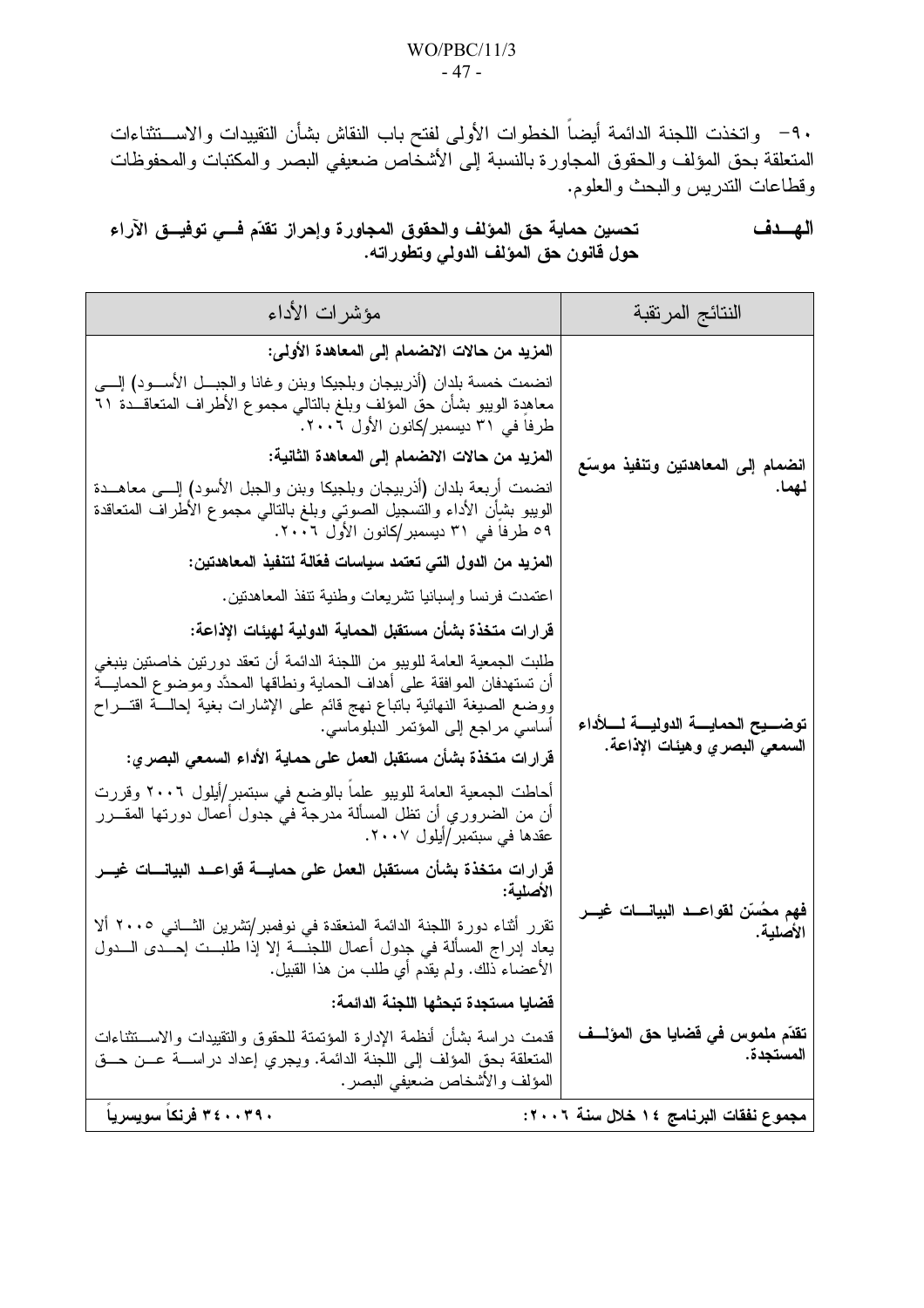٩٠- واتخذت اللجنة الدائمة أيضاً الخطوات الأولى لفتح باب النقاش بشأن التقييدات والاستثناءات المتعلقة بحق المؤلف والحقوق المجاورة بالنسبة إلى الأشخاص ضعيفي البصر والمكتبات والمحفوظات وقطاعات التدريس والبحث والعلوم.

**الهدف** **تحسين حماية حق المؤلف والحقوق المجاورة وإحراز تقدّم في توفيق الآراء حول قانون حق المؤلف الدولي وتطوراته.**

| النتائج المرتقبة | مؤشرات الأداء |
|---|---|
| **انضمام إلى المعاهدتين وتنفيذ موسّع لهما.** | **المزيد من حالات الانضمام إلى المعاهدة الأولى:**<br>انضمت خمسة بلدان (أذربيجان وبلجيكا وبنن وغانا والجبل الأسود) إلى معاهدة الويبو بشأن حق المؤلف وبلغ بالتالي مجموع الأطراف المتعاقدة ٦١ طرفاً في ٣١ ديسمبر/كانون الأول ٢٠٠٦.<br>**المزيد من حالات الانضمام إلى المعاهدة الثانية:**<br>انضمت أربعة بلدان (أذربيجان وبلجيكا وبنن والجبل الأسود) إلى معاهدة الويبو بشأن الأداء والتسجيل الصوتي وبلغ بالتالي مجموع الأطراف المتعاقدة ٥٩ طرفاً في ٣١ ديسمبر/كانون الأول ٢٠٠٦.<br>**المزيد من الدول التي تعتمد سياسات فعّالة لتنفيذ المعاهدتين:**<br>اعتمدت فرنسا وإسبانيا تشريعات وطنية تنفذ المعاهدتين. |
| **توضيح الحماية الدولية للأداء السمعي البصري وهيئات الإذاعة.** | **قرارات متخذة بشأن مستقبل الحماية الدولية لهيئات الإذاعة:**<br>طلبت الجمعية العامة للويبو من اللجنة الدائمة أن تعقد دورتين خاصتين ينبغي أن تستهدفان الموافقة على أهداف الحماية ونطاقها المحدَّد وموضوع الحماية ووضع الصيغة النهائية باتباع نهج قائم على الإشارات بغية إحالة اقتراح أساسي مراجع إلى المؤتمر الدبلوماسي.<br>**قرارات متخذة بشأن مستقبل العمل على حماية الأداء السمعي البصري:**<br>أحاطت الجمعية العامة للويبو علماً بالوضع في سبتمبر/أيلول ٢٠٠٦ وقررت أن من الضروري أن تظل المسألة مدرجة في جدول أعمال دورتها المقرر عقدها في سبتمبر/أيلول ٢٠٠٧. |
| **فهم محسَّن لقواعد البيانات غير الأصلية.** | **قرارات متخذة بشأن مستقبل العمل على حماية قواعد البيانات غير الأصلية:**<br>تقرر أثناء دورة اللجنة الدائمة المنعقدة في نوفمبر/تشرين الثاني ٢٠٠٥ ألا يعاد إدراج المسألة في جدول أعمال اللجنة إلا إذا طلبت إحدى الدول الأعضاء ذلك. ولم يقدم أي طلب من هذا القبيل. |
| **تقدّم ملموس في قضايا حق المؤلف المستجدة.** | **قضايا مستجدة تبحثها اللجنة الدائمة:**<br>قدمت دراسة بشأن أنظمة الإدارة المؤتمتة للحقوق والتقييدات والاستثناءات المتعلقة بحق المؤلف إلى اللجنة الدائمة. ويجري إعداد دراسة عن حق المؤلف والأشخاص ضعيفي البصر. |
| **مجموع نفقات البرنامج ١٤ خلال سنة ٢٠٠٦:** | **٣٤٠٠٣٩٠ فرنكاً سويسرياً** |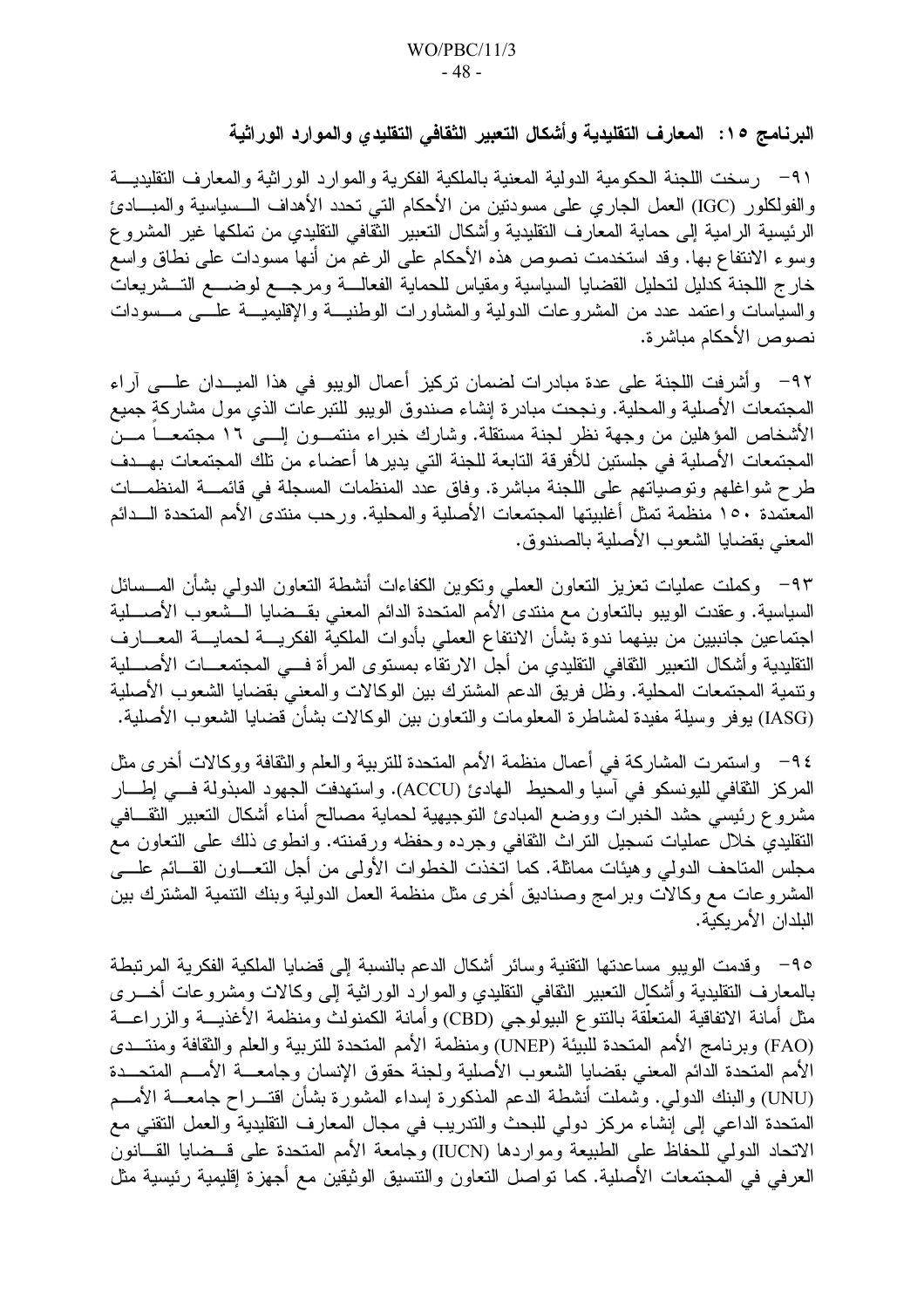## البرنامج ١٥: المعارف التقليدية وأشكال التعبير الثقافي التقليدي والموارد الوراثية

٩١- رسخت اللجنة الحكومية الدولية المعنية بالملكية الفكرية والموارد الوراثية والمعارف التقليدية والفولكلور (IGC) العمل الجاري على مسودتين من الأحكام التي تحدد الأهداف السياسية والمبادئ الرئيسية الرامية إلى حماية المعارف التقليدية وأشكال التعبير الثقافي التقليدي من تملكها غير المشروع وسوء الانتفاع بها. وقد استخدمت نصوص هذه الأحكام على الرغم من أنها مسودات على نطاق واسع خارج اللجنة كدليل لتحليل القضايا السياسية ومقياس للحماية الفعالة ومرجع لوضع التشريعات والسياسات واعتمد عدد من المشروعات الدولية والمشاورات الوطنية والإقليمية على مسودات نصوص الأحكام مباشرة.

٩٢- وأشرفت اللجنة على عدة مبادرات لضمان تركيز أعمال الويبو في هذا الميدان على آراء المجتمعات الأصلية والمحلية. ونجحت مبادرة إنشاء صندوق الويبو للتبرعات الذي مول مشاركة جميع الأشخاص المؤهلين من وجهة نظر لجنة مستقلة. وشارك خبراء منتمون إلى ١٦ مجتمعاً من المجتمعات الأصلية في جلستين للأفرقة التابعة للجنة التي يديرها أعضاء من تلك المجتمعات بهدف طرح شواغلهم وتوصياتهم على اللجنة مباشرة. وفاق عدد المنظمات المسجلة في قائمة المنظمات المعتمدة ١٥٠ منظمة تمثل أغلبيتها المجتمعات الأصلية والمحلية. ورحب منتدى الأمم المتحدة الدائم المعني بقضايا الشعوب الأصلية بالصندوق.

٩٣- وكملت عمليات تعزيز التعاون العملي وتكوين الكفاءات أنشطة التعاون الدولي بشأن المسائل السياسية. وعقدت الويبو بالتعاون مع منتدى الأمم المتحدة الدائم المعني بقضايا الشعوب الأصلية اجتماعين جانبيين من بينهما ندوة بشأن الانتفاع العملي بأدوات الملكية الفكرية لحماية المعارف التقليدية وأشكال التعبير الثقافي التقليدي من أجل الارتقاء بمستوى المرأة في المجتمعات الأصلية وتنمية المجتمعات المحلية. وظل فريق الدعم المشترك بين الوكالات والمعني بقضايا الشعوب الأصلية (IASG) يوفر وسيلة مفيدة لمشاطرة المعلومات والتعاون بين الوكالات بشأن قضايا الشعوب الأصلية.

٩٤- واستمرت المشاركة في أعمال منظمة الأمم المتحدة للتربية والعلم والثقافة ووكالات أخرى مثل المركز الثقافي لليونسكو في آسيا والمحيط الهادئ (ACCU). واستهدفت الجهود المبذولة في إطار مشروع رئيسي حشد الخبرات ووضع المبادئ التوجيهية لحماية مصالح أمناء أشكال التعبير الثقافي التقليدي خلال عمليات تسجيل التراث الثقافي وجرده وحفظه ورقمنته. وانطوى ذلك على التعاون مع مجلس المتاحف الدولي وهيئات مماثلة. كما اتخذت الخطوات الأولى من أجل التعاون القائم على المشروعات مع وكالات وبرامج وصناديق أخرى مثل منظمة العمل الدولية وبنك التنمية المشترك بين البلدان الأمريكية.

٩٥- وقدمت الويبو مساعدتها التقنية وسائر أشكال الدعم بالنسبة إلى قضايا الملكية الفكرية المرتبطة بالمعارف التقليدية وأشكال التعبير الثقافي التقليدي والموارد الوراثية إلى وكالات ومشروعات أخرى مثل أمانة الاتفاقية المتعلقة بالتنوع البيولوجي (CBD) وأمانة الكمنولث ومنظمة الأغذية والزراعة (FAO) وبرنامج الأمم المتحدة للبيئة (UNEP) ومنظمة الأمم المتحدة للتربية والعلم والثقافة ومنتدى الأمم المتحدة الدائم المعني بقضايا الشعوب الأصلية ولجنة حقوق الإنسان وجامعة الأمم المتحدة (UNU) والبنك الدولي. وشملت أنشطة الدعم المذكورة إسداء المشورة بشأن اقتراح جامعة الأمم المتحدة الداعي إلى إنشاء مركز دولي للبحث والتدريب في مجال المعارف التقليدية والعمل التقني مع الاتحاد الدولي للحفاظ على الطبيعة ومواردها (IUCN) وجامعة الأمم المتحدة على قضايا القانون العرفي في المجتمعات الأصلية. كما تواصل التعاون والتنسيق الوثيقين مع أجهزة إقليمية رئيسية مثل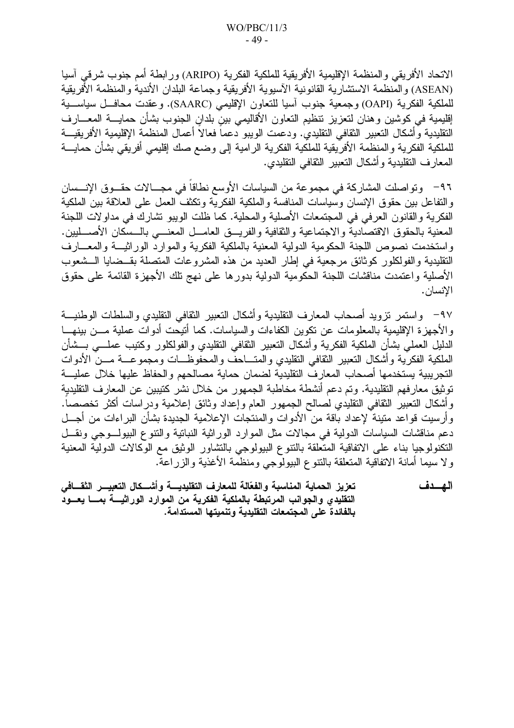الاتحاد الأفريقي والمنظمة الإقليمية الأفريقية للملكية الفكرية (ARIPO) ورابطة أمم جنوب شرقي آسيا (ASEAN) والمنظمة الاستشارية القانونية الآسيوية الأفريقية وجماعة البلدان الأندية والمنظمة الأفريقية للملكية الفكرية (OAPI) وجمعية جنوب آسيا للتعاون الإقليمي (SAARC). وعقدت محافل سياسية إقليمية في كوشين وهنان لتعزيز تنظيم التعاون الأقاليمي بين بلدان الجنوب بشأن حماية المعارف التقليدية وأشكال التعبير الثقافي التقليدي. ودعمت الويبو دعماً فعالاً أعمال المنظمة الإقليمية الأفريقية للملكية الفكرية والمنظمة الأفريقية للملكية الفكرية الرامية إلى وضع صك إقليمي أفريقي بشأن حماية المعارف التقليدية وأشكال التعبير الثقافي التقليدي.

٩٦- وتواصلت المشاركة في مجموعة من السياسات الأوسع نطاقاً في مجالات حقوق الإنسان والتفاعل بين حقوق الإنسان وسياسات المنافسة والملكية الفكرية وتكثف العمل على العلاقة بين الملكية الفكرية والقانون العرفي في المجتمعات الأصلية والمحلية. كما ظلت الويبو تشارك في مداولات اللجنة المعنية بالحقوق الاقتصادية والاجتماعية والثقافية والفريق العامل المعني بالسكان الأصليين. واستخدمت نصوص اللجنة الحكومية الدولية المعنية بالملكية الفكرية والموارد الوراثية والمعارف التقليدية والفولكلور كوثائق مرجعية في إطار العديد من هذه المشروعات المتصلة بقضايا الشعوب الأصلية واعتمدت مناقشات اللجنة الحكومية الدولية بدورها على نهج تلك الأجهزة القائمة على حقوق الإنسان.

٩٧- واستمر تزويد أصحاب المعارف التقليدية وأشكال التعبير الثقافي التقليدي والسلطات الوطنية والأجهزة الإقليمية بالمعلومات عن تكوين الكفاءات والسياسات. كما أتيحت أدوات عملية من بينها الدليل العملي بشأن الملكية الفكرية وأشكال التعبير الثقافي التقليدي والفولكلور وكتيب عملي بشأن الملكية الفكرية وأشكال التعبير الثقافي التقليدي والمتاحف والمحفوظات ومجموعة من الأدوات التجريبية يستخدمها أصحاب المعارف التقليدية لضمان حماية مصالحهم والحفاظ عليها خلال عملية توثيق معارفهم التقليدية. وتم دعم أنشطة مخاطبة الجمهور من خلال نشر كتيبين عن المعارف التقليدية وأشكال التعبير الثقافي التقليدي لصالح الجمهور العام وإعداد وثائق إعلامية ودراسات أكثر تخصصاً. وأرسيت قواعد متينة لإعداد باقة من الأدوات والمنتجات الإعلامية الجديدة بشأن البراءات من أجل دعم مناقشات السياسات الدولية في مجالات مثل الموارد الوراثية النباتية والتنوع البيولوجي ونقل التكنولوجيا بناء على الاتفاقية المتعلقة بالتنوع البيولوجي بالتشاور الوثيق مع الوكالات الدولية المعنية ولا سيما أمانة الاتفاقية المتعلقة بالتنوع البيولوجي ومنظمة الأغذية والزراعة.

| **الهدف** | **تعزيز الحماية المناسبة والفعّالة للمعارف التقليدية وأشكال التعبير الثقافي التقليدي والجوانب المرتبطة بالملكية الفكرية من الموارد الوراثية بما يعود بالفائدة على المجتمعات التقليدية وتنميتها المستدامة.** |
| --- | --- |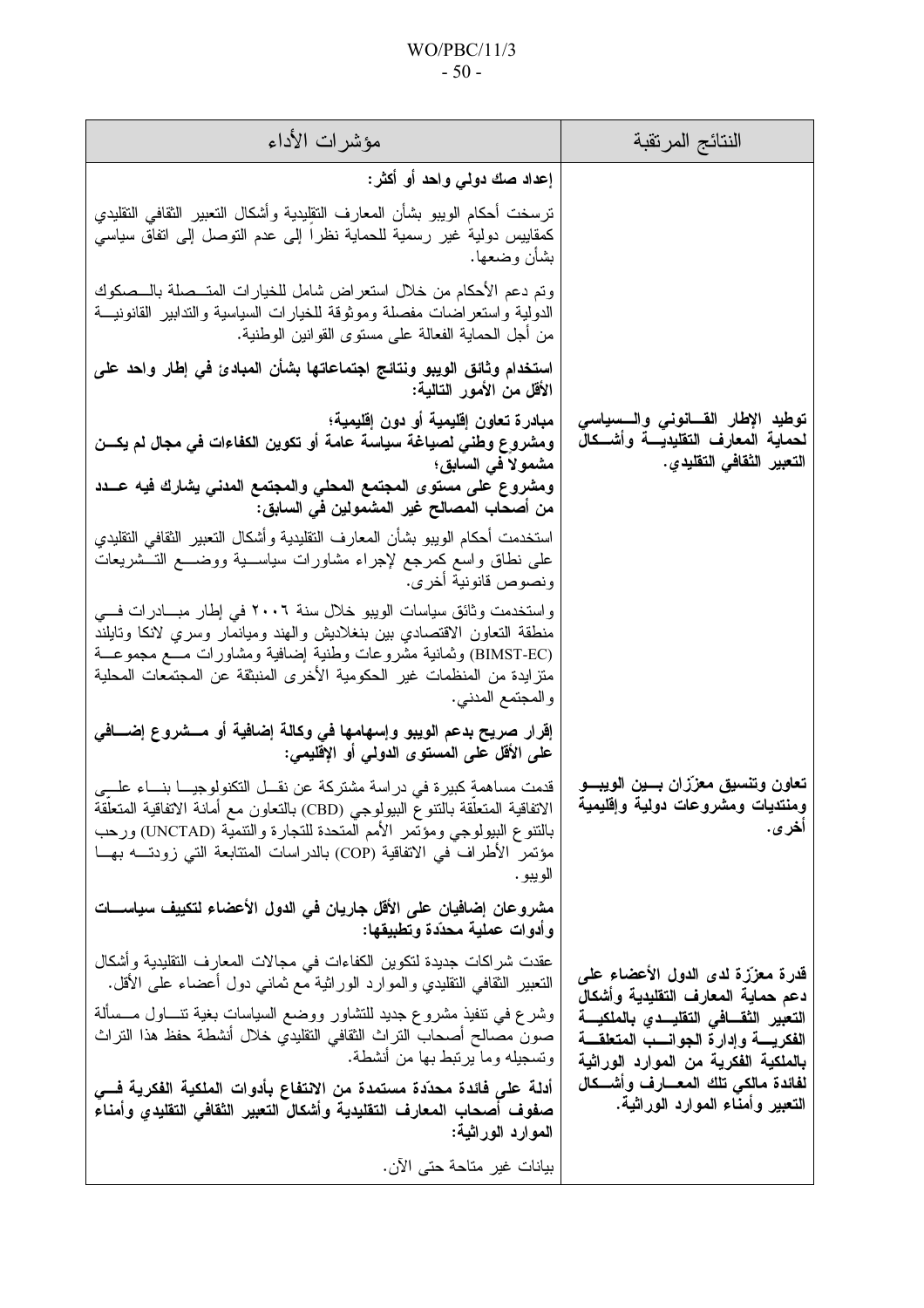| النتائج المرتقبة | مؤشرات الأداء |
| --- | --- |
| **توطيد الإطار القانوني والسياسي لحماية المعارف التقليدية وأشكال التعبير الثقافي التقليدي.** | **إعداد صك دولي واحد أو أكثر:**<br><br>ترسخت أحكام الويبو بشأن المعارف التقليدية وأشكال التعبير الثقافي التقليدي كمقاييس دولية غير رسمية للحماية نظراً إلى عدم التوصل إلى اتفاق سياسي بشأن وضعها.<br><br>وتم دعم الأحكام من خلال استعراض شامل للخيارات المتصلة بالصكوك الدولية واستعراضات مفصلة وموثوقة للخيارات السياسية والتدابير القانونية من أجل الحماية الفعالة على مستوى القوانين الوطنية.<br><br>**استخدام وثائق الويبو ونتائج اجتماعاتها بشأن المبادئ في إطار واحد على الأقل من الأمور التالية:**<br><br>**مبادرة تعاون إقليمية أو دون إقليمية؛**<br>**ومشروع وطني لصياغة سياسة عامة أو تكوين الكفاءات في مجال لم يكن مشمولا في السابق؛**<br>**ومشروع على مستوى المجتمع المحلي والمجتمع المدني يشارك فيه عدد من أصحاب المصالح غير المشمولين في السابق:**<br><br>استخدمت أحكام الويبو بشأن المعارف التقليدية وأشكال التعبير الثقافي التقليدي على نطاق واسع كمرجع لإجراء مشاورات سياسية ووضع التشريعات ونصوص قانونية أخرى.<br><br>واستخدمت وثائق سياسات الويبو خلال سنة ٢٠٠٦ في إطار مبادرات في منطقة التعاون الاقتصادي بين بنغلاديش والهند وميانمار وسري لانكا وتايلند (BIMST-EC) وثمانية مشروعات وطنية إضافية ومشاورات مع مجموعة متزايدة من المنظمات غير الحكومية الأخرى المنبثقة عن المجتمعات المحلية والمجتمع المدني. |
| **تعاون وتنسيق معزّزان بين الويبو ومنتديات ومشروعات دولية وإقليمية أخرى.** | **إقرار صريح بدعم الويبو وإسهامها في وكالة إضافية أو مشروع إضافي على الأقل على المستوى الدولي أو الإقليمي:**<br><br>قدمت مساهمة كبيرة في دراسة مشتركة عن نقل التكنولوجيا بناء على الاتفاقية المتعلّقة بالتنوع البيولوجي (CBD) بالتعاون مع أمانة الاتفاقية المتعلّقة بالتنوع البيولوجي ومؤتمر الأمم المتحدة للتجارة والتنمية (UNCTAD) ورحب مؤتمر الأطراف في الاتفاقية (COP) بالدراسات المتتابعة التي زودته بها الويبو. |
| **قدرة معزّزة لدى الدول الأعضاء على دعم حماية المعارف التقليدية وأشكال التعبير الثقافي التقليدي بالملكية الفكرية وإدارة الجوانب المتعلقة بالملكية الفكرية من الموارد الوراثية لفائدة مالكي تلك المعارف وأشكال التعبير وأمناء الموارد الوراثية.** | **مشروعان إضافيان على الأقل جاريان في الدول الأعضاء لتكييف سياسات وأدوات عملية محدّدة وتطبيقها:**<br><br>عقدت شراكات جديدة لتكوين الكفاءات في مجالات المعارف التقليدية وأشكال التعبير الثقافي التقليدي والموارد الوراثية مع ثماني دول أعضاء على الأقل.<br><br>وشرع في تنفيذ مشروع جديد للتشاور ووضع السياسات بغية تناول مسألة صون مصالح أصحاب التراث الثقافي التقليدي خلال أنشطة حفظ هذا التراث وتسجيله وما يرتبط بها من أنشطة.<br><br>**أدلة على فائدة محدّدة مستمدة من الانتفاع بأدوات الملكية الفكرية في صفوف أصحاب المعارف التقليدية وأشكال التعبير الثقافي التقليدي وأمناء الموارد الوراثية:**<br><br>بيانات غير متاحة حتى الآن. |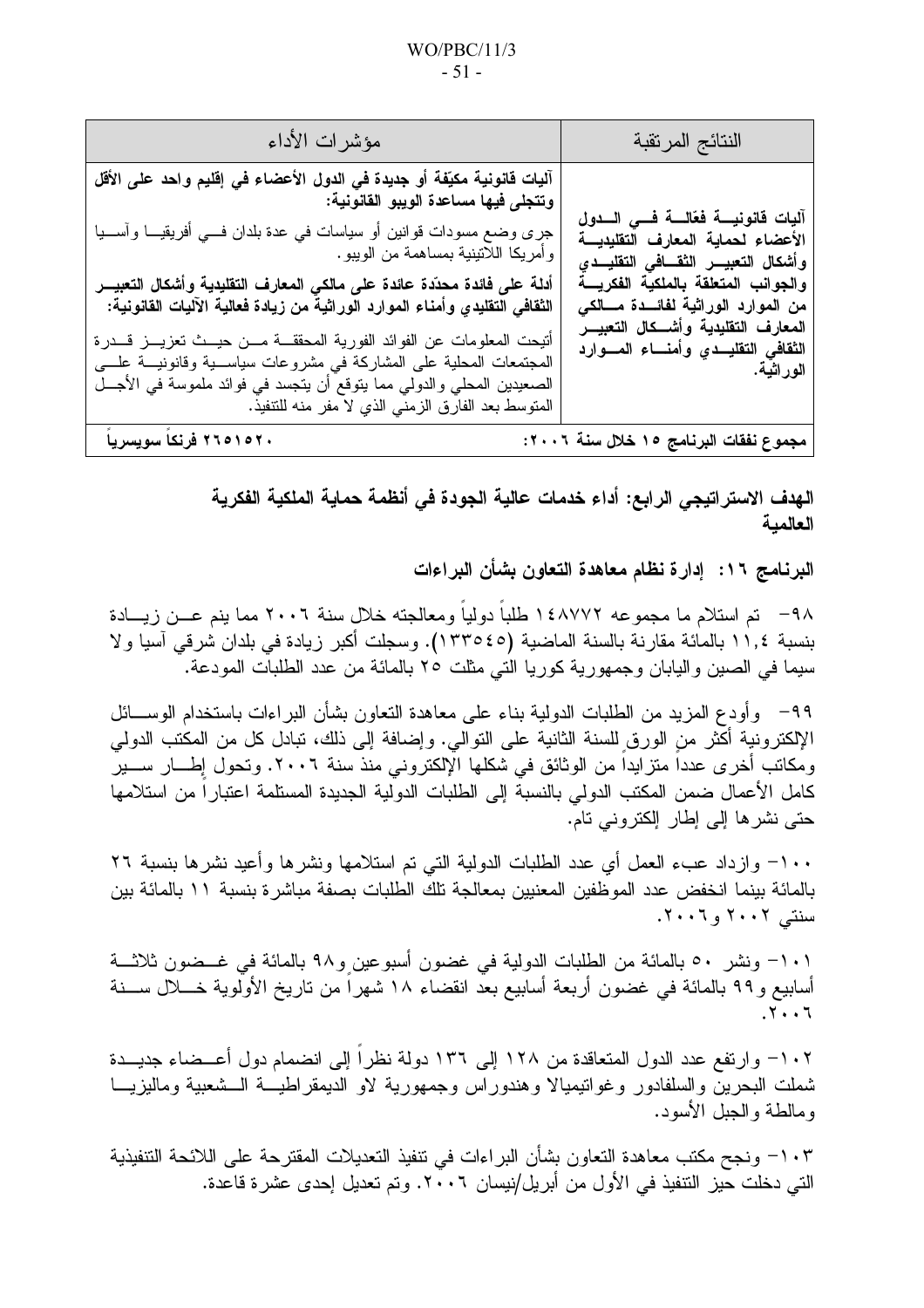| النتائج المرتقبة | مؤشرات الأداء |
|---|---|
| **آليات قانونية فعّالة في الدول الأعضاء لحماية المعارف التقليدية وأشكال التعبير الثقافي التقليدي والجوانب المتعلقة بالملكية الفكرية من الموارد الوراثية لفائدة مالكي المعارف التقليدية وأشكال التعبير الثقافي التقليدي وأمناء الموارد الوراثية.** | **آليات قانونية مكيّفة أو جديدة في الدول الأعضاء في إقليم واحد على الأقل وتتجلى فيها مساعدة الويبو القانونية:**<br>جرى وضع مسودات قوانين أو سياسات في عدة بلدان في أفريقيا وآسيا وأمريكا اللاتينية بمساهمة من الويبو.<br>**أدلة على فائدة محدّدة عائدة على مالكي المعارف التقليدية وأشكال التعبير الثقافي التقليدي وأمناء الموارد الوراثية من زيادة فعالية الآليات القانونية:**<br>أتيحت المعلومات عن الفوائد الفورية المحققة من حيث تعزيز قدرة المجتمعات المحلية على المشاركة في مشروعات سياسية وقانونية على الصعيدين المحلي والدولي مما يتوقع أن يتجسد في فوائد ملموسة في الأجل المتوسط بعد الفارق الزمني الذي لا مفر منه للتنفيذ. |
| **مجموع نفقات البرنامج ١٥ خلال سنة ٢٠٠٦:** | **٢٦٥١٥٢٠ فرنكاً سويسرياً** |

## الهدف الاستراتيجي الرابع: أداء خدمات عالية الجودة في أنظمة حماية الملكية الفكرية العالمية

### البرنامج ١٦: إدارة نظام معاهدة التعاون بشأن البراءات

٩٨- تم استلام ما مجموعه ١٤٨٧٧٢ طلباً دولياً ومعالجته خلال سنة ٢٠٠٦ مما ينم عن زيادة بنسبة ١١,٤ بالمائة مقارنة بالسنة الماضية (١٣٣٥٤٥). وسجلت أكبر زيادة في بلدان شرقي آسيا ولا سيما في الصين واليابان وجمهورية كوريا التي مثلت ٢٥ بالمائة من عدد الطلبات المودعة.

٩٩- وأودع المزيد من الطلبات الدولية بناء على معاهدة التعاون بشأن البراءات باستخدام الوسائل الإلكترونية أكثر من الورق للسنة الثانية على التوالي. وإضافة إلى ذلك، تبادل كل من المكتب الدولي ومكاتب أخرى عدداً متزايداً من الوثائق في شكلها الإلكتروني منذ سنة ٢٠٠٦. وتحول إطار سير كامل الأعمال ضمن المكتب الدولي بالنسبة إلى الطلبات الدولية الجديدة المستلمة اعتباراً من استلامها حتى نشرها إلى إطار إلكتروني تام.

١٠٠- وازداد عبء العمل أي عدد الطلبات الدولية التي تم استلامها ونشرها وأعيد نشرها بنسبة ٢٦ بالمائة بينما انخفض عدد الموظفين المعنيين بمعالجة تلك الطلبات بصفة مباشرة بنسبة ١١ بالمائة بين سنتي ٢٠٠٢ و٢٠٠٦.

١٠١- ونشر ٥٠ بالمائة من الطلبات الدولية في غضون أسبوعين و٩٨ بالمائة في غضون ثلاثة أسابيع و٩٩ بالمائة في غضون أربعة أسابيع بعد انقضاء ١٨ شهراً من تاريخ الأولوية خلال سنة ٢٠٠٦.

١٠٢- وارتفع عدد الدول المتعاقدة من ١٢٨ إلى ١٣٦ دولة نظراً إلى انضمام دول أعضاء جديدة شملت البحرين والسلفادور وغواتيمالا وهندوراس وجمهورية لاو الديمقراطية الشعبية وماليزيا ومالطة والجبل الأسود.

١٠٣- ونجح مكتب معاهدة التعاون بشأن البراءات في تنفيذ التعديلات المقترحة على اللائحة التنفيذية التي دخلت حيز التنفيذ في الأول من أبريل/نيسان ٢٠٠٦. وتم تعديل إحدى عشرة قاعدة.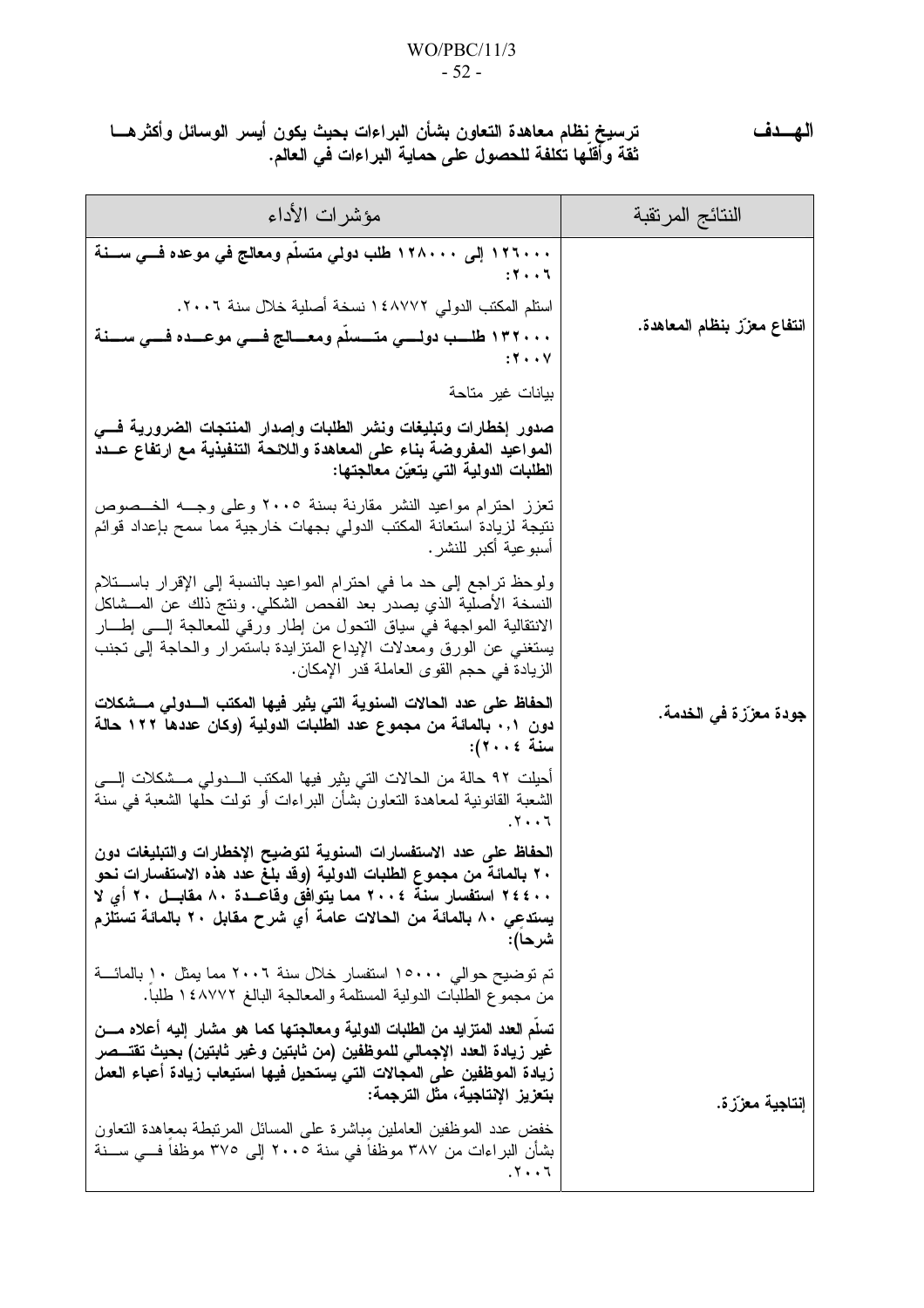**الهـــدف** ترسيخ نظام معاهدة التعاون بشأن البراءات بحيث يكون أيسر الوسائل وأكثرهـا ثقة وأقلّها تكلفة للحصول على حماية البراءات في العالم.

| النتائج المرتقبة | مؤشرات الأداء |
|---|---|
| انتفاع معزّز بنظام المعاهدة. | **١٢٦٠٠٠ إلى ١٢٨٠٠٠ طلب دولي متسلّم ومعالج في موعده في سنة ٢٠٠٦:**<br>استلم المكتب الدولي ١٤٨٧٧٢ نسخة أصلية خلال سنة ٢٠٠٦.<br>**١٣٢٠٠٠ طلب دولي متسلّم ومعالج في موعده في سنة ٢٠٠٧:**<br>بيانات غير متاحة |
| جودة معزّزة في الخدمة. | **صدور إخطارات وتبليغات ونشر الطلبات وإصدار المنتجات الضرورية في المواعيد المفروضة بناء على المعاهدة واللائحة التنفيذية مع ارتفاع عدد الطلبات الدولية التي يتعيّن معالجتها:**<br>تعزز احترام مواعيد النشر مقارنة بسنة ٢٠٠٥ وعلى وجه الخصوص نتيجة لزيادة استعانة المكتب الدولي بجهات خارجية مما سمح بإعداد قوائم أسبوعية أكبر للنشر.<br>ولوحظ تراجع إلى حد ما في احترام المواعيد بالنسبة إلى الإقرار باستلام النسخة الأصلية الذي يصدر بعد الفحص الشكلي. ونتج ذلك عن المشاكل الانتقالية المواجهة في سياق التحول من إطار ورقي للمعالجة إلى إطار يستغني عن الورق ومعدلات الإيداع المتزايدة باستمرار والحاجة إلى تجنب الزيادة في حجم القوى العاملة قدر الإمكان.<br>**الحفاظ على عدد الحالات السنوية التي يثير فيها المكتب الدولي مشكلات دون ٠,١ بالمائة من مجموع عدد الطلبات الدولية (وكان عددها ١٢٢ حالة سنة ٢٠٠٤):**<br>أحيلت ٩٢ حالة من الحالات التي يثير فيها المكتب الدولي مشكلات إلى الشعبة القانونية لمعاهدة التعاون بشأن البراءات أو تولت حلّها الشعبة في سنة ٢٠٠٦.<br>**الحفاظ على عدد الاستفسارات السنوية لتوضيح الإخطارات والتبليغات دون ٢٠ بالمائة من مجموع الطلبات الدولية (وقد بلغ عدد هذه الاستفسارات نحو ٢٤٤٠٠ استفسار سنة ٢٠٠٤ مما يتوافق وقاعدة ٨٠ مقابل ٢٠ أي لا يستدعي ٨٠ بالمائة من الحالات عامة أي شرح مقابل ٢٠ بالمائة تستلزم شرحاً):**<br>تم توضيح حوالي ١٥٠٠٠ استفسار خلال سنة ٢٠٠٦ مما يمثل ١٠ بالمائة من مجموع الطلبات الدولية المستلمة والمعالجة البالغ ١٤٨٧٧٢ طلباً. |
| إنتاجية معزّزة. | **تسلّم العدد المتزايد من الطلبات الدولية ومعالجتها كما هو مشار إليه أعلاه من غير زيادة العدد الإجمالي للموظفين (من ثابتين وغير ثابتين) بحيث تقتصر زيادة الموظفين على المجالات التي يستحيل فيها استيعاب زيادة أعباء العمل بتعزيز الإنتاجية، مثل الترجمة:**<br>خفض عدد الموظفين العاملين مباشرة على المسائل المرتبطة بمعاهدة التعاون بشأن البراءات من ٣٨٧ موظفاً في سنة ٢٠٠٥ إلى ٣٧٥ موظفاً في سنة ٢٠٠٦. |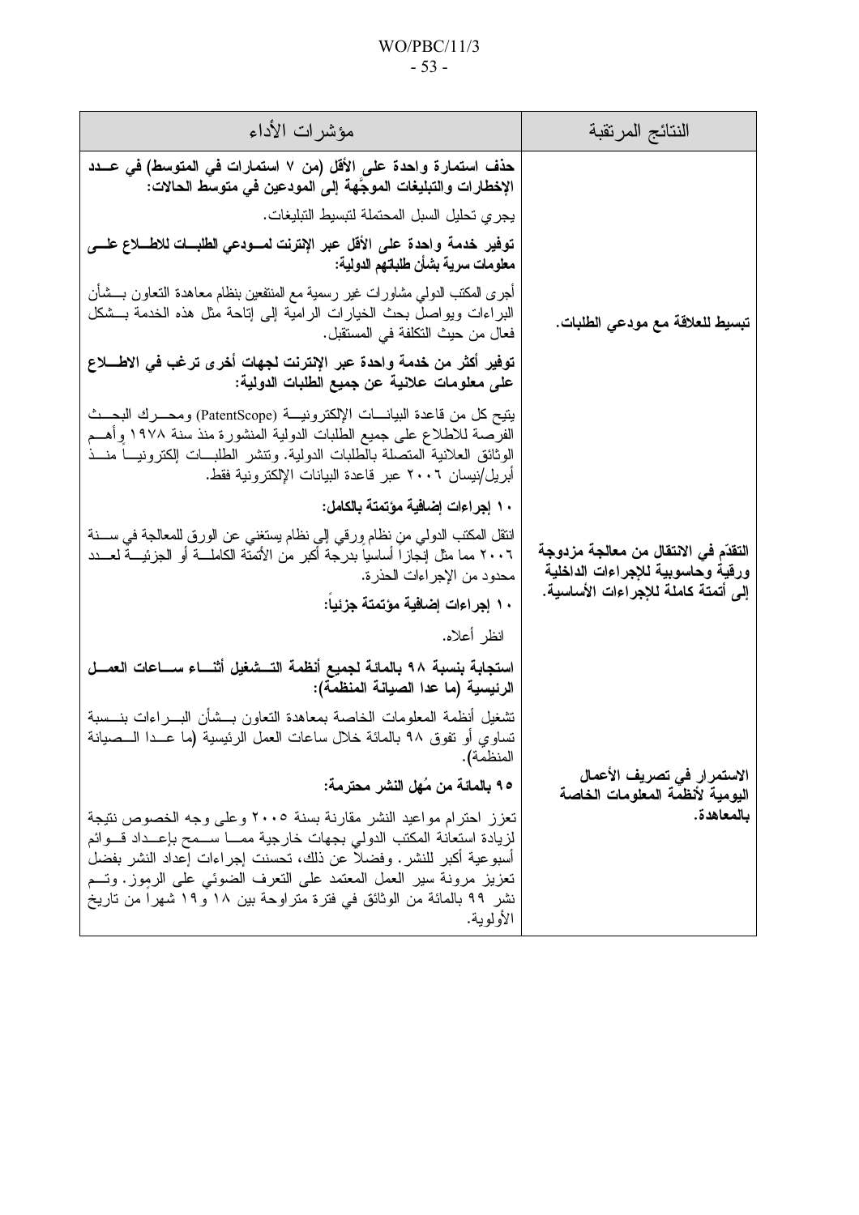| النتائج المرتقبة | مؤشرات الأداء |
|---|---|
| **تبسيط للعلاقة مع مودعي الطلبات.** | **حذف استمارة واحدة على الأقل (من ٧ استمارات في المتوسط) في عدد الإخطارات والتبليغات الموجّهة إلى المودعين في متوسط الحالات:**<br>يجري تحليل السبل المحتملة لتبسيط التبليغات.<br>**توفير خدمة واحدة على الأقل عبر الإنترنت لمودعي الطلبات للاطلاع على معلومات سرية بشأن طلباتهم الدولية:**<br>أجرى المكتب الدولي مشاورات غير رسمية مع المنتفعين بنظام معاهدة التعاون بشأن البراءات ويواصل بحث الخيارات الرامية إلى إتاحة مثل هذه الخدمة بشكل فعال من حيث التكلفة في المستقبل.<br>**توفير أكثر من خدمة واحدة عبر الإنترنت لجهات أخرى ترغب في الاطلاع على معلومات علانية عن جميع الطلبات الدولية:**<br>يتيح كل من قاعدة البيانات الإلكترونية (PatentScope) ومحرك البحث الفرصة للاطلاع على جميع الطلبات الدولية المنشورة منذ سنة ١٩٧٨ وأهم الوثائق العلانية المتصلة بالطلبات الدولية. وتنشر الطلبات إلكترونياً منذ أبريل/نيسان ٢٠٠٦ عبر قاعدة البيانات الإلكترونية فقط. |
| **التقدّم في الانتقال من معالجة مزدوجة ورقية وحاسوبية للإجراءات الداخلية إلى أتمتة كاملة للإجراءات الأساسية.** | **١٠ إجراءات إضافية مؤتمتة بالكامل:**<br>انتقل المكتب الدولي من نظام ورقي إلى نظام يستغني عن الورق للمعالجة في سنة ٢٠٠٦ مما مثل إنجازاً أساسياً بدرجة أكبر من الأتمتة الكاملة أو الجزئية لعدد محدود من الإجراءات الحذرة.<br>**١٠ إجراءات إضافية مؤتمتة جزئياً:**<br>انظر أعلاه. |
| **الاستمرار في تصريف الأعمال اليومية لأنظمة المعلومات الخاصة بالمعاهدة.** | **استجابة بنسبة ٩٨ بالمائة لجميع أنظمة التشغيل أثناء ساعات العمل الرئيسية (ما عدا الصيانة المنظمة):**<br>تشغيل أنظمة المعلومات الخاصة بمعاهدة التعاون بشأن البراءات بنسبة تساوي أو تفوق ٩٨ بالمائة خلال ساعات العمل الرئيسية (ما عدا الصيانة المنظمة).<br>**٩٥ بالمائة من مُهل النشر محترمة:**<br>تعزز احترام مواعيد النشر مقارنة بسنة ٢٠٠٥ وعلى وجه الخصوص نتيجة لزيادة استعانة المكتب الدولي بجهات خارجية مما سمح بإعداد قوائم أسبوعية أكبر للنشر. وفضلاً عن ذلك، تحسنت إجراءات إعداد النشر بفضل تعزيز مرونة سير العمل المعتمد على التعرف الضوئي على الرموز. وتم نشر ٩٩ بالمائة من الوثائق في فترة متراوحة بين ١٨ و١٩ شهراً من تاريخ الأولوية. |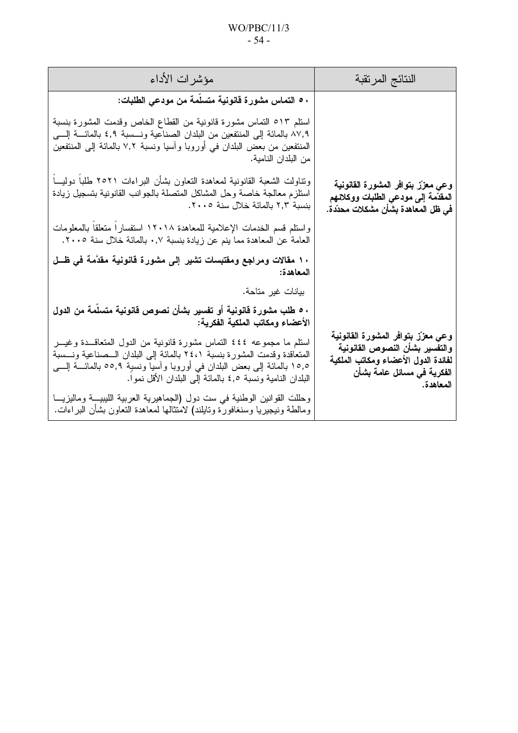| النتائج المرتقبة | مؤشرات الأداء |
|---|---|
| **وعي معزّز بتوافر المشورة القانونية المقدّمة إلى مودعي الطلبات ووكلائهم في ظل المعاهدة بشأن مشكلات محدّدة.** | **٥٠ التماس مشورة قانونية متسلّمة من مودعي الطلبات:**<br><br>استلم ٥١٣ التماس مشورة قانونية من القطاع الخاص وقدمت المشورة بنسبة ٨٧,٩ بالمائة إلى المنتفعين من البلدان الصناعية ونسبة ٤,٩ بالمائة إلى المنتفعين من بعض البلدان في أوروبا وآسيا ونسبة ٧,٢ بالمائة إلى المنتفعين من البلدان النامية.<br><br>وتناولت الشعبة القانونية لمعاهدة التعاون بشأن البراءات ٢٥٢١ طلباً دولياً استلزم معالجة خاصة وحل المشاكل المتصلة بالجوانب القانونية بتسجيل زيادة بنسبة ٢,٣ بالمائة خلال سنة ٢٠٠٥.<br><br>واستلم قسم الخدمات الإعلامية للمعاهدة ١٢٠١٨ استفساراً متعلقاً بالمعلومات العامة عن المعاهدة مما ينم عن زيادة بنسبة ٠,٧ بالمائة خلال سنة ٢٠٠٥.<br><br>**١٠ مقالات ومراجع ومقتبسات تشير إلى مشورة قانونية مقدَّمة في ظل المعاهدة:**<br><br>بيانات غير متاحة. |
| **وعي معزّز بتوافر المشورة القانونية والتفسير بشأن النصوص القانونية لفائدة الدول الأعضاء ومكاتب الملكية الفكرية في مسائل عامة بشأن المعاهدة.** | **٥٠ طلب مشورة قانونية أو تفسير بشأن نصوص قانونية متسلّمة من الدول الأعضاء ومكاتب الملكية الفكرية:**<br><br>استلم ما مجموعه ٤٤٤ التماس مشورة قانونية من الدول المتعاقدة وغير المتعاقدة وقدمت المشورة بنسبة ٢٤,١ بالمائة إلى البلدان الصناعية ونسبة ١٥,٥ بالمائة إلى بعض البلدان في أوروبا وآسيا ونسبة ٥٥,٩ بالمائة إلى البلدان النامية ونسبة ٤,٥ بالمائة إلى البلدان الأقل نمواً.<br><br>وحللت القوانين الوطنية في ست دول (الجماهيرية العربية الليبية وماليزيا ومالطة ونيجيريا وسنغافورة وتايلند) لامتثالها لمعاهدة التعاون بشأن البراءات. |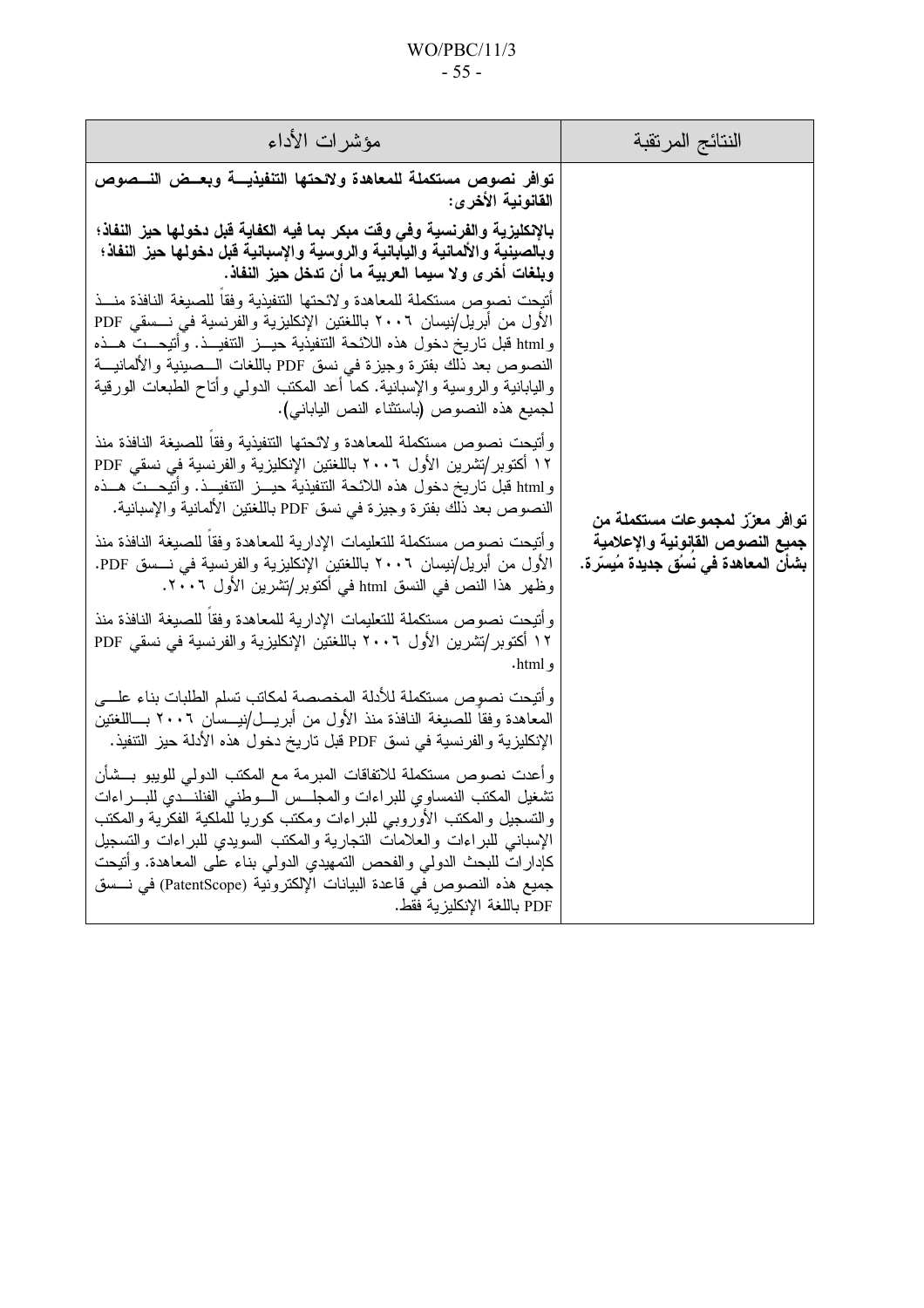| النتائج المرتقبة | مؤشرات الأداء |
| --- | --- |
| **توافر معزّز لمجموعات مستكملة من جميع النصوص القانونية والإعلامية بشأن المعاهدة في نُسُق جديدة مُيسّرة.** | **توافر نصوص مستكملة للمعاهدة ولائحتها التنفيذية وبعض النصوص القانونية الأخرى:**<br><br>**بالإنكليزية والفرنسية وفي وقت مبكر بما فيه الكفاية قبل دخولها حيز النفاذ؛ وبالصينية والألمانية واليابانية والروسية والإسبانية قبل دخولها حيز النفاذ؛ وبلغات أخرى ولا سيما العربية ما أن تدخل حيز النفاذ.**<br><br>أتيحت نصوص مستكملة للمعاهدة ولائحتها التنفيذية وفقاً للصيغة النافذة منذ الأول من أبريل/نيسان ٢٠٠٦ باللغتين الإنكليزية والفرنسية في نسقي PDF وhtml قبل تاريخ دخول هذه اللائحة التنفيذية حيز التنفيذ. وأتيحت هذه النصوص بعد ذلك بفترة وجيزة في نسق PDF باللغات الصينية والألمانية واليابانية والروسية والإسبانية. كما أعد المكتب الدولي وأتاح الطبعات الورقية لجميع هذه النصوص (باستثناء النص الياباني).<br><br>وأتيحت نصوص مستكملة للمعاهدة ولائحتها التنفيذية وفقاً للصيغة النافذة منذ ١٢ أكتوبر/تشرين الأول ٢٠٠٦ باللغتين الإنكليزية والفرنسية في نسقي PDF وhtml قبل تاريخ دخول هذه اللائحة التنفيذية حيز التنفيذ. وأتيحت هذه النصوص بعد ذلك بفترة وجيزة في نسق PDF باللغتين الألمانية والإسبانية.<br><br>وأتيحت نصوص مستكملة للتعليمات الإدارية للمعاهدة وفقاً للصيغة النافذة منذ الأول من أبريل/نيسان ٢٠٠٦ باللغتين الإنكليزية والفرنسية في نسق PDF. وظهر هذا النص في النسق html في أكتوبر/تشرين الأول ٢٠٠٦.<br><br>وأتيحت نصوص مستكملة للتعليمات الإدارية للمعاهدة وفقاً للصيغة النافذة منذ ١٢ أكتوبر/تشرين الأول ٢٠٠٦ باللغتين الإنكليزية والفرنسية في نسقي PDF وhtml.<br><br>وأتيحت نصوص مستكملة للأدلة المخصصة لمكاتب تسلم الطلبات بناء على المعاهدة وفقاً للصيغة النافذة منذ الأول من أبريل/نيسان ٢٠٠٦ باللغتين الإنكليزية والفرنسية في نسق PDF قبل تاريخ دخول هذه الأدلة حيز التنفيذ.<br><br>وأعدت نصوص مستكملة للاتفاقات المبرمة مع المكتب الدولي للويبو بشأن تشغيل المكتب النمساوي للبراءات والمجلس الوطني الفنلندي للبراءات والتسجيل والمكتب الأوروبي للبراءات ومكتب كوريا للملكية الفكرية والمكتب الإسباني للبراءات والعلامات التجارية والمكتب السويدي للبراءات والتسجيل كإدارات للبحث الدولي والفحص التمهيدي الدولي بناء على المعاهدة. وأتيحت جميع هذه النصوص في قاعدة البيانات الإلكترونية (PatentScope) في نسق PDF باللغة الإنكليزية فقط. |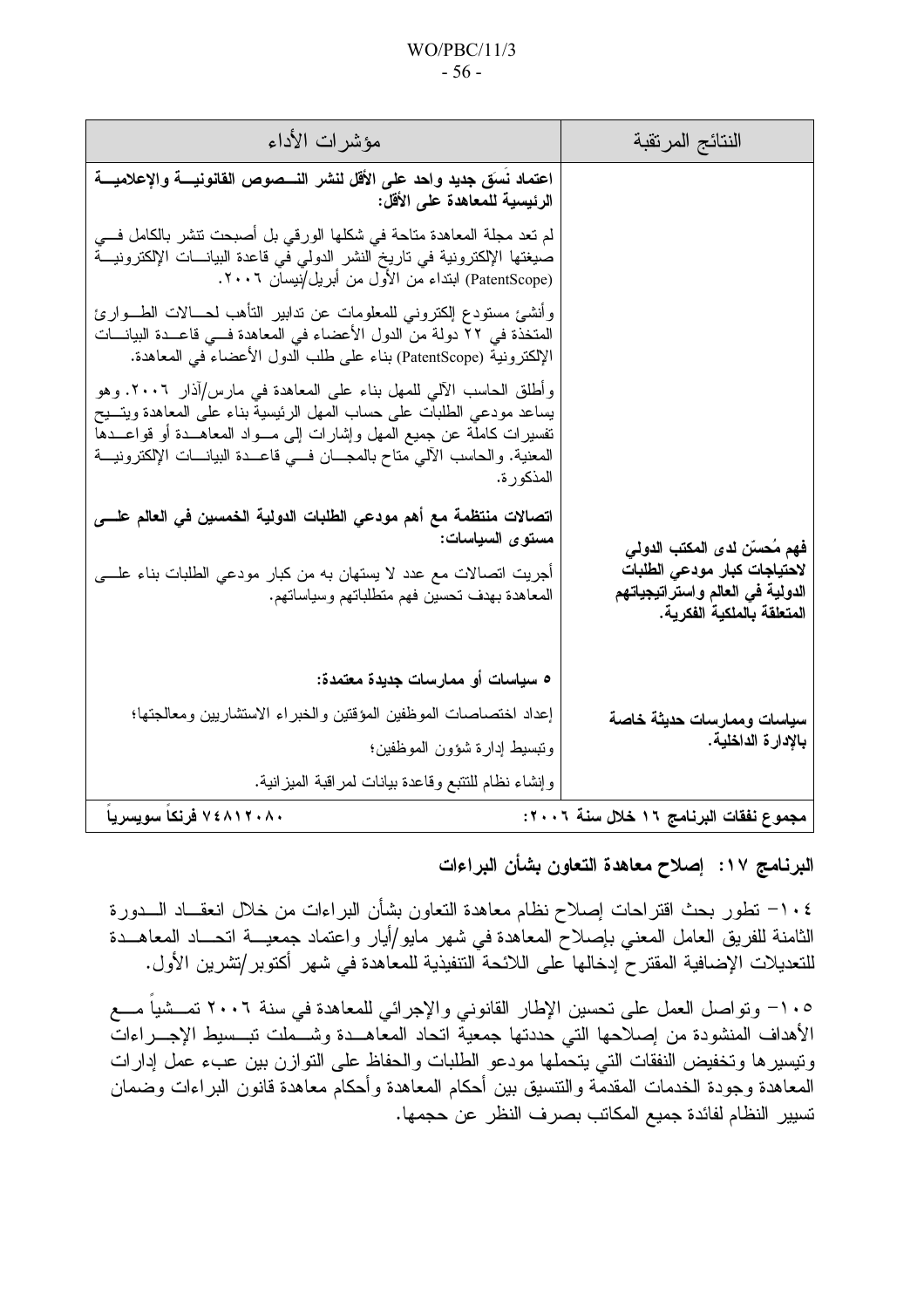| النتائج المرتقبة | مؤشرات الأداء |
|---|---|
| | **اعتماد نَسَق جديد واحد على الأقل لنشر النصوص القانونية والإعلامية الرئيسية للمعاهدة على الأقل:**<br><br>لم تعد مجلة المعاهدة متاحة في شكلها الورقي بل أصبحت تنشر بالكامل في صيغتها الإلكترونية في تاريخ النشر الدولي في قاعدة البيانات الإلكترونية (PatentScope) ابتداء من الأول من أبريل/نيسان ٢٠٠٦.<br><br>وأنشئ مستودع إلكتروني للمعلومات عن تدابير التأهب لحالات الطوارئ المتخذة في ٢٢ دولة من الدول الأعضاء في المعاهدة في قاعدة البيانات الإلكترونية (PatentScope) بناء على طلب الدول الأعضاء في المعاهدة.<br><br>وأطلق الحاسب الآلي للمهل بناء على المعاهدة في مارس/آذار ٢٠٠٦. وهو يساعد مودعي الطلبات على حساب المهل الرئيسية بناء على المعاهدة ويتيح تفسيرات كاملة عن جميع المهل وإشارات إلى مواد المعاهدة أو قواعدها المعنية. والحاسب الآلي متاح بالمجان في قاعدة البيانات الإلكترونية المذكورة. |
| **فهم مُحسّن لدى المكتب الدولي لاحتياجات كبار مودعي الطلبات الدولية في العالم واستراتيجياتهم المتعلقة بالملكية الفكرية.** | **اتصالات منتظمة مع أهم مودعي الطلبات الدولية الخمسين في العالم على مستوى السياسات:**<br><br>أجريت اتصالات مع عدد لا يستهان به من كبار مودعي الطلبات بناء على المعاهدة بهدف تحسين فهم متطلباتهم وسياساتهم. |
| **سياسات وممارسات حديثة خاصة بالإدارة الداخلية.** | **٥ سياسات أو ممارسات جديدة معتمدة:**<br><br>إعداد اختصاصات الموظفين المؤقتين والخبراء الاستشاريين ومعالجتها؛<br><br>وتبسيط إدارة شؤون الموظفين؛<br><br>وإنشاء نظام للتتبع وقاعدة بيانات لمراقبة الميزانية. |
| **مجموع نفقات البرنامج ١٦ خلال سنة ٢٠٠٦:** | **٧٤٨١٢٠٨٠ فرنكاً سويسرياً** |

## البرنامج ١٧: إصلاح معاهدة التعاون بشأن البراءات

١٠٤- تطور بحث اقتراحات إصلاح نظام معاهدة التعاون بشأن البراءات من خلال انعقاد الدورة الثامنة للفريق العامل المعني بإصلاح المعاهدة في شهر مايو/أيار واعتماد جمعية اتحاد المعاهدة للتعديلات الإضافية المقترح إدخالها على اللائحة التنفيذية للمعاهدة في شهر أكتوبر/تشرين الأول.

١٠٥- وتواصل العمل على تحسين الإطار القانوني والإجرائي للمعاهدة في سنة ٢٠٠٦ تمشياً مع الأهداف المنشودة من إصلاحها التي حددتها جمعية اتحاد المعاهدة وشملت تبسيط الإجراءات وتيسيرها وتخفيض النفقات التي يتحملها مودعو الطلبات والحفاظ على التوازن بين عبء عمل إدارات المعاهدة وجودة الخدمات المقدمة والتنسيق بين أحكام المعاهدة وأحكام معاهدة قانون البراءات وضمان تسيير النظام لفائدة جميع المكاتب بصرف النظر عن حجمها.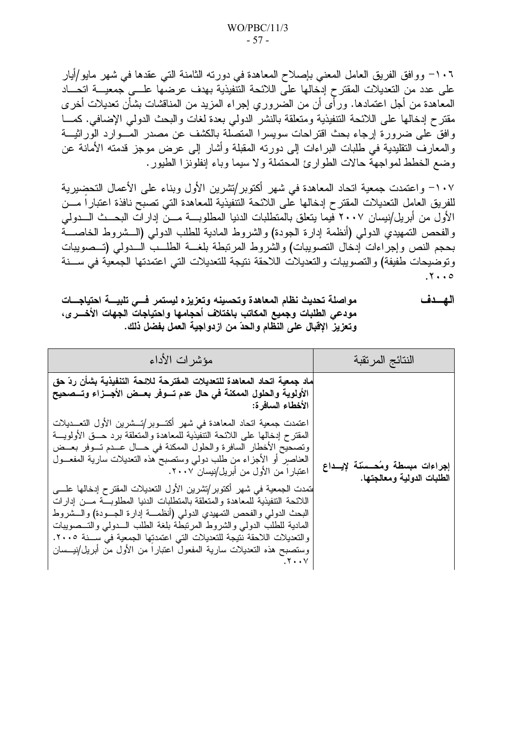١٠٦- ووافق الفريق العامل المعني بإصلاح المعاهدة في دورته الثامنة التي عقدها في شهر مايو/أيار على عدد من التعديلات المقترح إدخالها على اللائحة التنفيذية بهدف عرضها على جمعية اتحاد المعاهدة من أجل اعتمادها. ورأى أن من الضروري إجراء المزيد من المناقشات بشأن تعديلات أخرى مقترح إدخالها على اللائحة التنفيذية ومتعلقة بالنشر الدولي بعدة لغات والبحث الدولي الإضافي. كما وافق على ضرورة إرجاء بحث اقتراحات سويسرا المتصلة بالكشف عن مصدر الموارد الوراثية والمعارف التقليدية في طلبات البراءات إلى دورته المقبلة وأشار إلى عرض موجز قدمته الأمانة عن وضع الخطط لمواجهة حالات الطوارئ المحتملة ولا سيما وباء إنفلونزا الطيور.

١٠٧- واعتمدت جمعية اتحاد المعاهدة في شهر أكتوبر/تشرين الأول وبناء على الأعمال التحضيرية للفريق العامل التعديلات المقترح إدخالها على اللائحة التنفيذية للمعاهدة التي تصبح نافذة اعتباراً من الأول من أبريل/نيسان ٢٠٠٧ فيما يتعلق بالمتطلبات الدنيا المطلوبة من إدارات البحث الدولي والفحص التمهيدي الدولي (أنظمة إدارة الجودة) والشروط المادية للطلب الدولي (الشروط الخاصة بحجم النص وإجراءات إدخال التصويبات) والشروط المرتبطة بلغة الطلب الدولي (تصويبات وتوضيحات طفيفة) والتصويبات والتعديلات اللاحقة نتيجة للتعديلات التي اعتمدتها الجمعية في سنة ٢٠٠٥.

**الهدف** **مواصلة تحديث نظام المعاهدة وتحسينه وتعزيزه ليستمر في تلبية احتياجات مودعي الطلبات وجميع المكاتب باختلاف أحجامها واحتياجات الجهات الأخرى، وتعزيز الإقبال على النظام والحدّ من ازدواجية العمل بفضل ذلك.**

| النتائج المرتقبة | مؤشرات الأداء |
|---|---|
| **إجراءات مبسطة ومُحسّنة لإيداع الطلبات الدولية ومعالجتها.** | **اعتماد جمعية اتحاد المعاهدة للتعديلات المقترحة للائحة التنفيذية بشأن ردّ حق الأولوية والحلول الممكنة في حال عدم توفر بعض الأجزاء وتصحيح الأخطاء السافرة:**<br><br>اعتمدت جمعية اتحاد المعاهدة في شهر أكتوبر/تشرين الأول التعديلات المقترح إدخالها على اللائحة التنفيذية للمعاهدة والمتعلقة برد حق الأولوية وتصحيح الأخطار السافرة والحلول الممكنة في حال عدم توفر بعض العناصر أو الأجزاء من طلب دولي وستصبح هذه التعديلات سارية المفعول اعتباراً من الأول من أبريل/نيسان ٢٠٠٧.<br><br>اعتمدت الجمعية في شهر أكتوبر/تشرين الأول التعديلات المقترح إدخالها على اللائحة التنفيذية للمعاهدة والمتعلقة بالمتطلبات الدنيا المطلوبة من إدارات البحث الدولي والفحص التمهيدي الدولي (أنظمة إدارة الجودة) والشروط المادية للطلب الدولي والشروط المرتبطة بلغة الطلب الدولي والتصويبات والتعديلات اللاحقة نتيجة للتعديلات التي اعتمدتها الجمعية في سنة ٢٠٠٥. وستصبح هذه التعديلات سارية المفعول اعتباراً من الأول من أبريل/نيسان ٢٠٠٧. |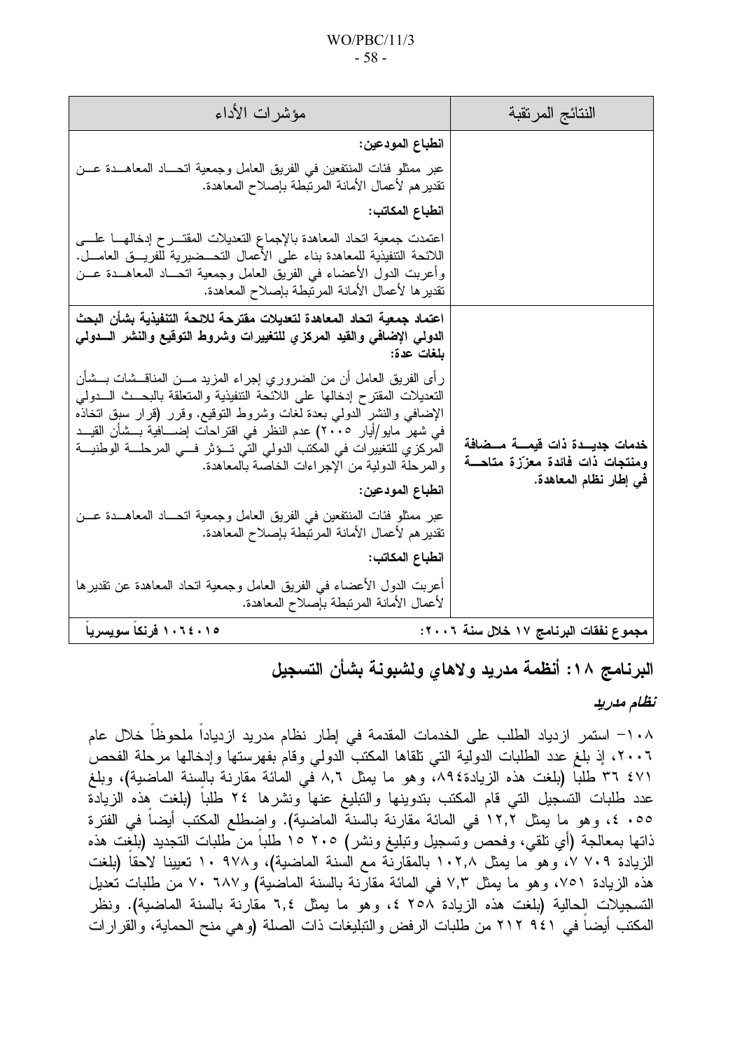| النتائج المرتقبة | مؤشرات الأداء |
|---|---|
| | **انطباع المودعين:**<br>عبر ممثلو فئات المنتفعين في الفريق العامل وجمعية اتحاد المعاهدة عن تقديرهم لأعمال الأمانة المرتبطة بإصلاح المعاهدة.<br>**انطباع المكاتب:**<br>اعتمدت جمعية اتحاد المعاهدة بالإجماع التعديلات المقترح إدخالها على اللائحة التنفيذية للمعاهدة بناء على الأعمال التحضيرية للفريق العامل. وأعربت الدول الأعضاء في الفريق العامل وجمعية اتحاد المعاهدة عن تقديرها لأعمال الأمانة المرتبطة بإصلاح المعاهدة. |
| **خدمات جديدة ذات قيمة مضافة ومنتجات ذات فائدة معزّزة متاحة في إطار نظام المعاهدة.** | **اعتماد جمعية اتحاد المعاهدة لتعديلات مقترحة للائحة التنفيذية بشأن البحث الدولي الإضافي والقيد المركزي للتغييرات وشروط التوقيع والنشر الدولي بلغات عدة:**<br>رأى الفريق العامل أن من الضروري إجراء المزيد من المناقشات بشأن التعديلات المقترح إدخالها على اللائحة التنفيذية والمتعلقة بالبحث الدولي الإضافي والنشر الدولي بعدة لغات وشروط التوقيع. وقرر (قرار سبق اتخاذه في شهر مايو/أيار ٢٠٠٥) عدم النظر في اقتراحات إضافية بشأن القيد المركزي للتغييرات في المكتب الدولي التي تؤثر في المرحلة الوطنية والمرحلة الدولية من الإجراءات الخاصة بالمعاهدة.<br>**انطباع المودعين:**<br>عبر ممثلو فئات المنتفعين في الفريق العامل وجمعية اتحاد المعاهدة عن تقديرهم لأعمال الأمانة المرتبطة بإصلاح المعاهدة.<br>**انطباع المكاتب:**<br>أعربت الدول الأعضاء في الفريق العامل وجمعية اتحاد المعاهدة عن تقديرها لأعمال الأمانة المرتبطة بإصلاح المعاهدة. |
| **مجموع نفقات البرنامج ١٧ خلال سنة ٢٠٠٦:** | **١٠٦٤٠١٥ فرنكاً سويسرياً** |

## البرنامج ١٨: أنظمة مدريد ولاهاي ولشبونة بشأن التسجيل

### *نظام مدريد*

١٠٨- استمر ازدياد الطلب على الخدمات المقدمة في إطار نظام مدريد ازدياداً ملحوظاً خلال عام ٢٠٠٦، إذ بلغ عدد الطلبات الدولية التي تلقاها المكتب الدولي وقام بفهرستها وإدخالها مرحلة الفحص ٤٧١ ٣٦ طلباً (بلغت هذه الزيادة٨٩٤، وهو ما يمثل ٨,٦ في المائة مقارنة بالسنة الماضية)، وبلغ عدد طلبات التسجيل التي قام المكتب بتدوينها والتبليغ عنها ونشرها ٢٤ طلباً (بلغت هذه الزيادة ٠٥٥ ٤، وهو ما يمثل ١٢,٢ في المائة مقارنة بالسنة الماضية). واضطلع المكتب أيضاً في الفترة ذاتها بمعالجة (أي تلقي، وفحص وتسجيل وتبليغ ونشر) ٢٠٥ ١٥ طلباً من طلبات التجديد (بلغت هذه الزيادة ٧٠٩ ٧، وهو ما يمثل ١٠٢,٨ بالمقارنة مع السنة الماضية)، و٩٧٨ ١٠ تعيينا لاحقاً (بلغت هذه الزيادة ٧٥١، وهو ما يمثل ٧,٣ في المائة مقارنة بالسنة الماضية) و٦٨٧ ٧٠ من طلبات تعديل التسجيلات الحالية (بلغت هذه الزيادة ٢٥٨ ٤، وهو ما يمثل ٦,٤ مقارنة بالسنة الماضية). ونظر المكتب أيضاً في ٩٤١ ٢١٢ من طلبات الرفض والتبليغات ذات الصلة (وهي منح الحماية، والقرارات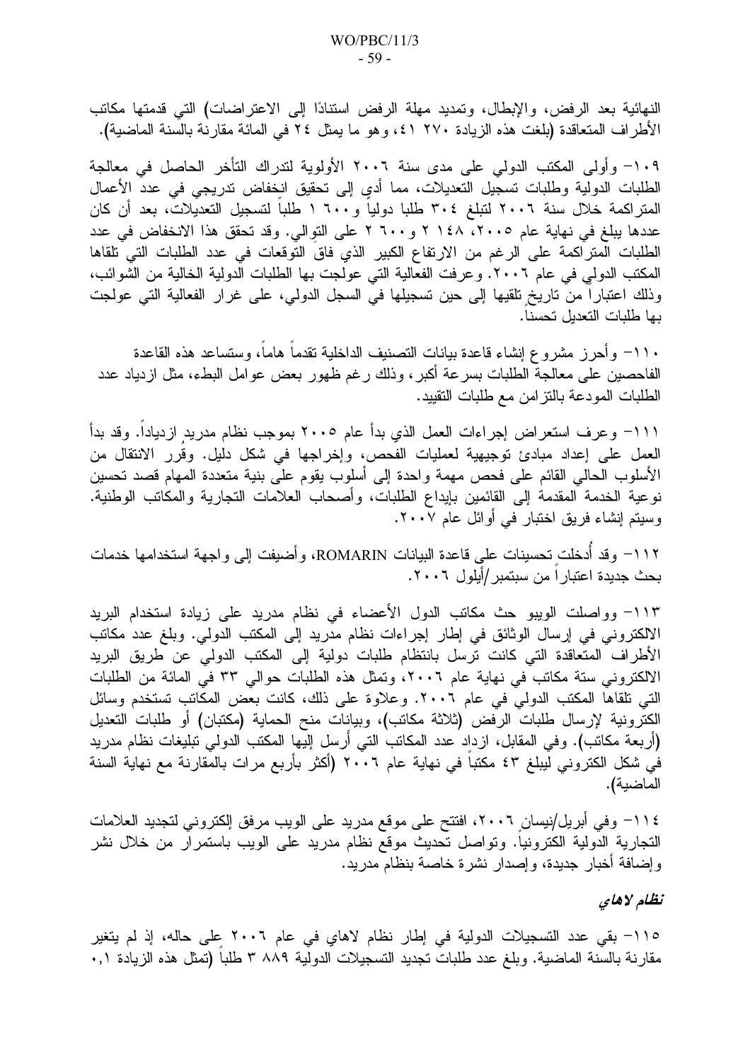النهائية بعد الرفض، والإبطال، وتمديد مهلة الرفض استنادًا إلى الاعتراضات) التي قدمتها مكاتب الأطراف المتعاقدة (بلغت هذه الزيادة ٢٧٠ ٤١، وهو ما يمثل ٢٤ في المائة مقارنة بالسنة الماضية).

١٠٩- وأولى المكتب الدولي على مدى سنة ٢٠٠٦ الأولوية لتدراك التأخر الحاصل في معالجة الطلبات الدولية وطلبات تسجيل التعديلات، مما أدى إلى تحقيق انخفاض تدريجي في عدد الأعمال المتراكمة خلال سنة ٢٠٠٦ لتبلغ ٣٠٤ طلبا دولياً و٦٠٠ ١ طلباً لتسجيل التعديلات، بعد أن كان عددها يبلغ في نهاية عام ٢٠٠٥، ١٤٨ ٢ و٦٠٠ ٢ على التوالي. وقد تحقق هذا الانخفاض في عدد الطلبات المتراكمة على الرغم من الارتفاع الكبير الذي فاق التوقعات في عدد الطلبات التي تلقاها المكتب الدولي في عام ٢٠٠٦. وعرفت الفعالية التي عولجت بها الطلبات الدولية الخالية من الشوائب، وذلك اعتباراً من تاريخ تلقيها إلى حين تسجيلها في السجل الدولي، على غرار الفعالية التي عولجت بها طلبات التعديل تحسناً.

١١٠- وأحرز مشروع إنشاء قاعدة بيانات التصنيف الداخلية تقدماً هاماً، وستساعد هذه القاعدة الفاحصين على معالجة الطلبات بسرعة أكبر، وذلك رغم ظهور بعض عوامل البطء، مثل ازدياد عدد الطلبات المودعة بالتزامن مع طلبات التقييد.

١١١- وعرف استعراض إجراءات العمل الذي بدأ عام ٢٠٠٥ بموجب نظام مدريد ازدياداً. وقد بدأ العمل على إعداد مبادئ توجيهية لعمليات الفحص، وإخراجها في شكل دليل. وقرر الانتقال من الأسلوب الحالي القائم على فحص مهمة واحدة إلى أسلوب يقوم على بنية متعددة المهام قصد تحسين نوعية الخدمة المقدمة إلى القائمين بإيداع الطلبات، وأصحاب العلامات التجارية والمكاتب الوطنية. وسيتم إنشاء فريق اختبار في أوائل عام ٢٠٠٧.

١١٢- وقد أُدخلت تحسينات على قاعدة البيانات ROMARIN، وأضيفت إلى واجهة استخدامها خدمات بحث جديدة اعتباراً من سبتمبر/أيلول ٢٠٠٦.

١١٣- وواصلت الويبو حث مكاتب الدول الأعضاء في نظام مدريد على زيادة استخدام البريد الالكتروني في إرسال الوثائق في إطار إجراءات نظام مدريد إلى المكتب الدولي. وبلغ عدد مكاتب الأطراف المتعاقدة التي كانت ترسل بانتظام طلبات دولية إلى المكتب الدولي عن طريق البريد الالكتروني ستة مكاتب في نهاية عام ٢٠٠٦، وتمثل هذه الطلبات حوالي ٣٣ في المائة من الطلبات التي تلقاها المكتب الدولي في عام ٢٠٠٦. وعلاوة على ذلك، كانت بعض المكاتب تستخدم وسائل الكترونية لإرسال طلبات الرفض (ثلاثة مكاتب)، وبيانات منح الحماية (مكتبان) أو طلبات التعديل (أربعة مكاتب). وفي المقابل، ازداد عدد المكاتب التي أرسل إليها المكتب الدولي تبليغات نظام مدريد في شكل الكتروني ليبلغ ٤٣ مكتباً في نهاية عام ٢٠٠٦ (أكثر بأربع مرات بالمقارنة مع نهاية السنة الماضية).

١١٤- وفي أبريل/نيسان ٢٠٠٦، افتتح على موقع مدريد على الويب مرفق إلكتروني لتجديد العلامات التجارية الدولية الكترونياً. وتواصل تحديث موقع نظام مدريد على الويب باستمرار من خلال نشر وإضافة أخبار جديدة، وإصدار نشرة خاصة بنظام مدريد.

***نظام لاهاي***

١١٥- بقي عدد التسجيلات الدولية في إطار نظام لاهاي في عام ٢٠٠٦ على حاله، إذ لم يتغير مقارنة بالسنة الماضية. وبلغ عدد طلبات تجديد التسجيلات الدولية ٨٨٩ ٣ طلباً (تمثل هذه الزيادة ٠,١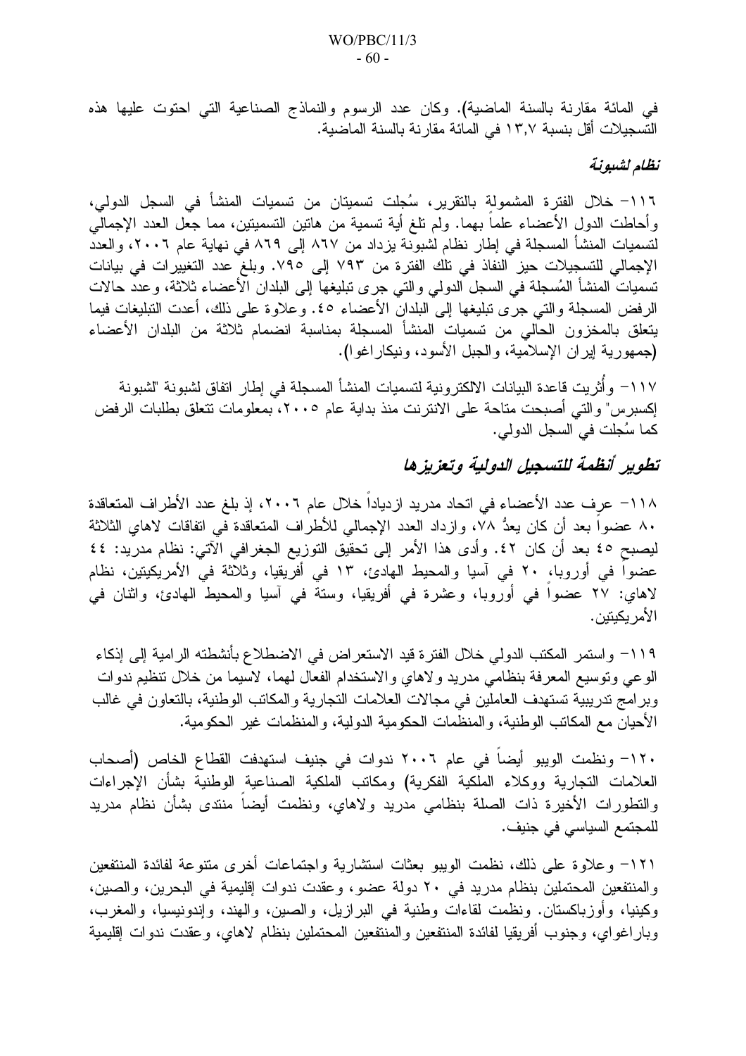في المائة مقارنة بالسنة الماضية). وكان عدد الرسوم والنماذج الصناعية التي احتوت عليها هذه التسجيلات أقل بنسبة ١٣,٧ في المائة مقارنة بالسنة الماضية.

### *نظام لشبونة*

١١٦- خلال الفترة المشمولة بالتقرير، سُجلت تسميتان من تسميات المنشأ في السجل الدولي، وأحاطت الدول الأعضاء علماً بهما. ولم تلغ أية تسمية من هاتين التسميتين، مما جعل العدد الإجمالي لتسميات المنشأ المسجلة في إطار نظام لشبونة يزداد من ٨٦٧ إلى ٨٦٩ في نهاية عام ٢٠٠٦، والعدد الإجمالي للتسجيلات حيز النفاذ في تلك الفترة من ٧٩٣ إلى ٧٩٥. وبلغ عدد التغييرات في بيانات تسميات المنشأ المُسجلة في السجل الدولي والتي جرى تبليغها إلى البلدان الأعضاء ثلاثة، وعدد حالات الرفض المسجلة والتي جرى تبليغها إلى البلدان الأعضاء ٤٥. وعلاوة على ذلك، أعدت التبليغات فيما يتعلق بالمخزون الحالي من تسميات المنشأ المسجلة بمناسبة انضمام ثلاثة من البلدان الأعضاء (جمهورية إيران الإسلامية، والجبل الأسود، ونيكاراغوا).

١١٧- وأُثريت قاعدة البيانات الالكترونية لتسميات المنشأ المسجلة في إطار اتفاق لشبونة "لشبونة إكسبرس" والتي أصبحت متاحة على الانترنت منذ بداية عام ٢٠٠٥، بمعلومات تتعلق بطلبات الرفض كما سُجلت في السجل الدولي.

## *تطوير أنظمة للتسجيل الدولية وتعزيزها*

١١٨- عرف عدد الأعضاء في اتحاد مدريد ازدياداً خلال عام ٢٠٠٦، إذ بلغ عدد الأطراف المتعاقدة ٨٠ عضواً بعد أن كان يعدُّ ٧٨، وازداد العدد الإجمالي للأطراف المتعاقدة في اتفاقات لاهاي الثلاثة ليصبح ٤٥ بعد أن كان ٤٢. وأدى هذا الأمر إلى تحقيق التوزيع الجغرافي الآتي: نظام مدريد: ٤٤ عضواً في أوروبا، ٢٠ في آسيا والمحيط الهادئ، ١٣ في أفريقيا، وثلاثة في الأمريكيتين، نظام لاهاي: ٢٧ عضواً في أوروبا، وعشرة في أفريقيا، وستة في آسيا والمحيط الهادئ، واثنان في الأمريكيتين.

١١٩- واستمر المكتب الدولي خلال الفترة قيد الاستعراض في الاضطلاع بأنشطته الرامية إلى إذكاء الوعي وتوسيع المعرفة بنظامي مدريد ولاهاي والاستخدام الفعال لهما، لاسيما من خلال تنظيم ندوات وبرامج تدريبية تستهدف العاملين في مجالات العلامات التجارية والمكاتب الوطنية، بالتعاون في غالب الأحيان مع المكاتب الوطنية، والمنظمات الحكومية الدولية، والمنظمات غير الحكومية.

١٢٠- ونظمت الويبو أيضاً في عام ٢٠٠٦ ندوات في جنيف استهدفت القطاع الخاص (أصحاب العلامات التجارية ووكلاء الملكية الفكرية) ومكاتب الملكية الصناعية الوطنية بشأن الإجراءات والتطورات الأخيرة ذات الصلة بنظامي مدريد ولاهاي، ونظمت أيضاً منتدى بشأن نظام مدريد للمجتمع السياسي في جنيف.

١٢١- وعلاوة على ذلك، نظمت الويبو بعثات استشارية واجتماعات أخرى متنوعة لفائدة المنتفعين والمنتفعين المحتملين بنظام مدريد في ٢٠ دولة عضو، وعقدت ندوات إقليمية في البحرين، والصين، وكينيا، وأوزباكستان. ونظمت لقاءات وطنية في البرازيل، والصين، والهند، وإندونيسيا، والمغرب، وباراغواي، وجنوب أفريقيا لفائدة المنتفعين والمنتفعين المحتملين بنظام لاهاي، وعقدت ندوات إقليمية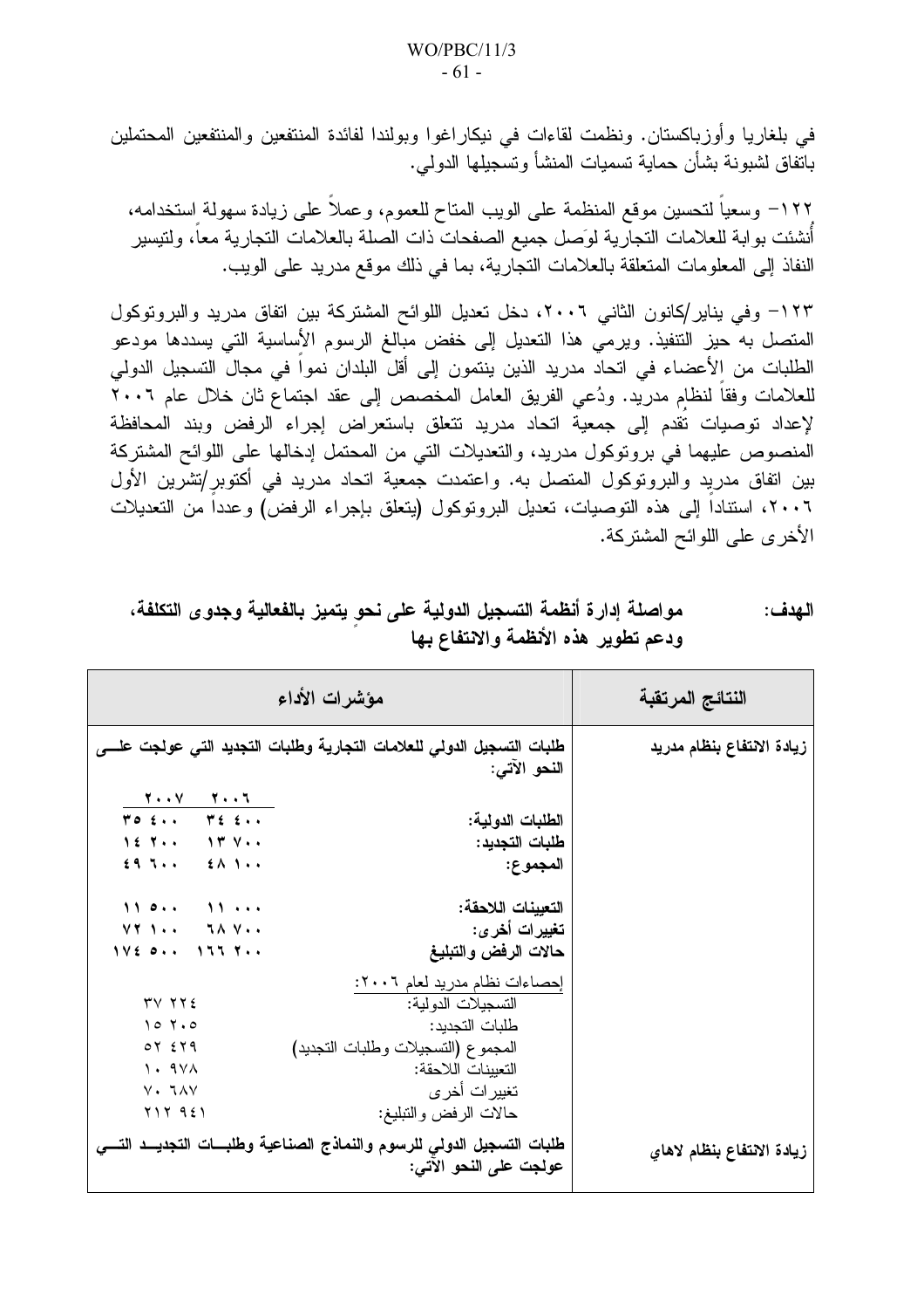في بلغاريا وأوزباكستان. ونظمت لقاءات في نيكاراغوا وبولندا لفائدة المنتفعين والمنتفعين المحتملين باتفاق لشبونة بشأن حماية تسميات المنشأ وتسجيلها الدولي.

١٢٢– وسعياً لتحسين موقع المنظمة على الويب المتاح للعموم، وعملاً على زيادة سهولة استخدامه، أُنشئت بوابة للعلامات التجارية لوَصل جميع الصفحات ذات الصلة بالعلامات التجارية معاً، ولتيسير النفاذ إلى المعلومات المتعلقة بالعلامات التجارية، بما في ذلك موقع مدريد على الويب.

١٢٣– وفي يناير/كانون الثاني ٢٠٠٦، دخل تعديل اللوائح المشتركة بين اتفاق مدريد والبروتوكول المتصل به حيز التنفيذ. ويرمي هذا التعديل إلى خفض مبالغ الرسوم الأساسية التي يسددها مودعو الطلبات من الأعضاء في اتحاد مدريد الذين ينتمون إلى أقل البلدان نمواً في مجال التسجيل الدولي للعلامات وفقاً لنظام مدريد. ودُعي الفريق العامل المخصص إلى عقد اجتماع ثان خلال عام ٢٠٠٦ لإعداد توصيات تُقدم إلى جمعية اتحاد مدريد تتعلق باستعراض إجراء الرفض وبند المحافظة المنصوص عليهما في بروتوكول مدريد، والتعديلات التي من المحتمل إدخالها على اللوائح المشتركة بين اتفاق مدريد والبروتوكول المتصل به. واعتمدت جمعية اتحاد مدريد في أكتوبر/تشرين الأول ٢٠٠٦، استناداً إلى هذه التوصيات، تعديل البروتوكول (يتعلق بإجراء الرفض) وعدداً من التعديلات الأخرى على اللوائح المشتركة.

**الهدف: مواصلة إدارة أنظمة التسجيل الدولية على نحوٍ يتميز بالفعالية وجدوى التكلفة، ودعم تطوير هذه الأنظمة والانتفاع بها**

| النتائج المرتقبة | مؤشرات الأداء | | |
|---|---|---|---|
| زيادة الانتفاع بنظام مدريد | **طلبات التسجيل الدولي للعلامات التجارية وطلبات التجديد التي عولجت على النحو الآتي:** | | |
| | | **٢٠٠٦** | **٢٠٠٧** |
| | **الطلبات الدولية:** | ٣٤ ٤٠٠ | ٣٥ ٤٠٠ |
| | **طلبات التجديد:** | ١٣ ٧٠٠ | ١٤ ٢٠٠ |
| | **المجموع:** | ٤٨ ١٠٠ | ٤٩ ٦٠٠ |
| | **التعيينات اللاحقة:** | ١١ ٠٠٠ | ١١ ٥٠٠ |
| | **تغييرات أخرى:** | ٦٨ ٧٠٠ | ٧٢ ١٠٠ |
| | **حالات الرفض والتبليغ** | ١٦٦ ٢٠٠ | ١٧٤ ٥٠٠ |
| | إحصاءات نظام مدريد لعام ٢٠٠٦: | | |
| | التسجيلات الدولية: | ٣٧ ٢٢٤ | |
| | طلبات التجديد: | ١٥ ٢٠٥ | |
| | المجموع (التسجيلات وطلبات التجديد) | ٥٢ ٤٢٩ | |
| | التعيينات اللاحقة: | ١٠ ٩٧٨ | |
| | تغييرات أخرى | ٧٠ ٦٨٧ | |
| | حالات الرفض والتبليغ: | ٢١٢ ٩٤١ | |
| زيادة الانتفاع بنظام لاهاي | **طلبات التسجيل الدولي للرسوم والنماذج الصناعية وطلبات التجديد التي عولجت على النحو الآتي:** | | |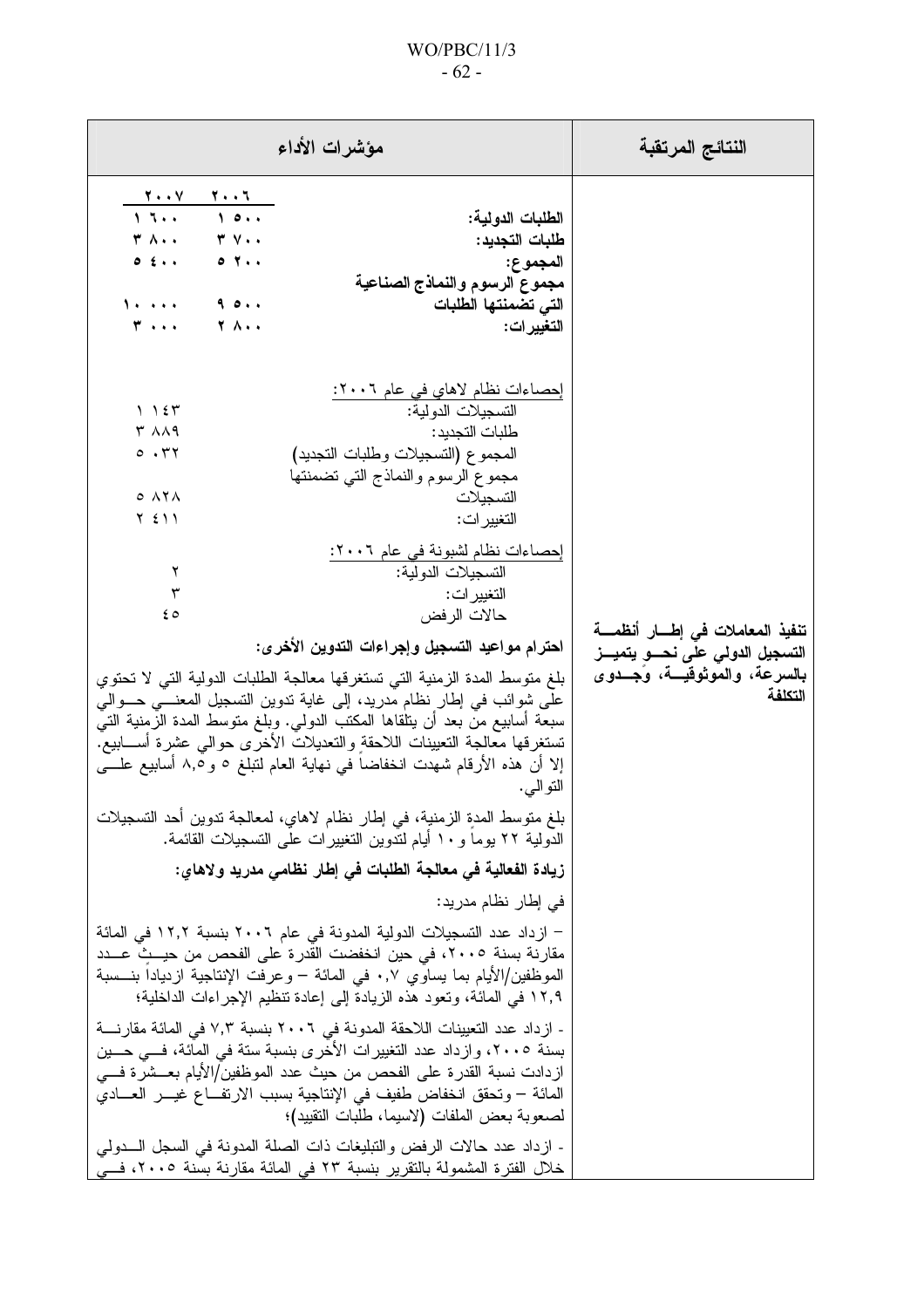| مؤشرات الأداء | النتائج المرتقبة |
|---|---|
| | ٢٠٠٦ | ٢٠٠٧ |<br>**الطلبات الدولية:** ١ ٥٠٠ — ١ ٦٠٠<br>**طلبات التجديد:** ٣ ٧٠٠ — ٣ ٨٠٠<br>**المجموع:** ٥ ٢٠٠ — ٥ ٤٠٠<br>**مجموع الرسوم والنماذج الصناعية التي تضمنتها الطلبات** ٩ ٥٠٠ — ١٠ ٠٠٠<br>**التغييرات:** ٢ ٨٠٠ — ٣ ٠٠٠<br><br><u>إحصاءات نظام لاهاي في عام ٢٠٠٦:</u><br>التسجيلات الدولية: ١ ١٤٣<br>طلبات التجديد: ٣ ٨٨٩<br>المجموع (التسجيلات وطلبات التجديد) ٥ ٠٣٢<br>مجموع الرسوم والنماذج التي تضمنتها التسجيلات ٥ ٨٢٨<br>التغييرات: ٢ ٤١١<br><br><u>إحصاءات نظام لشبونة في عام ٢٠٠٦:</u><br>التسجيلات الدولية: ٢<br>التغييرات: ٣<br>حالات الرفض ٤٥<br><br>**احترام مواعيد التسجيل وإجراءات التدوين الأخرى:**<br><br>بلغ متوسط المدة الزمنية التي تستغرقها معالجة الطلبات الدولية التي لا تحتوي على شوائب في إطار نظام مدريد، إلى غاية تدوين التسجيل المعني حوالي سبعة أسابيع من بعد أن يتلقاها المكتب الدولي. وبلغ متوسط المدة الزمنية التي تستغرقها معالجة التعيينات اللاحقة والتعديلات الأخرى حوالي عشرة أسابيع. إلا أن هذه الأرقام شهدت انخفاضاً في نهاية العام لتبلغ ٥ و٨,٥ أسابيع على التوالي.<br><br>بلغ متوسط المدة الزمنية، في إطار نظام لاهاي، لمعالجة تدوين أحد التسجيلات الدولية ٢٢ يوماً و١٠ أيام لتدوين التغييرات على التسجيلات القائمة.<br><br>**زيادة الفعالية في معالجة الطلبات في إطار نظامي مدريد ولاهاي:**<br><br>في إطار نظام مدريد:<br><br>– ازداد عدد التسجيلات الدولية المدونة في عام ٢٠٠٦ بنسبة ١٢,٢ في المائة مقارنة بسنة ٢٠٠٥، في حين انخفضت القدرة على الفحص من حيث عدد الموظفين/الأيام بما يساوي ٠,٧ في المائة – وعرفت الإنتاجية ازدياداً بنسبة ١٢,٩ في المائة، وتعود هذه الزيادة إلى إعادة تنظيم الإجراءات الداخلية؛<br><br>- ازداد عدد التعيينات اللاحقة المدونة في ٢٠٠٦ بنسبة ٧,٣ في المائة مقارنة بسنة ٢٠٠٥، وازداد عدد التغييرات الأخرى بنسبة ستة في المائة، في حين ازدادت نسبة القدرة على الفحص من حيث عدد الموظفين/الأيام بعشرة في المائة – وتحقق انخفاض طفيف في الإنتاجية بسبب الارتفاع غير العادي لصعوبة بعض الملفات (لاسيما، طلبات التقييد)؛<br><br>- ازداد عدد حالات الرفض والتبليغات ذات الصلة المدونة في السجل الدولي خلال الفترة المشمولة بالتقرير بنسبة ٢٣ في المائة مقارنة بسنة ٢٠٠٥، في | **تنفيذ المعاملات في إطار أنظمة التسجيل الدولي على نحو يتميز بالسرعة، والموثوقية، وجدوى التكلفة** |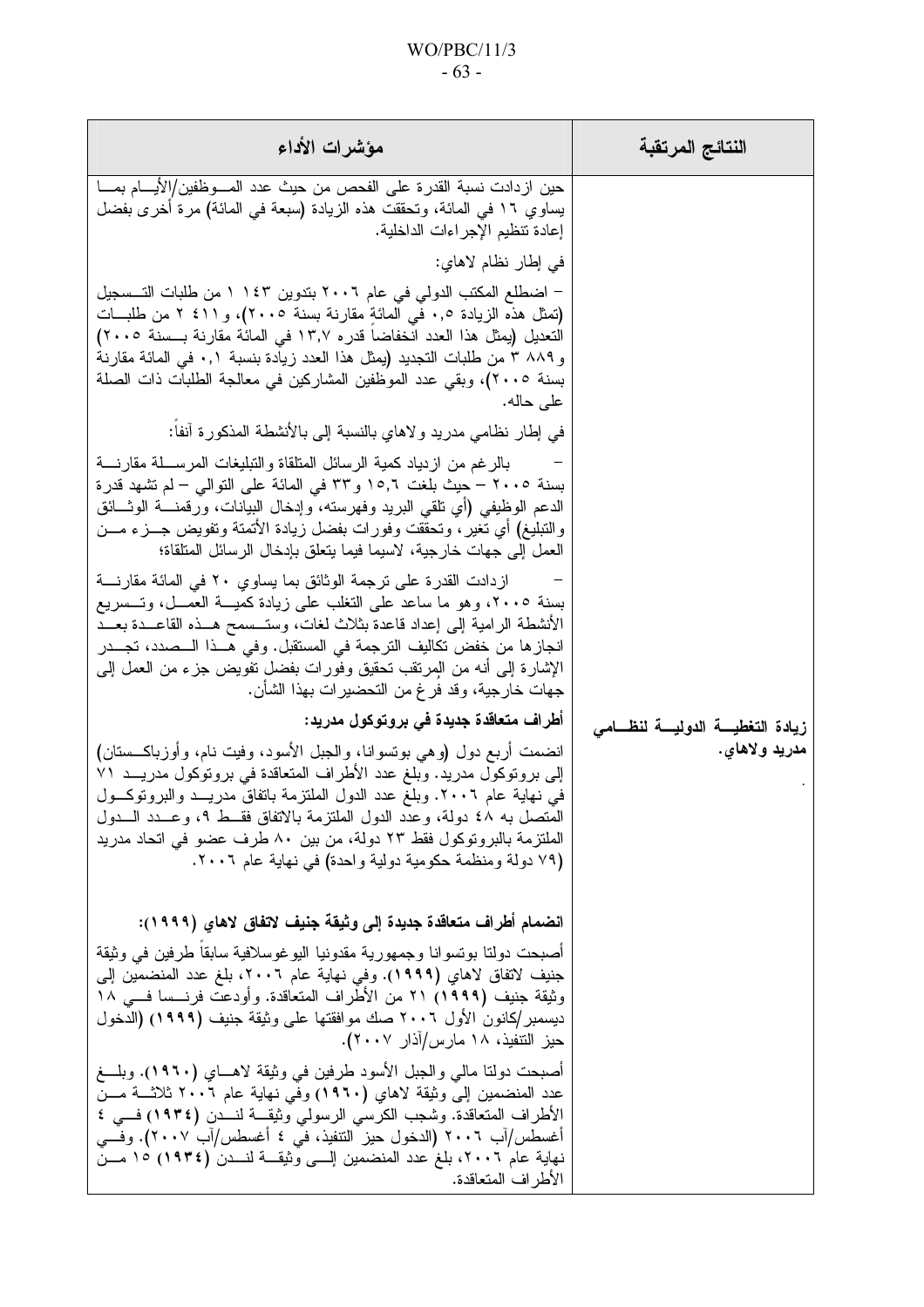| النتائج المرتقبة | مؤشرات الأداء |
|---|---|
| زيادة التغطية الدولية لنظامي مدريد ولاهاي. | حين ازدادت نسبة القدرة على الفحص من حيث عدد الموظفين/الأيام بما يساوي ١٦ في المائة، وتحققت هذه الزيادة (سبعة في المائة) مرة أخرى بفضل إعادة تنظيم الإجراءات الداخلية.<br><br>في إطار نظام لاهاي:<br><br>– اضطلع المكتب الدولي في عام ٢٠٠٦ بتدوين ١٤٣ ١ من طلبات التسجيل (تمثل هذه الزيادة ٠,٥ في المائة مقارنة بسنة ٢٠٠٥)، و٤١١ ٢ من طلبات التعديل (يمثل هذا العدد انخفاضاً قدره ١٣,٧ في المائة مقارنة بسنة ٢٠٠٥) و٨٨٩ ٣ من طلبات التجديد (يمثل هذا العدد زيادة بنسبة ٠,١ في المائة مقارنة بسنة ٢٠٠٥)، وبقي عدد الموظفين المشاركين في معالجة الطلبات ذات الصلة على حاله.<br><br>في إطار نظامي مدريد ولاهاي بالنسبة إلى بالأنشطة المذكورة آنفاً:<br><br>– بالرغم من ازدياد كمية الرسائل المتلقاة والتبليغات المرسلة مقارنة بسنة ٢٠٠٥ – حيث بلغت ١٥,٦ و٣٣ في المائة على التوالي – لم تشهد قدرة الدعم الوظيفي (أي تلقي البريد وفهرسته، وإدخال البيانات، ورقمنة الوثائق والتبليغ) أي تغير، وتحققت وفورات بفضل زيادة الأتمتة وتفويض جزء من العمل إلى جهات خارجية، لاسيما فيما يتعلق بإدخال الرسائل المتلقاة؛<br><br>– ازدادت القدرة على ترجمة الوثائق بما يساوي ٢٠ في المائة مقارنة بسنة ٢٠٠٥، وهو ما ساعد على التغلب على زيادة كمية العمل، وتسريع الأنشطة الرامية إلى إعداد قاعدة بثلاث لغات، وستسمح هذه القاعدة بعد انجازها من خفض تكاليف الترجمة في المستقبل. وفي هذا الصدد، تجدر الإشارة إلى أنه من المرتقب تحقيق وفورات بفضل تفويض جزء من العمل إلى جهات خارجية، وقد فرغ من التحضيرات بهذا الشأن.<br><br>**أطراف متعاقدة جديدة في بروتوكول مدريد:**<br><br>انضمت أربع دول (وهي بوتسوانا، والجبل الأسود، وفيت نام، وأوزباكستان) إلى بروتوكول مدريد. وبلغ عدد الأطراف المتعاقدة في بروتوكول مدريد ٧١ في نهاية عام ٢٠٠٦. وبلغ عدد الدول الملتزمة باتفاق مدريد والبروتوكول المتصل به ٤٨ دولة، وعدد الدول الملتزمة بالاتفاق فقط ٩، وعدد الدول الملتزمة بالبروتوكول فقط ٢٣ دولة، من بين ٨٠ طرف عضو في اتحاد مدريد (٧٩ دولة ومنظمة حكومية دولية واحدة) في نهاية عام ٢٠٠٦.<br><br>**انضمام أطراف متعاقدة جديدة إلى وثيقة جنيف لاتفاق لاهاي (١٩٩٩):**<br><br>أصبحت دولتا بوتسوانا وجمهورية مقدونيا اليوغوسلافية سابقاً طرفين في وثيقة جنيف لاتفاق لاهاي (١٩٩٩). وفي نهاية عام ٢٠٠٦، بلغ عدد المنضمين إلى وثيقة جنيف (١٩٩٩) ٢١ من الأطراف المتعاقدة. وأودعت فرنسا في ١٨ ديسمبر/كانون الأول ٢٠٠٦ صك موافقتها على وثيقة جنيف (١٩٩٩) (الدخول حيز التنفيذ، ١٨ مارس/آذار ٢٠٠٧).<br><br>أصبحت دولتا مالي والجبل الأسود طرفين في وثيقة لاهاي (١٩٦٠). وبلغ عدد المنضمين إلى وثيقة لاهاي (١٩٦٠) وفي نهاية عام ٢٠٠٦ ثلاثة من الأطراف المتعاقدة. وشجب الكرسي الرسولي وثيقة لندن (١٩٣٤) في ٤ أغسطس/آب ٢٠٠٦ (الدخول حيز التنفيذ، في ٤ أغسطس/آب ٢٠٠٧). وفي نهاية عام ٢٠٠٦، بلغ عدد المنضمين إلى وثيقة لندن (١٩٣٤) ١٥ من الأطراف المتعاقدة. |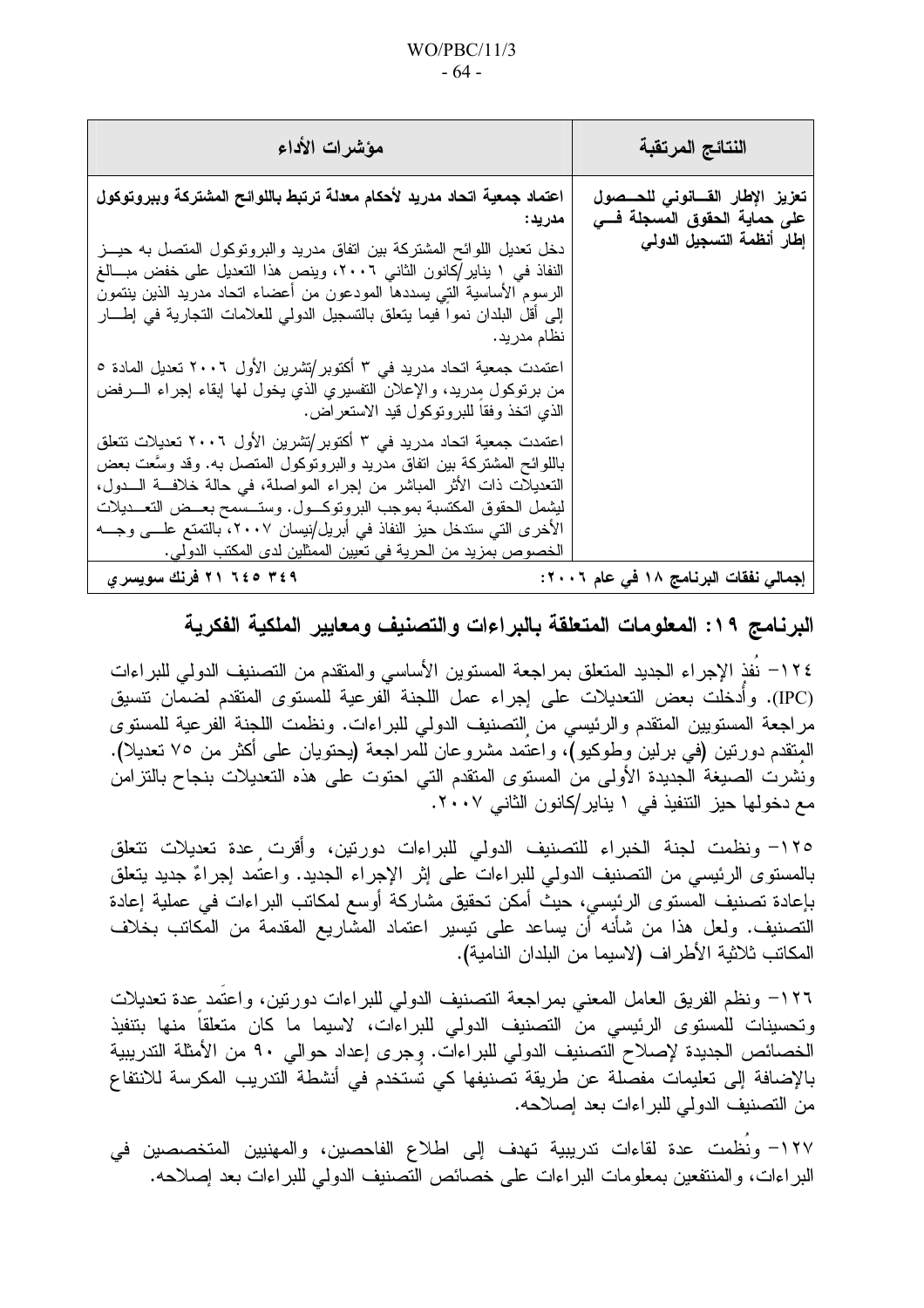| النتائج المرتقبة | مؤشرات الأداء |
|---|---|
| **تعزيز الإطار القانوني للحصول على حماية الحقوق المسجلة في إطار أنظمة التسجيل الدولي** | **اعتماد جمعية اتحاد مدريد لأحكام معدلة ترتبط باللوائح المشتركة وببروتوكول مدريد:** دخل تعديل اللوائح المشتركة بين اتفاق مدريد والبروتوكول المتصل به حيز النفاذ في ١ يناير/كانون الثاني ٢٠٠٦، وينص هذا التعديل على خفض مبالغ الرسوم الأساسية التي يسددها المودعون من أعضاء اتحاد مدريد الذين ينتمون إلى أقل البلدان نمواً فيما يتعلق بالتسجيل الدولي للعلامات التجارية في إطار نظام مدريد. اعتمدت جمعية اتحاد مدريد في ٣ أكتوبر/تشرين الأول ٢٠٠٦ تعديل المادة ٥ من بروتوكول مدريد، والإعلان التفسيري الذي يخول لها إبقاء إجراء الرفض الذي اتخذ وفقاً للبروتوكول قيد الاستعراض. اعتمدت جمعية اتحاد مدريد في ٣ أكتوبر/تشرين الأول ٢٠٠٦ تعديلات تتعلق باللوائح المشتركة بين اتفاق مدريد والبروتوكول المتصل به. وقد وسَّعت بعض التعديلات ذات الأثر المباشر من إجراء المواصلة، في حالة خلافة الدول، ليشمل الحقوق المكتسبة بموجب البروتوكول. وستسمح بعض التعديلات الأخرى التي ستدخل حيز النفاذ في أبريل/نيسان ٢٠٠٧، بالتمتع على وجه الخصوص بمزيد من الحرية في تعيين الممثلين لدى المكتب الدولي. |
| **إجمالي نفقات البرنامج ١٨ في عام ٢٠٠٦:** | **٢١ ٦٤٥ ٣٤٩ فرنك سويسري** |

## البرنامج ١٩: المعلومات المتعلقة بالبراءات والتصنيف ومعايير الملكية الفكرية

١٢٤- نُفذ الإجراء الجديد المتعلق بمراجعة المستوين الأساسي والمتقدم من التصنيف الدولي للبراءات (IPC). وأُدخلت بعض التعديلات على إجراء عمل اللجنة الفرعية للمستوى المتقدم لضمان تنسيق مراجعة المستويين المتقدم والرئيسي من التصنيف الدولي للبراءات. ونظمت اللجنة الفرعية للمستوى المتقدم دورتين (في برلين وطوكيو)، واعتمد مشروعان للمراجعة (يحتويان على أكثر من ٧٥ تعديلا). ونشرت الصيغة الجديدة الأولى من المستوى المتقدم التي احتوت على هذه التعديلات بنجاح بالتزامن مع دخولها حيز التنفيذ في ١ يناير/كانون الثاني ٢٠٠٧.

١٢٥- ونظمت لجنة الخبراء للتصنيف الدولي للبراءات دورتين، وأقرت عدة تعديلات تتعلق بالمستوى الرئيسي من التصنيف الدولي للبراءات على إثر الإجراء الجديد. واعتمد إجراءٌ جديد يتعلق بإعادة تصنيف المستوى الرئيسي، حيث أمكن تحقيق مشاركة أوسع لمكاتب البراءات في عملية إعادة التصنيف. ولعل هذا من شأنه أن يساعد على تيسير اعتماد المشاريع المقدمة من المكاتب بخلاف المكاتب ثلاثية الأطراف (لاسيما من البلدان النامية).

١٢٦- ونظم الفريق العامل المعني بمراجعة التصنيف الدولي للبراءات دورتين، واعتَمد عدة تعديلات وتحسينات للمستوى الرئيسي من التصنيف الدولي للبراءات، لاسيما ما كان متعلقاً منها بتنفيذ الخصائص الجديدة لإصلاح التصنيف الدولي للبراءات. وجرى إعداد حوالي ٩٠ من الأمثلة التدريبية بالإضافة إلى تعليمات مفصلة عن طريقة تصنيفها كي تُستخدم في أنشطة التدريب المكرسة للانتفاع من التصنيف الدولي للبراءات بعد إصلاحه.

١٢٧- ونُظمت عدة لقاءات تدريبية تهدف إلى اطلاع الفاحصين، والمهنيين المتخصصين في البراءات، والمنتفعين بمعلومات البراءات على خصائص التصنيف الدولي للبراءات بعد إصلاحه.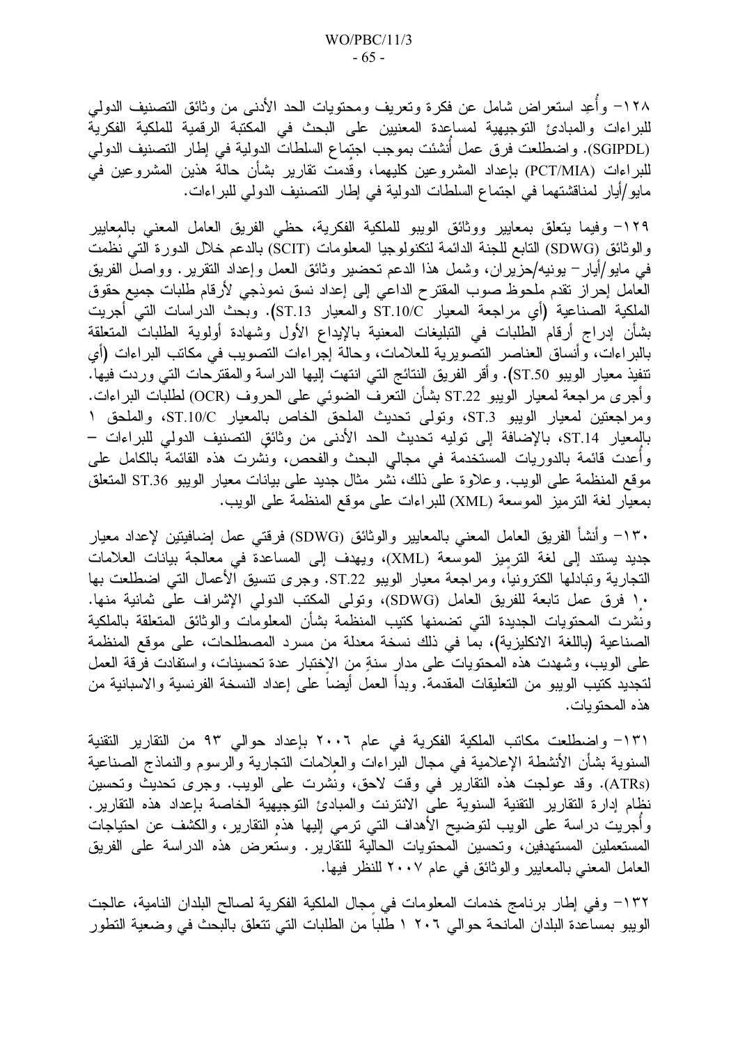١٢٨- وأُعِد استعراض شامل عن فكرة وتعريف ومحتويات الحد الأدنى من وثائق التصنيف الدولي للبراءات والمبادئ التوجيهية لمساعدة المعنيين على البحث في المكتبة الرقمية للملكية الفكرية (SGIPDL). واضطلعت فرق عمل أُنشئت بموجب اجتماع السلطات الدولية في إطار التصنيف الدولي للبراءات (PCT/MIA) بإعداد المشروعين كليهما، وقُدمت تقارير بشأن حالة هذين المشروعين في مايو/أيار لمناقشتهما في اجتماع السلطات الدولية في إطار التصنيف الدولي للبراءات.

١٢٩- وفيما يتعلق بمعايير ووثائق الويبو للملكية الفكرية، حظي الفريق العامل المعني بالمعايير والوثائق (SDWG) التابع للجنة الدائمة لتكنولوجيا المعلومات (SCIT) بالدعم خلال الدورة التي نُظمت في مايو/أيار- يونيه/حزيران، وشمل هذا الدعم تحضير وثائق العمل وإعداد التقرير. وواصل الفريق العامل إحراز تقدم ملحوظ صوب المقترح الداعي إلى إعداد نسق نموذجي لأرقام طلبات جميع حقوق الملكية الصناعية (أي مراجعة المعيار ST.10/C والمعيار ST.13). وبحث الدراسات التي أجريت بشأن إدراج أرقام الطلبات في التبليغات المعنية بالإيداع الأول وشهادة أولوية الطلبات المتعلقة بالبراءات، وأنساق العناصر التصويرية للعلامات، وحالة إجراءات التصويب في مكاتب البراءات (أي تنفيذ معيار الويبو ST.50). وأقر الفريق النتائج التي انتهت إليها الدراسة والمقترحات التي وردت فيها. وأجرى مراجعة لمعيار الويبو ST.22 بشأن التعرف الضوئي على الحروف (OCR) لطلبات البراءات. ومراجعتين لمعيار الويبو ST.3، وتولى تحديث الملحق الخاص بالمعيار ST.10/C، والملحق ١ بالمعيار ST.14، بالإضافة إلى توليه تحديث الحد الأدنى من وثائق التصنيف الدولي للبراءات – وأعدت قائمة بالدوريات المستخدمة في مجالي البحث والفحص، ونشرت هذه القائمة بالكامل على موقع المنظمة على الويب. وعلاوة على ذلك، نشر مثال جديد على بيانات معيار الويبو ST.36 المتعلق بمعيار لغة الترميز الموسعة (XML) للبراءات على موقع المنظمة على الويب.

١٣٠- وأنشأ الفريق العامل المعني بالمعايير والوثائق (SDWG) فرقتي عمل إضافيتين لإعداد معيار جديد يستند إلى لغة الترميز الموسعة (XML)، ويهدف إلى المساعدة في معالجة بيانات العلامات التجارية وتبادلها الكترونياً، ومراجعة معيار الويبو ST.22. وجرى تنسيق الأعمال التي اضطلعت بها ١٠ فرق عمل تابعة للفريق العامل (SDWG)، وتولى المكتب الدولي الإشراف على ثمانية منها. ونشرت المحتويات الجديدة التي تضمنها كتيب المنظمة بشأن المعلومات والوثائق المتعلقة بالملكية الصناعية (باللغة الانكليزية)، بما في ذلك نسخة معدلة من مسرد المصطلحات، على موقع المنظمة على الويب، وشهدت هذه المحتويات على مدار سنةٍ من الاختبار عدة تحسينات، واستفادت فرقة العمل لتجديد كتيب الويبو من التعليقات المقدمة. وبدأ العمل أيضاً على إعداد النسخة الفرنسية والاسبانية من هذه المحتويات.

١٣١- واضطلعت مكاتب الملكية الفكرية في عام ٢٠٠٦ بإعداد حوالي ٩٣ من التقارير التقنية السنوية بشأن الأنشطة الإعلامية في مجال البراءات والعلامات التجارية والرسوم والنماذج الصناعية (ATRs). وقد عولجت هذه التقارير في وقت لاحق، ونُشرت على الويب. وجرى تحديث وتحسين نظام إدارة التقارير التقنية السنوية على الانترنت والمبادئ التوجيهية الخاصة بإعداد هذه التقارير. وأُجريت دراسة على الويب لتوضيح الأهداف التي ترمي إليها هذهِ التقارير، والكشف عن احتياجات المستعملين المستهدفين، وتحسين المحتويات الحالية للتقارير. وستعرض هذه الدراسة على الفريق العامل المعني بالمعايير والوثائق في عام ٢٠٠٧ للنظر فيها.

١٣٢- وفي إطار برنامج خدمات المعلومات في مجال الملكية الفكرية لصالح البلدان النامية، عالجت الويبو بمساعدة البلدان المانحة حوالي ١ ٢٠٦ طلباً من الطلبات التي تتعلق بالبحث في وضعية التطور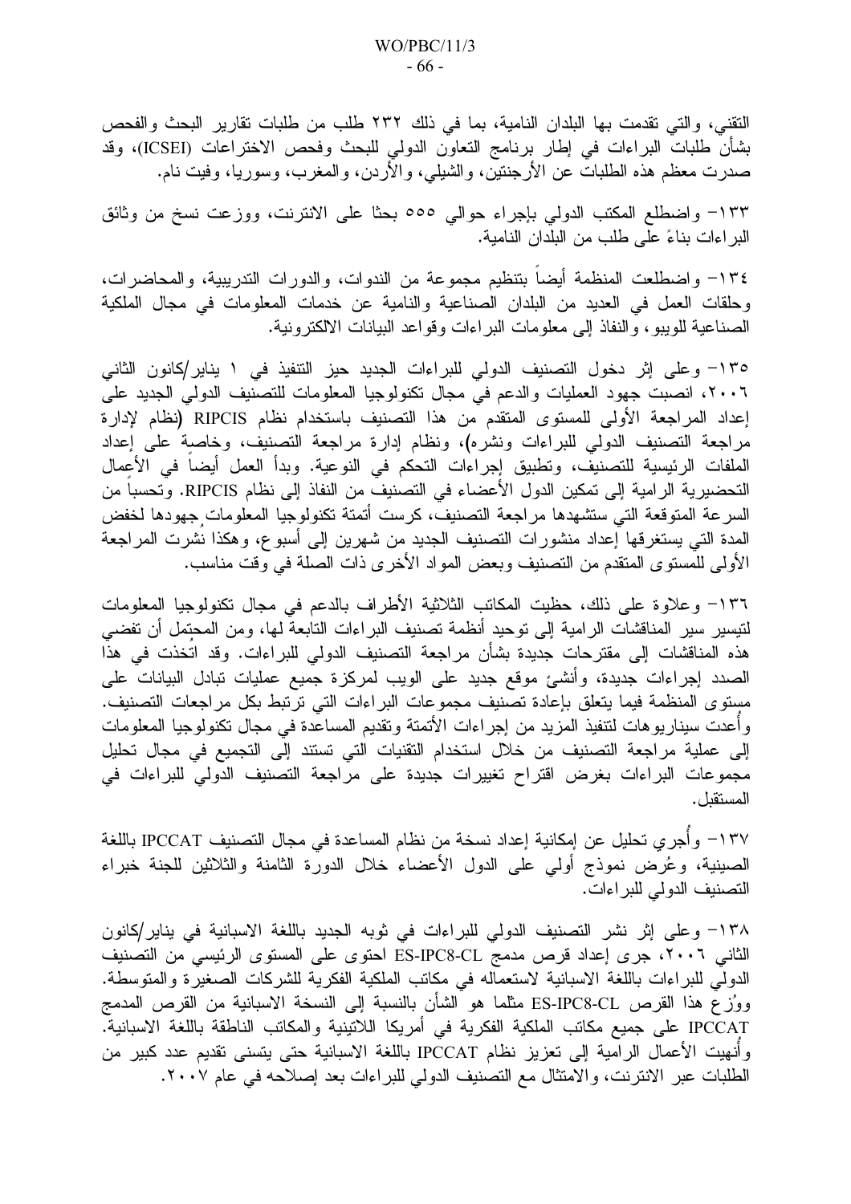التقني، والتي تقدمت بها البلدان النامية، بما في ذلك ٢٣٢ طلب من طلبات تقارير البحث والفحص بشأن طلبات البراءات في إطار برنامج التعاون الدولي للبحث وفحص الاختراعات (ICSEI)، وقد صدرت معظم هذه الطلبات عن الأرجنتين، والشيلي، والأردن، والمغرب، وسوريا، وفيت نام.

١٣٣- واضطلع المكتب الدولي بإجراء حوالي ٥٥٥ بحثا على الانترنت، ووزعت نسخ من وثائق البراءات بناءً على طلب من البلدان النامية.

١٣٤- واضطلعت المنظمة أيضاً بتنظيم مجموعة من الندوات، والدورات التدريبية، والمحاضرات، وحلقات العمل في العديد من البلدان الصناعية والنامية عن خدمات المعلومات في مجال الملكية الصناعية للويبو، والنفاذ إلى معلومات البراءات وقواعد البيانات الالكترونية.

١٣٥- وعلى إثر دخول التصنيف الدولي للبراءات الجديد حيز التنفيذ في ١ يناير/كانون الثاني ٢٠٠٦، انصبت جهود العمليات والدعم في مجال تكنولوجيا المعلومات للتصنيف الدولي الجديد على إعداد المراجعة الأولى للمستوى المتقدم من هذا التصنيف باستخدام نظام RIPCIS (نظام لإدارة مراجعة التصنيف الدولي للبراءات ونشره)، ونظام إدارة مراجعة التصنيف، وخاصة على إعداد الملفات الرئيسية للتصنيف، وتطبيق إجراءات التحكم في النوعية. وبدأ العمل أيضاً في الأعمال التحضيرية الرامية إلى تمكين الدول الأعضاء في التصنيف من النفاذ إلى نظام RIPCIS. وتحسباً من السرعة المتوقعة التي ستشهدها مراجعة التصنيف، كرست أتمتة تكنولوجيا المعلومات جهودها لخفض المدة التي يستغرقها إعداد منشورات التصنيف الجديد من شهرين إلى أسبوع، وهكذا نشرت المراجعة الأولى للمستوى المتقدم من التصنيف وبعض المواد الأخرى ذات الصلة في وقت مناسب.

١٣٦- وعلاوة على ذلك، حظيت المكاتب الثلاثية الأطراف بالدعم في مجال تكنولوجيا المعلومات لتيسير سير المناقشات الرامية إلى توحيد أنظمة تصنيف البراءات التابعة لها، ومن المحتمل أن تفضي هذه المناقشات إلى مقترحات جديدة بشأن مراجعة التصنيف الدولي للبراءات. وقد اتخذت في هذا الصدد إجراءات جديدة، وأنشئ موقع جديد على الويب لمركزة جميع عمليات تبادل البيانات على مستوى المنظمة فيما يتعلق بإعادة تصنيف مجموعات البراءات التي ترتبط بكل مراجعات التصنيف. وأُعدت سيناريوهات لتنفيذ المزيد من إجراءات الأتمتة وتقديم المساعدة في مجال تكنولوجيا المعلومات إلى عملية مراجعة التصنيف من خلال استخدام التقنيات التي تستند إلى التجميع في مجال تحليل مجموعات البراءات بغرض اقتراح تغييرات جديدة على مراجعة التصنيف الدولي للبراءات في المستقبل.

١٣٧- وأُجري تحليل عن إمكانية إعداد نسخة من نظام المساعدة في مجال التصنيف IPCCAT باللغة الصينية، وعُرض نموذج أولي على الدول الأعضاء خلال الدورة الثامنة والثلاثين للجنة خبراء التصنيف الدولي للبراءات.

١٣٨- وعلى إثر نشر التصنيف الدولي للبراءات في ثوبه الجديد باللغة الاسبانية في يناير/كانون الثاني ٢٠٠٦، جرى إعداد قرص مدمج ES-IPC8-CL احتوى على المستوى الرئيسي من التصنيف الدولي للبراءات باللغة الاسبانية لاستعماله في مكاتب الملكية الفكرية للشركات الصغيرة والمتوسطة. ووُزع هذا القرص ES-IPC8-CL مثلما هو الشأن بالنسبة إلى النسخة الاسبانية من القرص المدمج IPCCAT على جميع مكاتب الملكية الفكرية في أمريكا اللاتينية والمكاتب الناطقة باللغة الاسبانية. وأُنهيت الأعمال الرامية إلى تعزيز نظام IPCCAT باللغة الاسبانية حتى يتسنى تقديم عدد كبير من الطلبات عبر الانترنت، والامتثال مع التصنيف الدولي للبراءات بعد إصلاحه في عام ٢٠٠٧.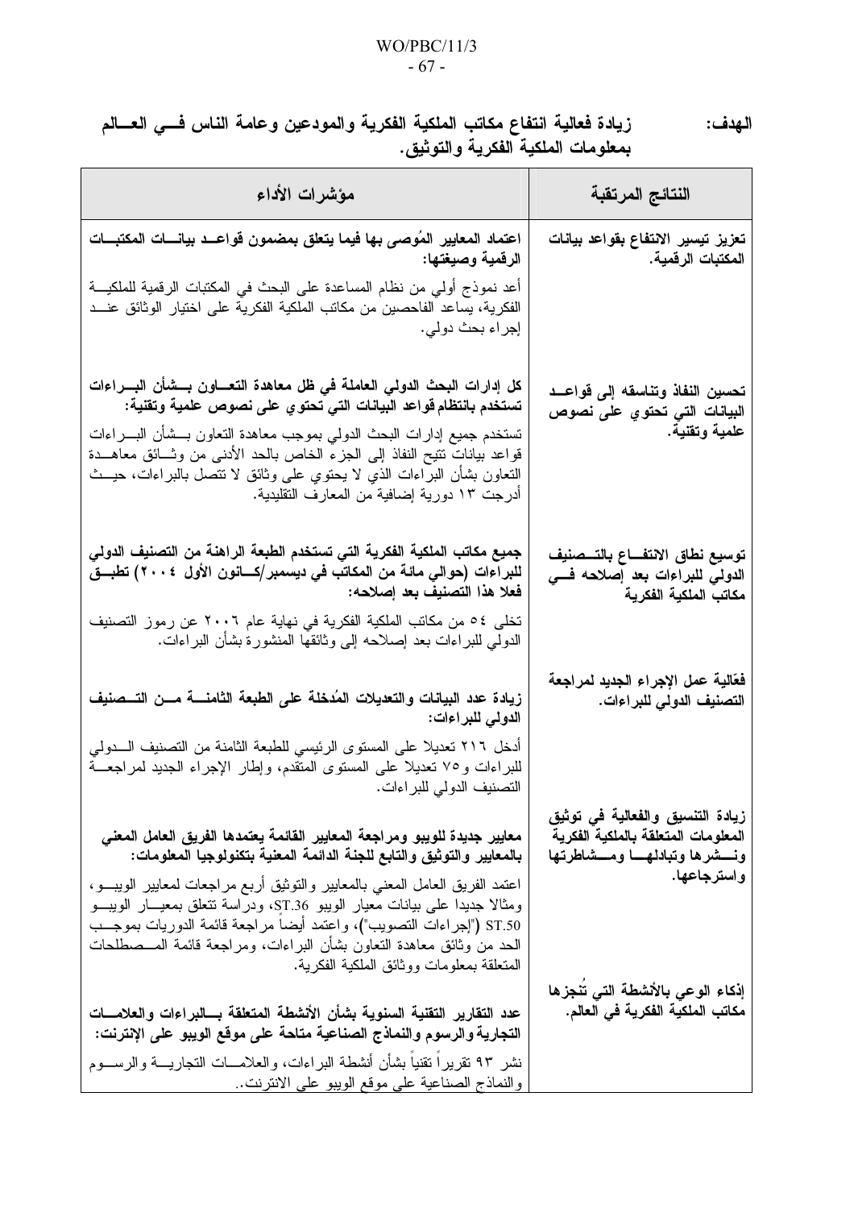**الهدف:** زيادة فعالية انتفاع مكاتب الملكية الفكرية والمودعين وعامة الناس في العالم بمعلومات الملكية الفكرية والتوثيق.

| النتائج المرتقبة | مؤشرات الأداء |
|---|---|
| تعزيز تيسير الانتفاع بقواعد بيانات المكتبات الرقمية. | **اعتماد المعايير المُوصى بها فيما يتعلق بمضمون قواعد بيانات المكتبات الرقمية وصيغتها:** أعد نموذج أولي من نظام المساعدة على البحث في المكتبات الرقمية للملكية الفكرية، يساعد الفاحصين من مكاتب الملكية الفكرية على اختيار الوثائق عند إجراء بحث دولي. |
| تحسين النفاذ وتناسقه إلى قواعد البيانات التي تحتوي على نصوص علمية وتقنية. | **كل إدارات البحث الدولي العاملة في ظل معاهدة التعاون بشأن البراءات تستخدم بانتظام قواعد البيانات التي تحتوي على نصوص علمية وتقنية:** تستخدم جميع إدارات البحث الدولي بموجب معاهدة التعاون بشأن البراءات قواعد بيانات تتيح النفاذ إلى الجزء الخاص بالحد الأدنى من وثائق معاهدة التعاون بشأن البراءات الذي لا يحتوي على وثائق لا تتصل بالبراءات، حيث أدرجت ١٣ دورية إضافية من المعارف التقليدية. |
| توسيع نطاق الانتفاع بالتصنيف الدولي للبراءات بعد إصلاحه في مكاتب الملكية الفكرية | **جميع مكاتب الملكية الفكرية التي تستخدم الطبعة الراهنة من التصنيف الدولي للبراءات (حوالي مائة من المكاتب في ديسمبر/كانون الأول ٢٠٠٤) تطبق فعلا هذا التصنيف بعد إصلاحه:** تخلى ٥٤ من مكاتب الملكية الفكرية في نهاية عام ٢٠٠٦ عن رموز التصنيف الدولي للبراءات بعد إصلاحه إلى وثائقها المنشورة بشأن البراءات. |
| فعّالية عمل الإجراء الجديد لمراجعة التصنيف الدولي للبراءات. | **زيادة عدد البيانات والتعديلات المُدخلة على الطبعة الثامنة من التصنيف الدولي للبراءات:** أدخل ٢١٦ تعديلا على المستوى الرئيسي للطبعة الثامنة من التصنيف الدولي للبراءات و٧٥ تعديلا على المستوى المتقدم، وإطار الإجراء الجديد لمراجعة التصنيف الدولي للبراءات. |
| زيادة التنسيق والفعالية في توثيق المعلومات المتعلقة بالملكية الفكرية ونشرها وتبادلها ومشاطرتها واسترجاعها. | **معايير جديدة للويبو ومراجعة المعايير القائمة يعتمدها الفريق العامل المعني بالمعايير والتوثيق والتابع للجنة الدائمة المعنية بتكنولوجيا المعلومات:** اعتمد الفريق العامل المعني بالمعايير والتوثيق أربع مراجعات لمعايير الويبو، ومثالا جديدا على بيانات معيار الويبو ST.36، ودراسة تتعلق بمعيار الويبو ST.50 ("إجراءات التصويب")، واعتمد أيضاً مراجعة قائمة الدوريات بموجب الحد من وثائق معاهدة التعاون بشأن البراءات، ومراجعة قائمة المصطلحات المتعلقة بمعلومات ووثائق الملكية الفكرية. |
| إذكاء الوعي بالأنشطة التي تُنجزها مكاتب الملكية الفكرية في العالم. | **عدد التقارير التقنية السنوية بشأن الأنشطة المتعلقة بالبراءات والعلامات التجارية والرسوم والنماذج الصناعية متاحة على موقع الويبو على الإنترنت:** نشر ٩٣ تقريراً تقنياً بشأن أنشطة البراءات، والعلامات التجارية والرسوم والنماذج الصناعية على موقع الويبو على الانترنت.. |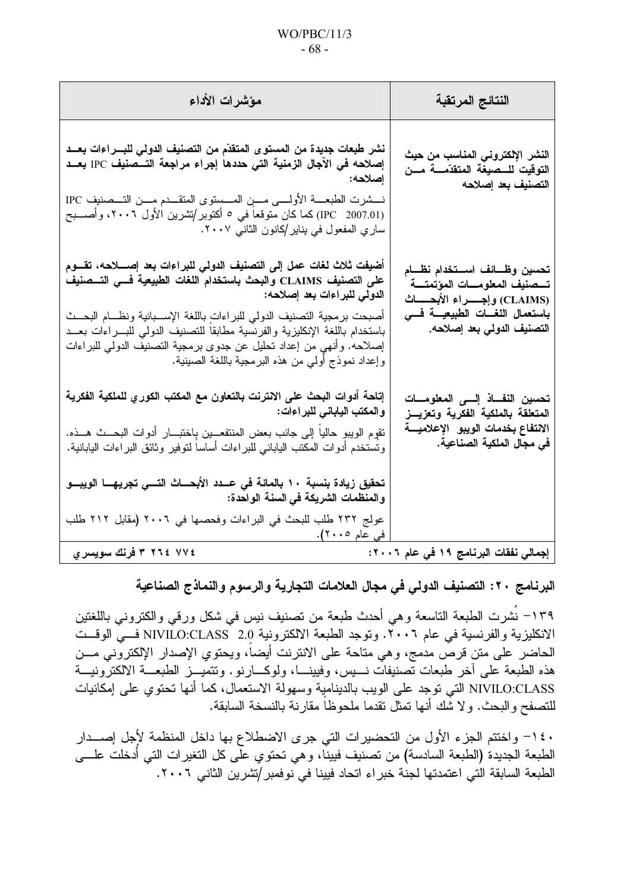| النتائج المرتقبة | مؤشرات الأداء |
|---|---|
| **النشر الإلكتروني المناسب من حيث التوقيت للصيغة المتقدّمة من التصنيف بعد إصلاحه** | **نشر طبعات جديدة من المستوى المتقدّم من التصنيف الدولي للبراءات بعد إصلاحه في الآجال الزمنية التي حددها إجراء مراجعة التصنيف IPC بعد إصلاحه:** نشرت الطبعة الأولى من المستوى المتقدم من التصنيف IPC (IPC 2007.01) كما كان متوقعاً في ٥ أكتوبر/تشرين الأول ٢٠٠٦، وأصبح ساري المفعول في يناير/كانون الثاني ٢٠٠٧. |
| **تحسين وظائف استخدام نظام تصنيف المعلومات المؤتمتة (CLAIMS) وإجراء الأبحاث باستعمال اللغات الطبيعية في التصنيف الدولي بعد إصلاحه.** | **أضيفت ثلاث لغات عمل إلى التصنيف الدولي للبراءات بعد إصلاحه، تقوم على التصنيف CLAIMS والبحث باستخدام اللغات الطبيعية في التصنيف الدولي للبراءات بعد إصلاحه:** أصبحت برمجية التصنيف الدولي للبراءات باللغة الإسبانية ونظام البحث باستخدام اللغة الإنكليزية والفرنسية مطابقاً للتصنيف الدولي للبراءات بعد إصلاحه. وأنهي من إعداد تحليل عن جدوى برمجية التصنيف الدولي للبراءات وإعداد نموذج أولي من هذه البرمجية باللغة الصينية. |
| **تحسين النفاذ إلى المعلومات المتعلقة بالملكية الفكرية وتعزيز الانتفاع بخدمات الويبو الإعلامية في مجال الملكية الصناعية.** | **إتاحة أدوات البحث على الانترنت بالتعاون مع المكتب الكوري للملكية الفكرية والمكتب الياباني للبراءات:** تقوم الويبو حالياً إلى جانب بعض المنتفعين باختبار أدوات البحث هذه. وتستخدم أدوات المكتب الياباني للبراءات أساساً لتوفير وثائق البراءات اليابانية. |
| | **تحقيق زيادة بنسبة ١٠ بالمائة في عدد الأبحاث التي تجريها الويبو والمنظمات الشريكة في السنة الواحدة:** عولج ٢٣٢ طلب للبحث في البراءات وفحصها في ٢٠٠٦ (مقابل ٢١٢ طلب في عام ٢٠٠٥). |
| **إجمالي نفقات البرنامج ١٩ في عام ٢٠٠٦:** | **٣ ٢٦٤ ٧٧٤ فرنك سويسري** |

## البرنامج ٢٠: التصنيف الدولي في مجال العلامات التجارية والرسوم والنماذج الصناعية

١٣٩- نُشرت الطبعة التاسعة وهي أحدث طبعة من تصنيف نيس في شكل ورقي والكتروني باللغتين الانكليزية والفرنسية في عام ٢٠٠٦. وتوجد الطبعة الالكترونية NIVILO:CLASS 2.0 في الوقت الحاضر على متن قرص مدمج، وهي متاحة على الانترنت أيضاً، ويحتوي الإصدار الإلكتروني من هذه الطبعة على آخر طبعات تصنيفات نيس، وفيينا، ولوكارنو. وتتميز الطبعة الالكترونية NIVILO:CLASS التي توجد على الويب بالدينامية وسهولة الاستعمال، كما أنها تحتوي على إمكانيات للتصفح والبحث. ولا شك أنها تمثل تقدما ملحوظاً مقارنة بالنسخة السابقة.

١٤٠- واختتم الجزء الأول من التحضيرات التي جرى الاضطلاع بها داخل المنظمة لأجل إصدار الطبعة الجديدة (الطبعة السادسة) من تصنيف فيينا، وهي تحتوي على كل التغيرات التي أُدخلت على الطبعة السابقة التي اعتمدتها لجنة خبراء اتحاد فيينا في نوفمبر/تشرين الثاني ٢٠٠٦.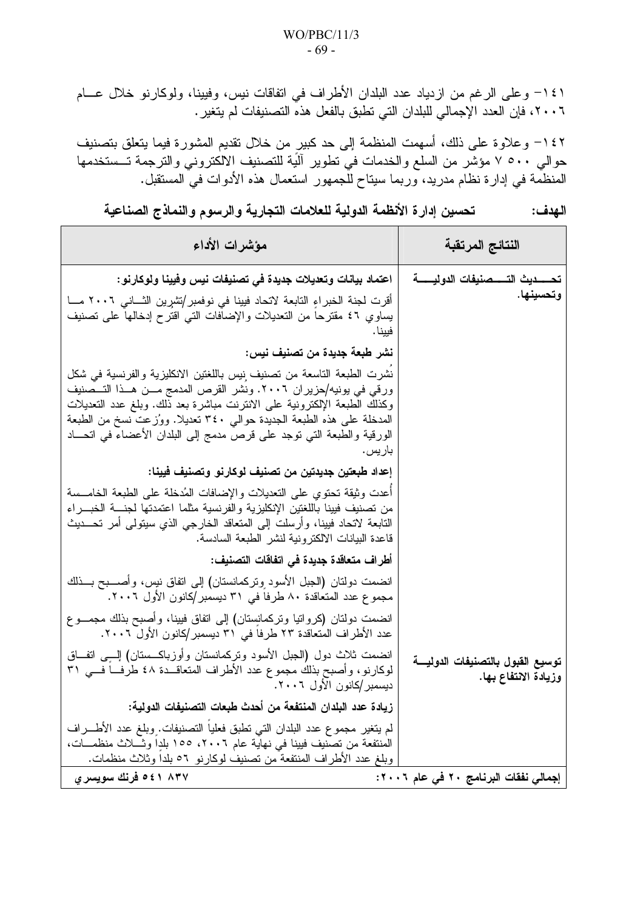١٤١- وعلى الرغم من ازدياد عدد البلدان الأطراف في اتفاقات نيس، وفيينا، ولوكارنو خلال عام ٢٠٠٦، فإن العدد الإجمالي للبلدان التي تطبق بالفعل هذه التصنيفات لم يتغير.

١٤٢- وعلاوة على ذلك، أسهمت المنظمة إلى حد كبير من خلال تقديم المشورة فيما يتعلق بتصنيف حوالي ٥٠٠ ٧ مؤشر من السلع والخدمات في تطوير آلية للتصنيف الالكتروني والترجمة تستخدمها المنظمة في إدارة نظام مدريد، وربما سيتاح للجمهور استعمال هذه الأدوات في المستقبل.

**الهدف: تحسين إدارة الأنظمة الدولية للعلامات التجارية والرسوم والنماذج الصناعية**

| النتائج المرتقبة | مؤشرات الأداء |
|---|---|
| تحديث التصنيفات الدولية وتحسينها. | **اعتماد بيانات وتعديلات جديدة في تصنيفات نيس وفيينا ولوكارنو:**<br>أقرت لجنة الخبراء التابعة لاتحاد فيينا في نوفمبر/تشرين الثاني ٢٠٠٦ ما يساوي ٤٦ مقترحاً من التعديلات والإضافات التي اقترح إدخالها على تصنيف فيينا.<br>**نشر طبعة جديدة من تصنيف نيس:**<br>نُشرت الطبعة التاسعة من تصنيف نيس باللغتين الانكليزية والفرنسية في شكل ورقي في يونيه/حزيران ٢٠٠٦. ونشر القرص المدمج من هذا التصنيف وكذلك الطبعة الإلكترونية على الانترنت مباشرة بعد ذلك. وبلغ عدد التعديلات المدخلة على هذه الطبعة الجديدة حوالي ٣٤٠ تعديلا. ووُزعت نسخ من الطبعة الورقية والطبعة التي توجد على قرص مدمج إلى البلدان الأعضاء في اتحاد باريس.<br>**إعداد طبعتين جديدتين من تصنيف لوكارنو وتصنيف فيينا:**<br>أُعدت وثيقة تحتوي على التعديلات والإضافات المُدخلة على الطبعة الخامسة من تصنيف فيينا باللغتين الإنكليزية والفرنسية مثلما اعتمدتها لجنة الخبراء التابعة لاتحاد فيينا، وأرسلت إلى المتعاقد الخارجي الذي سيتولى أمر تحديث قاعدة البيانات الالكترونية لنشر الطبعة السادسة. |
| توسيع القبول بالتصنيفات الدولية وزيادة الانتفاع بها. | **أطراف متعاقدة جديدة في اتفاقات التصنيف:**<br>انضمت دولتان (الجبل الأسود وتركمانستان) إلى اتفاق نيس، وأصبح بذلك مجموع عدد المتعاقدة ٨٠ طرفاً في ٣١ ديسمبر/كانون الأول ٢٠٠٦.<br>انضمت دولتان (كرواتيا وتركمانستان) إلى اتفاق فيينا، وأصبح بذلك مجموع عدد الأطراف المتعاقدة ٢٣ طرفاً في ٣١ ديسمبر/كانون الأول ٢٠٠٦.<br>انضمت ثلاث دول (الجبل الأسود وتركمانستان وأوزباكستان) إلى اتفاق لوكارنو، وأصبح بذلك مجموع عدد الأطراف المتعاقدة ٤٨ طرفاً في ٣١ ديسمبر/كانون الأول ٢٠٠٦.<br>**زيادة عدد البلدان المنتفعة من أحدث طبعات التصنيفات الدولية:**<br>لم يتغير مجموع عدد البلدان التي تطبق فعلياً التصنيفات. وبلغ عدد الأطراف المنتفعة من تصنيف فيينا في نهاية عام ٢٠٠٦، ١٥٥ بلداً وثلاث منظمات، وبلغ عدد الأطراف المنتفعة من تصنيف لوكارنو ٥٦ بلداً وثلاث منظمات. |
| **إجمالي نفقات البرنامج ٢٠ في عام ٢٠٠٦:** | **٨٣٧ ٥٤١ فرنك سويسري** |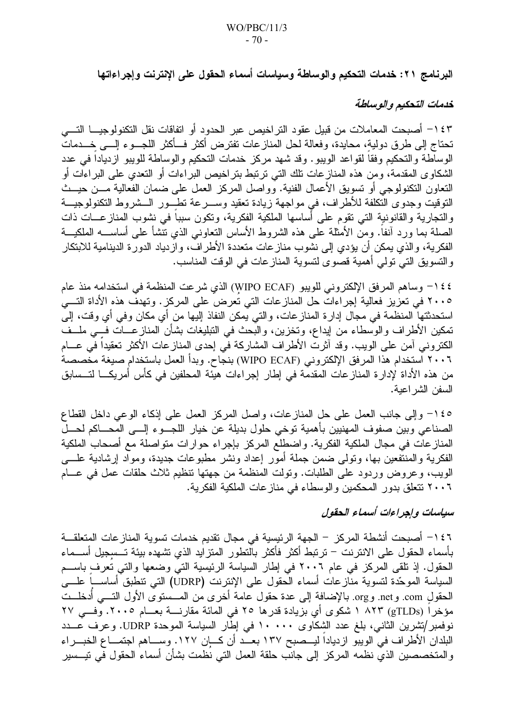## البرنامج ٢١: خدمات التحكيم والوساطة وسياسات أسماء الحقول على الإنترنت وإجراءاتها

### *خدمات التحكيم والوساطة*

١٤٣– أصبحت المعاملات من قبيل عقود التراخيص عبر الحدود أو اتفاقات نقل التكنولوجيا التي تحتاج إلى طرق دولية، محايدة، وفعالة لحل المنازعات تفترض أكثر فأكثر اللجوء إلى خدمات الوساطة والتحكيم وفقاً لقواعد الويبو. وقد شهد مركز خدمات التحكيم والوساطة للويبو ازدياداً في عدد الشكاوى المقدمة، ومن هذه المنازعات تلك التي ترتبط بتراخيص البراءات أو التعدي على البراءات أو التعاون التكنولوجي أو تسويق الأعمال الفنية. وواصل المركز العمل على ضمان الفعالية من حيث التوقيت وجدوى التكلفة للأطراف، في مواجهة زيادة تعقيد وسرعة تطور الشروط التكنولوجية والتجارية والقانونية التي تقوم على أساسها الملكية الفكرية، وتكون سبباً في نشوب المنازعات ذات الصلة بما ورد آنفاً. ومن الأمثلة على هذه الشروط الأساس التعاوني الذي تنشأ على أساسه الملكية الفكرية، والذي يمكن أن يؤدي إلى نشوب منازعات متعددة الأطراف، وازدياد الدورة الدينامية للابتكار والتسويق التي تولي أهمية قصوى لتسوية المنازعات في الوقت المناسب.

١٤٤– وساهم المرفق الإلكتروني للويبو (WIPO ECAF) الذي شرعت المنظمة في استخدامه منذ عام ٢٠٠٥ في تعزيز فعالية إجراءات حل المنازعات التي تعرض على المركز. وتهدف هذه الأداة التي استحدثتها المنظمة في مجال إدارة المنازعات، والتي يمكن النفاذ إليها من أي مكان وفي أي وقت، إلى تمكين الأطراف والوسطاء من إيداع، وتخزين، والبحث في التبليغات بشأن المنازعات في ملف الكتروني آمن على الويب. وقد آثرت الأطراف المشاركة في إحدى المنازعات الأكثر تعقيداً في عام ٢٠٠٦ استخدام هذا المرفق الإلكتروني (WIPO ECAF) بنجاح. وبدأ العمل باستخدام صيغة مخصصة من هذه الأداة لإدارة المنازعات المقدمة في إطار إجراءات هيئة المحلفين في كأس أمريكا لتسابق السفن الشراعية.

١٤٥– وإلى جانب العمل على حل المنازعات، واصل المركز العمل على إذكاء الوعي داخل القطاع الصناعي وبين صفوف المهنيين بأهمية توخي حلول بديلة عن خيار اللجوء إلى المحاكم لحل المنازعات في مجال الملكية الفكرية. واضطلع المركز بإجراء حوارات متواصلة مع أصحاب الملكية الفكرية والمنتفعين بها، وتولى ضمن جملة أمور إعداد ونشر مطبوعات جديدة، ومواد إرشادية على الويب، وعروض وردود على الطلبات. وتولت المنظمة من جهتها تنظيم ثلاث حلقات عمل في عام ٢٠٠٦ تتعلق بدور المحكمين والوسطاء في منازعات الملكية الفكرية.

### *سياسات وإجراءات أسماء الحقول*

١٤٦– أصبحت أنشطة المركز – الجهة الرئيسية في مجال تقديم خدمات تسوية المنازعات المتعلقة بأسماء الحقول على الانترنت – ترتبط أكثر فأكثر بالتطور المتزايد الذي تشهده بيئة تسجيل أسماء الحقول. إذ تلقى المركز في عام ٢٠٠٦ في إطار السياسة الرئيسية التي وضعها والتي تعرف باسم السياسة الموحّدة لتسوية منازعات أسماء الحقول على الإنترنت (UDRP) التي تنطبق أساساً على الحقول com. وnet. وorg. بالإضافة إلى عدة حقول عامة أخرى من المستوى الأول التي أُدخلت مؤخراً (gTLDs) ١ ٨٢٣ شكوى أي بزيادة قدرها ٢٥ في المائة مقارنة بعام ٢٠٠٥. وفي ٢٧ نوفمبر/تشرين الثاني، بلغ عدد الشكاوى ٠٠٠ ١٠ في إطار السياسة الموحدة UDRP. وعرف عدد البلدان الأطراف في الويبو ازدياداً ليصبح ١٣٧ بعد أن كان ١٢٧. وساهم اجتماع الخبراء والمتخصصين الذي نظمه المركز إلى جانب حلقة العمل التي نُظمت بشأن أسماء الحقول في تيسير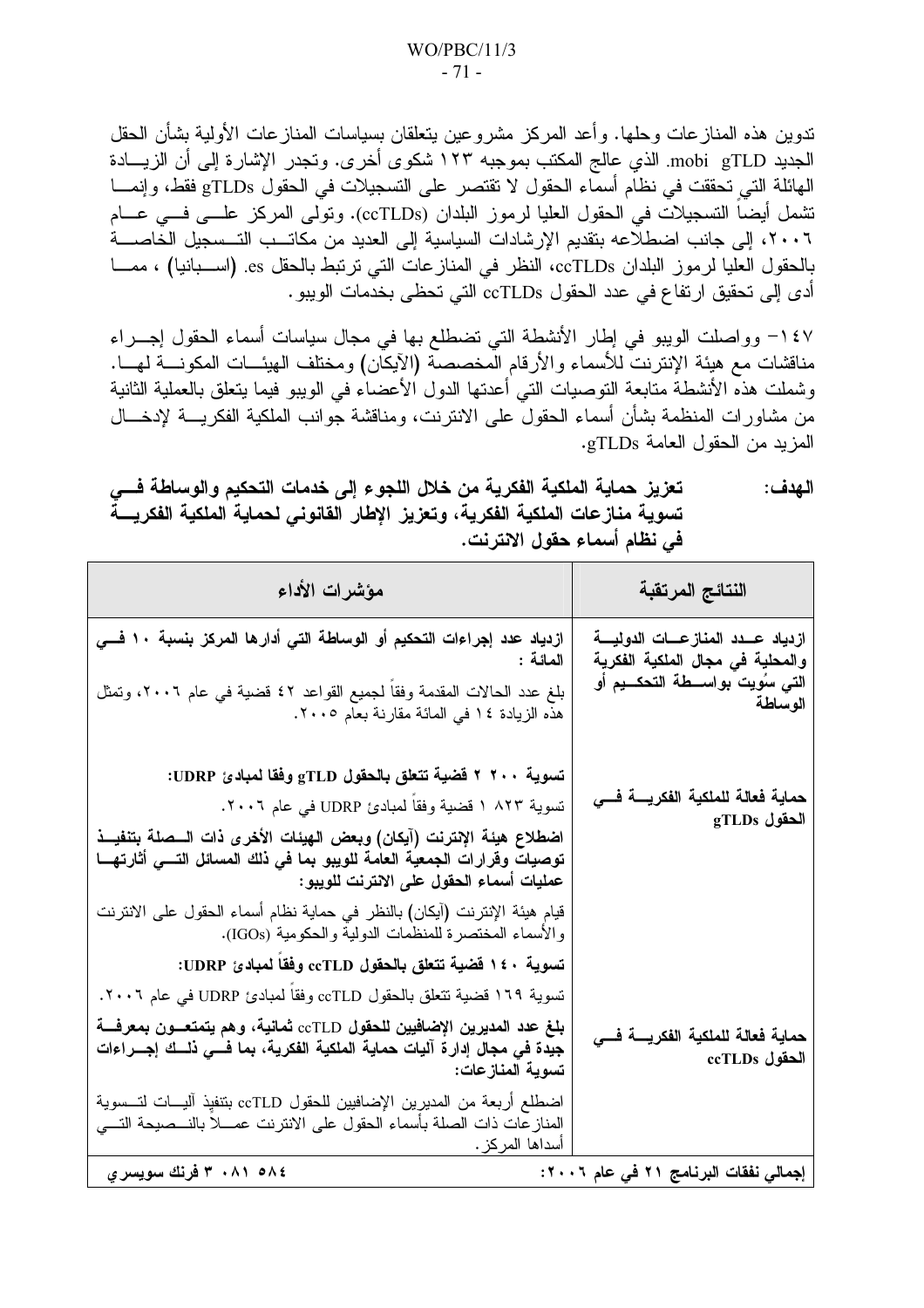تدوين هذه المنازعات وحلها. وأعد المركز مشروعين يتعلقان بسياسات المنازعات الأولية بشأن الحقل الجديد mobi gTLD. الذي عالج المكتب بموجبه ١٢٣ شكوى أخرى. وتجدر الإشارة إلى أن الزيادة الهائلة التي تحققت في نظام أسماء الحقول لا تقتصر على التسجيلات في الحقول gTLDs فقط، وإنما تشمل أيضاً التسجيلات في الحقول العليا لرموز البلدان (ccTLDs). وتولى المركز على في عام ٢٠٠٦، إلى جانب اضطلاعه بتقديم الإرشادات السياسية إلى العديد من مكاتب التسجيل الخاصة بالحقول العليا لرموز البلدان ccTLDs، النظر في المنازعات التي ترتبط بالحقل es. (اسبانيا) ، مما أدى إلى تحقيق ارتفاع في عدد الحقول ccTLDs التي تحظى بخدمات الويبو.

١٤٧- وواصلت الويبو في إطار الأنشطة التي تضطلع بها في مجال سياسات أسماء الحقول إجراء مناقشات مع هيئة الإنترنت للأسماء والأرقام المخصصة (الآيكان) ومختلف الهيئات المكونة لها. وشملت هذه الأنشطة متابعة التوصيات التي أعدتها الدول الأعضاء في الويبو فيما يتعلق بالعملية الثانية من مشاورات المنظمة بشأن أسماء الحقول على الانترنت، ومناقشة جوانب الملكية الفكرية لإدخال المزيد من الحقول العامة gTLDs.

**الهدف: تعزيز حماية الملكية الفكرية من خلال اللجوء إلى خدمات التحكيم والوساطة في تسوية منازعات الملكية الفكرية، وتعزيز الإطار القانوني لحماية الملكية الفكرية في نظام أسماء حقول الانترنت.**

| النتائج المرتقبة | مؤشرات الأداء |
|---|---|
| **ازدياد عدد المنازعات الدولية والمحلية في مجال الملكية الفكرية التي سُويت بواسطة التحكيم أو الوساطة** | **ازدياد عدد إجراءات التحكيم أو الوساطة التي أدارها المركز بنسبة ١٠ في المائة :**<br>بلغ عدد الحالات المقدمة وفقاً لجميع القواعد ٤٢ قضية في عام ٢٠٠٦، وتمثل هذه الزيادة ١٤ في المائة مقارنة بعام ٢٠٠٥. |
| **حماية فعالة للملكية الفكرية في الحقول gTLDs** | **تسوية ٢٠٠ ٢ قضية تتعلق بالحقول gTLD وفقا لمبادئ UDRP:**<br>تسوية ٨٢٣ ١ قضية وفقاً لمبادئ UDRP في عام ٢٠٠٦.<br>**اضطلاع هيئة الإنترنت (آيكان) وبعض الهيئات الأخرى ذات الصلة بتنفيذ توصيات وقرارات الجمعية العامة للويبو بما في ذلك المسائل التي أثارتها عمليات أسماء الحقول على الانترنت للويبو:**<br>قيام هيئة الإنترنت (آيكان) بالنظر في حماية نظام أسماء الحقول على الانترنت والأسماء المختصرة للمنظمات الدولية والحكومية (IGOs). |
| **حماية فعالة للملكية الفكرية في الحقول ccTLDs** | **تسوية ١٤٠ قضية تتعلق بالحقول ccTLD وفقاً لمبادئ UDRP:**<br>تسوية ١٦٩ قضية تتعلق بالحقول ccTLD وفقاً لمبادئ UDRP في عام ٢٠٠٦.<br>**بلغ عدد المديرين الإضافيين للحقول ccTLD ثمانية، وهم يتمتعون بمعرفة جيدة في مجال إدارة آليات حماية الملكية الفكرية، بما في ذلك إجراءات تسوية المنازعات:**<br>اضطلع أربعة من المديرين الإضافيين للحقول ccTLD بتنفيذ آليات لتسوية المنازعات ذات الصلة بأسماء الحقول على الانترنت عملاً بالنصيحة التي أسداها المركز. |
| **إجمالي نفقات البرنامج ٢١ في عام ٢٠٠٦:** | **٥٨٤ ٠٨١ ٣ فرنك سويسري** |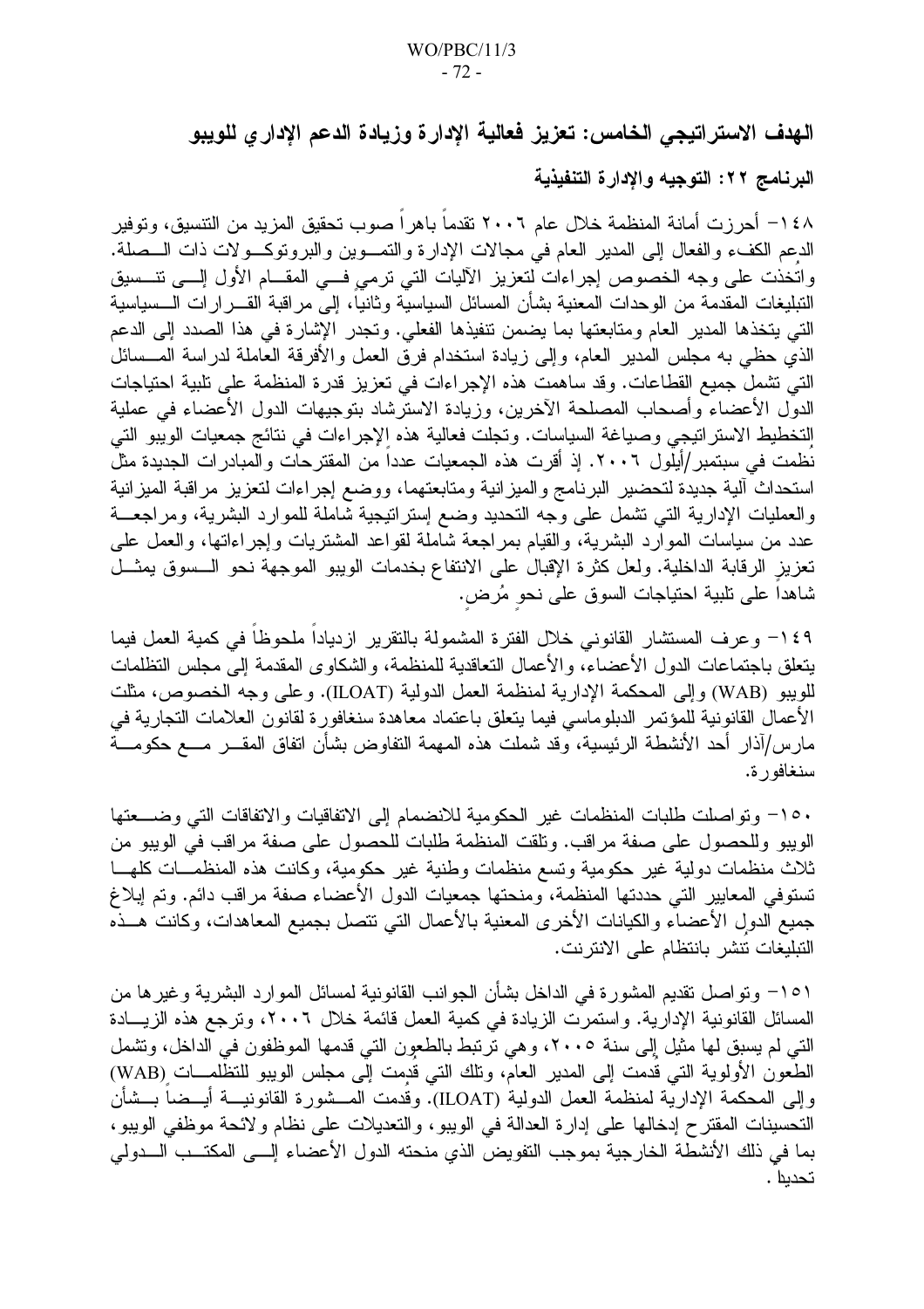## الهدف الاستراتيجي الخامس: تعزيز فعالية الإدارة وزيادة الدعم الإداري للويبو

### البرنامج ٢٢: التوجيه والإدارة التنفيذية

١٤٨- أحرزت أمانة المنظمة خلال عام ٢٠٠٦ تقدماً باهراً صوب تحقيق المزيد من التنسيق، وتوفير الدعم الكفء والفعال إلى المدير العام في مجالات الإدارة والتموين والبروتوكولات ذات الصلة. واتُخذت على وجه الخصوص إجراءات لتعزيز الآليات التي ترمي في المقام الأول إلى تنسيق التبليغات المقدمة من الوحدات المعنية بشأن المسائل السياسية وثانياً، إلى مراقبة القرارات السياسية التي يتخذها المدير العام ومتابعتها بما يضمن تنفيذها الفعلي. وتجدر الإشارة في هذا الصدد إلى الدعم الذي حظي به مجلس المدير العام، وإلى زيادة استخدام فرق العمل والأفرقة العاملة لدراسة المسائل التي تشمل جميع القطاعات. وقد ساهمت هذه الإجراءات في تعزيز قدرة المنظمة على تلبية احتياجات الدول الأعضاء وأصحاب المصلحة الآخرين، وزيادة الاسترشاد بتوجيهات الدول الأعضاء في عملية التخطيط الاستراتيجي وصياغة السياسات. وتجلت فعالية هذه الإجراءات في نتائج جمعيات الويبو التي نظمت في سبتمبر/أيلول ٢٠٠٦. إذ أقرت هذه الجمعيات عدداً من المقترحات والمبادرات الجديدة مثل استحداث آلية جديدة لتحضير البرنامج والميزانية ومتابعتهما، ووضع إجراءات لتعزيز مراقبة الميزانية والعمليات الإدارية التي تشمل على وجه التحديد وضع إستراتيجية شاملة للموارد البشرية، ومراجعة عدد من سياسات الموارد البشرية، والقيام بمراجعة شاملة لقواعد المشتريات وإجراءاتها، والعمل على تعزيز الرقابة الداخلية. ولعل كثرة الإقبال على الانتفاع بخدمات الويبو الموجهة نحو السوق يمثل شاهداً على تلبية احتياجات السوق على نحوٍ مُرضٍ.

١٤٩- وعرف المستشار القانوني خلال الفترة المشمولة بالتقرير ازدياداً ملحوظاً في كمية العمل فيما يتعلق باجتماعات الدول الأعضاء، والأعمال التعاقدية للمنظمة، والشكاوى المقدمة إلى مجلس التظلمات للويبو (WAB) وإلى المحكمة الإدارية لمنظمة العمل الدولية (ILOAT). وعلى وجه الخصوص، مثلت الأعمال القانونية للمؤتمر الدبلوماسي فيما يتعلق باعتماد معاهدة سنغافورة لقانون العلامات التجارية في مارس/آذار أحد الأنشطة الرئيسية، وقد شملت هذه المهمة التفاوض بشأن اتفاق المقر مع حكومة سنغافورة.

١٥٠- وتواصلت طلبات المنظمات غير الحكومية للانضمام إلى الاتفاقيات والاتفاقات التي وضعتها الويبو وللحصول على صفة مراقب. وتلقت المنظمة طلبات للحصول على صفة مراقب في الويبو من ثلاث منظمات دولية غير حكومية وتسع منظمات وطنية غير حكومية، وكانت هذه المنظمات كلها تستوفي المعايير التي حددتها المنظمة، ومنحتها جمعيات الدول الأعضاء صفة مراقب دائم. وتم إبلاغ جميع الدول الأعضاء والكيانات الأخرى المعنية بالأعمال التي تتصل بجميع المعاهدات، وكانت هذه التبليغات تنشر بانتظام على الانترنت.

١٥١- وتواصل تقديم المشورة في الداخل بشأن الجوانب القانونية لمسائل الموارد البشرية وغيرها من المسائل القانونية الإدارية. واستمرت الزيادة في كمية العمل قائمة خلال ٢٠٠٦، وترجع هذه الزيادة التي لم يسبق لها مثيل إلى سنة ٢٠٠٥، وهي ترتبط بالطعون التي قدمها الموظفون في الداخل، وتشمل الطعون الأولوية التي قدمت إلى المدير العام، وتلك التي قُدمت إلى مجلس الويبو للتظلمات (WAB) وإلى المحكمة الإدارية لمنظمة العمل الدولية (ILOAT). وقدمت المشورة القانونية أيضاً بشأن التحسينات المقترح إدخالها على إدارة العدالة في الويبو، والتعديلات على نظام ولائحة موظفي الويبو، بما في ذلك الأنشطة الخارجية بموجب التفويض الذي منحته الدول الأعضاء إلى المكتب الدولي تحديدا.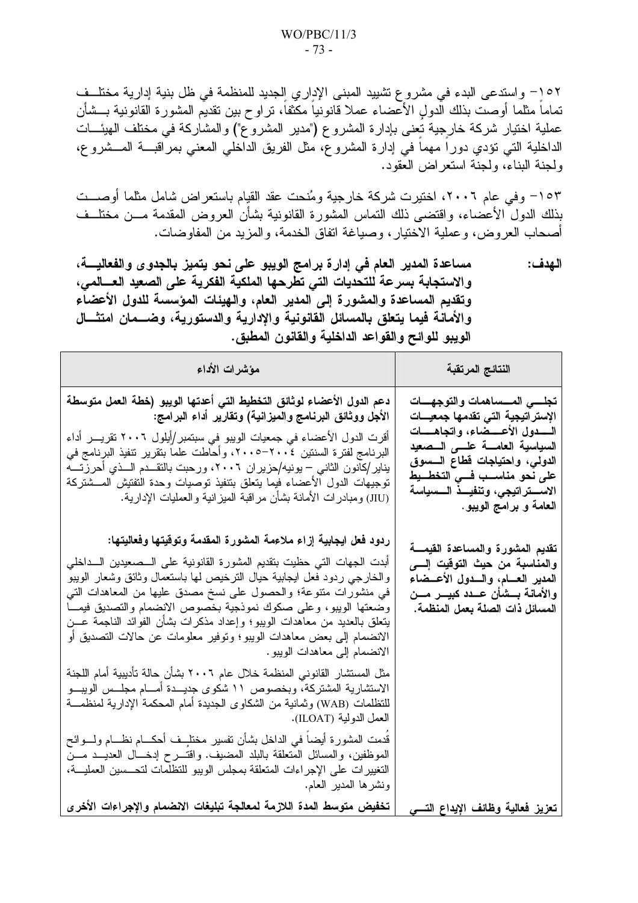١٥٢- واستدعى البدء في مشروع تشييد المبنى الإداري الجديد للمنظمة في ظل بنية إدارية مختلفة تماماً مثلما أوصت بذلك الدول الأعضاء عملاً قانونياً مكثفاً، تراوح بين تقديم المشورة القانونية بشأن عملية اختيار شركة خارجية تعنى بإدارة المشروع ("مدير المشروع") والمشاركة في مختلف الهيئات الداخلية التي تؤدي دوراً مهماً في إدارة المشروع، مثل الفريق الداخلي المعني بمراقبة المشروع، ولجنة البناء، ولجنة استعراض العقود.

١٥٣- وفي عام ٢٠٠٦، اختيرت شركة خارجية ومُنحت عقد القيام باستعراض شامل مثلما أوصت بذلك الدول الأعضاء، واقتضى ذلك التماس المشورة القانونية بشأن العروض المقدمة من مختلف أصحاب العروض، وعملية الاختيار، وصياغة اتفاق الخدمة، والمزيد من المفاوضات.

**الهدف:** **مساعدة المدير العام في إدارة برامج الويبو على نحو يتميز بالجدوى والفعالية، والاستجابة بسرعة للتحديات التي تطرحها الملكية الفكرية على الصعيد العالمي، وتقديم المساعدة والمشورة إلى المدير العام، والهيئات المؤسسة للدول الأعضاء والأمانة فيما يتعلق بالمسائل القانونية والإدارية والدستورية، وضمان امتثال الويبو للوائح والقواعد الداخلية والقانون المطبق.**

| النتائج المرتقبة | مؤشرات الأداء |
|---|---|
| **تجلي المساهمات والتوجهات الإستراتيجية التي تقدمها جمعيات الدول الأعضاء، واتجاهات السياسية العامة على الصعيد الدولي، واحتياجات قطاع السوق على نحو مناسب في التخطيط الاستراتيجي، وتنفيذ السياسة العامة و برامج الويبو.** | **دعم الدول الأعضاء لوثائق التخطيط التي أعدتها الويبو (خطة العمل متوسطة الأجل ووثائق البرنامج والميزانية) وتقارير أداء البرامج:**<br>أقرت الدول الأعضاء في جمعيات الويبو في سبتمبر/أيلول ٢٠٠٦ تقرير أداء البرنامج لفترة السنتين ٢٠٠٤-٢٠٠٥، وأحاطت علماً بتقرير تنفيذ البرنامج في يناير/كانون الثاني – يونيه/حزيران ٢٠٠٦، ورحبت بالتقدم الذي أحرزته توجيهات الدول الأعضاء فيما يتعلق بتنفيذ توصيات وحدة التفتيش المشتركة (JIU) ومبادرات الأمانة بشأن مراقبة الميزانية والعمليات الإدارية. |
| **تقديم المشورة والمساعدة القيمة والمناسبة من حيث التوقيت إلى المدير العام، والدول الأعضاء والأمانة بشأن عدد كبير من المسائل ذات الصلة بعمل المنظمة.** | **ردود فعل ايجابية إزاء ملاءمة المشورة المقدمة وتوقيتها وفعاليتها:**<br>أبدت الجهات التي حظيت بتقديم المشورة القانونية على الصعيدين الداخلي والخارجي ردود فعل ايجابية حيال الترخيص لها باستعمال وثائق وشعار الويبو في منشورات متنوعة؛ والحصول على نسخ مصدق عليها من المعاهدات التي وضعتها الويبو، وعلى صكوك نموذجية بخصوص الانضمام والتصديق فيما يتعلق بالعديد من معاهدات الويبو؛ وإعداد مذكرات بشأن الفوائد الناجمة عن الانضمام إلى بعض معاهدات الويبو؛ وتوفير معلومات عن حالات التصديق أو الانضمام إلى معاهدات الويبو.<br>مثل المستشار القانوني المنظمة خلال عام ٢٠٠٦ بشأن حالة تأديبية أمام اللجنة الاستشارية المشتركة، وبخصوص ١١ شكوى جديدة أمام مجلس الويبو للتظلمات (WAB) وثمانية من الشكاوى الجديدة أمام المحكمة الإدارية لمنظمة العمل الدولية (ILOAT).<br>قُدمت المشورة أيضاً في الداخل بشأن تفسير مختلف أحكام نظام ولوائح الموظفين، والمسائل المتعلقة بالبلد المضيف. واقترح إدخال العديد من التغييرات على الإجراءات المتعلقة بمجلس الويبو للتظلمات لتحسين العملية، ونشرها المدير العام. |
| **تعزيز فعالية وظائف الإيداع التي** | **تخفيض متوسط المدة اللازمة لمعالجة تبليغات الانضمام والإجراءات الأخرى** |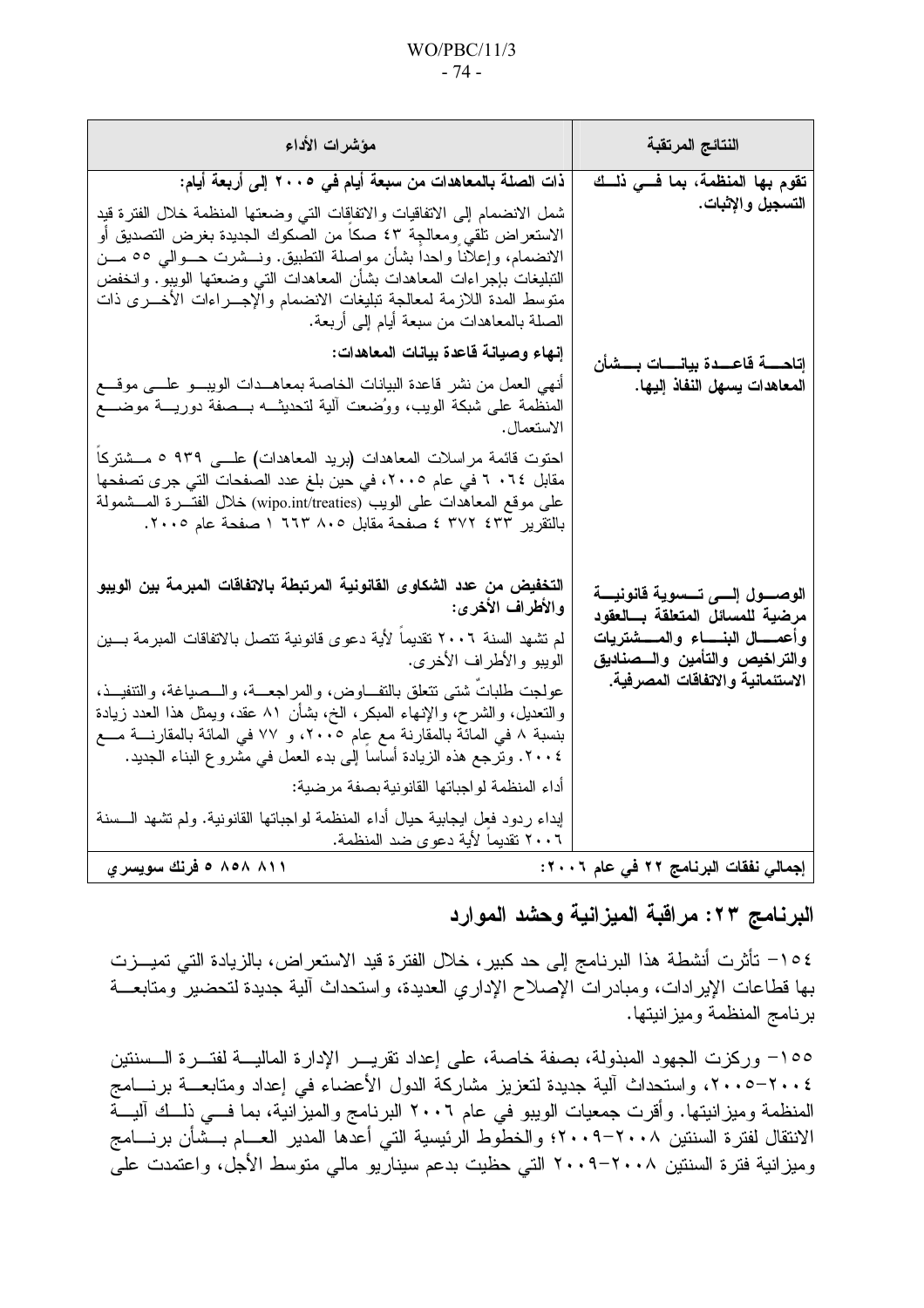| النتائج المرتقبة | مؤشرات الأداء |
|---|---|
| **تقوم بها المنظمة، بما في ذلك التسجيل والإثبات.** | **ذات الصلة بالمعاهدات من سبعة أيام في ٢٠٠٥ إلى أربعة أيام:**<br>شمل الانضمام إلى الاتفاقيات والاتفاقات التي وضعتها المنظمة خلال الفترة قيد الاستعراض تلقي ومعالجة ٤٣ صكاً من الصكوك الجديدة بغرض التصديق أو الانضمام، وإعلاناً واحداً بشأن مواصلة التطبيق. ونشرت حوالي ٥٥ من التبليغات بإجراءات المعاهدات بشأن المعاهدات التي وضعتها الويبو. وانخفض متوسط المدة اللازمة لمعالجة تبليغات الانضمام والإجراءات الأخرى ذات الصلة بالمعاهدات من سبعة أيام إلى أربعة. |
| **إتاحة قاعدة بيانات بشأن المعاهدات يسهل النفاذ إليها.** | **إنهاء وصيانة قاعدة بيانات المعاهدات:**<br>أنهي العمل من نشر قاعدة البيانات الخاصة بمعاهدات الويبو على موقع المنظمة على شبكة الويب، ووُضعت آلية لتحديثه بصفة دورية موضع الاستعمال.<br>احتوت قائمة مراسلات المعاهدات (بريد المعاهدات) على ٩٣٩ ٥ مشتركاً مقابل ٠٦٤ ٦ في عام ٢٠٠٥، في حين بلغ عدد الصفحات التي جرى تصفحها على موقع المعاهدات على الويب (wipo.int/treaties) خلال الفترة المشمولة بالتقرير ٤٣٣ ٣٧٢ ٤ صفحة مقابل ٨٠٥ ٦٦٣ ١ صفحة عام ٢٠٠٥. |
| **الوصول إلى تسوية قانونية مرضية للمسائل المتعلقة بالعقود وأعمال البناء والمشتريات والتراخيص والتأمين والصناديق الاستئمانية والاتفاقات المصرفية.** | **التخفيض من عدد الشكاوى القانونية المرتبطة بالاتفاقات المبرمة بين الويبو والأطراف الأخرى:**<br>لم تشهد السنة ٢٠٠٦ تقديماً لأية دعوى قانونية تتصل بالاتفاقات المبرمة بين الويبو والأطراف الأخرى.<br>عولجت طلباتٌ شتى تتعلق بالتفاوض، والمراجعة، والصياغة، والتنفيذ، والتعديل، والشرح، والإنهاء المبكر، الخ، بشأن ٨١ عقد، ويمثل هذا العدد زيادة بنسبة ٨ في المائة بالمقارنة مع عام ٢٠٠٥، و ٧٧ في المائة بالمقارنة مع ٢٠٠٤. وترجع هذه الزيادة أساساً إلى بدء العمل في مشروع البناء الجديد.<br>أداء المنظمة لواجباتها القانونية بصفة مرضية:<br>إبداء ردود فعل ايجابية حيال أداء المنظمة لواجباتها القانونية. ولم تشهد السنة ٢٠٠٦ تقديماً لأية دعوى ضد المنظمة. |
| **إجمالي نفقات البرنامج ٢٢ في عام ٢٠٠٦:** | **٨١١ ٨٥٨ ٥ فرنك سويسري** |

## البرنامج ٢٣: مراقبة الميزانية وحشد الموارد

١٥٤- تأثرت أنشطة هذا البرنامج إلى حد كبير، خلال الفترة قيد الاستعراض، بالزيادة التي تميزت بها قطاعات الإيرادات، ومبادرات الإصلاح الإداري العديدة، واستحداث آلية جديدة لتحضير ومتابعة برنامج المنظمة وميزانيتها.

١٥٥- وركزت الجهود المبذولة، بصفة خاصة، على إعداد تقرير الإدارة المالية لفترة السنتين ٢٠٠٤-٢٠٠٥، واستحداث آلية جديدة لتعزيز مشاركة الدول الأعضاء في إعداد ومتابعة برنامج المنظمة وميزانيتها. وأقرت جمعيات الويبو في عام ٢٠٠٦ البرنامج والميزانية، بما في ذلك آلية الانتقال لفترة السنتين ٢٠٠٨-٢٠٠٩؛ والخطوط الرئيسية التي أعدها المدير العام بشأن برنامج وميزانية فترة السنتين ٢٠٠٨-٢٠٠٩ التي حظيت بدعم سيناريو مالي متوسط الأجل، واعتمدت على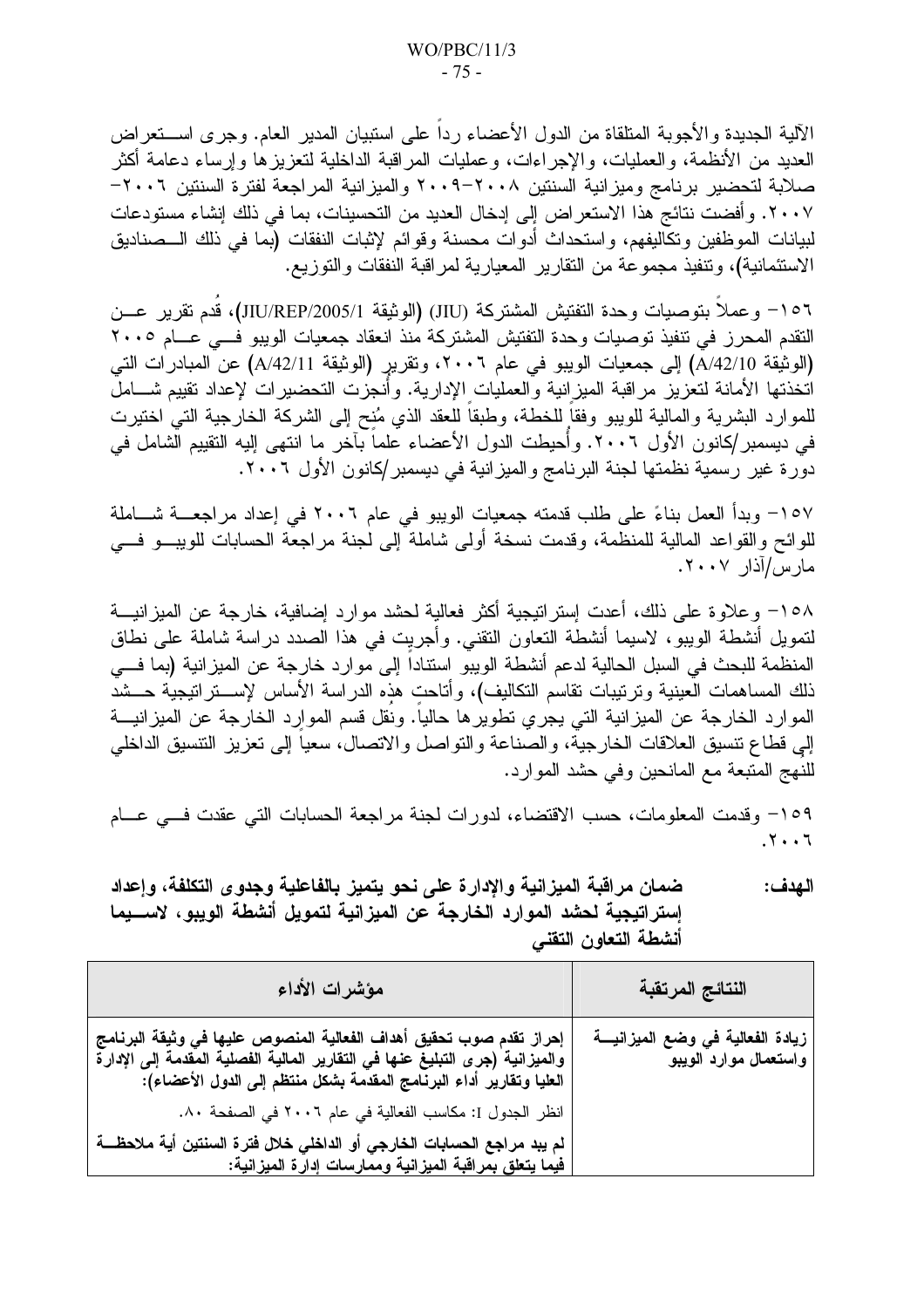الآلية الجديدة والأجوبة المتلقاة من الدول الأعضاء رداً على استبيان المدير العام. وجرى استعراض العديد من الأنظمة، والعمليات، والإجراءات، وعمليات المراقبة الداخلية لتعزيزها وإرساء دعامة أكثر صلابة لتحضير برنامج وميزانية السنتين ٢٠٠٨–٢٠٠٩ والميزانية المراجعة لفترة السنتين ٢٠٠٦–٢٠٠٧. وأفضت نتائج هذا الاستعراض إلى إدخال العديد من التحسينات، بما في ذلك إنشاء مستودعات لبيانات الموظفين وتكاليفهم، واستحداث أدوات محسنة وقوائم لإثبات النفقات (بما في ذلك الصناديق الاستئمانية)، وتنفيذ مجموعة من التقارير المعيارية لمراقبة النفقات والتوزيع.

١٥٦– وعملاً بتوصيات وحدة التفتيش المشتركة (JIU) (الوثيقة JIU/REP/2005/1)، قُدم تقرير عن التقدم المحرز في تنفيذ توصيات وحدة التفتيش المشتركة منذ انعقاد جمعيات الويبو في عام ٢٠٠٥ (الوثيقة A/42/10) إلى جمعيات الويبو في عام ٢٠٠٦، وتقرير (الوثيقة A/42/11) عن المبادرات التي اتخذتها الأمانة لتعزيز مراقبة الميزانية والعمليات الإدارية. وأُنجزت التحضيرات لإعداد تقييم شامل للموارد البشرية والمالية للويبو وفقاً للخطة، وطبقاً للعقد الذي مُنح إلى الشركة الخارجية التي اختيرت في ديسمبر/كانون الأول ٢٠٠٦. وأُحيطت الدول الأعضاء علماً بآخر ما انتهى إليه التقييم الشامل في دورة غير رسمية نظمتها لجنة البرنامج والميزانية في ديسمبر/كانون الأول ٢٠٠٦.

١٥٧– وبدأ العمل بناءً على طلب قدمته جمعيات الويبو في عام ٢٠٠٦ في إعداد مراجعة شاملة للوائح والقواعد المالية للمنظمة، وقدمت نسخة أولى شاملة إلى لجنة مراجعة الحسابات للويبو في مارس/آذار ٢٠٠٧.

١٥٨– وعلاوة على ذلك، أعدت إستراتيجية أكثر فعالية لحشد موارد إضافية، خارجة عن الميزانية لتمويل أنشطة الويبو، لاسيما أنشطة التعاون التقني. وأجريت في هذا الصدد دراسة شاملة على نطاق المنظمة للبحث في السبل الحالية لدعم أنشطة الويبو استناداً إلى موارد خارجة عن الميزانية (بما في ذلك المساهمات العينية وترتيبات تقاسم التكاليف)، وأتاحت هذه الدراسة الأساس لإستراتيجية حشد الموارد الخارجة عن الميزانية التي يجري تطويرها حالياً. ونُقل قسم الموارد الخارجة عن الميزانية إلى قطاع تنسيق العلاقات الخارجية، والصناعة والتواصل والاتصال، سعياً إلى تعزيز التنسيق الداخلي للنهج المتبعة مع المانحين وفي حشد الموارد.

١٥٩– وقدمت المعلومات، حسب الاقتضاء، لدورات لجنة مراجعة الحسابات التي عقدت في عام ٢٠٠٦.

**الهدف: ضمان مراقبة الميزانية والإدارة على نحو يتميز بالفاعلية وجدوى التكلفة، وإعداد إستراتيجية لحشد الموارد الخارجة عن الميزانية لتمويل أنشطة الويبو، لاسيما أنشطة التعاون التقني**

| النتائج المرتقبة | مؤشرات الأداء |
|---|---|
| **زيادة الفعالية في وضع الميزانية واستعمال موارد الويبو** | **إحراز تقدم صوب تحقيق أهداف الفعالية المنصوص عليها في وثيقة البرنامج والميزانية (جرى التبليغ عنها في التقارير المالية الفصلية المقدمة إلى الإدارة العليا وتقارير أداء البرنامج المقدمة بشكل منتظم إلى الدول الأعضاء):** |
| | انظر الجدول I: مكاسب الفعالية في عام ٢٠٠٦ في الصفحة ٨٠. |
| | **لم يبد مراجع الحسابات الخارجي أو الداخلي خلال فترة السنتين أية ملاحظة فيما يتعلق بمراقبة الميزانية وممارسات إدارة الميزانية:** |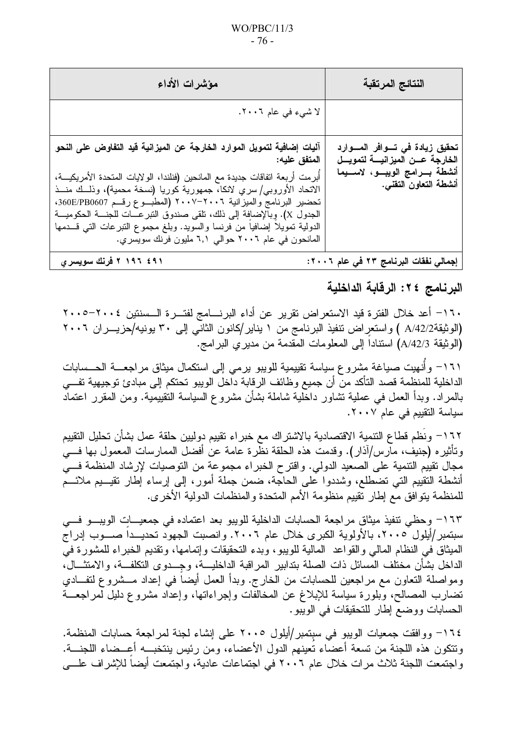| مؤشرات الأداء | النتائج المرتقبة |
|---|---|
| لا شيء في عام ٢٠٠٦. | |
| **آليات إضافية لتمويل الموارد الخارجة عن الميزانية قيد التفاوض على النحو المتفق عليه:** أُبرمت أربعة اتفاقات جديدة مع المانحين (فنلندا، الولايات المتحدة الأمريكية، الاتحاد الأوروبي/ سري لانكا، جمهورية كوريا (نسخة محمية)، وذلك منذ تحضير البرنامج والميزانية ٢٠٠٦-٢٠٠٧ (المطبوع رقم 360E/PB0607، الجدول X). وبالإضافة إلى ذلك، تلقى صندوق التبرعات للجنة الحكومية الدولية تمويلاً إضافياً من فرنسا والسويد. وبلغ مجموع التبرعات التي قدمها المانحون في عام ٢٠٠٦ حوالي ٦,١ مليون فرنك سويسري. | **تحقيق زيادة في توافر الموارد الخارجة عن الميزانية لتمويل أنشطة برامج الويبو، لاسيما أنشطة التعاون التقني.** |
| **٢ ١٩٦ ٤٩١ فرنك سويسري** | **إجمالي نفقات البرنامج ٢٣ في عام ٢٠٠٦:** |

## البرنامج ٢٤: الرقابة الداخلية

١٦٠- أعد خلال الفترة قيد الاستعراض تقرير عن أداء البرنامج لفترة السنتين ٢٠٠٤-٢٠٠٥ (الوثيقة A/42/2) واستعراض تنفيذ البرنامج من ١ يناير/كانون الثاني إلى ٣٠ يونيه/حزيران ٢٠٠٦ (الوثيقة A/42/3) استناداً إلى المعلومات المقدمة من مديري البرامج.

١٦١- وأُنهيت صياغة مشروع سياسة تقييمية للويبو يرمي إلى استكمال ميثاق مراجعة الحسابات الداخلية للمنظمة قصد التأكد من أن جميع وظائف الرقابة داخل الويبو تحتكم إلى مبادئ توجيهية تفي بالمراد. وبدأ العمل في عملية تشاور داخلية شاملة بشأن مشروع السياسة التقييمية. ومن المقرر اعتماد سياسة التقييم في عام ٢٠٠٧.

١٦٢- ونَظم قطاع التنمية الاقتصادية بالاشتراك مع خبراء تقييم دوليين حلقة عمل بشأن تحليل التقييم وتأثيره (جنيف، مارس/آذار). وقدمت هذه الحلقة نظرة عامة عن أفضل الممارسات المعمول بها في مجال تقييم التنمية على الصعيد الدولي. واقترح الخبراء مجموعة من التوصيات لإرشاد المنظمة في أنشطة التقييم التي تضطلع، وشددوا على الحاجة، ضمن جملة أمور، إلى إرساء إطار تقييم ملائم للمنظمة يتوافق مع إطار تقييم منظومة الأمم المتحدة والمنظمات الدولية الأخرى.

١٦٣- وحظي تنفيذ ميثاق مراجعة الحسابات الداخلية للويبو بعد اعتماده في جمعيات الويبو في سبتمبر/أيلول ٢٠٠٥، بالأولوية الكبرى خلال عام ٢٠٠٦. وانصبت الجهود تحديداً صوب إدراج الميثاق في النظام المالي والقواعد المالية للويبو، وبدء التحقيقات وإتمامها، وتقديم الخبراء للمشورة في الداخل بشأن مختلف المسائل ذات الصلة بتدابير المراقبة الداخلية، وجدوى التكلفة، والامتثال، ومواصلة التعاون مع مراجعين للحسابات من الخارج. وبدأ العمل أيضاً في إعداد مشروع لتفادي تضارب المصالح، وبلورة سياسة للإبلاغ عن المخالفات وإجراءاتها، وإعداد مشروع دليل لمراجعة الحسابات ووضع إطار للتحقيقات في الويبو.

١٦٤- ووافقت جمعيات الويبو في سبتمبر/أيلول ٢٠٠٥ على إنشاء لجنة لمراجعة حسابات المنظمة. وتتكون هذه اللجنة من تسعة أعضاء تعينهم الدول الأعضاء، ومن رئيس ينتخبه أعضاء اللجنة. واجتمعت اللجنة ثلاث مرات خلال عام ٢٠٠٦ في اجتماعات عادية، واجتمعت أيضاً للإشراف على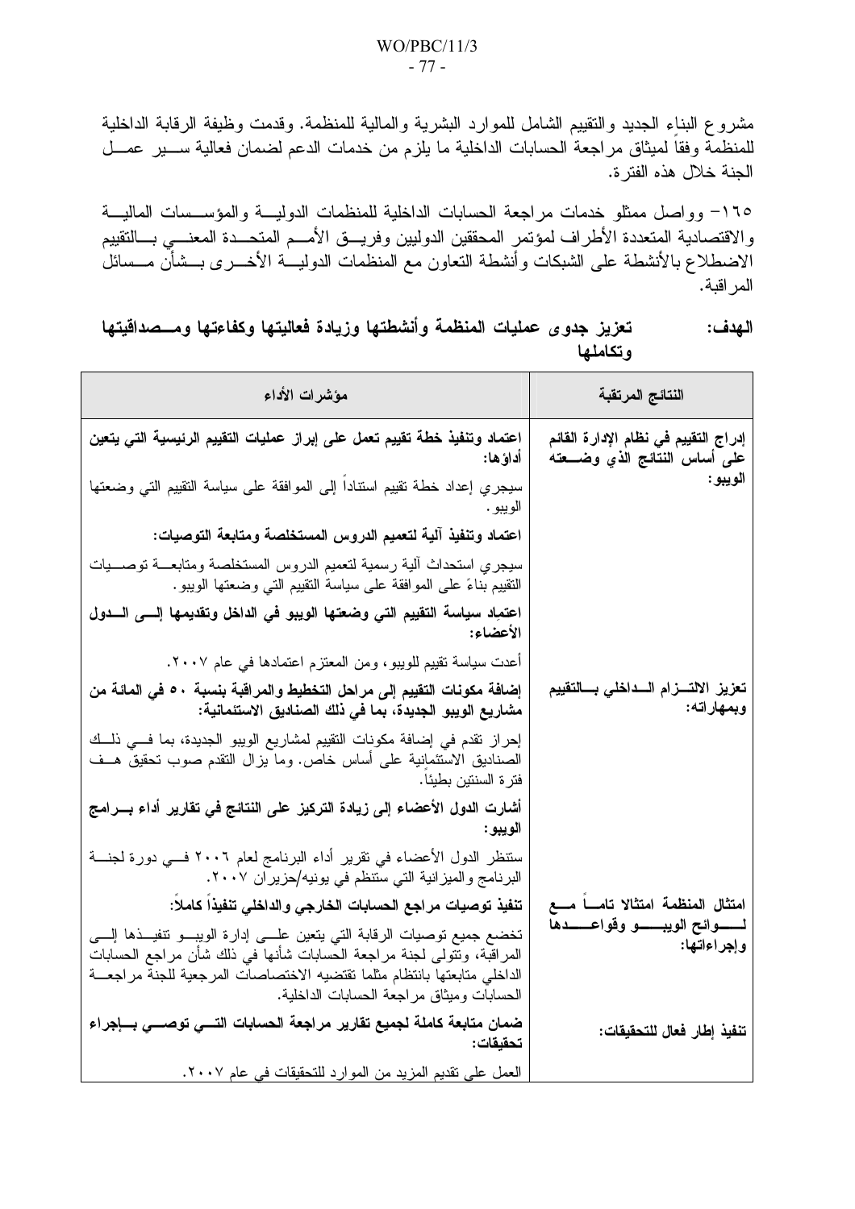مشروع البناء الجديد والتقييم الشامل للموارد البشرية والمالية للمنظمة. وقدمت وظيفة الرقابة الداخلية للمنظمة وفقاً لميثاق مراجعة الحسابات الداخلية ما يلزم من خدمات الدعم لضمان فعالية سير عمل الجنة خلال هذه الفترة.

١٦٥- وواصل ممثلو خدمات مراجعة الحسابات الداخلية للمنظمات الدولية والمؤسسات المالية والاقتصادية المتعددة الأطراف لمؤتمر المحققين الدوليين وفريق الأمم المتحدة المعني بالتقييم الاضطلاع بالأنشطة على الشبكات وأنشطة التعاون مع المنظمات الدولية الأخرى بشأن مسائل المراقبة.

**الهدف: تعزيز جدوى عمليات المنظمة وأنشطتها وزيادة فعاليتها وكفاءتها ومصداقيتها وتكاملها**

| النتائج المرتقبة | مؤشرات الأداء |
|---|---|
| **إدراج التقييم في نظام الإدارة القائم على أساس النتائج الذي وضعته الويبو:** | **اعتماد وتنفيذ خطة تقييم تعمل على إبراز عمليات التقييم الرئيسية التي يتعين أداؤها:** |
| | سيجري إعداد خطة تقييم استناداً إلى الموافقة على سياسة التقييم التي وضعتها الويبو. |
| | **اعتماد وتنفيذ آلية لتعميم الدروس المستخلصة ومتابعة التوصيات:** |
| | سيجري استحداث آلية رسمية لتعميم الدروس المستخلصة ومتابعة توصيات التقييم بناءً على الموافقة على سياسة التقييم التي وضعتها الويبو. |
| | **اعتماد سياسة التقييم التي وضعتها الويبو في الداخل وتقديمها إلى الدول الأعضاء:** |
| | أعدت سياسة تقييم للويبو، ومن المعتزم اعتمادها في عام ٢٠٠٧. |
| **تعزيز الالتزام الداخلي بالتقييم وبمهاراته:** | **إضافة مكونات التقييم إلى مراحل التخطيط والمراقبة بنسبة ٥٠ في المائة من مشاريع الويبو الجديدة، بما في ذلك الصناديق الاستئمانية:** |
| | إحراز تقدم في إضافة مكونات التقييم لمشاريع الويبو الجديدة، بما في ذلك الصناديق الاستئمانية على أساس خاص. وما يزال التقدم صوب تحقيق هدف فترة السنتين بطيئاً. |
| | **أشارت الدول الأعضاء إلى زيادة التركيز على النتائج في تقارير أداء برامج الويبو:** |
| | ستنظر الدول الأعضاء في تقرير أداء البرنامج لعام ٢٠٠٦ في دورة لجنة البرنامج والميزانية التي ستنظم في يونيه/حزيران ٢٠٠٧. |
| **امتثال المنظمة امتثالا تاماً مع لوائح الويبو وقواعدها وإجراءاتها:** | **تنفيذ توصيات مراجع الحسابات الخارجي والداخلي تنفيذاً كاملاً:** |
| | تخضع جميع توصيات الرقابة التي يتعين على إدارة الويبو تنفيذها إلى المراقبة، وتتولى لجنة مراجعة الحسابات شأنها في ذلك شأن مراجع الحسابات الداخلي متابعتها بانتظام مثلما تقتضيه الاختصاصات المرجعية للجنة مراجعة الحسابات وميثاق مراجعة الحسابات الداخلية. |
| **تنفيذ إطار فعال للتحقيقات:** | **ضمان متابعة كاملة لجميع تقارير مراجعة الحسابات التي توصي بإجراء تحقيقات:** |
| | العمل على تقديم المزيد من الموارد للتحقيقات في عام ٢٠٠٧. |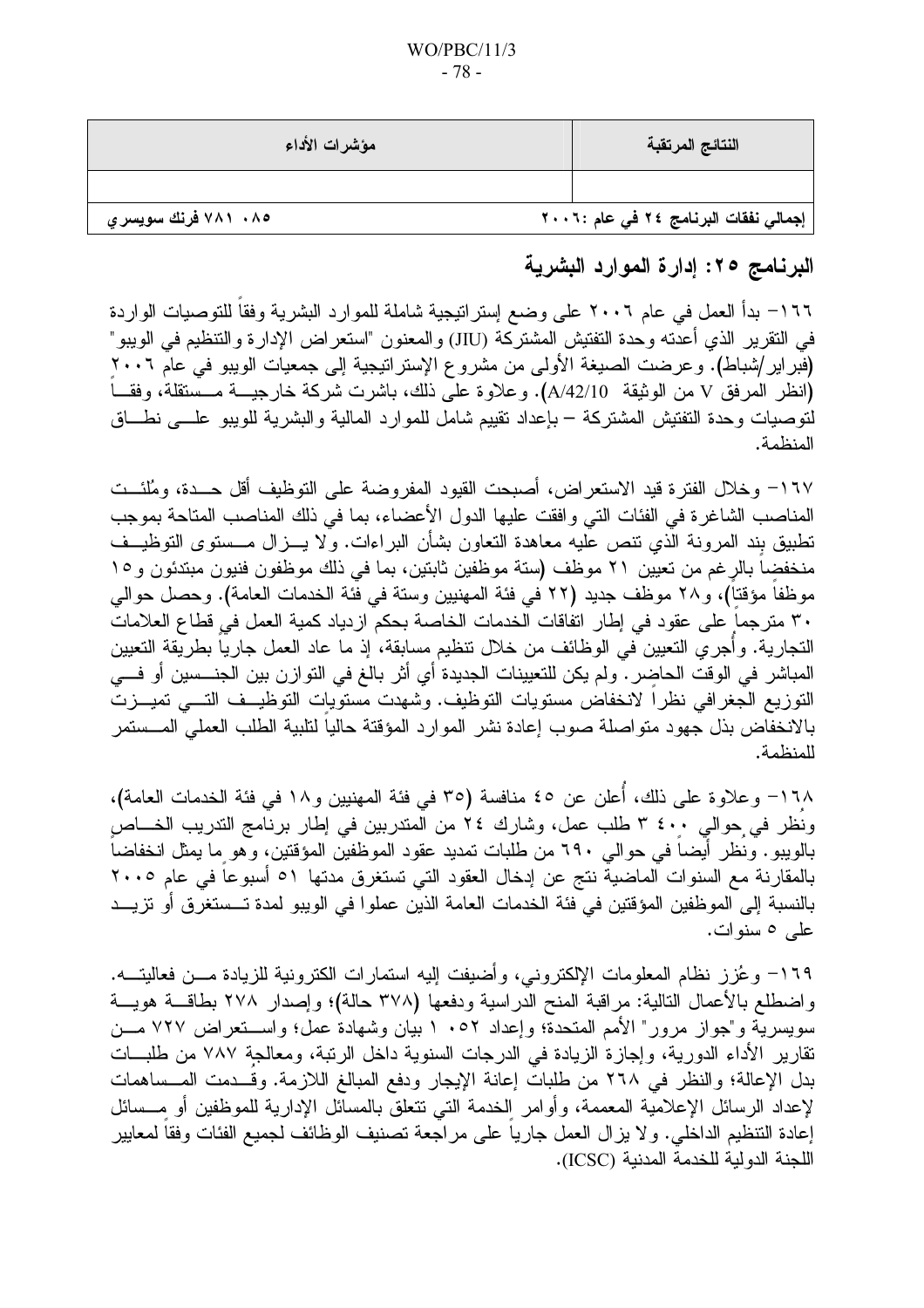| النتائج المرتقبة | مؤشرات الأداء |
|---|---|
| | |
| **إجمالي نفقات البرنامج ٢٤ في عام ٢٠٠٦:** | **٧٨١ ٠٨٥ فرنك سويسري** |

## البرنامج ٢٥: إدارة الموارد البشرية

١٦٦- بدأ العمل في عام ٢٠٠٦ على وضع إستراتيجية شاملة للموارد البشرية وفقاً للتوصيات الواردة في التقرير الذي أعدته وحدة التفتيش المشتركة (JIU) والمعنون "استعراض الإدارة والتنظيم في الويبو" (فبراير/شباط). وعرضت الصيغة الأولى من مشروع الإستراتيجية إلى جمعيات الويبو في عام ٢٠٠٦ (انظر المرفق V من الوثيقة A/42/10). وعلاوة على ذلك، باشرت شركة خارجية مستقلة، وفقاً لتوصيات وحدة التفتيش المشتركة – بإعداد تقييم شامل للموارد المالية والبشرية للويبو على نطاق المنظمة.

١٦٧- وخلال الفترة قيد الاستعراض، أصبحت القيود المفروضة على التوظيف أقل حدة، ومُلئت المناصب الشاغرة في الفئات التي وافقت عليها الدول الأعضاء، بما في ذلك المناصب المتاحة بموجب تطبيق بند المرونة الذي تنص عليه معاهدة التعاون بشأن البراءات. ولا يزال مستوى التوظيف منخفضاً بالرغم من تعيين ٢١ موظف (ستة موظفين ثابتين، بما في ذلك موظفون فنيون مبتدئون و١٥ موظفاً مؤقتاً)، و٢٨ موظف جديد (٢٢ في فئة المهنيين وستة في فئة الخدمات العامة). وحصل حوالي ٣٠ مترجماً على عقود في إطار اتفاقات الخدمات الخاصة بحكم ازدياد كمية العمل في قطاع العلامات التجارية. وأُجري التعيين في الوظائف من خلال تنظيم مسابقة، إذ ما عاد العمل جارياً بطريقة التعيين المباشر في الوقت الحاضر. ولم يكن للتعيينات الجديدة أي أثر بالغ في التوازن بين الجنسين أو في التوزيع الجغرافي نظراً لانخفاض مستويات التوظيف. وشهدت مستويات التوظيف التي تميزت بالانخفاض بذل جهود متواصلة صوب إعادة نشر الموارد المؤقتة حالياً لتلبية الطلب العملي المستمر للمنظمة.

١٦٨- وعلاوة على ذلك، أُعلن عن ٤٥ منافسة (٣٥ في فئة المهنيين و١٨ في فئة الخدمات العامة)، ونُظر في حوالي ٤٠٠ ٣ طلب عمل، وشارك ٢٤ من المتدربين في إطار برنامج التدريب الخاص بالويبو. ونظر أيضاً في حوالي ٦٩٠ من طلبات تمديد عقود الموظفين المؤقتين، وهو ما يمثل انخفاضاً بالمقارنة مع السنوات الماضية نتج عن إدخال العقود التي تستغرق مدتها ٥١ أسبوعاً في عام ٢٠٠٥ بالنسبة إلى الموظفين المؤقتين في فئة الخدمات العامة الذين عملوا في الويبو لمدة تستغرق أو تزيد على ٥ سنوات.

١٦٩- وعُزز نظام المعلومات الإلكتروني، وأضيفت إليه استمارات الكترونية للزيادة من فعاليته. واضطلع بالأعمال التالية: مراقبة المنح الدراسية ودفعها (٣٧٨ حالة)؛ وإصدار ٢٧٨ بطاقة هوية سويسرية و"جواز مرور" الأمم المتحدة؛ وإعداد ٠٥٢ ١ بيان وشهادة عمل؛ واستعراض ٧٢٧ من تقارير الأداء الدورية، وإجازة الزيادة في الدرجات السنوية داخل الرتبة، ومعالجة ٧٨٧ من طلبات بدل الإعالة؛ والنظر في ٢٦٨ من طلبات إعانة الإيجار ودفع المبالغ اللازمة. وقُدمت المساهمات لإعداد الرسائل الإعلامية المعممة، وأوامر الخدمة التي تتعلق بالمسائل الإدارية للموظفين أو مسائل إعادة التنظيم الداخلي. ولا يزال العمل جارياً على مراجعة تصنيف الوظائف لجميع الفئات وفقاً لمعايير اللجنة الدولية للخدمة المدنية (ICSC).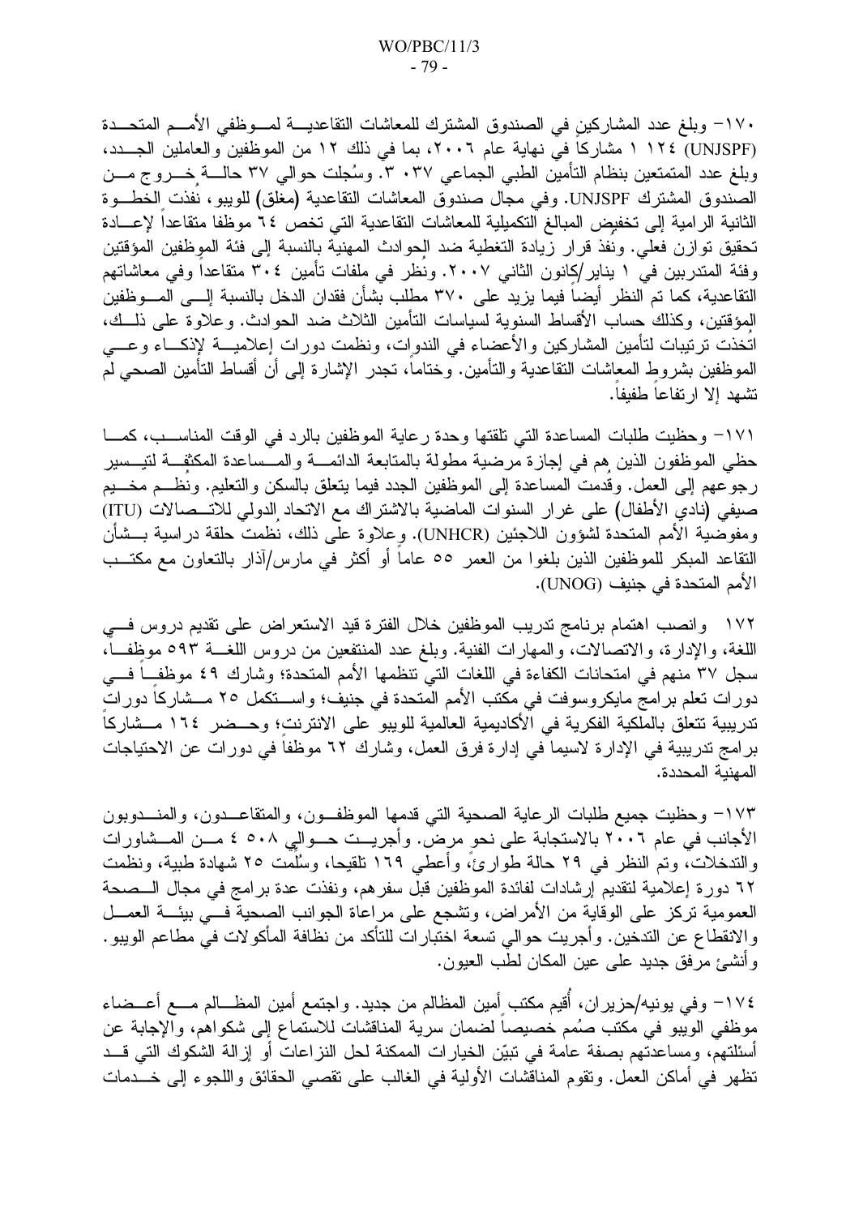١٧٠- وبلغ عدد المشاركين في الصندوق المشترك للمعاشات التقاعدية لموظفي الأمم المتحدة (UNJSPF) ١ ١٢٤ مشاركاً في نهاية عام ٢٠٠٦، بما في ذلك ١٢ من الموظفين والعاملين الجدد، وبلغ عدد المتمتعين بنظام التأمين الطبي الجماعي ٣٠٣٧. وسُجلت حوالي ٣٧ حالة خروج من الصندوق المشترك UNJSPF. وفي مجال صندوق المعاشات التقاعدية (مغلق) للويبو، نفذت الخطوة الثانية الرامية إلى تخفيض المبالغ التكميلية للمعاشات التقاعدية التي تخص ٦٤ موظفا متقاعداً لإعادة تحقيق توازن فعلي. ونفذ قرار زيادة التغطية ضد الحوادث المهنية بالنسبة إلى فئة الموظفين المؤقتين وفئة المتدربين في ١ يناير/كانون الثاني ٢٠٠٧. ونظر في ملفات تأمين ٣٠٤ متقاعداً وفي معاشاتهم التقاعدية، كما تم النظر أيضاً فيما يزيد على ٣٧٠ مطلب بشأن فقدان الدخل بالنسبة إلى الموظفين المؤقتين، وكذلك حساب الأقساط السنوية لسياسات التأمين الثلاث ضد الحوادث. وعلاوة على ذلك، اتخذت ترتيبات لتأمين المشاركين والأعضاء في الندوات، ونظمت دورات إعلامية لإذكاء وعي الموظفين بشروط المعاشات التقاعدية والتأمين. وختاماً، تجدر الإشارة إلى أن أقساط التأمين الصحي لم تشهد إلا ارتفاعاً طفيفاً.

١٧١- وحظيت طلبات المساعدة التي تلقتها وحدة رعاية الموظفين بالرد في الوقت المناسب، كما حظي الموظفون الذين هم في إجازة مرضية مطولة بالمتابعة الدائمة والمساعدة المكثفة لتيسير رجوعهم إلى العمل. وقدمت المساعدة إلى الموظفين الجدد فيما يتعلق بالسكن والتعليم. ونظم مخيم صيفي (نادي الأطفال) على غرار السنوات الماضية بالاشتراك مع الاتحاد الدولي للاتصالات (ITU) ومفوضية الأمم المتحدة لشؤون اللاجئين (UNHCR). وعلاوة على ذلك، نظمت حلقة دراسية بشأن التقاعد المبكر للموظفين الذين بلغوا من العمر ٥٥ عاماً أو أكثر في مارس/آذار بالتعاون مع مكتب الأمم المتحدة في جنيف (UNOG).

١٧٢ وانصب اهتمام برنامج تدريب الموظفين خلال الفترة قيد الاستعراض على تقديم دروس في اللغة، والإدارة، والاتصالات، والمهارات الفنية. وبلغ عدد المنتفعين من دروس اللغة ٥٩٣ موظفا، سجل ٣٧ منهم في امتحانات الكفاءة في اللغات التي تنظمها الأمم المتحدة؛ وشارك ٤٩ موظفاً في دورات تعلم برامج مايكروسوفت في مكتب الأمم المتحدة في جنيف؛ واستكمل ٢٥ مشاركاً دورات تدريبية تتعلق بالملكية الفكرية في الأكاديمية العالمية للويبو على الانترنت؛ وحضر ١٦٤ مشاركاً برامج تدريبية في الإدارة لاسيما في إدارة فرق العمل، وشارك ٦٢ موظفاً في دورات عن الاحتياجات المهنية المحددة.

١٧٣- وحظيت جميع طلبات الرعاية الصحية التي قدمها الموظفون، والمتقاعدون، والمندوبون الأجانب في عام ٢٠٠٦ بالاستجابة على نحو مرض. وأجريت حوالي ٤ ٥٠٨ من المشاورات والتدخلات، وتم النظر في ٢٩ حالة طوارئ، وأعطي ١٦٩ تلقيحا، وسُلمت ٢٥ شهادة طبية، ونظمت ٦٢ دورة إعلامية لتقديم إرشادات لفائدة الموظفين قبل سفرهم، ونفذت عدة برامج في مجال الصحة العمومية تركز على الوقاية من الأمراض، وتشجع على مراعاة الجوانب الصحية في بيئة العمل والانقطاع عن التدخين. وأجريت حوالي تسعة اختبارات للتأكد من نظافة المأكولات في مطاعم الويبو. وأنشئ مرفق جديد على عين المكان لطب العيون.

١٧٤- وفي يونيه/حزيران، أُقيم مكتب أمين المظالم من جديد. واجتمع أمين المظالم مع أعضاء موظفي الويبو في مكتب صُمم خصيصاً لضمان سرية المناقشات للاستماع إلى شكواهم، والإجابة عن أسئلتهم، ومساعدتهم بصفة عامة في تبيّن الخيارات الممكنة لحل النزاعات أو إزالة الشكوك التي قد تظهر في أماكن العمل. وتقوم المناقشات الأولية في الغالب على تقصي الحقائق واللجوء إلى خدمات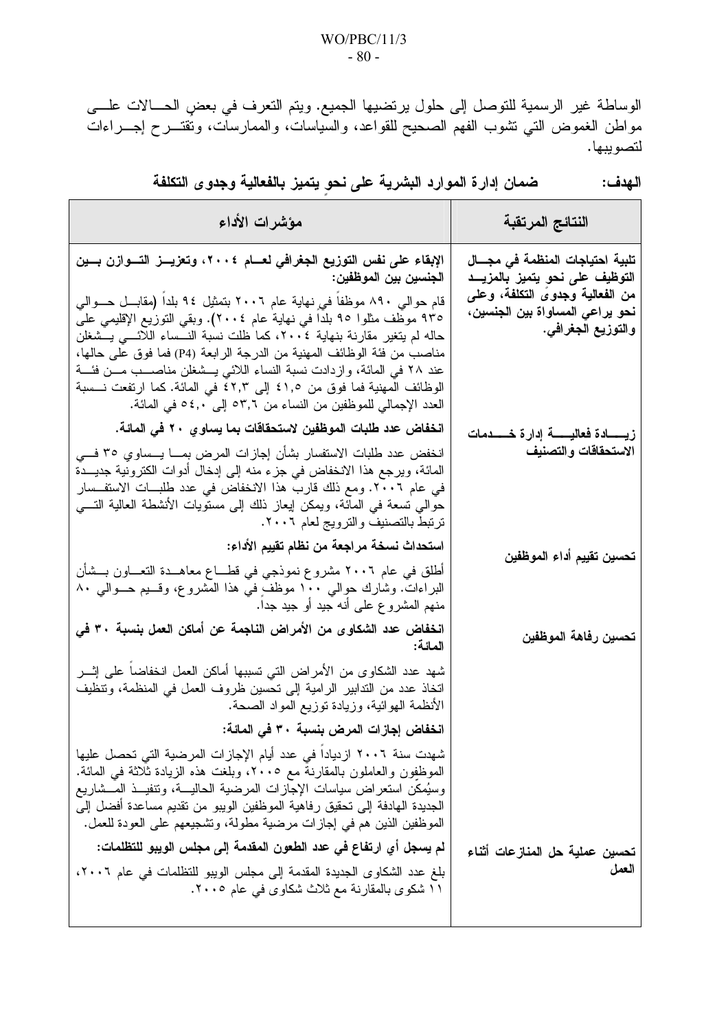الوساطة غير الرسمية للتوصل إلى حلول يرتضيها الجميع. ويتم التعرف في بعض الحالات على مواطن الغموض التي تشوب الفهم الصحيح للقواعد، والسياسات، والممارسات، وتقترح إجراءات لتصويبها.

**الهدف: ضمان إدارة الموارد البشرية على نحو يتميز بالفعالية وجدوى التكلفة**

| النتائج المرتقبة | مؤشرات الأداء |
|---|---|
| **تلبية احتياجات المنظمة في مجال التوظيف على نحو يتميز بالمزيد من الفعالية وجدوى التكلفة، وعلى نحو يراعي المساواة بين الجنسين، والتوزيع الجغرافي.** | **الإبقاء على نفس التوزيع الجغرافي لعام ٢٠٠٤، وتعزيز التوازن بين الجنسين بين الموظفين:** <br> قام حوالي ٨٩٠ موظفاً في نهاية عام ٢٠٠٦ بتمثيل ٩٤ بلداً (مقابل حوالي ٩٣٥ موظف مثلوا ٩٥ بلداً في نهاية عام ٢٠٠٤). وبقي التوزيع الإقليمي على حاله لم يتغير مقارنة بنهاية ٢٠٠٤، كما ظلت نسبة النساء اللائي يشغلن مناصب من فئة الوظائف المهنية من الدرجة الرابعة (P4) فما فوق على حالها، عند ٢٨ في المائة، وازدادت نسبة النساء اللائي يشغلن مناصب من فئة الوظائف المهنية فما فوق من ٤١,٥ إلى ٤٢,٣ في المائة. كما ارتفعت نسبة العدد الإجمالي للموظفين من النساء من ٥٣,٦ إلى ٥٤,٠ في المائة. |
| **زيادة فعالية إدارة خدمات الاستحقاقات والتصنيف** | **انخفاض عدد طلبات الموظفين لاستحقاقات بما يساوي ٢٠ في المائة.** <br> انخفض عدد طلبات الاستفسار بشأن إجازات المرض بما يساوي ٣٥ في المائة، ويرجع هذا الانخفاض في جزء منه إلى إدخال أدوات الكترونية جديدة في عام ٢٠٠٦. ومع ذلك قارب هذا الانخفاض في عدد طلبات الاستفسار حوالي تسعة في المائة، ويمكن إيعاز ذلك إلى مستويات الأنشطة العالية التي ترتبط بالتصنيف والترويج لعام ٢٠٠٦. |
| **تحسين تقييم أداء الموظفين** | **استحداث نسخة مراجعة من نظام تقييم الأداء:** <br> أطلق في عام ٢٠٠٦ مشروع نموذجي في قطاع معاهدة التعاون بشأن البراءات. وشارك حوالي ١٠٠ موظف في هذا المشروع، وقيم حوالي ٨٠ منهم المشروع على أنه جيد أو جيد جداً. |
| **تحسين رفاهة الموظفين** | **انخفاض عدد الشكاوى من الأمراض الناجمة عن أماكن العمل بنسبة ٣٠ في المائة:** <br> شهد عدد الشكاوى من الأمراض التي تسببها أماكن العمل انخفاضاً على إثر اتخاذ عدد من التدابير الرامية إلى تحسين ظروف العمل في المنظمة، وتنظيف الأنظمة الهوائية، وزيادة توزيع المواد الصحة. <br> **انخفاض إجازات المرض بنسبة ٣٠ في المائة:** <br> شهدت سنة ٢٠٠٦ ازدياداً في عدد أيام الإجازات المرضية التي تحصل عليها الموظفون والعاملون بالمقارنة مع ٢٠٠٥، وبلغت هذه الزيادة ثلاثة في المائة. وسيُمكن استعراض سياسات الإجازات المرضية الحالية، وتنفيذ المشاريع الجديدة الهادفة إلى تحقيق رفاهية الموظفين الويبو من تقديم مساعدة أفضل إلى الموظفين الذين هم في إجازات مرضية مطولة، وتشجيعهم على العودة للعمل. |
| **تحسين عملية حل المنازعات أثناء العمل** | **لم يسجل أي ارتفاع في عدد الطعون المقدمة إلى مجلس الويبو للتظلمات:** <br> بلغ عدد الشكاوى الجديدة المقدمة إلى مجلس الويبو للتظلمات في عام ٢٠٠٦، ١١ شكوى بالمقارنة مع ثلاث شكاوى في عام ٢٠٠٥. |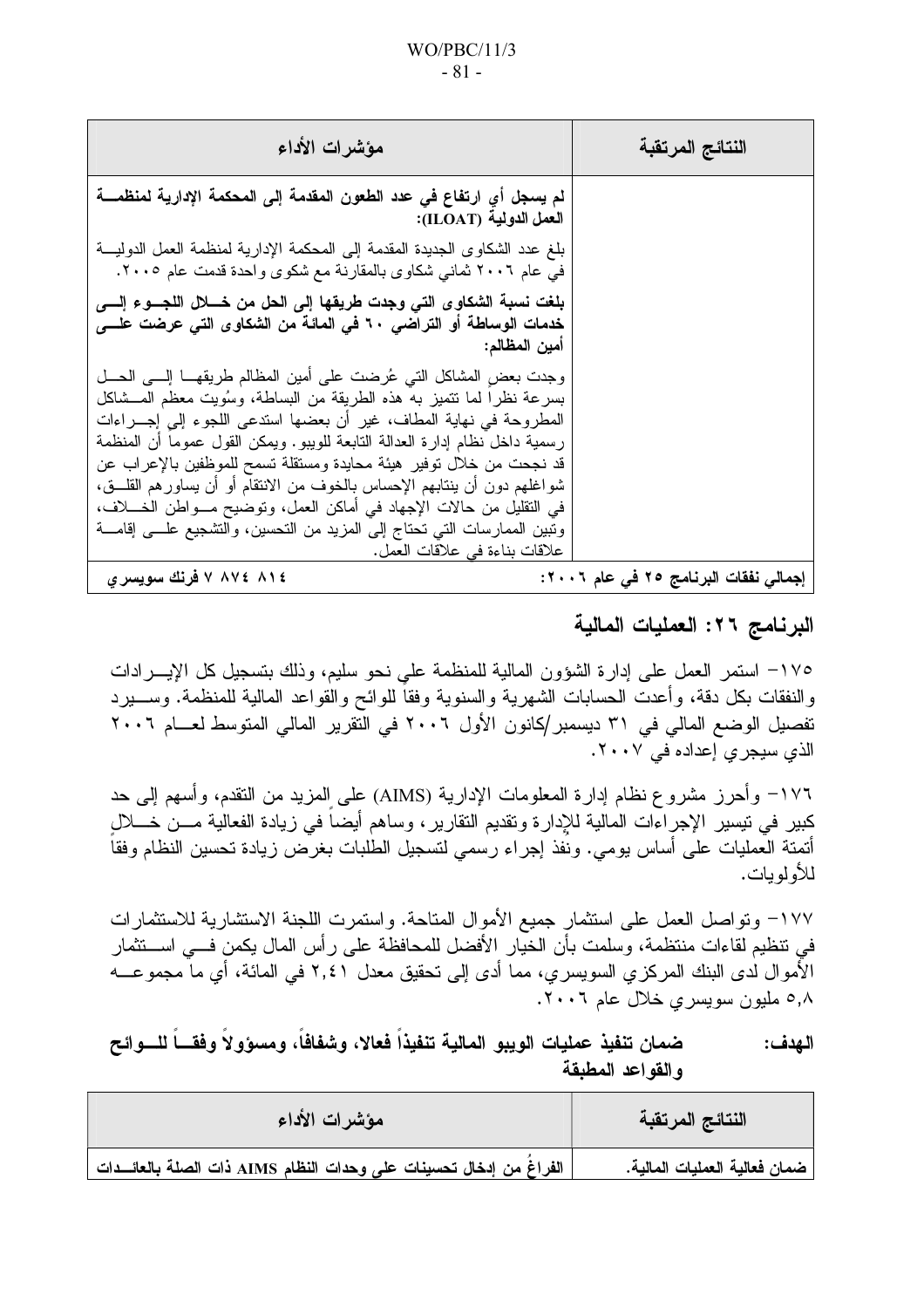| النتائج المرتقبة | مؤشرات الأداء |
|---|---|
| | **لم يسجل أي ارتفاع في عدد الطعون المقدمة إلى المحكمة الإدارية لمنظمة العمل الدولية (ILOAT):**<br>بلغ عدد الشكاوى الجديدة المقدمة إلى المحكمة الإدارية لمنظمة العمل الدولية في عام ٢٠٠٦ ثماني شكاوى بالمقارنة مع شكوى واحدة قدمت عام ٢٠٠٥.<br>**بلغت نسبة الشكاوى التي وجدت طريقها إلى الحل من خلال اللجوء إلى خدمات الوساطة أو التراضي ٦٠ في المائة من الشكاوى التي عرضت على أمين المظالم:**<br>وجدت بعض المشاكل التي عُرضت على أمين المظالم طريقها إلى الحل بسرعة نظراً لما تتميز به هذه الطريقة من البساطة، وسُويت معظم المشاكل المطروحة في نهاية المطاف، غير أن بعضها استدعى اللجوء إلى إجراءات رسمية داخل نظام إدارة العدالة التابعة للويبو. ويمكن القول عموماً أن المنظمة قد نجحت من خلال توفير هيئة محايدة ومستقلة تسمح للموظفين بالإعراب عن شواغلهم دون أن ينتابهم الإحساس بالخوف من الانتقام أو أن يساورهم القلق، في التقليل من حالات الإجهاد في أماكن العمل، وتوضيح مواطن الخلاف، وتبين الممارسات التي تحتاج إلى المزيد من التحسين، والتشجيع على إقامة علاقات بناءة في علاقات العمل. |
| **إجمالي نفقات البرنامج ٢٥ في عام ٢٠٠٦:** | **٧ ٨٧٤ ٨١٤ فرنك سويسري** |

## البرنامج ٢٦: العمليات المالية

١٧٥- استمر العمل على إدارة الشؤون المالية للمنظمة على نحو سليم، وذلك بتسجيل كل الإيرادات والنفقات بكل دقة، وأعدت الحسابات الشهرية والسنوية وفقاً للوائح والقواعد المالية للمنظمة. وسيرد تفصيل الوضع المالي في ٣١ ديسمبر/كانون الأول ٢٠٠٦ في التقرير المالي المتوسط لعام ٢٠٠٦ الذي سيجري إعداده في ٢٠٠٧.

١٧٦- وأحرز مشروع نظام إدارة المعلومات الإدارية (AIMS) على المزيد من التقدم، وأسهم إلى حد كبير في تيسير الإجراءات المالية للإدارة وتقديم التقارير، وساهم أيضاً في زيادة الفعالية من خلال أتمتة العمليات على أساس يومي. ونفذ إجراء رسمي لتسجيل الطلبات بغرض زيادة تحسين النظام وفقاً للأولويات.

١٧٧- وتواصل العمل على استثمار جميع الأموال المتاحة. واستمرت اللجنة الاستشارية للاستثمارات في تنظيم لقاءات منتظمة، وسلمت بأن الخيار الأفضل للمحافظة على رأس المال يكمن في استثمار الأموال لدى البنك المركزي السويسري، مما أدى إلى تحقيق معدل ٢,٤١ في المائة، أي ما مجموعه ٥,٨ مليون سويسري خلال عام ٢٠٠٦.

**الهدف: ضمان تنفيذ عمليات الويبو المالية تنفيذاً فعالا، وشفافاً، ومسؤولاً وفقاً للوائح والقواعد المطبقة**

| النتائج المرتقبة | مؤشرات الأداء |
|---|---|
| ضمان فعالية العمليات المالية. | الفراغُ من إدخال تحسينات على وحدات النظام AIMS ذات الصلة بالعائدات |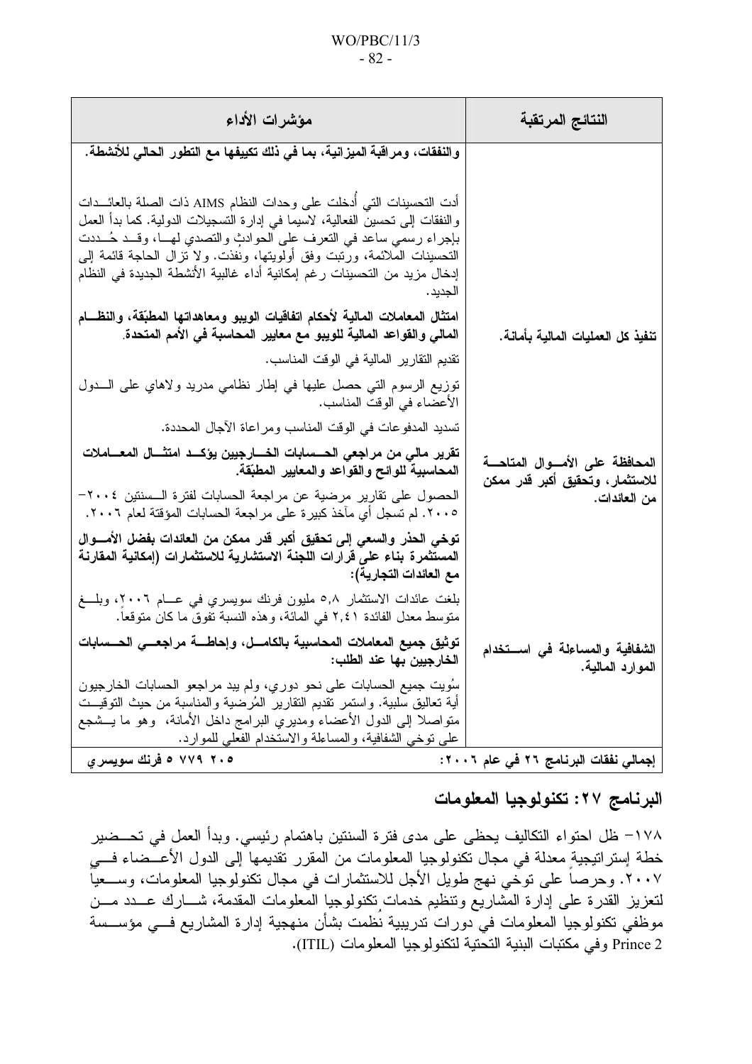| النتائج المرتقبة | مؤشرات الأداء |
|---|---|
| | **والنفقات، ومراقبة الميزانية، بما في ذلك تكييفها مع التطور الحالي للأنشطة.**<br><br>أدت التحسينات التي أُدخلت على وحدات النظام AIMS ذات الصلة بالعائدات والنفقات إلى تحسين الفعالية، لاسيما في إدارة التسجيلات الدولية. كما بدأ العمل بإجراء رسمي ساعد في التعرف على الحوادث والتصدي لها، وقد حُددت التحسينات الملائمة، ورتبت وفق أولويتها، ونُفذت. ولا تزال الحاجة قائمة إلى إدخال مزيد من التحسينات رغم إمكانية أداء غالبية الأنشطة الجديدة في النظام الجديد. |
| **تنفيذ كل العمليات المالية بأمانة.** | **امتثال المعاملات المالية لأحكام اتفاقيات الويبو ومعاهداتها المطبّقة، والنظام المالي والقواعد المالية للويبو مع معايير المحاسبة في الأمم المتحدة.**<br><br>تقديم التقارير المالية في الوقت المناسب.<br><br>توزيع الرسوم التي حصل عليها في إطار نظامي مدريد ولاهاي على الدول الأعضاء في الوقت المناسب.<br><br>تسديد المدفوعات في الوقت المناسب ومراعاة الآجال المحددة. |
| **المحافظة على الأموال المتاحة للاستثمار، وتحقيق أكبر قدر ممكن من العائدات.** | **تقرير مالي من مراجعي الحسابات الخارجيين يؤكد امتثال المعاملات المحاسبية للوائح والقواعد والمعايير المطبّقة.**<br><br>الحصول على تقارير مرضية عن مراجعة الحسابات لفترة السنتين ٢٠٠٤-٢٠٠٥. لم تسجل أي مآخذ كبيرة على مراجعة الحسابات المؤقتة لعام ٢٠٠٦.<br><br>**توخي الحذر والسعي إلى تحقيق أكبر قدر ممكن من العائدات بفضل الأموال المستثمرة بناء على قرارات اللجنة الاستشارية للاستثمارات (إمكانية المقارنة مع العائدات التجارية):**<br><br>بلغت عائدات الاستثمار ٥,٨ مليون فرنك سويسري في عام ٢٠٠٦، وبلغ متوسط معدل الفائدة ٢,٤١ في المائة، وهذه النسبة تفوق ما كان متوقعاً. |
| **الشفافية والمساءلة في استخدام الموارد المالية.** | **توثيق جميع المعاملات المحاسبية بالكامل، وإحاطة مراجعي الحسابات الخارجيين بها عند الطلب:**<br><br>سُويت جميع الحسابات على نحو دوري، ولم يبد مراجعو الحسابات الخارجيون أية تعاليق سلبية. واستمر تقديم التقارير المُرضية والمناسبة من حيث التوقيت متواصلا إلى الدول الأعضاء ومديري البرامج داخل الأمانة، وهو ما يشجع على توخي الشفافية، والمساءلة والاستخدام الفعلي للموارد. |
| **إجمالي نفقات البرنامج ٢٦ في عام ٢٠٠٦:** | **٥ ٧٧٩ ٢٠٥ فرنك سويسري** |

## البرنامج ٢٧: تكنولوجيا المعلومات

١٧٨- ظل احتواء التكاليف يحظى على مدى فترة السنتين باهتمام رئيسي. وبدأ العمل في تحضير خطة إستراتيجية معدلة في مجال تكنولوجيا المعلومات من المقرر تقديمها إلى الدول الأعضاء في ٢٠٠٧. وحرصاً على توخي نهج طويل الأجل للاستثمارات في مجال تكنولوجيا المعلومات، وسعياً لتعزيز القدرة على إدارة المشاريع وتنظيم خدمات تكنولوجيا المعلومات المقدمة، شارك عدد من موظفي تكنولوجيا المعلومات في دورات تدريبية نُظمت بشأن منهجية إدارة المشاريع في مؤسسة Prince 2 وفي مكتبات البنية التحتية لتكنولوجيا المعلومات (ITIL).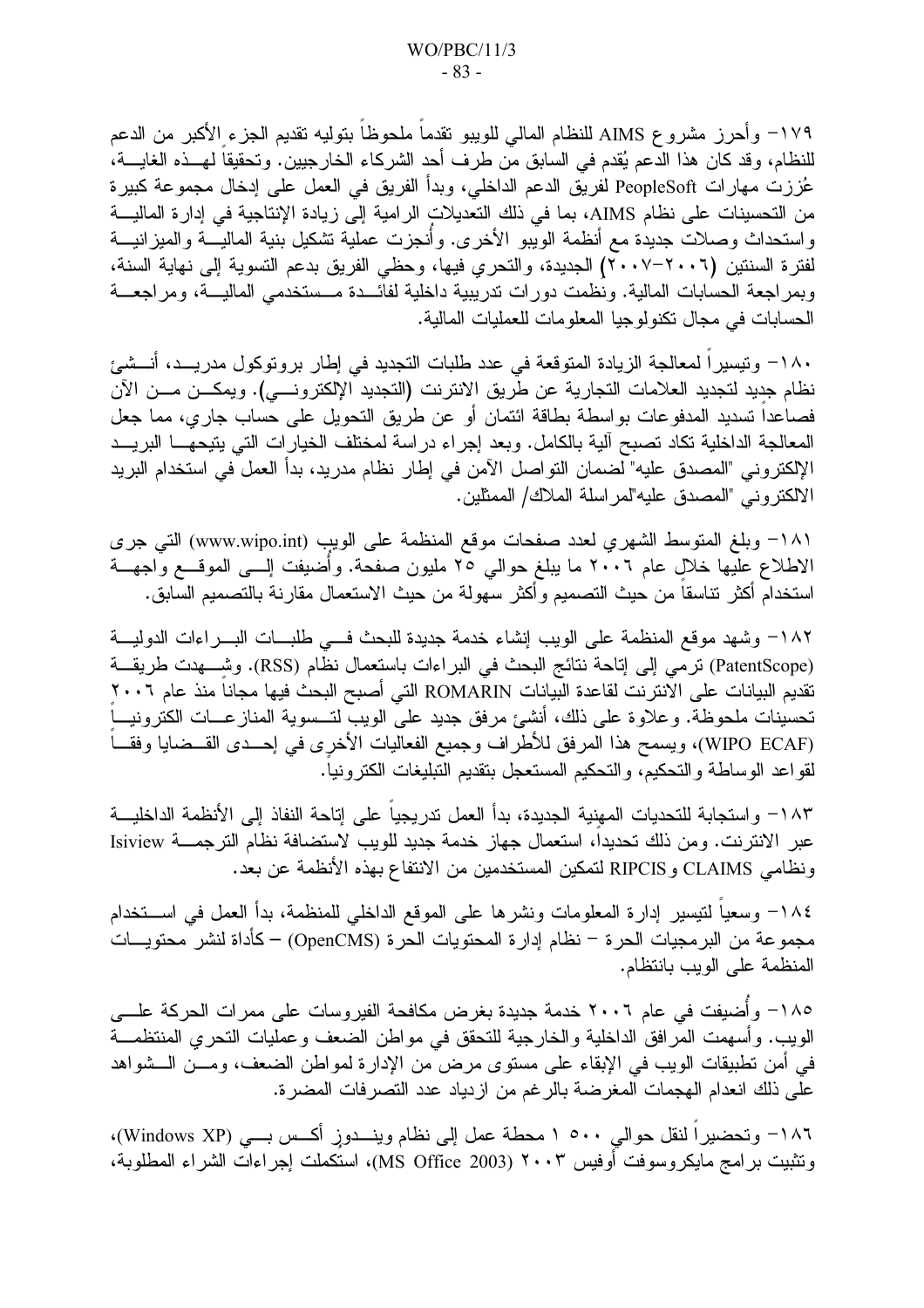١٧٩- وأحرز مشروع AIMS للنظام المالي للويبو تقدماً ملحوظاً بتوليه تقديم الجزء الأكبر من الدعم للنظام، وقد كان هذا الدعم يُقدم في السابق من طرف أحد الشركاء الخارجيين. وتحقيقاً لهـذه الغايـة، عُززت مهارات PeopleSoft لفريق الدعم الداخلي، وبدأ الفريق في العمل على إدخال مجموعة كبيرة من التحسينات على نظام AIMS، بما في ذلك التعديلات الرامية إلى زيادة الإنتاجية في إدارة الماليـة واستحداث وصلات جديدة مع أنظمة الويبو الأخرى. وأُنجزت عملية تشكيل بنية الماليـة والميزانيـة لفترة السنتين (٢٠٠٦-٢٠٠٧) الجديدة، والتحري فيها، وحظي الفريق بدعم التسوية إلى نهاية السنة، وبمراجعة الحسابات المالية. ونظمت دورات تدريبية داخلية لفائـدة مـستخدمي الماليـة، ومراجعـة الحسابات في مجال تكنولوجيا المعلومات للعمليات المالية.

١٨٠- وتيسيراً لمعالجة الزيادة المتوقعة في عدد طلبات التجديد في إطار بروتوكول مدريـد، أنـشئ نظام جديد لتجديد العلامات التجارية عن طريق الانترنت (التجديد الإلكترونـي). ويمكـن مـن الآن فصاعداً تسديد المدفوعات بواسطة بطاقة ائتمان أو عن طريق التحويل على حساب جاري، مما جعل المعالجة الداخلية تكاد تصبح آلية بالكامل. وبعد إجراء دراسة لمختلف الخيارات التي يتيحهـا البريـد الإلكتروني "المصدق عليه" لضمان التواصل الآمن في إطار نظام مدريد، بدأ العمل في استخدام البريد الالكتروني "المصدق عليه"لمراسلة الملاك/ الممثلين.

١٨١- وبلغ المتوسط الشهري لعدد صفحات موقع المنظمة على الويب (www.wipo.int) التي جرى الاطلاع عليها خلال عام ٢٠٠٦ ما يبلغ حوالي ٢٥ مليون صفحة. وأُضيفت إلـى الموقـع واجهـة استخدام أكثر تناسقاً من حيث التصميم وأكثر سهولة من حيث الاستعمال مقارنة بالتصميم السابق.

١٨٢- وشهد موقع المنظمة على الويب إنشاء خدمة جديدة للبحث فـي طلبـات البـراءات الدوليـة (PatentScope) ترمي إلى إتاحة نتائج البحث في البراءات باستعمال نظام (RSS). وشـهدت طريقـة تقديم البيانات على الانترنت لقاعدة البيانات ROMARIN التي أصبح البحث فيها مجاناً منذ عام ٢٠٠٦ تحسينات ملحوظة. وعلاوة على ذلك، أنشئ مرفق جديد على الويب لتـسوية المنازعـات الكترونيـاً (WIPO ECAF)، ويسمح هذا المرفق للأطراف وجميع الفعاليات الأخرى في إحـدى القـضايا وفقـاً لقواعد الوساطة والتحكيم، والتحكيم المستعجل بتقديم التبليغات الكترونياً.

١٨٣- واستجابة للتحديات المهنية الجديدة، بدأ العمل تدريجياً على إتاحة النفاذ إلى الأنظمة الداخليـة عبر الانترنت. ومن ذلك تحديداً، استعمال جهاز خدمة جديد للويب لاستضافة نظام الترجمـة Isiview ونظامي CLAIMS وRIPCIS لتمكين المستخدمين من الانتفاع بهذه الأنظمة عن بعد.

١٨٤- وسعياً لتيسير إدارة المعلومات ونشرها على الموقع الداخلي للمنظمة، بدأ العمل في اسـتخدام مجموعة من البرمجيات الحرة – نظام إدارة المحتويات الحرة (OpenCMS) – كأداة لنشر محتويـات المنظمة على الويب بانتظام.

١٨٥- وأُضيفت في عام ٢٠٠٦ خدمة جديدة بغرض مكافحة الفيروسات على ممرات الحركة علـى الويب. وأسهمت المرافق الداخلية والخارجية للتحقق في مواطن الضعف وعمليات التحري المنتظمـة في أمن تطبيقات الويب في الإبقاء على مستوى مرض من الإدارة لمواطن الضعف، ومـن الـشواهد على ذلك انعدام الهجمات المغرضة بالرغم من ازدياد عدد التصرفات المضرة.

١٨٦- وتحضيراً لنقل حوالي ١ ٥٠٠ محطة عمل إلى نظام وينـدوز أكـس بـي (Windows XP)، وتثبيت برامج مايكروسوفت أوفيس ٢٠٠٣ (MS Office 2003)، استكملت إجراءات الشراء المطلوبة،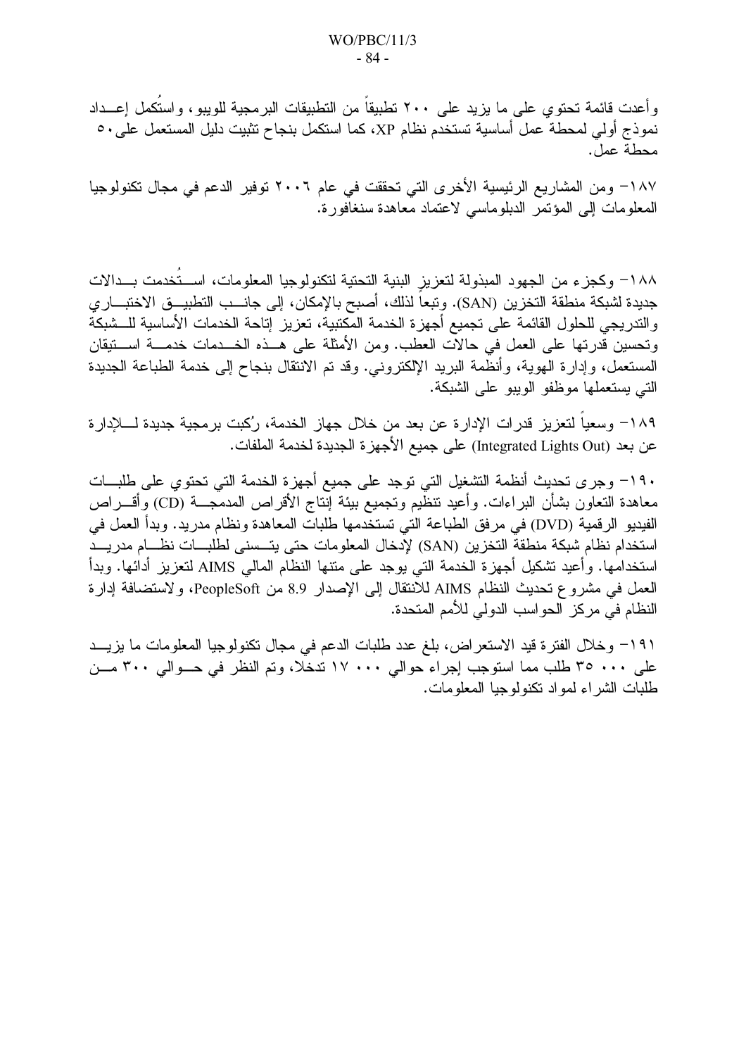وأعدت قائمة تحتوي على ما يزيد على ٢٠٠ تطبيقاً من التطبيقات البرمجية للويبو، واستُكمل إعداد نموذج أولي لمحطة عمل أساسية تستخدم نظام XP، كما استكمل بنجاح تثبيت دليل المستعمل على٥٠ محطة عمل.

١٨٧- ومن المشاريع الرئيسية الأخرى التي تحققت في عام ٢٠٠٦ توفير الدعم في مجال تكنولوجيا المعلومات إلى المؤتمر الدبلوماسي لاعتماد معاهدة سنغافورة.

١٨٨- وكجزء من الجهود المبذولة لتعزيز البنية التحتية لتكنولوجيا المعلومات، استُخدمت بدالات جديدة لشبكة منطقة التخزين (SAN). وتبعاً لذلك، أصبح بالإمكان، إلى جانب التطبيق الاختباري والتدريجي للحلول القائمة على تجميع أجهزة الخدمة المكتبية، تعزيز إتاحة الخدمات الأساسية للشبكة وتحسين قدرتها على العمل في حالات العطب. ومن الأمثلة على هذه الخدمات خدمة استيقان المستعمل، وإدارة الهوية، وأنظمة البريد الإلكتروني. وقد تم الانتقال بنجاح إلى خدمة الطباعة الجديدة التي يستعملها موظفو الويبو على الشبكة.

١٨٩- وسعياً لتعزيز قدرات الإدارة عن بعد من خلال جهاز الخدمة، رُكبت برمجية جديدة للإدارة عن بعد (Integrated Lights Out) على جميع الأجهزة الجديدة لخدمة الملفات.

١٩٠- وجرى تحديث أنظمة التشغيل التي توجد على جميع أجهزة الخدمة التي تحتوي على طلبات معاهدة التعاون بشأن البراءات. وأعيد تنظيم وتجميع بيئة إنتاج الأقراص المدمجة (CD) وأقراص الفيديو الرقمية (DVD) في مرفق الطباعة التي تستخدمها طلبات المعاهدة ونظام مدريد. وبدأ العمل في استخدام نظام شبكة منطقة التخزين (SAN) لإدخال المعلومات حتى يتسنى لطلبات نظام مدريد استخدامها. وأعيد تشكيل أجهزة الخدمة التي يوجد على متنها النظام المالي AIMS لتعزيز أدائها. وبدأ العمل في مشروع تحديث النظام AIMS للانتقال إلى الإصدار 8.9 من PeopleSoft، ولاستضافة إدارة النظام في مركز الحواسب الدولي للأمم المتحدة.

١٩١- وخلال الفترة قيد الاستعراض، بلغ عدد طلبات الدعم في مجال تكنولوجيا المعلومات ما يزيد على ٣٥ ٠٠٠ طلب مما استوجب إجراء حوالي ١٧ ٠٠٠ تدخلا، وتم النظر في حوالي ٣٠٠ من طلبات الشراء لمواد تكنولوجيا المعلومات.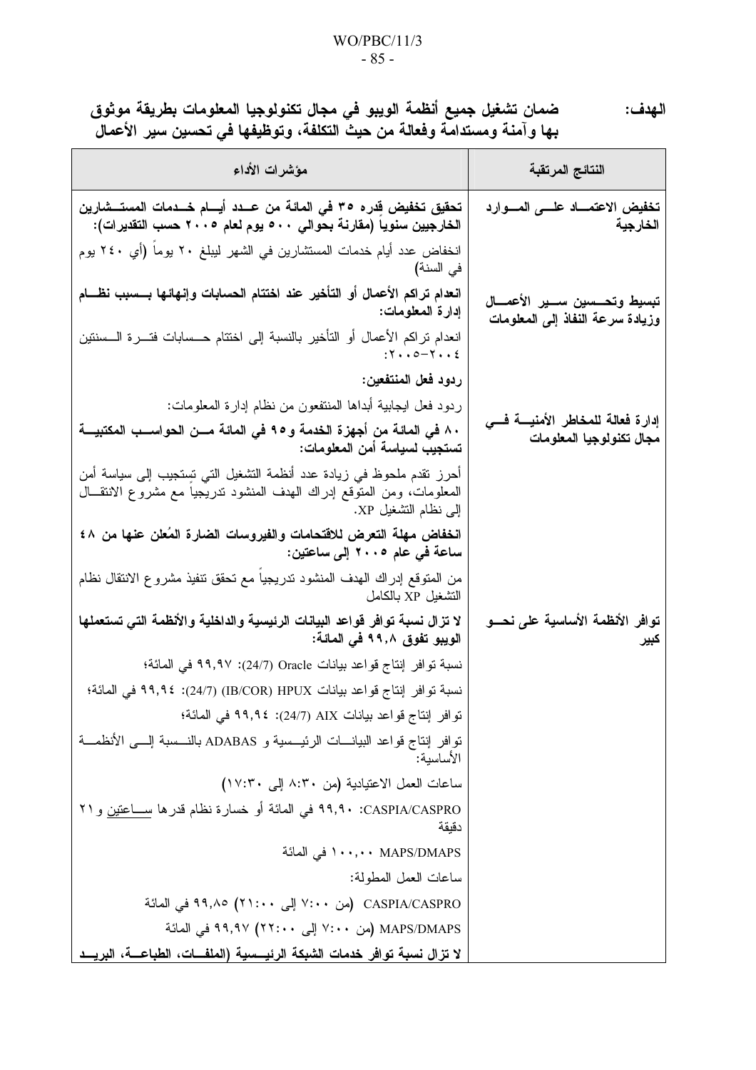**الهدف: ضمان تشغيل جميع أنظمة الويبو في مجال تكنولوجيا المعلومات بطريقة موثوق بها وآمنة ومستدامة وفعالة من حيث التكلفة، وتوظيفها في تحسين سير الأعمال**

| النتائج المرتقبة | مؤشرات الأداء |
|---|---|
| **تخفيض الاعتماد على الموارد الخارجية** | **تحقيق تخفيض قدره ٣٥ في المائة من عدد أيام خدمات المستشارين الخارجيين سنوياً (مقارنة بحوالي ٥٠٠ يوم لعام ٢٠٠٥ حسب التقديرات):**<br>انخفاض عدد أيام خدمات المستشارين في الشهر ليبلغ ٢٠ يوماً (أي ٢٤٠ يوم في السنة) |
| **تبسيط وتحسين سير الأعمال وزيادة سرعة النفاذ إلى المعلومات** | **انعدام تراكم الأعمال أو التأخير عند اختتام الحسابات وإنهائها بسبب نظام إدارة المعلومات:**<br>انعدام تراكم الأعمال أو التأخير بالنسبة إلى اختتام حسابات فترة السنتين ٢٠٠٤-٢٠٠٥:<br>**ردود فعل المنتفعين:**<br>ردود فعل ايجابية أبداها المنتفعون من نظام إدارة المعلومات: |
| **إدارة فعالة للمخاطر الأمنية في مجال تكنولوجيا المعلومات** | **٨٠ في المائة من أجهزة الخدمة و٩٥ في المائة من الحواسب المكتبية تستجيب لسياسة أمن المعلومات:**<br>أحرز تقدم ملحوظ في زيادة عدد أنظمة التشغيل التي تستجيب إلى سياسة أمن المعلومات، ومن المتوقع إدراك الهدف المنشود تدريجياً مع مشروع الانتقال إلى نظام التشغيل XP.<br>**انخفاض مهلة التعرض للاقتحامات والفيروسات الضارة المُعلن عنها من ٤٨ ساعة في عام ٢٠٠٥ إلى ساعتين:**<br>من المتوقع إدراك الهدف المنشود تدريجياً مع تحقق تنفيذ مشروع الانتقال نظام التشغيل XP بالكامل |
| **توافر الأنظمة الأساسية على نحو كبير** | **لا تزال نسبة توافر قواعد البيانات الرئيسية والداخلية والأنظمة التي تستعملها الويبو تفوق ٩٩,٨ في المائة:**<br>نسبة توافر إنتاج قواعد بيانات Oracle (24/7): ٩٩,٩٧ في المائة؛<br>نسبة توافر إنتاج قواعد بيانات (IB/COR) HPUX (24/7): ٩٩,٩٤ في المائة؛<br>توافر إنتاج قواعد بيانات AIX (24/7): ٩٩,٩٤ في المائة؛<br>توافر إنتاج قواعد البيانات الرئيسية و ADABAS بالنسبة إلى الأنظمة الأساسية:<br>ساعات العمل الاعتيادية (من ٨:٣٠ إلى ١٧:٣٠)<br>CASPIA/CASPRO: ٩٩,٩٠ في المائة أو خسارة نظام قدرها ساعتين و ٢١ دقيقة<br>MAPS/DMAPS ١٠٠,٠٠ في المائة<br>ساعات العمل المطولة:<br>CASPIA/CASPRO (من ٧:٠٠ إلى ٢١:٠٠) ٩٩,٨٥ في المائة<br>MAPS/DMAPS (من ٧:٠٠ إلى ٢٢:٠٠) ٩٩,٩٧ في المائة<br>**لا تزال نسبة توافر خدمات الشبكة الرئيسية (الملفات، الطباعة، البريد** |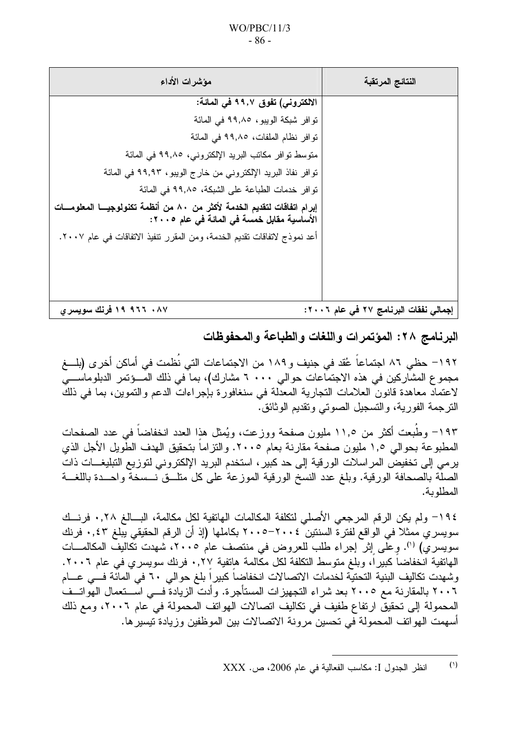| النتائج المرتقبة | مؤشرات الأداء |
|---|---|
| | **الالكتروني) تفوق ٩٩,٧ في المائة:** |
| | توافر شبكة الويبو، ٩٩,٨٥ في المائة |
| | توافر نظام الملفات، ٩٩,٨٥ في المائة |
| | متوسط توافر مكاتب البريد الإلكتروني، ٩٩,٨٥ في المائة |
| | توافر نفاذ البريد الإلكتروني من خارج الويبو، ٩٩,٩٣ في المائة |
| | توافر خدمات الطباعة على الشبكة، ٩٩,٨٥ في المائة |
| | **إبرام اتفاقات لتقديم الخدمة لأكثر من ٨٠ من أنظمة تكنولوجيا المعلومات الأساسية مقابل خمسة في المائة في عام ٢٠٠٥:** |
| | أعد نموذج لاتفاقات تقديم الخدمة، ومن المقرر تنفيذ الاتفاقات في عام ٢٠٠٧. |
| **إجمالي نفقات البرنامج ٢٧ في عام ٢٠٠٦:** | **٠٨٧ ٩٦٦ ١٩ فرنك سويسري** |

## البرنامج ٢٨: المؤتمرات واللغات والطباعة والمحفوظات

١٩٢- حظي ٨٦ اجتماعاً عُقد في جنيف و١٨٩ من الاجتماعات التي نُظمت في أماكن أخرى (بلغ مجموع المشاركين في هذه الاجتماعات حوالي ٦ ٠٠٠ مشارك)، بما في ذلك المؤتمر الدبلوماسي لاعتماد معاهدة قانون العلامات التجارية المعدلة في سنغافورة بإجراءات الدعم والتموين، بما في ذلك الترجمة الفورية، والتسجيل الصوتي وتقديم الوثائق.

١٩٣- وطُبعت أكثر من ١١,٥ مليون صفحة ووزعت، ويُمثل هذا العدد انخفاضاً في عدد الصفحات المطبوعة بحوالي ١,٥ مليون صفحة مقارنة بعام ٢٠٠٥. والتزاماً بتحقيق الهدف الطويل الأجل الذي يرمي إلى تخفيض المراسلات الورقية إلى حد كبير، استخدم البريد الإلكتروني لتوزيع التبليغات ذات الصلة بالصحافة الورقية. وبلغ عدد النسخ الورقية الموزعة على كل متلق نسخة واحدة باللغة المطلوبة.

١٩٤- ولم يكن الرقم المرجعي الأصلي لتكلفة المكالمات الهاتفية لكل مكالمة، البالغ ٠,٢٨ فرنك سويسري ممثلا في الواقع لفترة السنتين ٢٠٠٤-٢٠٠٥ بكاملها (إذ أن الرقم الحقيقي يبلغ ٠,٤٣ فرنك سويسري) [1]. وعلى إثر إجراء طلب للعروض في منتصف عام ٢٠٠٥، شهدت تكاليف المكالمات الهاتفية انخفاضاً كبيراً، وبلغ متوسط التكلفة لكل مكالمة هاتفية ٠,٢٧ فرنك سويسري في عام ٢٠٠٦. وشهدت تكاليف البنية التحتية لخدمات الاتصالات انخفاضاً كبيراً بلغ حوالي ٦٠ في المائة في عام ٢٠٠٦ بالمقارنة مع ٢٠٠٥ بعد شراء التجهيزات المستأجرة. وأدت الزيادة في استعمال الهواتف المحمولة إلى تحقيق ارتفاع طفيف في تكاليف اتصالات الهواتف المحمولة في عام ٢٠٠٦، ومع ذلك أسهمت الهواتف المحمولة في تحسين مرونة الاتصالات بين الموظفين وزيادة تيسيرها.

---

[1] انظر الجدول I: مكاسب الفعالية في عام 2006، ص. XXX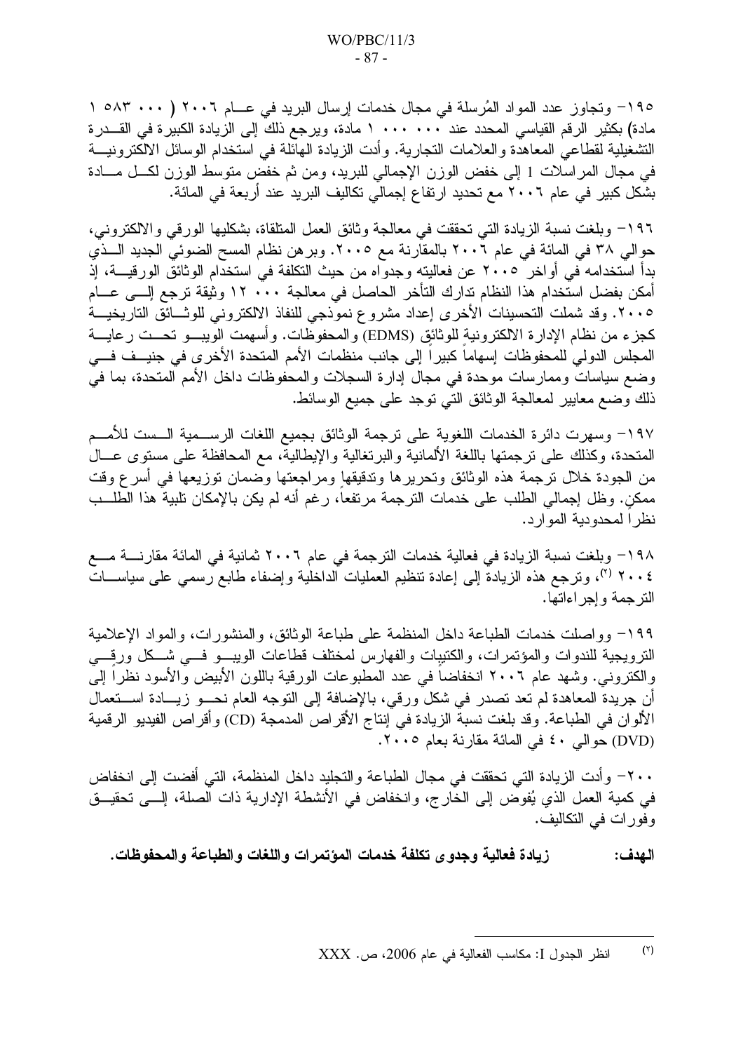١٩٥– وتجاوز عدد المواد المُرسلة في مجال خدمات إرسال البريد في عـام ٢٠٠٦ (٥٨٣ ٠٠٠ ١ مادة) بكثير الرقم القياسي المحدد عند ٠٠٠ ٠٠٠ ١ مادة، ويرجع ذلك إلى الزيادة الكبيرة في القـدرة التشغيلية لقطاعي المعاهدة والعلامات التجارية. وأدت الزيادة الهائلة في استخدام الوسائل الالكترونيـة في مجال المراسلات I إلى خفض الوزن الإجمالي للبريد، ومن ثم خفض متوسط الوزن لكـل مـادة بشكل كبير في عام ٢٠٠٦ مع تحديد ارتفاع إجمالي تكاليف البريد عند أربعة في المائة.

١٩٦– وبلغت نسبة الزيادة التي تحققت في معالجة وثائق العمل المتلقاة، بشكليها الورقي والالكتروني، حوالي ٣٨ في المائة في عام ٢٠٠٦ بالمقارنة مع ٢٠٠٥. وبرهن نظام المسح الضوئي الجديد الـذي بدأ استخدامه في أواخر ٢٠٠٥ عن فعاليته وجدواه من حيث التكلفة في استخدام الوثائق الورقيـة، إذ أمكن بفضل استخدام هذا النظام تدارك التأخر الحاصل في معالجة ٠٠٠ ١٢ وثيقة ترجع إلـى عـام ٢٠٠٥. وقد شملت التحسينات الأخرى إعداد مشروع نموذجي للنفاذ الالكتروني للوثـائق التاريخيـة كجزء من نظام الإدارة الالكترونية للوثائق (EDMS) والمحفوظات. وأسهمت الويبـو تحـت رعايـة المجلس الدولي للمحفوظات إسهاماً كبيراً إلى جانب منظمات الأمم المتحدة الأخرى في جنيـف فـي وضع سياسات وممارسات موحدة في مجال إدارة السجلات والمحفوظات داخل الأمم المتحدة، بما في ذلك وضع معايير لمعالجة الوثائق التي توجد على جميع الوسائط.

١٩٧– وسهرت دائرة الخدمات اللغوية على ترجمة الوثائق بجميع اللغات الرسـمية الـست للأمـم المتحدة، وكذلك على ترجمتها باللغة الألمانية والبرتغالية والإيطالية، مع المحافظة على مستوى عـال من الجودة خلال ترجمة هذه الوثائق وتحريرها وتدقيقها ومراجعتها وضمان توزيعها في أسرع وقت ممكن. وظل إجمالي الطلب على خدمات الترجمة مرتفعاً، رغم أنه لم يكن بالإمكان تلبية هذا الطلـب نظراً لمحدودية الموارد.

١٩٨– وبلغت نسبة الزيادة في فعالية خدمات الترجمة في عام ٢٠٠٦ ثمانية في المائة مقارنـة مـع ٢٠٠٤ [٢]، وترجع هذه الزيادة إلى إعادة تنظيم العمليات الداخلية وإضفاء طابع رسمي على سياسـات الترجمة وإجراءاتها.

١٩٩– وواصلت خدمات الطباعة داخل المنظمة على طباعة الوثائق، والمنشورات، والمواد الإعلامية الترويجية للندوات والمؤتمرات، والكتيبات والفهارس لمختلف قطاعات الويبـو فـي شـكل ورقـي والكتروني. وشهد عام ٢٠٠٦ انخفاضاً في عدد المطبوعات الورقية باللون الأبيض والأسود نظراً إلى أن جريدة المعاهدة لم تعد تصدر في شكل ورقي، بالإضافة إلى التوجه العام نحـو زيـادة اسـتعمال الألوان في الطباعة. وقد بلغت نسبة الزيادة في إنتاج الأقراص المدمجة (CD) وأقراص الفيديو الرقمية (DVD) حوالي ٤٠ في المائة مقارنة بعام ٢٠٠٥.

٢٠٠– وأدت الزيادة التي تحققت في مجال الطباعة والتجليد داخل المنظمة، التي أفضت إلى انخفاض في كمية العمل الذي يُفوض إلى الخارج، وانخفاض في الأنشطة الإدارية ذات الصلة، إلـى تحقيـق وفورات في التكاليف.

**الهدف: زيادة فعالية وجدوى تكلفة خدمات المؤتمرات واللغات والطباعة والمحفوظات.**

---

[٢] انظر الجدول I: مكاسب الفعالية في عام 2006، ص. XXX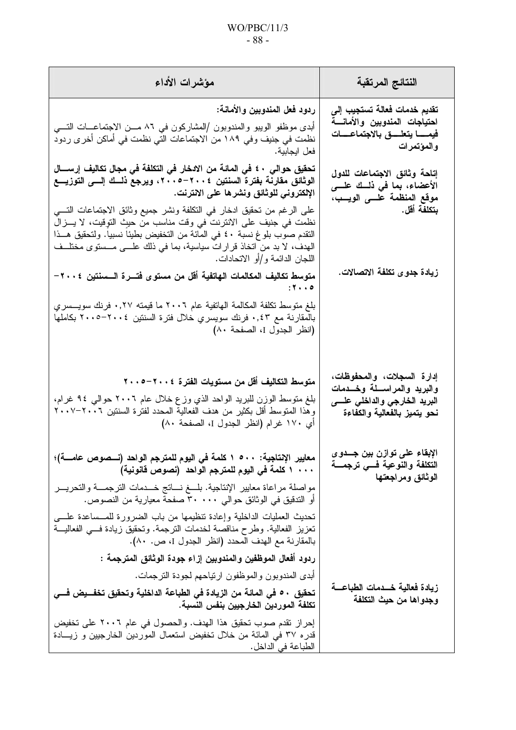| النتائج المرتقبة | مؤشرات الأداء |
|---|---|
| **تقديم خدمات فعالة تستجيب إلى احتياجات المندوبين والأمانة فيما يتعلق بالاجتماعات والمؤتمرات** | **ردود فعل المندوبين والأمانة:**<br>أبدى موظفو الويبو والمندوبون /المشاركون في ٨٦ من الاجتماعات التي نظمت في جنيف وفي ١٨٩ من الاجتماعات التي نظمت في أماكن أخرى ردود فعل ايجابية. |
| **إتاحة وثائق الاجتماعات للدول الأعضاء، بما في ذلك على موقع المنظمة على الويب، بتكلفة أقل.** | **تحقيق حوالي ٤٠ في المائة من الادخار في التكلفة في مجال تكاليف إرسال الوثائق مقارنة بفترة السنتين ٢٠٠٤-٢٠٠٥، ويرجع ذلك إلى التوزيع الإلكتروني للوثائق ونشرها على الانترنت.**<br>على الرغم من تحقيق ادخار في التكلفة ونشر جميع وثائق الاجتماعات التي نظمت في جنيف على الانترنت في وقت مناسب من حيث التوقيت، لا يزال التقدم صوب بلوغ نسبة ٤٠ في المائة من التخفيض بطيئاً نسبياً. ولتحقيق هذا الهدف، لا بد من اتخاذ قرارات سياسية، بما في ذلك على مستوى مختلف اللجان الدائمة و/أو الاتحادات. |
| **زيادة جدوى تكلفة الاتصالات.** | **متوسط تكاليف المكالمات الهاتفية أقل من مستوى فترة السنتين ٢٠٠٤-٢٠٠٥:**<br>بلغ متوسط تكلفة المكالمة الهاتفية عام ٢٠٠٦ ما قيمته ٠,٢٧ فرنك سويسري بالمقارنة مع ٠,٤٣ فرنك سويسري خلال فترة السنتين ٢٠٠٤-٢٠٠٥ بكاملها (انظر الجدول I، الصفحة ٨٠) |
| **إدارة السجلات، والمحفوظات، والبريد والمراسلة وخدمات البريد الخارجي والداخلي على نحو يتميز بالفعالية والكفاءة** | **متوسط التكاليف أقل من مستويات الفترة ٢٠٠٤-٢٠٠٥**<br>بلغ متوسط الوزن للبريد الواحد الذي وزع خلال عام ٢٠٠٦ حوالي ٩٤ غرام، وهذا المتوسط أقل بكثير من هدف الفعالية المحدد لفترة السنتين ٢٠٠٦-٢٠٠٧ أي ١٧٠ غرام (انظر الجدول I، الصفحة ٨٠) |
| **الإبقاء على توازن بين جدوى التكلفة والنوعية في ترجمة الوثائق ومراجعتها** | **معايير الإنتاجية: ١ ٥٠٠ كلمة في اليوم للمترجم الواحد (نصوص عامة)؛ ١ ٠٠٠ كلمة في اليوم للمترجم الواحد (نصوص قانونية)**<br>مواصلة مراعاة معايير الإنتاجية. بلغ ناتج خدمات الترجمة والتحرير أو التدقيق في الوثائق حوالي ٣٠ ٠٠٠ صفحة معيارية من النصوص.<br>تحديث العمليات الداخلية وإعادة تنظيمها من باب الضرورة للمساعدة على تعزيز الفعالية. وطرح مناقصة لخدمات الترجمة. وتحقيق زيادة في الفعالية بالمقارنة مع الهدف المحدد (انظر الجدول I، ص. ٨٠).<br>**ردود أفعال الموظفين والمندوبين إزاء جودة الوثائق المترجمة :**<br>أبدى المندوبون والموظفون ارتياحهم لجودة الترجمات. |
| **زيادة فعالية خدمات الطباعة وجدواها من حيث التكلفة** | **تحقيق ٥٠ في المائة من الزيادة في الطباعة الداخلية وتحقيق تخفيض في تكلفة الموردين الخارجيين بنفس النسبة.**<br>إحراز تقدم صوب تحقيق هذا الهدف. والحصول في عام ٢٠٠٦ على تخفيض قدره ٣٧ في المائة من خلال تخفيض استعمال الموردين الخارجيين و زيادة الطباعة في الداخل. |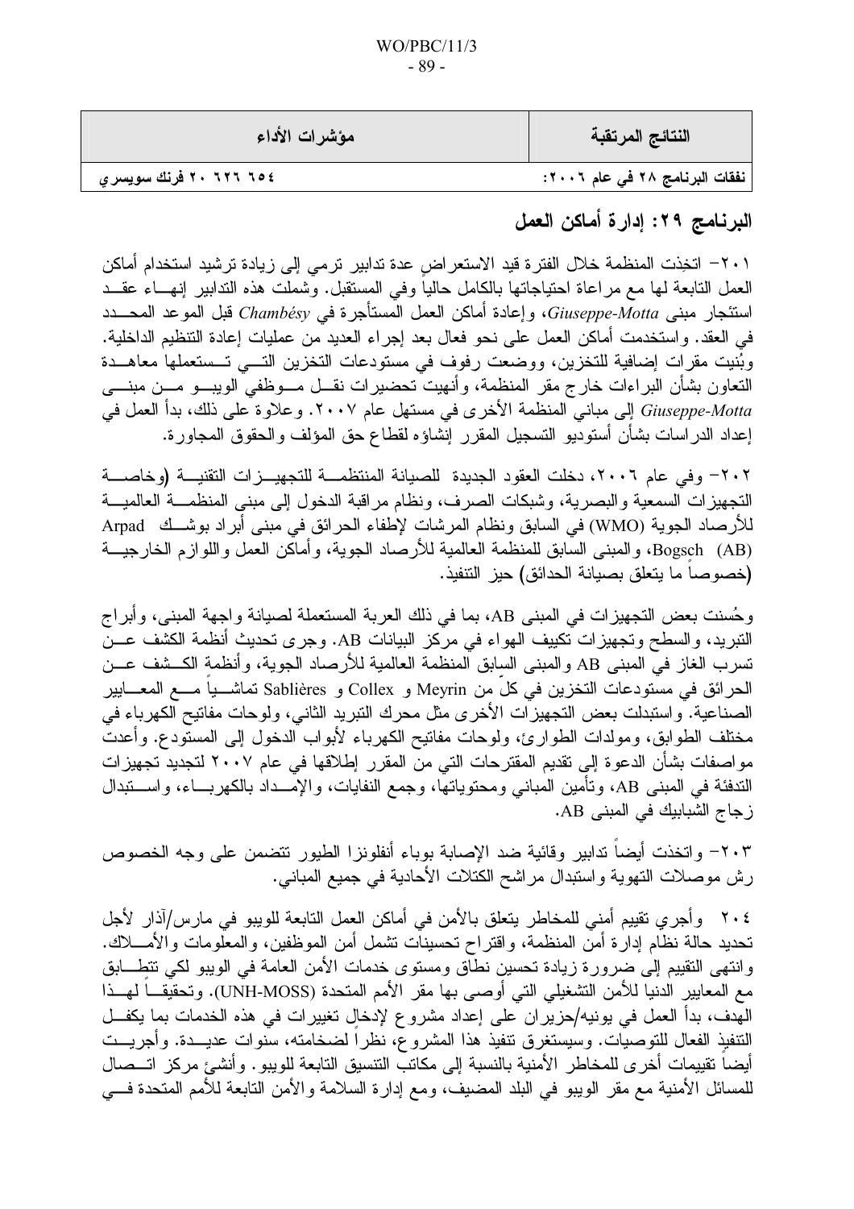| النتائج المرتقبة | مؤشرات الأداء |
|---|---|
| **نفقات البرنامج ٢٨ في عام ٢٠٠٦:** | **٦٥٤ ٦٢٦ ٢٠ فرنك سويسري** |

## البرنامج ٢٩: إدارة أماكن العمل

٢٠١- اتخذت المنظمة خلال الفترة قيد الاستعراض عدة تدابير ترمي إلى زيادة ترشيد استخدام أماكن العمل التابعة لها مع مراعاة احتياجاتها بالكامل حالياً وفي المستقبل. وشملت هذه التدابير إنهاء عقد استئجار مبنى *Giuseppe-Motta*، وإعادة أماكن العمل المستأجرة في *Chambésy* قبل الموعد المحدد في العقد. واستخدمت أماكن العمل على نحو فعال بعد إجراء العديد من عمليات إعادة التنظيم الداخلية. وبُنيت مقرات إضافية للتخزين، ووضعت رفوف في مستودعات التخزين التي تستعملها معاهدة التعاون بشأن البراءات خارج مقر المنظمة، وأنهيت تحضيرات نقل موظفي الويبو من مبنى *Giuseppe-Motta* إلى مباني المنظمة الأخرى في مستهل عام ٢٠٠٧. وعلاوة على ذلك، بدأ العمل في إعداد الدراسات بشأن أستوديو التسجيل المقرر إنشاؤه لقطاع حق المؤلف والحقوق المجاورة.

٢٠٢- وفي عام ٢٠٠٦، دخلت العقود الجديدة للصيانة المنتظمة للتجهيزات التقنية (وخاصة التجهيزات السمعية والبصرية، وشبكات الصرف، ونظام مراقبة الدخول إلى مبنى المنظمة العالمية للأرصاد الجوية (WMO) في السابق ونظام المرشات لإطفاء الحرائق في مبنى أبراد بوشك Arpad Bogsch (AB)، والمبنى السابق للمنظمة العالمية للأرصاد الجوية، وأماكن العمل واللوازم الخارجية (خصوصاً ما يتعلق بصيانة الحدائق) حيز التنفيذ.

وحُسنت بعض التجهيزات في المبنى AB، بما في ذلك العربة المستعملة لصيانة واجهة المبنى، وأبراج التبريد، والسطح وتجهيزات تكييف الهواء في مركز البيانات AB. وجرى تحديث أنظمة الكشف عن تسرب الغاز في المبنى AB والمبنى السابق المنظمة العالمية للأرصاد الجوية، وأنظمة الكشف عن الحرائق في مستودعات التخزين في كلٍّ من Meyrin و Collex و Sablières تماشياً مع المعايير الصناعية. واستبدلت بعض التجهيزات الأخرى مثل محرك التبريد الثاني، ولوحات مفاتيح الكهرباء في مختلف الطوابق، ومولدات الطوارئ، ولوحات مفاتيح الكهرباء لأبواب الدخول إلى المستودع. وأعدت مواصفات بشأن الدعوة إلى تقديم المقترحات التي من المقرر إطلاقها في عام ٢٠٠٧ لتجديد تجهيزات التدفئة في المبنى AB، وتأمين المباني ومحتوياتها، وجمع النفايات، والإمداد بالكهرباء، واستبدال زجاج الشبابيك في المبنى AB.

٢٠٣- واتخذت أيضاً تدابير وقائية ضد الإصابة بوباء أنفلونزا الطيور تتضمن على وجه الخصوص رش موصلات التهوية واستبدال مراشح الكتلات الأحادية في جميع المباني.

٢٠٤ وأجري تقييم أمني للمخاطر يتعلق بالأمن في أماكن العمل التابعة للويبو في مارس/آذار لأجل تحديد حالة نظام إدارة أمن المنظمة، واقتراح تحسينات تشمل أمن الموظفين، والمعلومات والأملاك. وانتهى التقييم إلى ضرورة زيادة تحسين نطاق ومستوى خدمات الأمن العامة في الويبو لكي تتطابق مع المعايير الدنيا للأمن التشغيلي التي أوصى بها مقر الأمم المتحدة (UNH-MOSS). وتحقيقاً لهذا الهدف، بدأ العمل في يونيه/حزيران على إعداد مشروع لإدخال تغييرات في هذه الخدمات بما يكفل التنفيذ الفعال للتوصيات. وسيستغرق تنفيذ هذا المشروع، نظراً لضخامته، سنوات عديدة. وأجريت أيضاً تقييمات أخرى للمخاطر الأمنية بالنسبة إلى مكاتب التنسيق التابعة للويبو. وأنشئ مركز اتصال للمسائل الأمنية مع مقر الويبو في البلد المضيف، ومع إدارة السلامة والأمن التابعة للأمم المتحدة في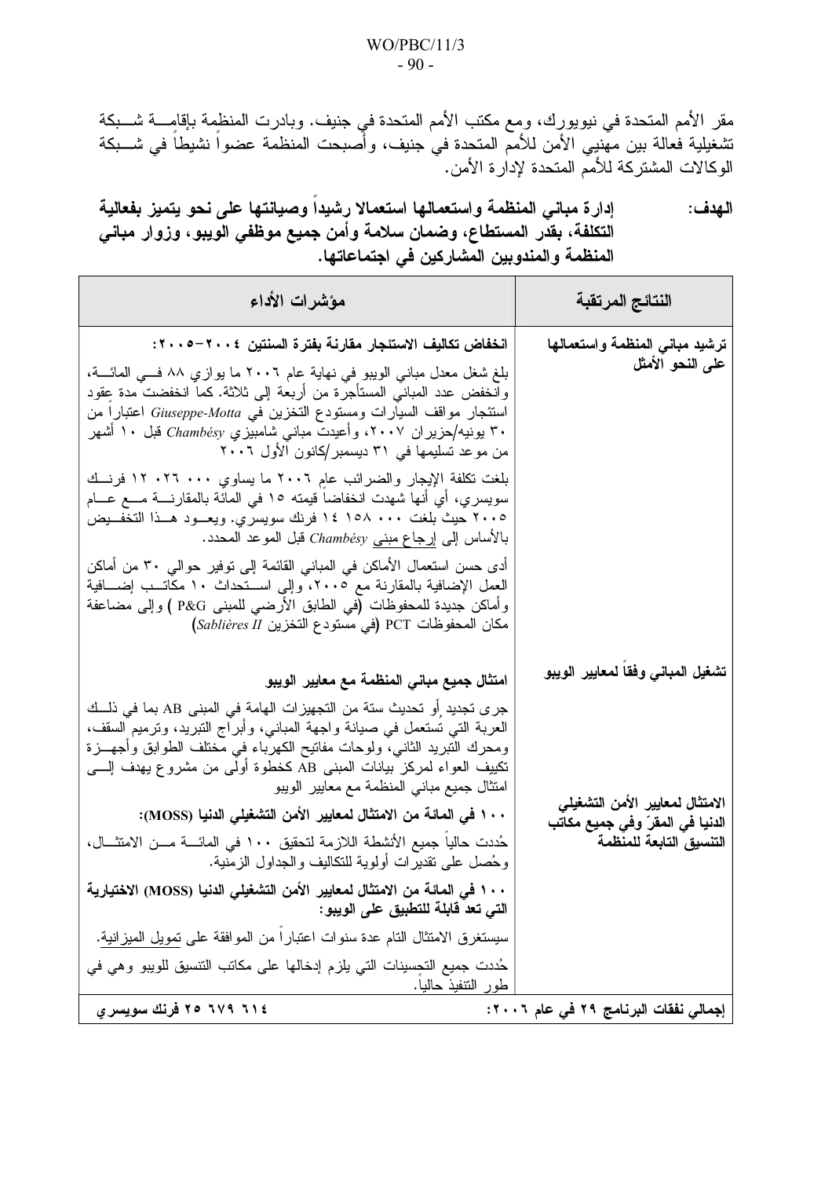مقر الأمم المتحدة في نيويورك، ومع مكتب الأمم المتحدة في جنيف. وبادرت المنظمة بإقامة شبكة تشغيلية فعالة بين مهنيي الأمن للأمم المتحدة في جنيف، وأصبحت المنظمة عضواً نشيطاً في شبكة الوكالات المشتركة للأمم المتحدة لإدارة الأمن.

**الهدف: إدارة مباني المنظمة واستعمالها استعمالا رشيداً وصيانتها على نحو يتميز بفعالية التكلفة، بقدر المستطاع، وضمان سلامة وأمن جميع موظفي الويبو، وزوار مباني المنظمة والمندوبين المشاركين في اجتماعاتها.**

| النتائج المرتقبة | مؤشرات الأداء |
|---|---|
| **ترشيد مباني المنظمة واستعمالها على النحو الأمثل** | **انخفاض تكاليف الاستئجار مقارنة بفترة السنتين ٢٠٠٤-٢٠٠٥:**<br>بلغ شغل معدل مباني الويبو في نهاية عام ٢٠٠٦ ما يوازي ٨٨ في المائة، وانخفض عدد المباني المستأجرة من أربعة إلى ثلاثة. كما انخفضت مدة عقود استئجار مواقف السيارات ومستودع التخزين في *Giuseppe-Motta* اعتباراً من ٣٠ يونيه/حزيران ٢٠٠٧، وأعيدت مباني شامبيزي *Chambésy* قبل ١٠ أشهر من موعد تسليمها في ٣١ ديسمبر/كانون الأول ٢٠٠٦<br>بلغت تكلفة الإيجار والضرائب عام ٢٠٠٦ ما يساوي ٠٠٠ ٠٢٦ ١٢ فرنك سويسري، أي أنها شهدت انخفاضاً قيمته ١٥ في المائة بالمقارنة مع عام ٢٠٠٥ حيث بلغت ٠٠٠ ١٥٨ ١٤ فرنك سويسري. ويعود هذا التخفيض بالأساس إلى إرجاع مبنى *Chambésy* قبل الموعد المحدد.<br>أدى حسن استعمال الأماكن في المباني القائمة إلى توفير حوالي ٣٠ من أماكن العمل الإضافية بالمقارنة مع ٢٠٠٥، وإلى استحداث ١٠ مكاتب إضافية وأماكن جديدة للمحفوظات (في الطابق الأرضي للمبنى P&G ) وإلى مضاعفة مكان المحفوظات PCT (في مستودع التخزين *Sablières II*) |
| **تشغيل المباني وفقاً لمعايير الويبو** | **امتثال جميع مباني المنظمة مع معايير الويبو**<br>جرى تجديد أو تحديث ستة من التجهيزات الهامة في المبنى AB بما في ذلك العربة التي تستعمل في صيانة واجهة المباني، وأبراج التبريد، وترميم السقف، ومحرك التبريد الثاني، ولوحات مفاتيح الكهرباء في مختلف الطوابق وأجهزة تكييف العواء لمركز بيانات المبنى AB كخطوة أولى من مشروع يهدف إلى امتثال جميع مباني المنظمة مع معايير الويبو |
| **الامتثال لمعايير الأمن التشغيلي الدنيا في المقرّ وفي جميع مكاتب التنسيق التابعة للمنظمة** | **١٠٠ في المائة من الامتثال لمعايير الأمن التشغيلي الدنيا (MOSS):**<br>حُددت حالياً جميع الأنشطة اللازمة لتحقيق ١٠٠ في المائة من الامتثال، وحُصل على تقديرات أولوية للتكاليف والجداول الزمنية.<br>**١٠٠ في المائة من الامتثال لمعايير الأمن التشغيلي الدنيا (MOSS) الاختيارية التي تعد قابلة للتطبيق على الويبو:**<br>سيستغرق الامتثال التام عدة سنوات اعتباراً من الموافقة على تمويل الميزانية.<br>حُددت جميع التحسينات التي يلزم إدخالها على مكاتب التنسيق للويبو وهي في طور التنفيذ حالياً. |
| **إجمالي نفقات البرنامج ٢٩ في عام ٢٠٠٦:** | **٦١٤ ٦٧٩ ٢٥ فرنك سويسري** |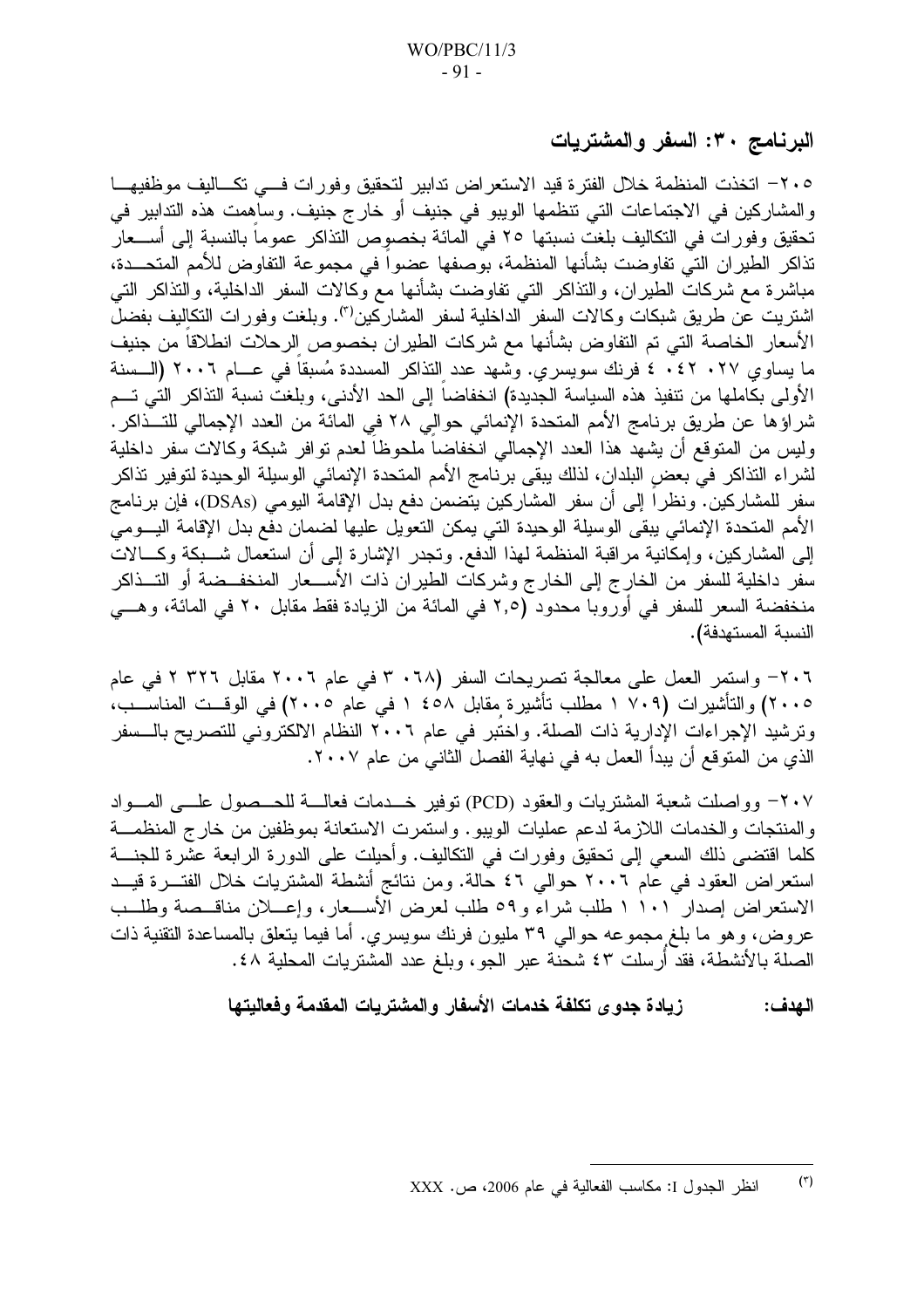## البرنامج ٣٠: السفر والمشتريات

٢٠٥- اتخذت المنظمة خلال الفترة قيد الاستعراض تدابير لتحقيق وفورات في تكاليف موظفيها والمشاركين في الاجتماعات التي تنظمها الويبو في جنيف أو خارج جنيف. وساهمت هذه التدابير في تحقيق وفورات في التكاليف بلغت نسبتها ٢٥ في المائة بخصوص التذاكر عموماً بالنسبة إلى أسعار تذاكر الطيران التي تفاوضت بشأنها المنظمة، بوصفها عضواً في مجموعة التفاوض للأمم المتحدة، مباشرة مع شركات الطيران، والتذاكر التي تفاوضت بشأنها مع وكالات السفر الداخلية، والتذاكر التي اشتريت عن طريق شبكات وكالات السفر الداخلية لسفر المشاركين[٣]. وبلغت وفورات التكاليف بفضل الأسعار الخاصة التي تم التفاوض بشأنها مع شركات الطيران بخصوص الرحلات انطلاقاً من جنيف ما يساوي ٢٧ ٠٤٢ ٤ فرنك سويسري. وشهد عدد التذاكر المسددة مُسبقاً في عام ٢٠٠٦ (السنة الأولى بكاملها من تنفيذ هذه السياسة الجديدة) انخفاضاً إلى الحد الأدنى، وبلغت نسبة التذاكر التي تم شراؤها عن طريق برنامج الأمم المتحدة الإنمائي حوالي ٢٨ في المائة من العدد الإجمالي للتذاكر. وليس من المتوقع أن يشهد هذا العدد الإجمالي انخفاضاً ملحوظاً لعدم توافر شبكة وكالات سفر داخلية لشراء التذاكر في بعض البلدان، لذلك يبقى برنامج الأمم المتحدة الإنمائي الوسيلة الوحيدة لتوفير تذاكر سفر للمشاركين. ونظراً إلى أن سفر المشاركين يتضمن دفع بدل الإقامة اليومي (DSAs)، فإن برنامج الأمم المتحدة الإنمائي يبقى الوسيلة الوحيدة التي يمكن التعويل عليها لضمان دفع بدل الإقامة اليومي إلى المشاركين، وإمكانية مراقبة المنظمة لهذا الدفع. وتجدر الإشارة إلى أن استعمال شبكة وكالات سفر داخلية للسفر من الخارج إلى الخارج وشركات الطيران ذات الأسعار المنخفضة أو التذاكر منخفضة السعر للسفر في أوروبا محدود (٢,٥ في المائة من الزيادة فقط مقابل ٢٠ في المائة، وهي النسبة المستهدفة).

٢٠٦- واستمر العمل على معالجة تصريحات السفر (٠٦٨ ٣ في عام ٢٠٠٦ مقابل ٣٢٦ ٢ في عام ٢٠٠٥) والتأشيرات (٧٠٩ ١ مطلب تأشيرة مقابل ٤٥٨ ١ في عام ٢٠٠٥) في الوقت المناسب، وترشيد الإجراءات الإدارية ذات الصلة. واختُبر في عام ٢٠٠٦ النظام الالكتروني للتصريح بالسفر الذي من المتوقع أن يبدأ العمل به في نهاية الفصل الثاني من عام ٢٠٠٧.

٢٠٧- وواصلت شعبة المشتريات والعقود (PCD) توفير خدمات فعالة للحصول على المواد والمنتجات والخدمات اللازمة لدعم عمليات الويبو. واستمرت الاستعانة بموظفين من خارج المنظمة كلما اقتضى ذلك السعي إلى تحقيق وفورات في التكاليف. وأحيلت على الدورة الرابعة عشرة للجنة استعراض العقود في عام ٢٠٠٦ حوالي ٤٦ حالة. ومن نتائج أنشطة المشتريات خلال الفترة قيد الاستعراض إصدار ١٠١ ١ طلب شراء و٥٩ طلب لعرض الأسعار، وإعلان مناقصة وطلب عروض، وهو ما بلغ مجموعه حوالي ٣٩ مليون فرنك سويسري. أما فيما يتعلق بالمساعدة التقنية ذات الصلة بالأنشطة، فقد أرسلت ٤٣ شحنة عبر الجو، وبلغ عدد المشتريات المحلية ٤٨.

**الهدف: زيادة جدوى تكلفة خدمات الأسفار والمشتريات المقدمة وفعاليتها**

---

[٣] انظر الجدول I: مكاسب الفعالية في عام 2006، ص. XXX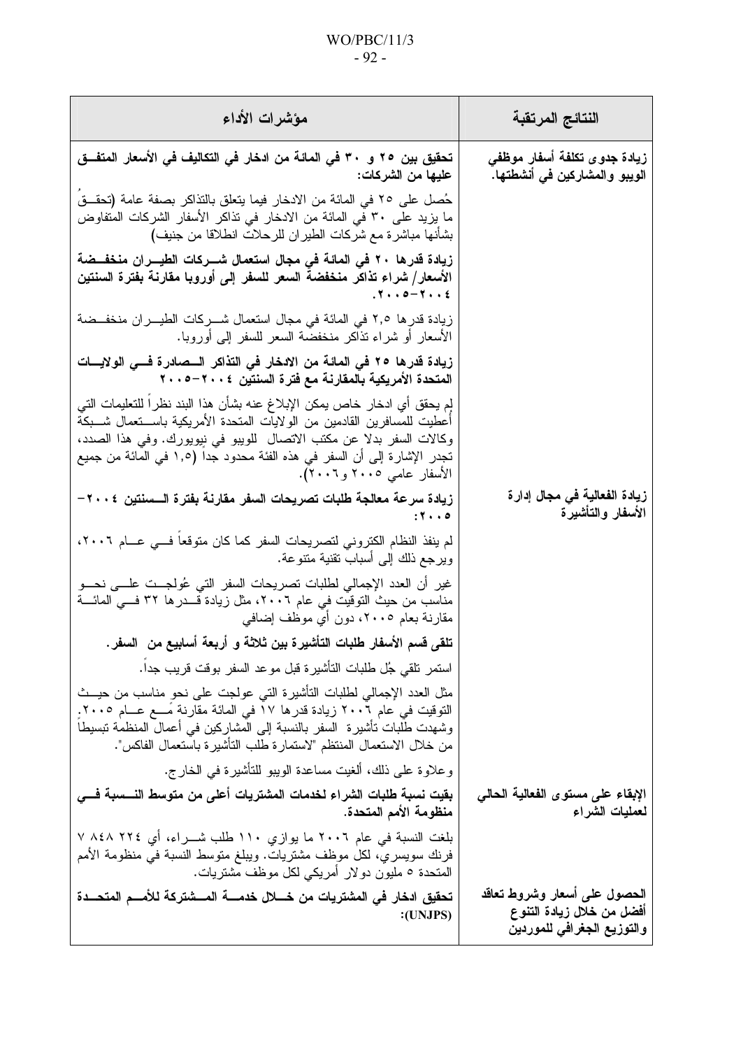| النتائج المرتقبة | مؤشرات الأداء |
|---|---|
| **زيادة جدوى تكلفة أسفار موظفي الويبو والمشاركين في أنشطتها.** | **تحقيق بين ٢٥ و ٣٠ في المائة من ادخار في التكاليف في الأسعار المتفق عليها من الشركات:**<br><br>حُصل على ٢٥ في المائة من الادخار فيما يتعلق بالتذاكر بصفة عامة (تحققَ ما يزيد على ٣٠ في المائة من الادخار في تذاكر الأسفار الشركات المتفاوض بشأنها مباشرة مع شركات الطيران للرحلات انطلاقا من جنيف)<br><br>**زيادة قدرها ٢٠ في المائة في مجال استعمال شركات الطيران منخفضة الأسعار/ شراء تذاكر منخفضة السعر للسفر إلى أوروبا مقارنة بفترة السنتين ٢٠٠٤-٢٠٠٥.**<br><br>زيادة قدرها ٢,٥ في المائة في مجال استعمال شركات الطيران منخفضة الأسعار أو شراء تذاكر منخفضة السعر للسفر إلى أوروبا.<br><br>**زيادة قدرها ٢٥ في المائة من الادخار في التذاكر الصادرة في الولايات المتحدة الأمريكية بالمقارنة مع فترة السنتين ٢٠٠٤-٢٠٠٥**<br><br>لم يحقق أي ادخار خاص يمكن الإبلاغ عنه بشأن هذا البند نظراً للتعليمات التي أعطيت للمسافرين القادمين من الولايات المتحدة الأمريكية باستعمال شبكة وكالات السفر بدلا عن مكتب الاتصال للويبو في نيويورك. وفي هذا الصدد، تجدر الإشارة إلى أن السفر في هذه الفئة محدود جداً (١,٥ في المائة من جميع الأسفار عامي ٢٠٠٥ و٢٠٠٦). |
| **زيادة الفعالية في مجال إدارة الأسفار والتأشيرة** | **زيادة سرعة معالجة طلبات تصريحات السفر مقارنة بفترة السنتين ٢٠٠٤-٢٠٠٥:**<br><br>لم ينفذ النظام الكتروني لتصريحات السفر كما كان متوقعاً في عام ٢٠٠٦، ويرجع ذلك إلى أسباب تقنية متنوعة.<br><br>غير أن العدد الإجمالي لطلبات تصريحات السفر التي عُولجت على نحو مناسب من حيث التوقيت في عام ٢٠٠٦، مثل زيادة قدرها ٣٢ في المائة مقارنة بعام ٢٠٠٥، دون أي موظف إضافي<br><br>**تلقى قسم الأسفار طلبات التأشيرة بين ثلاثة و أربعة أسابيع من السفر.**<br><br>استمر تلقي جُل طلبات التأشيرة قبل موعد السفر بوقت قريب جداً.<br><br>مثل العدد الإجمالي لطلبات التأشيرة التي عولجت على نحو مناسب من حيث التوقيت في عام ٢٠٠٦ زيادة قدرها ١٧ في المائة مقارنة مع عام ٢٠٠٥. وشهدت طلبات تأشيرة السفر بالنسبة إلى المشاركين في أعمال المنظمة تبسيطاً من خلال الاستعمال المنتظم "لاستمارة طلب التأشيرة باستعمال الفاكس".<br><br>وعلاوة على ذلك، أُلغيت مساعدة الويبو للتأشيرة في الخارج. |
| **الإبقاء على مستوى الفعالية الحالي لعمليات الشراء** | **بقيت نسبة طلبات الشراء لخدمات المشتريات أعلى من متوسط النسبة في منظومة الأمم المتحدة.**<br><br>بلغت النسبة في عام ٢٠٠٦ ما يوازي ١١٠ طلب شراء، أي ٢٢٤ ٨٤٨ ٧ فرنك سويسري، لكل موظف مشتريات. ويبلغ متوسط النسبة في منظومة الأمم المتحدة ٥ مليون دولار أمريكي لكل موظف مشتريات. |
| **الحصول على أسعار وشروط تعاقد أفضل من خلال زيادة التنوع والتوزيع الجغرافي للموردين** | **تحقيق ادخار في المشتريات من خلال خدمة المشتركة للأمم المتحدة (UNJPS):** |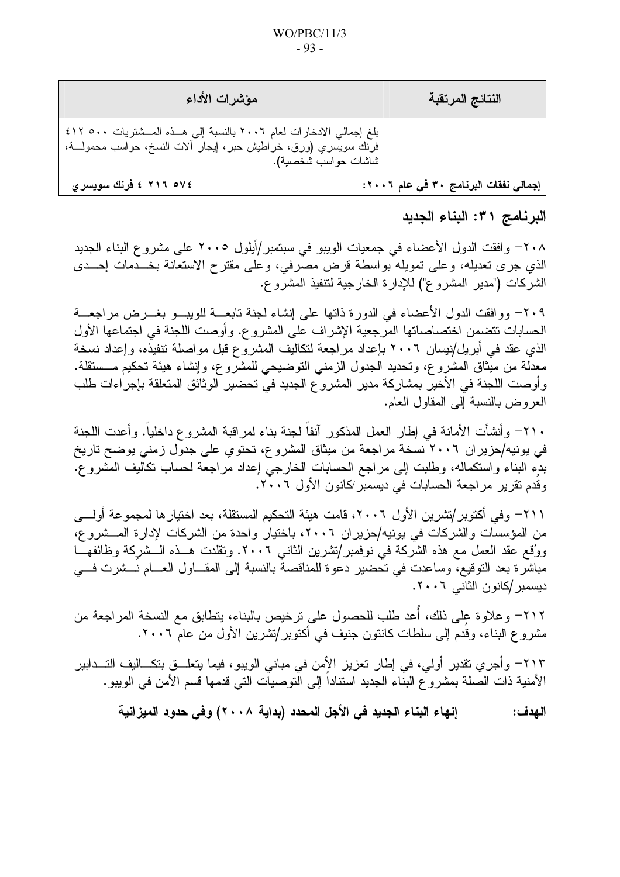| النتائج المرتقبة | مؤشرات الأداء |
|---|---|
| | بلغ إجمالي الادخارات لعام ٢٠٠٦ بالنسبة إلى هذه المشتريات ٥٠٠ ٤١٢ فرنك سويسري (ورق، خراطيش حبر، إيجار آلات النسخ، حواسب محمولة، شاشات حواسب شخصية). |
| **إجمالي نفقات البرنامج ٣٠ في عام ٢٠٠٦:** | **٥٧٤ ٢١٦ ٤ فرنك سويسري** |

## البرنامج ٣١: البناء الجديد

٢٠٨- وافقت الدول الأعضاء في جمعيات الويبو في سبتمبر/أيلول ٢٠٠٥ على مشروع البناء الجديد الذي جرى تعديله، وعلى تمويله بواسطة قرض مصرفي، وعلى مقترح الاستعانة بخدمات إحدى الشركات ("مدير المشروع") للإدارة الخارجية لتنفيذ المشروع.

٢٠٩- ووافقت الدول الأعضاء في الدورة ذاتها على إنشاء لجنة تابعة للويبو بغرض مراجعة الحسابات تتضمن اختصاصاتها المرجعية الإشراف على المشروع. وأوصت اللجنة في اجتماعها الأول الذي عقد في أبريل/نيسان ٢٠٠٦ بإعداد مراجعة لتكاليف المشروع قبل مواصلة تنفيذه، وإعداد نسخة معدلة من ميثاق المشروع، وتحديد الجدول الزمني التوضيحي للمشروع، وإنشاء هيئة تحكيم مستقلة. وأوصت اللجنة في الأخير بمشاركة مدير المشروع الجديد في تحضير الوثائق المتعلقة بإجراءات طلب العروض بالنسبة إلى المقاول العام.

٢١٠- وأنشأت الأمانة في إطار العمل المذكور آنفاً لجنة بناء لمراقبة المشروع داخلياً. وأعدت اللجنة في يونيه/حزيران ٢٠٠٦ نسخة مراجعة من ميثاق المشروع، تحتوي على جدول زمني يوضح تاريخ بدءِ البناء واستكماله، وطلبت إلى مراجع الحسابات الخارجي إعداد مراجعة لحساب تكاليف المشروع. وقُدم تقرير مراجعة الحسابات في ديسمبر/كانون الأول ٢٠٠٦.

٢١١- وفي أكتوبر/تشرين الأول ٢٠٠٦، قامت هيئة التحكيم المستقلة، بعد اختيارها لمجموعة أولى من المؤسسات والشركات في يونيه/حزيران ٢٠٠٦، باختيار واحدة من الشركات لإدارة المشروع، ووُقع عقد العمل مع هذه الشركة في نوفمبر/تشرين الثاني ٢٠٠٦. وتقلدت هذه الشركة وظائفها مباشرة بعد التوقيع، وساعدت في تحضير دعوة للمناقصة بالنسبة إلى المقاول العام نشرت في ديسمبر/كانون الثاني ٢٠٠٦.

٢١٢- وعلاوة على ذلك، أُعد طلب للحصول على ترخيص بالبناء، يتطابق مع النسخة المراجعة من مشروع البناء، وقُدم إلى سلطات كانتون جنيف في أكتوبر/تشرين الأول من عام ٢٠٠٦.

٢١٣- وأجري تقدير أولي، في إطار تعزيز الأمن في مباني الويبو، فيما يتعلق بتكاليف التدابير الأمنية ذات الصلة بمشروع البناء الجديد استناداً إلى التوصيات التي قدمها قسم الأمن في الويبو.

**الهدف: إنهاء البناء الجديد في الأجل المحدد (بداية ٢٠٠٨) وفي حدود الميزانية**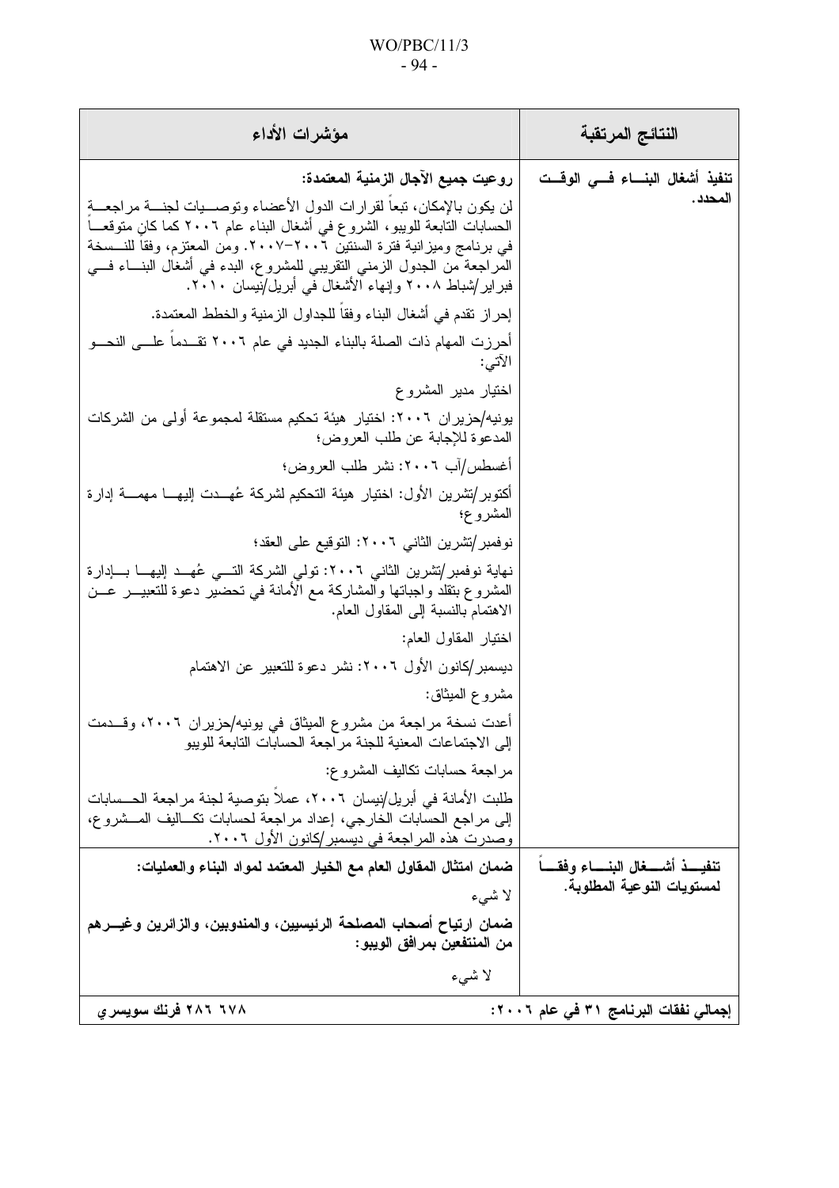| النتائج المرتقبة | مؤشرات الأداء |
|---|---|
| تنفيذ أشغال البناء في الوقت المحدد. | **روعيت جميع الآجال الزمنية المعتمدة:**<br>لن يكون بالإمكان، تبعاً لقرارات الدول الأعضاء وتوصيات لجنة مراجعة الحسابات التابعة للويبو، الشروع في أشغال البناء عام ٢٠٠٦ كما كان متوقعاً في برنامج وميزانية فترة السنتين ٢٠٠٦-٢٠٠٧. ومن المعتزم، وفقاً للنسخة المراجعة من الجدول الزمني التقريبي للمشروع، البدء في أشغال البناء في فبراير/شباط ٢٠٠٨ وإنهاء الأشغال في أبريل/نيسان ٢٠١٠.<br>إحراز تقدم في أشغال البناء وفقاً للجداول الزمنية والخطط المعتمدة.<br>أحرزت المهام ذات الصلة بالبناء الجديد في عام ٢٠٠٦ تقدماً على النحو الآتي:<br>اختيار مدير المشروع<br>يونيه/حزيران ٢٠٠٦: اختيار هيئة تحكيم مستقلة لمجموعة أولى من الشركات المدعوة للإجابة عن طلب العروض؛<br>أغسطس/آب ٢٠٠٦: نشر طلب العروض؛<br>أكتوبر/تشرين الأول: اختيار هيئة التحكيم لشركة عُهدت إليها مهمة إدارة المشروع؛<br>نوفمبر/تشرين الثاني ٢٠٠٦: التوقيع على العقد؛<br>نهاية نوفمبر/تشرين الثاني ٢٠٠٦: تولي الشركة التي عُهد إليها بإدارة المشروع بتقلد واجباتها والمشاركة مع الأمانة في تحضير دعوة للتعبير عن الاهتمام بالنسبة إلى المقاول العام.<br>اختيار المقاول العام:<br>ديسمبر/كانون الأول ٢٠٠٦: نشر دعوة للتعبير عن الاهتمام<br>مشروع الميثاق:<br>أعدت نسخة مراجعة من مشروع الميثاق في يونيه/حزيران ٢٠٠٦، وقدمت إلى الاجتماعات المعنية للجنة مراجعة الحسابات التابعة للويبو<br>مراجعة حسابات تكاليف المشروع:<br>طلبت الأمانة في أبريل/نيسان ٢٠٠٦، عملاً بتوصية لجنة مراجعة الحسابات إلى مراجع الحسابات الخارجي، إعداد مراجعة لحسابات تكاليف المشروع، وصدرت هذه المراجعة في ديسمبر/كانون الأول ٢٠٠٦. |
| تنفيذ أشغال البناء وفقاً لمستويات النوعية المطلوبة. | **ضمان امتثال المقاول العام مع الخيار المعتمد لمواد البناء والعمليات:**<br>لا شيء<br>**ضمان ارتياح أصحاب المصلحة الرئيسيين، والمندوبين، والزائرين وغيرهم من المنتفعين بمرافق الويبو:**<br>لا شيء |
| **إجمالي نفقات البرنامج ٣١ في عام ٢٠٠٦:** | **٦٧٨ ٢٨٦ فرنك سويسري** |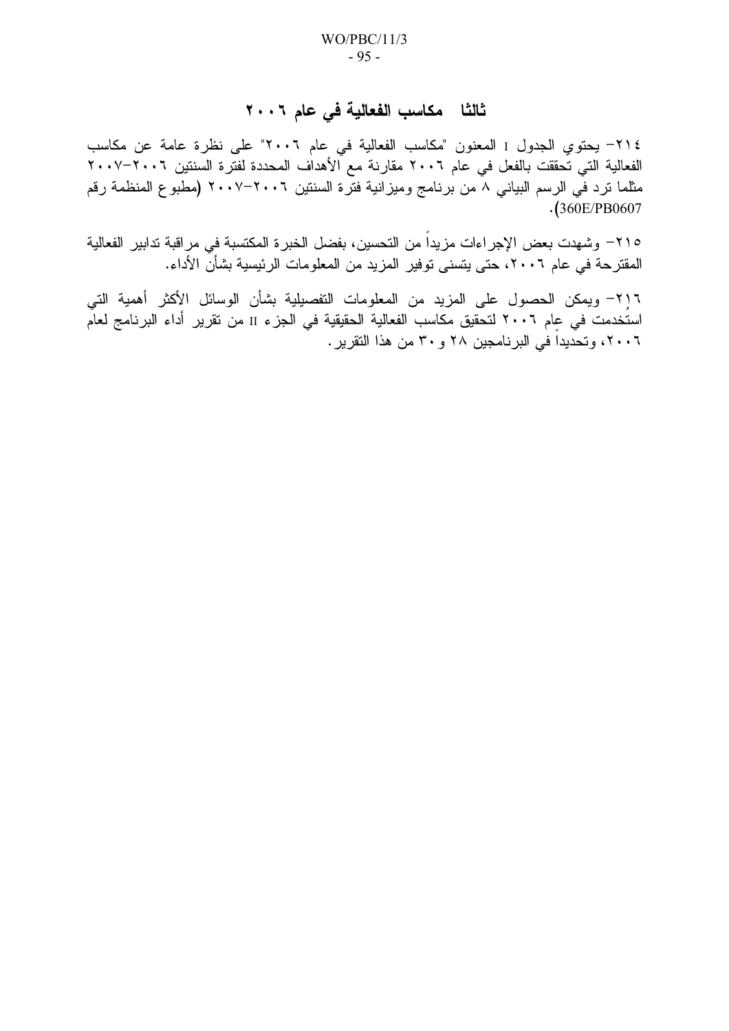## ثالثا مكاسب الفعالية في عام ٢٠٠٦

٢١٤- يحتوي الجدول I المعنون "مكاسب الفعالية في عام ٢٠٠٦" على نظرة عامة عن مكاسب الفعالية التي تحققت بالفعل في عام ٢٠٠٦ مقارنة مع الأهداف المحددة لفترة السنتين ٢٠٠٦-٢٠٠٧ مثلما ترد في الرسم البياني ٨ من برنامج وميزانية فترة السنتين ٢٠٠٦-٢٠٠٧ (مطبوع المنظمة رقم 360E/PB0607).

٢١٥- وشهدت بعض الإجراءات مزيداً من التحسين، بفضل الخبرة المكتسبة في مراقبة تدابير الفعالية المقترحة في عام ٢٠٠٦، حتى يتسنى توفير المزيد من المعلومات الرئيسية بشأن الأداء.

٢١٦- ويمكن الحصول على المزيد من المعلومات التفصيلية بشأن الوسائل الأكثر أهمية التي استخدمت في عام ٢٠٠٦ لتحقيق مكاسب الفعالية الحقيقية في الجزء II من تقرير أداء البرنامج لعام ٢٠٠٦، وتحديداً في البرنامجين ٢٨ و٣٠ من هذا التقرير.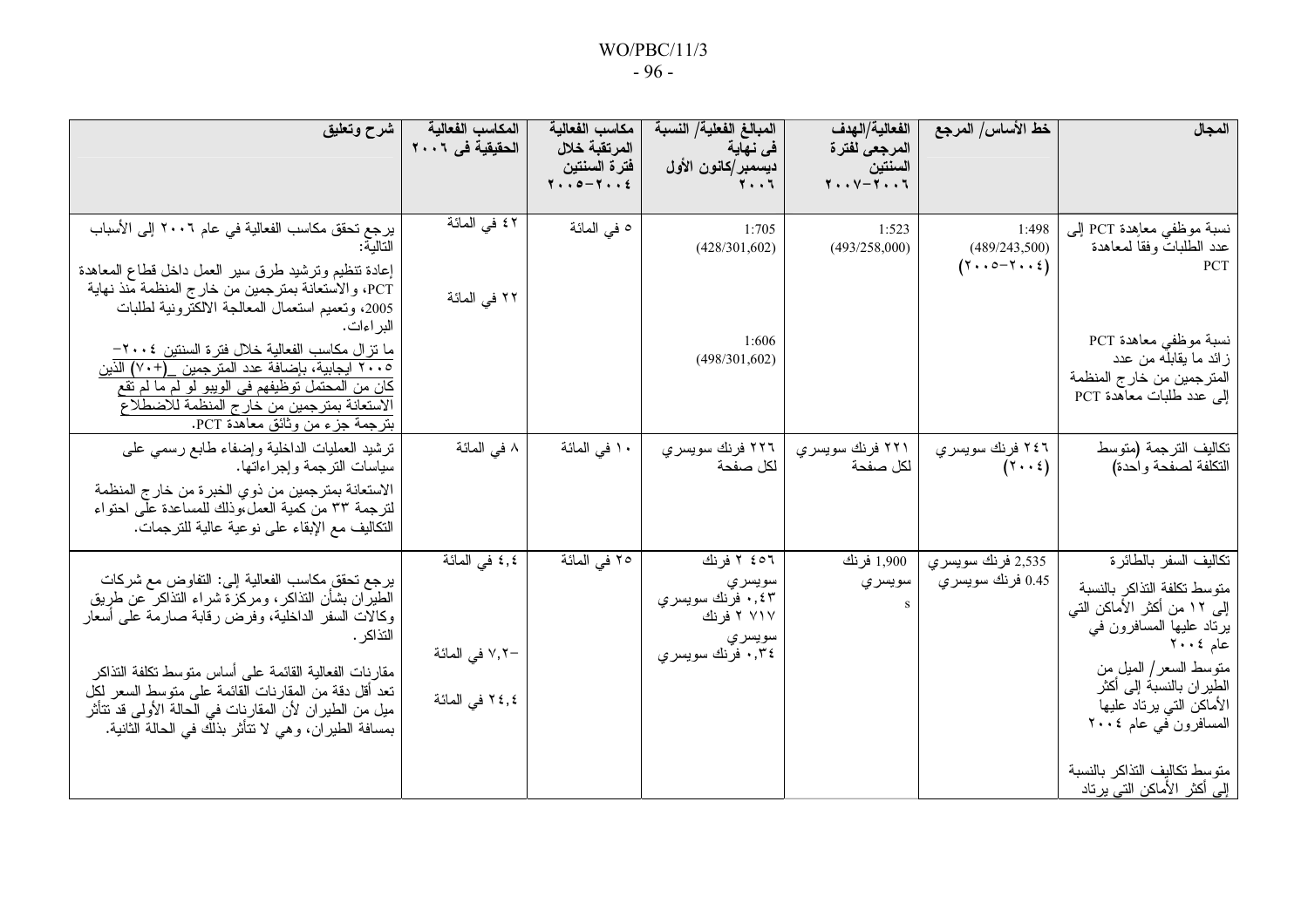| المجال | خط الأساس/ المرجع | الفعالية/الهدف المرجعي لفترة السنتين ٢٠٠٦-٢٠٠٧ | المبالغ الفعلية/ النسبة في نهاية ديسمبر/كانون الأول ٢٠٠٦ | مكاسب الفعالية المرتقبة خلال فترة السنتين ٢٠٠٤-٢٠٠٥ | المكاسب الفعالية الحقيقية في ٢٠٠٦ | شرح وتعليق |
|---|---|---|---|---|---|---|
| نسبة موظفي معاهدة PCT إلى عدد الطلبات وفقاً لمعاهدة PCT<br><br>نسبة موظفي معاهدة PCT زائد ما يقابله من عدد المترجمين من خارج المنظمة إلى عدد طلبات معاهدة PCT | 1:498<br>(489/243,500)<br>(٢٠٠٤-٢٠٠٥) | 1:523<br>(493/258,000) | 1:705<br>(428/301,602)<br><br>1:606<br>(498/301,602) | ٥ في المائة | ٤٢ في المائة<br><br>٢٢ في المائة | يرجع تحقق مكاسب الفعالية في عام ٢٠٠٦ إلى الأسباب التالية:<br>إعادة تنظيم وترشيد طرق سير العمل داخل قطاع المعاهدة PCT، والاستعانة بمترجمين من خارج المنظمة منذ نهاية 2005، وتعميم استعمال المعالجة الالكترونية لطلبات البراءات.<br>ما تزال مكاسب الفعالية خلال فترة السنتين ٢٠٠٤-٢٠٠٥ ايجابية، بإضافة عدد المترجمين (+٧٠) الذين كان من المحتمل توظيفهم في الويبو لو لم ما لم تقع الاستعانة بمترجمين من خارج المنظمة للاضطلاع بترجمة جزء من وثائق معاهدة PCT. |
| تكاليف الترجمة (متوسط التكلفة لصفحة واحدة) | ٢٤٦ فرنك سويسري (٢٠٠٤) | ٢٢١ فرنك سويسري لكل صفحة | ٢٢٦ فرنك سويسري لكل صفحة | ١٠ في المائة | ٨ في المائة | ترشيد العمليات الداخلية وإضفاء طابع رسمي على سياسات الترجمة وإجراءاتها.<br>الاستعانة بمترجمين من ذوي الخبرة من خارج المنظمة لترجمة ٣٣ من كمية العمل،وذلك للمساعدة على احتواء التكاليف مع الإبقاء على نوعية عالية للترجمات. |
| تكاليف السفر بالطائرة<br>متوسط تكلفة التذاكر بالنسبة إلى ١٢ من أكثر الأماكن التي يرتاد عليها المسافرون في عام ٢٠٠٤<br>متوسط السعر/ الميل من الطيران بالنسبة إلى أكثر الأماكن التي يرتاد عليها المسافرون في عام ٢٠٠٤<br><br>متوسط تكاليف التذاكر بالنسبة إلى أكثر الأماكن التي يرتاد | 2,535 فرنك سويسري<br>0.45 فرنك سويسري | 1,900 فرنك سويسري<br>s | ٢ ٤٥٦ فرنك سويسري<br>٠,٤٣ فرنك سويسري<br>٢ ٧١٧ فرنك سويسري<br>٠,٣٤ فرنك سويسري | ٢٥ في المائة | ٤,٤ في المائة<br><br>-٧,٢ في المائة<br><br>٢٤,٤ في المائة | يرجع تحقق مكاسب الفعالية إلى: التفاوض مع شركات الطيران بشأن التذاكر، ومركزة شراء التذاكر عن طريق وكالات السفر الداخلية، وفرض رقابة صارمة على أسعار التذاكر.<br><br>مقارنات الفعالية القائمة على أساس متوسط تكلفة التذاكر تعد أقل دقة من المقارنات القائمة على متوسط السعر لكل ميل من الطيران لأن المقارنات في الحالة الأولى قد تتأثر بمسافة الطيران، وهي لا تتأثر بذلك في الحالة الثانية. |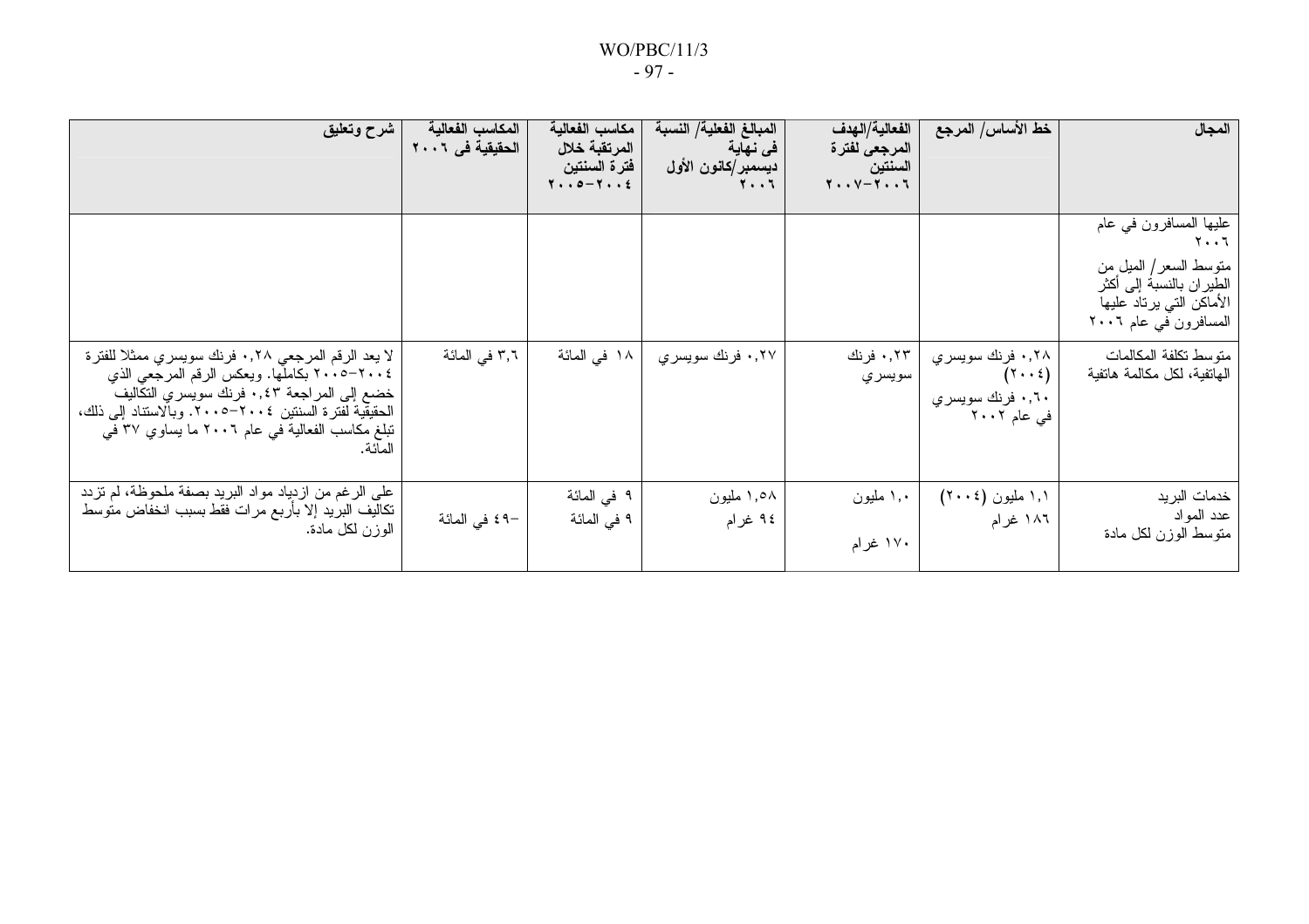| المجال | خط الأساس/ المرجع | الفعالية/الهدف المرجعي لفترة السنتين ٢٠٠٦–٢٠٠٧ | المبالغ الفعلية/ النسبة فى نهاية ديسمبر/كانون الأول ٢٠٠٦ | مكاسب الفعالية المرتقبة خلال فترة السنتين ٢٠٠٤–٢٠٠٥ | المكاسب الفعالية الحقيقية فى ٢٠٠٦ | شرح وتعليق |
|---|---|---|---|---|---|---|
| عليها المسافرون في عام ٢٠٠٦<br>متوسط السعر/ الميل من الطيران بالنسبة إلى أكثر الأماكن التي يرتاد عليها المسافرون في عام ٢٠٠٦ | | | | | | |
| متوسط تكلفة المكالمات الهاتفية، لكل مكالمة هاتفية | ٠,٢٨ فرنك سويسري (٢٠٠٤)<br>٠,٦٠ فرنك سويسري في عام ٢٠٠٢ | ٠,٢٣ فرنك سويسري | ٠,٢٧ فرنك سويسري | ١٨ في المائة | ٣,٦ في المائة | لا يعد الرقم المرجعي ٠,٢٨ فرنك سويسري ممثلا للفترة ٢٠٠٤–٢٠٠٥ بكاملها. ويعكس الرقم المرجعي الذي خضع إلى المراجعة ٠,٤٣ فرنك سويسري التكاليف الحقيقية لفترة السنتين ٢٠٠٤–٢٠٠٥. وبالاستناد إلى ذلك، تبلغ مكاسب الفعالية في عام ٢٠٠٦ ما يساوي ٣٧ في المائة. |
| خدمات البريد<br>عدد المواد<br>متوسط الوزن لكل مادة | ١,١ مليون (٢٠٠٤)<br>١٨٦ غرام | ١,٠ مليون<br>١٧٠ غرام | ١,٥٨ مليون<br>٩٤ غرام | ٩ في المائة<br>٩ في المائة | –٤٩ في المائة | على الرغم من ازدياد مواد البريد بصفة ملحوظة، لم تزدد تكاليف البريد إلا بأربع مرات فقط بسبب انخفاض متوسط الوزن لكل مادة. |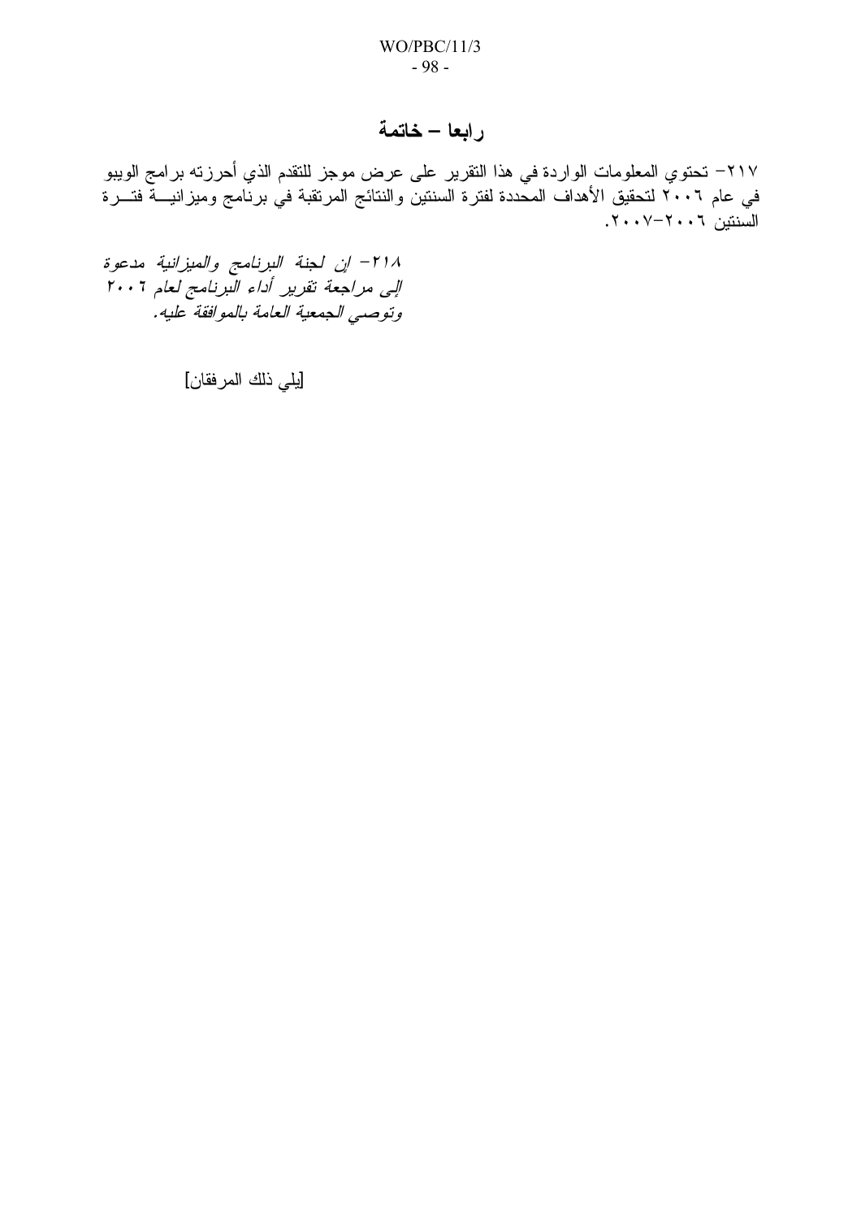## رابعا – خاتمة

٢١٧– تحتوي المعلومات الواردة في هذا التقرير على عرض موجز للتقدم الذي أحرزته برامج الويبو في عام ٢٠٠٦ لتحقيق الأهداف المحددة لفترة السنتين والنتائج المرتقبة في برنامج وميزانية فترة السنتين ٢٠٠٦–٢٠٠٧.

*٢١٨– إن لجنة البرنامج والميزانية مدعوة إلى مراجعة تقرير أداء البرنامج لعام ٢٠٠٦ وتوصي الجمعية العامة بالموافقة عليه.*

[يلي ذلك المرفقان]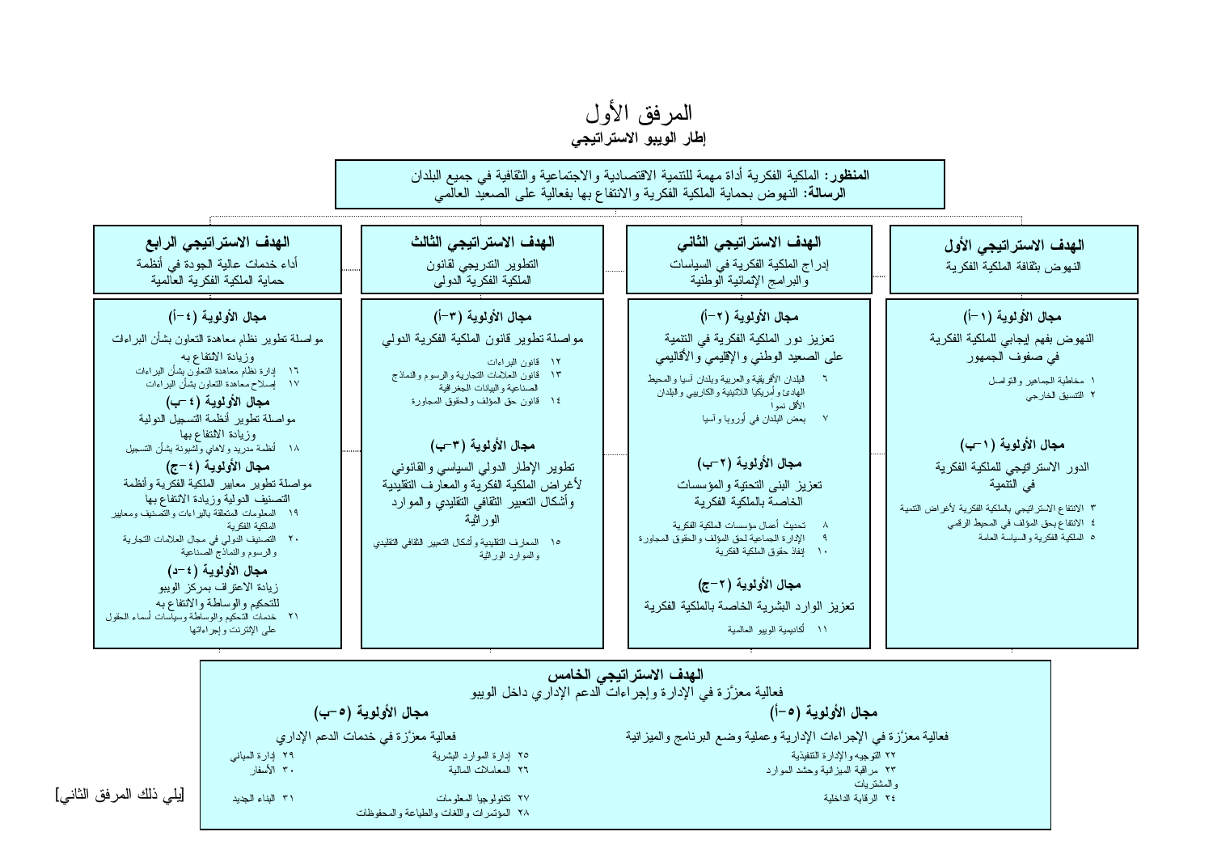# المرفق الأول

## إطار الويبو الاستراتيجي

**المنظور:** الملكية الفكرية أداة مهمة للتنمية الاقتصادية والاجتماعية والثقافية في جميع البلدان
**الرسالة:** النهوض بحماية الملكية الفكرية والانتفاع بها بفعالية على الصعيد العالمي

### الهدف الاستراتيجي الأول

النهوض بثقافة الملكية الفكرية

**مجال الأولوية (١–أ)**

النهوض بفهم إيجابي للملكية الفكرية في صفوف الجمهور

- ١ مخاطبة الجماهير والتواصل
- ٢ التنسيق الخارجي

**مجال الأولوية (١–ب)**

الدور الاستراتيجي للملكية الفكرية في التنمية

- ٣ الانتفاع الاستراتيجي بالملكية الفكرية لأغراض التنمية
- ٤ الانتفاع بحق المؤلف في المحيط الرقمي
- ٥ الملكية الفكرية والسياسة العامة

### الهدف الاستراتيجي الثاني

إدراج الملكية الفكرية في السياسات والبرامج الإنمائية الوطنية

**مجال الأولوية (٢–أ)**

تعزيز دور الملكية الفكرية في التنمية على الصعيد الوطني والإقليمي والأقاليمي

- ٦ البلدان الأفريقية والعربية وبلدان آسيا والمحيط الهادئ وأمريكا اللاتينية والكاريبي والبلدان الأقل نموا
- ٧ بعض البلدان في أوروبا وآسيا

**مجال الأولوية (٢–ب)**

تعزيز البنى التحتية والمؤسسات الخاصة بالملكية الفكرية

- ٨ تحديث أعمال مؤسسات الملكية الفكرية
- ٩ الإدارة الجماعية لحق المؤلف والحقوق المجاورة
- ١٠ إنفاذ حقوق الملكية الفكرية

**مجال الأولوية (٢–ج)**

تعزيز الوارد البشرية الخاصة بالملكية الفكرية

- ١١ أكاديمية الويبو العالمية

### الهدف الاستراتيجي الثالث

التطوير التدريجي لقانون الملكية الفكرية الدولي

**مجال الأولوية (٣–أ)**

مواصلة تطوير قانون الملكية الفكرية الدولي

- ١٢ قانون البراءات
- ١٣ قانون العلامات التجارية والرسوم والنماذج الصناعية والبيانات الجغرافية
- ١٤ قانون حق المؤلف والحقوق المجاورة

**مجال الأولوية (٣–ب)**

تطوير الإطار الدولي السياسي والقانوني لأغراض الملكية الفكرية والمعارف التقليدية وأشكال التعبير الثقافي التقليدي والموارد الوراثية

- ١٥ المعارف التقليدية وأشكال التعبير الثقافي التقليدي والموارد الوراثية

### الهدف الاستراتيجي الرابع

أداء خدمات عالية الجودة في أنظمة حماية الملكية الفكرية العالمية

**مجال الأولوية (٤–أ)**

مواصلة تطوير نظام معاهدة التعاون بشأن البراءات وزيادة الانتفاع به

- ١٦ إدارة نظام معاهدة التعاون بشأن البراءات
- ١٧ إصلاح معاهدة التعاون بشأن البراءات

**مجال الأولوية (٤–ب)**

مواصلة تطوير أنظمة التسجيل الدولية وزيادة الانتفاع بها

- ١٨ أنظمة مدريد ولاهاي ولشبونة بشأن التسجيل

**مجال الأولوية (٤–ج)**

مواصلة تطوير معايير الملكية الفكرية وأنظمة التصنيف الدولية وزيادة الانتفاع بها

- ١٩ المعلومات المتعلقة بالبراءات والتصنيف ومعايير الملكية الفكرية
- ٢٠ التصنيف الدولي في مجال العلامات التجارية والرسوم والنماذج الصناعية

**مجال الأولوية (٤–د)**

زيادة الاعتراف بمركز الويبو للتحكيم والوساطة والانتفاع به

- ٢١ خدمات التحكيم والوساطة وسياسات أسماء الحقول على الإنترنت وإجراءاتها

### الهدف الاستراتيجي الخامس

فعالية معزّزة في الإدارة وإجراءات الدعم الإداري داخل الويبو

**مجال الأولوية (٥–أ)**

فعالية معزّزة في الإجراءات الإدارية وعملية وضع البرنامج والميزانية

- ٢٢ التوجيه والإدارة التنفيذية
- ٢٣ مراقبة الميزانية وحشد الموارد والمشتريات
- ٢٤ الرقابة الداخلية

**مجال الأولوية (٥–ب)**

فعالية معزّزة في خدمات الدعم الإداري

- ٢٥ إدارة الموارد البشرية
- ٢٦ المعاملات المالية
- ٢٧ تكنولوجيا المعلومات
- ٢٨ المؤتمرات واللغات والطباعة والمحفوظات
- ٢٩ إدارة المباني
- ٣٠ الأسفار
- ٣١ البناء الجديد

[يلي ذلك المرفق الثاني]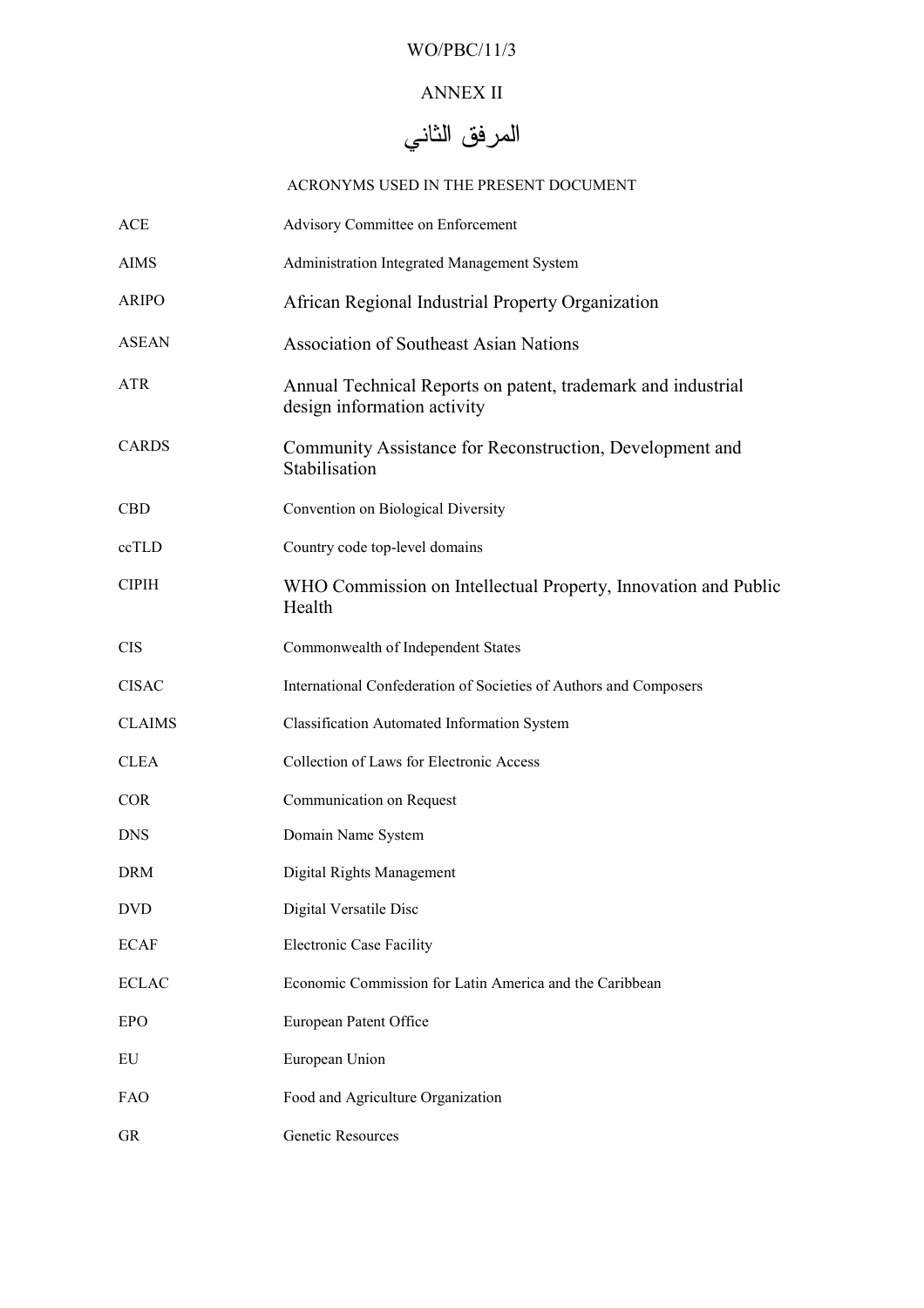## ANNEX II

## المرفق الثاني

ACRONYMS USED IN THE PRESENT DOCUMENT

| | |
|---|---|
| ACE | Advisory Committee on Enforcement |
| AIMS | Administration Integrated Management System |
| ARIPO | African Regional Industrial Property Organization |
| ASEAN | Association of Southeast Asian Nations |
| ATR | Annual Technical Reports on patent, trademark and industrial design information activity |
| CARDS | Community Assistance for Reconstruction, Development and Stabilisation |
| CBD | Convention on Biological Diversity |
| ccTLD | Country code top-level domains |
| CIPIH | WHO Commission on Intellectual Property, Innovation and Public Health |
| CIS | Commonwealth of Independent States |
| CISAC | International Confederation of Societies of Authors and Composers |
| CLAIMS | Classification Automated Information System |
| CLEA | Collection of Laws for Electronic Access |
| COR | Communication on Request |
| DNS | Domain Name System |
| DRM | Digital Rights Management |
| DVD | Digital Versatile Disc |
| ECAF | Electronic Case Facility |
| ECLAC | Economic Commission for Latin America and the Caribbean |
| EPO | European Patent Office |
| EU | European Union |
| FAO | Food and Agriculture Organization |
| GR | Genetic Resources |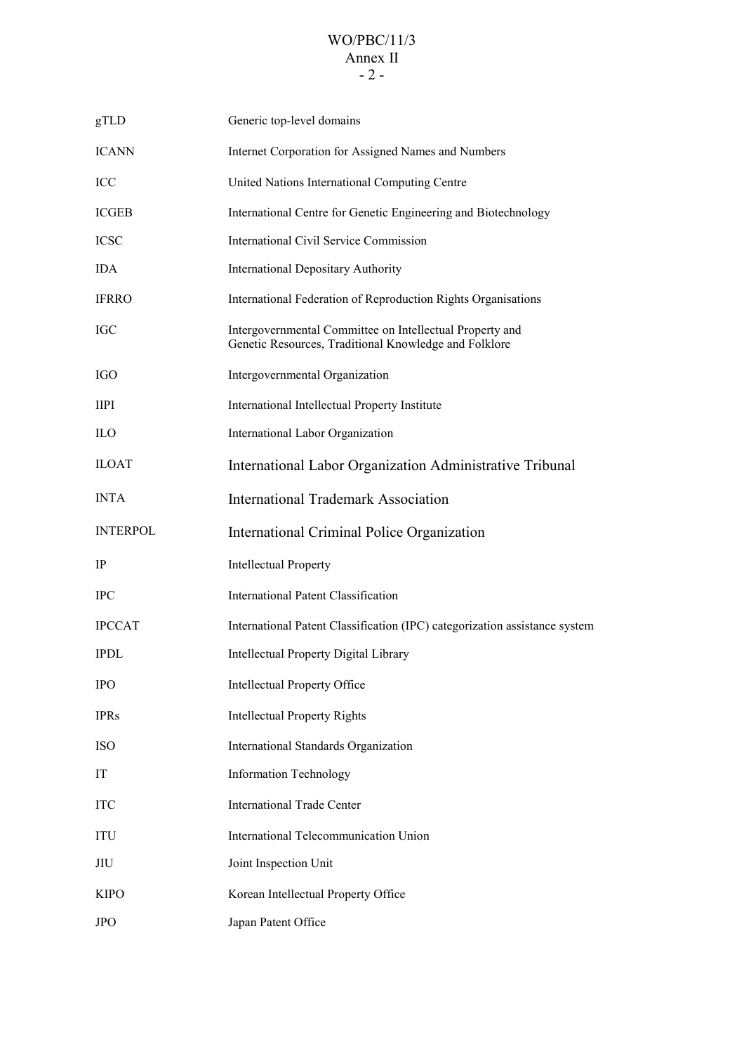| | |
|---|---|
| gTLD | Generic top-level domains |
| ICANN | Internet Corporation for Assigned Names and Numbers |
| ICC | United Nations International Computing Centre |
| ICGEB | International Centre for Genetic Engineering and Biotechnology |
| ICSC | International Civil Service Commission |
| IDA | International Depositary Authority |
| IFRRO | International Federation of Reproduction Rights Organisations |
| IGC | Intergovernmental Committee on Intellectual Property and Genetic Resources, Traditional Knowledge and Folklore |
| IGO | Intergovernmental Organization |
| IIPI | International Intellectual Property Institute |
| ILO | International Labor Organization |
| ILOAT | International Labor Organization Administrative Tribunal |
| INTA | International Trademark Association |
| INTERPOL | International Criminal Police Organization |
| IP | Intellectual Property |
| IPC | International Patent Classification |
| IPCCAT | International Patent Classification (IPC) categorization assistance system |
| IPDL | Intellectual Property Digital Library |
| IPO | Intellectual Property Office |
| IPRs | Intellectual Property Rights |
| ISO | International Standards Organization |
| IT | Information Technology |
| ITC | International Trade Center |
| ITU | International Telecommunication Union |
| JIU | Joint Inspection Unit |
| KIPO | Korean Intellectual Property Office |
| JPO | Japan Patent Office |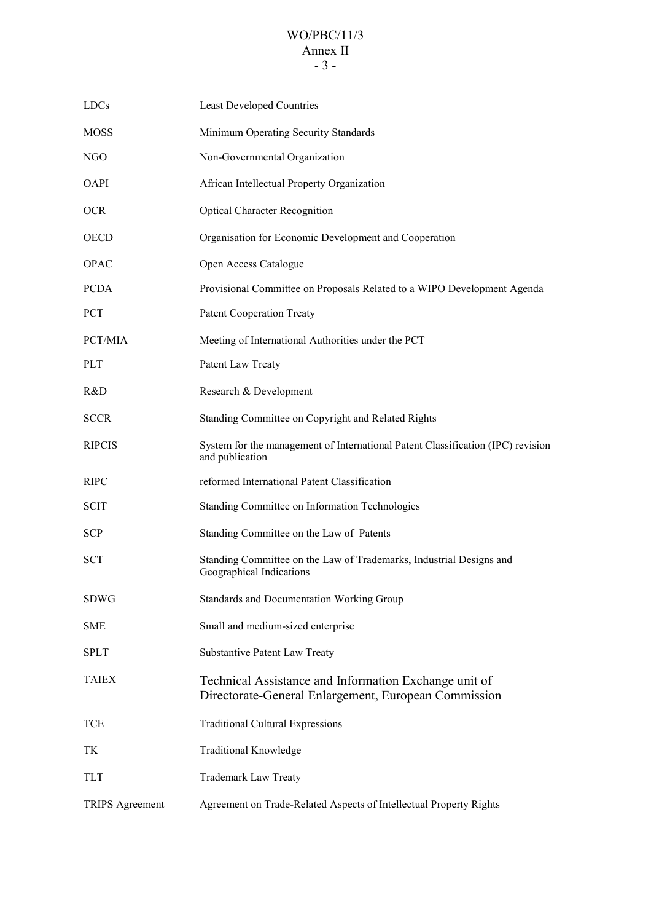| | |
|---|---|
| LDCs | Least Developed Countries |
| MOSS | Minimum Operating Security Standards |
| NGO | Non-Governmental Organization |
| OAPI | African Intellectual Property Organization |
| OCR | Optical Character Recognition |
| OECD | Organisation for Economic Development and Cooperation |
| OPAC | Open Access Catalogue |
| PCDA | Provisional Committee on Proposals Related to a WIPO Development Agenda |
| PCT | Patent Cooperation Treaty |
| PCT/MIA | Meeting of International Authorities under the PCT |
| PLT | Patent Law Treaty |
| R&D | Research & Development |
| SCCR | Standing Committee on Copyright and Related Rights |
| RIPCIS | System for the management of International Patent Classification (IPC) revision and publication |
| RIPC | reformed International Patent Classification |
| SCIT | Standing Committee on Information Technologies |
| SCP | Standing Committee on the Law of Patents |
| SCT | Standing Committee on the Law of Trademarks, Industrial Designs and Geographical Indications |
| SDWG | Standards and Documentation Working Group |
| SME | Small and medium-sized enterprise |
| SPLT | Substantive Patent Law Treaty |
| TAIEX | Technical Assistance and Information Exchange unit of Directorate-General Enlargement, European Commission |
| TCE | Traditional Cultural Expressions |
| TK | Traditional Knowledge |
| TLT | Trademark Law Treaty |
| TRIPS Agreement | Agreement on Trade-Related Aspects of Intellectual Property Rights |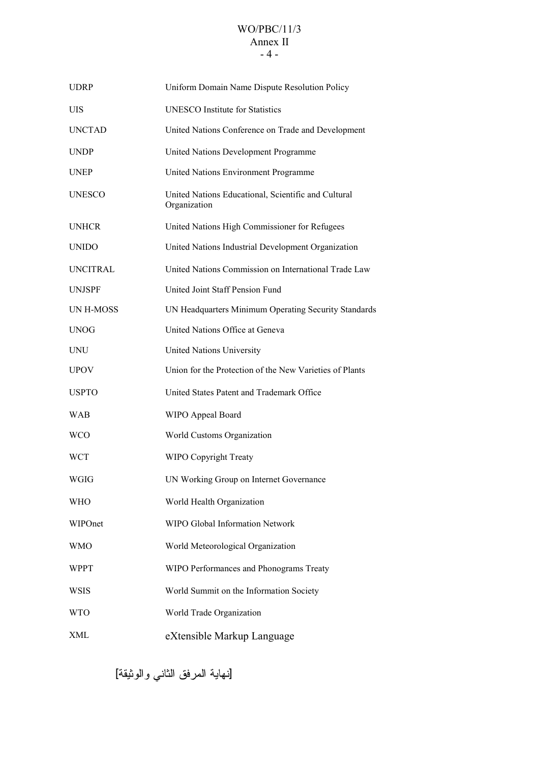| | |
|---|---|
| UDRP | Uniform Domain Name Dispute Resolution Policy |
| UIS | UNESCO Institute for Statistics |
| UNCTAD | United Nations Conference on Trade and Development |
| UNDP | United Nations Development Programme |
| UNEP | United Nations Environment Programme |
| UNESCO | United Nations Educational, Scientific and Cultural Organization |
| UNHCR | United Nations High Commissioner for Refugees |
| UNIDO | United Nations Industrial Development Organization |
| UNCITRAL | United Nations Commission on International Trade Law |
| UNJSPF | United Joint Staff Pension Fund |
| UN H-MOSS | UN Headquarters Minimum Operating Security Standards |
| UNOG | United Nations Office at Geneva |
| UNU | United Nations University |
| UPOV | Union for the Protection of the New Varieties of Plants |
| USPTO | United States Patent and Trademark Office |
| WAB | WIPO Appeal Board |
| WCO | World Customs Organization |
| WCT | WIPO Copyright Treaty |
| WGIG | UN Working Group on Internet Governance |
| WHO | World Health Organization |
| WIPOnet | WIPO Global Information Network |
| WMO | World Meteorological Organization |
| WPPT | WIPO Performances and Phonograms Treaty |
| WSIS | World Summit on the Information Society |
| WTO | World Trade Organization |
| XML | eXtensible Markup Language |

[نهاية المرفق الثاني والوثيقة]